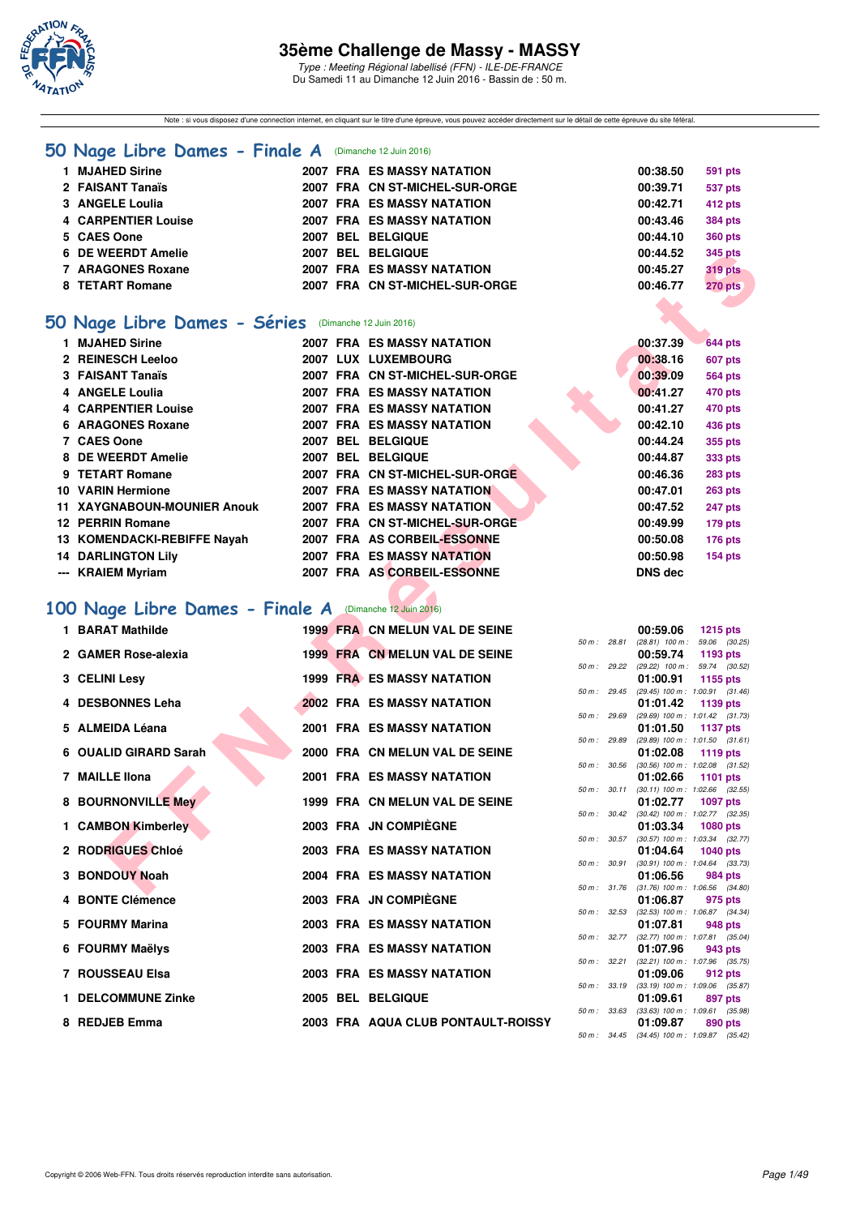# 35ème Challenge de Massy - MASSY

*Type : Meeting Régional labellisé (FFN) - ILE-DE-FRANCE*
Du Samedi 11 au Dimanche 12 Juin 2016 - Bassin de : 50 m.

Note : si vous disposez d'une connection internet, en cliquant sur le titre d'une épreuve, vous pouvez accéder directement sur le détail de cette épreuve du site féféral.

## 50 Nage Libre Dames - Finale A (Dimanche 12 Juin 2016)

| Rang | Nom | Année | Nat. | Club | Temps | Points |
|---|---|---|---|---|---|---|
| 1 | MJAHED Sirine | 2007 | FRA | ES MASSY NATATION | 00:38.50 | 591 pts |
| 2 | FAISANT Tanaïs | 2007 | FRA | CN ST-MICHEL-SUR-ORGE | 00:39.71 | 537 pts |
| 3 | ANGELE Loulia | 2007 | FRA | ES MASSY NATATION | 00:42.71 | 412 pts |
| 4 | CARPENTIER Louise | 2007 | FRA | ES MASSY NATATION | 00:43.46 | 384 pts |
| 5 | CAES Oone | 2007 | BEL | BELGIQUE | 00:44.10 | 360 pts |
| 6 | DE WEERDT Amelie | 2007 | BEL | BELGIQUE | 00:44.52 | 345 pts |
| 7 | ARAGONES Roxane | 2007 | FRA | ES MASSY NATATION | 00:45.27 | 319 pts |
| 8 | TETART Romane | 2007 | FRA | CN ST-MICHEL-SUR-ORGE | 00:46.77 | 270 pts |

## 50 Nage Libre Dames - Séries (Dimanche 12 Juin 2016)

| Rang | Nom | Année | Nat. | Club | Temps | Points |
|---|---|---|---|---|---|---|
| 1 | MJAHED Sirine | 2007 | FRA | ES MASSY NATATION | 00:37.39 | 644 pts |
| 2 | REINESCH Leeloo | 2007 | LUX | LUXEMBOURG | 00:38.16 | 607 pts |
| 3 | FAISANT Tanaïs | 2007 | FRA | CN ST-MICHEL-SUR-ORGE | 00:39.09 | 564 pts |
| 4 | ANGELE Loulia | 2007 | FRA | ES MASSY NATATION | 00:41.27 | 470 pts |
| 4 | CARPENTIER Louise | 2007 | FRA | ES MASSY NATATION | 00:41.27 | 470 pts |
| 6 | ARAGONES Roxane | 2007 | FRA | ES MASSY NATATION | 00:42.10 | 436 pts |
| 7 | CAES Oone | 2007 | BEL | BELGIQUE | 00:44.24 | 355 pts |
| 8 | DE WEERDT Amelie | 2007 | BEL | BELGIQUE | 00:44.87 | 333 pts |
| 9 | TETART Romane | 2007 | FRA | CN ST-MICHEL-SUR-ORGE | 00:46.36 | 283 pts |
| 10 | VARIN Hermione | 2007 | FRA | ES MASSY NATATION | 00:47.01 | 263 pts |
| 11 | XAYGNABOUN-MOUNIER Anouk | 2007 | FRA | ES MASSY NATATION | 00:47.52 | 247 pts |
| 12 | PERRIN Romane | 2007 | FRA | CN ST-MICHEL-SUR-ORGE | 00:49.99 | 179 pts |
| 13 | KOMENDACKI-REBIFFE Nayah | 2007 | FRA | AS CORBEIL-ESSONNE | 00:50.08 | 176 pts |
| 14 | DARLINGTON Lily | 2007 | FRA | ES MASSY NATATION | 00:50.98 | 154 pts |
| --- | KRAIEM Myriam | 2007 | FRA | AS CORBEIL-ESSONNE | DNS dec | |

## 100 Nage Libre Dames - Finale A (Dimanche 12 Juin 2016)

| Rang | Nom | Année | Nat. | Club | 50 m | Temps | Points | Passages |
|---|---|---|---|---|---|---|---|---|
| 1 | BARAT Mathilde | 1999 | FRA | CN MELUN VAL DE SEINE | 28.81 | 00:59.06 | 1215 pts | (28.81) 100 m : 59.06 (30.25) |
| 2 | GAMER Rose-alexia | 1999 | FRA | CN MELUN VAL DE SEINE | 29.22 | 00:59.74 | 1193 pts | (29.22) 100 m : 59.74 (30.52) |
| 3 | CELINI Lesy | 1999 | FRA | ES MASSY NATATION | 29.45 | 01:00.91 | 1155 pts | (29.45) 100 m : 1:00.91 (31.46) |
| 4 | DESBONNES Leha | 2002 | FRA | ES MASSY NATATION | 29.69 | 01:01.42 | 1139 pts | (29.69) 100 m : 1:01.42 (31.73) |
| 5 | ALMEIDA Léana | 2001 | FRA | ES MASSY NATATION | 29.89 | 01:01.50 | 1137 pts | (29.89) 100 m : 1:01.50 (31.61) |
| 6 | OUALID GIRARD Sarah | 2000 | FRA | CN MELUN VAL DE SEINE | 30.56 | 01:02.08 | 1119 pts | (30.56) 100 m : 1:02.08 (31.52) |
| 7 | MAILLE Ilona | 2001 | FRA | ES MASSY NATATION | 30.11 | 01:02.66 | 1101 pts | (30.11) 100 m : 1:02.66 (32.55) |
| 8 | BOURNONVILLE Mey | 1999 | FRA | CN MELUN VAL DE SEINE | 30.42 | 01:02.77 | 1097 pts | (30.42) 100 m : 1:02.77 (32.35) |
| 1 | CAMBON Kimberley | 2003 | FRA | JN COMPIÈGNE | 30.57 | 01:03.34 | 1080 pts | (30.57) 100 m : 1:03.34 (32.77) |
| 2 | RODRIGUES Chloé | 2003 | FRA | ES MASSY NATATION | 30.91 | 01:04.64 | 1040 pts | (30.91) 100 m : 1:04.64 (33.73) |
| 3 | BONDOUY Noah | 2004 | FRA | ES MASSY NATATION | 31.76 | 01:06.56 | 984 pts | (31.76) 100 m : 1:06.56 (34.80) |
| 4 | BONTE Clémence | 2003 | FRA | JN COMPIÈGNE | 32.53 | 01:06.87 | 975 pts | (32.53) 100 m : 1:06.87 (34.34) |
| 5 | FOURMY Marina | 2003 | FRA | ES MASSY NATATION | 32.77 | 01:07.81 | 948 pts | (32.77) 100 m : 1:07.81 (35.04) |
| 6 | FOURMY Maëlys | 2003 | FRA | ES MASSY NATATION | 32.21 | 01:07.96 | 943 pts | (32.21) 100 m : 1:07.96 (35.75) |
| 7 | ROUSSEAU Elsa | 2003 | FRA | ES MASSY NATATION | 33.19 | 01:09.06 | 912 pts | (33.19) 100 m : 1:09.06 (35.87) |
| 1 | DELCOMMUNE Zinke | 2005 | BEL | BELGIQUE | 33.63 | 01:09.61 | 897 pts | (33.63) 100 m : 1:09.61 (35.98) |
| 8 | REDJEB Emma | 2003 | FRA | AQUA CLUB PONTAULT-ROISSY | 34.45 | 01:09.87 | 890 pts | (34.45) 100 m : 1:09.87 (35.42) |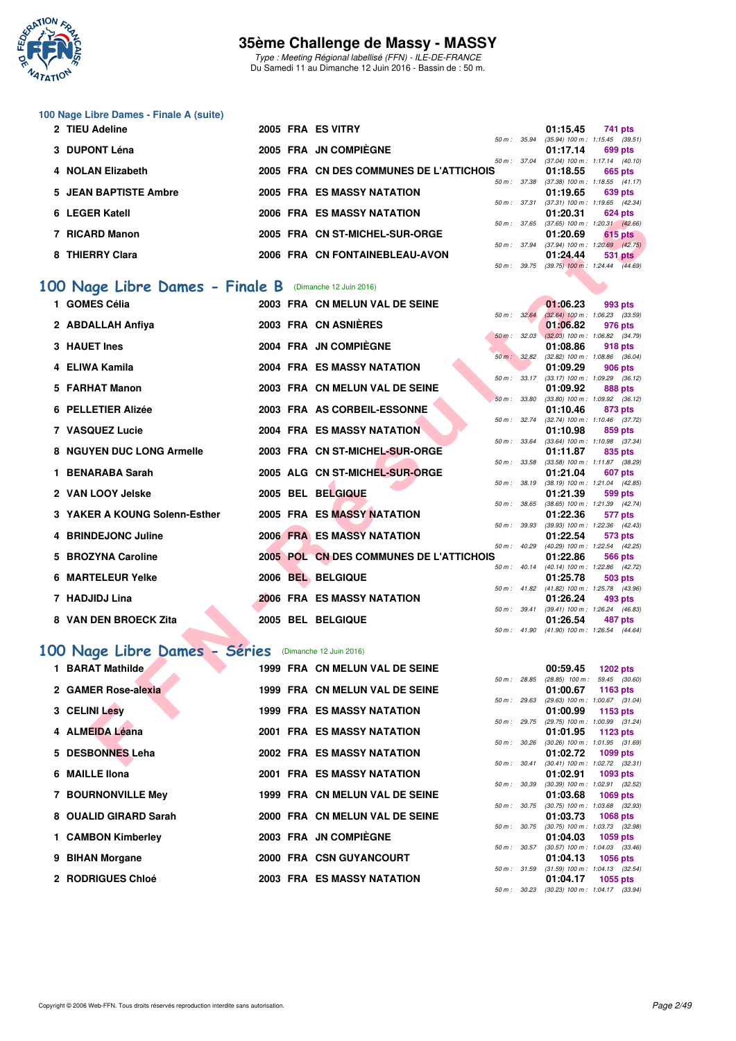### 100 Nage Libre Dames - Finale A (suite)

| Place | Nom | Année | Nat. | Club | Temps | Points | Splits |
|---|---|---|---|---|---|---|---|
| 2 | TIEU Adeline | 2005 | FRA | ES VITRY | 01:15.45 | 741 pts | 50 m : 35.94 (35.94) 100 m : 1:15.45 (39.51) |
| 3 | DUPONT Léna | 2005 | FRA | JN COMPIÈGNE | 01:17.14 | 699 pts | 50 m : 37.04 (37.04) 100 m : 1:17.14 (40.10) |
| 4 | NOLAN Elizabeth | 2005 | FRA | CN DES COMMUNES DE L'ATTICHOIS | 01:18.55 | 665 pts | 50 m : 37.38 (37.38) 100 m : 1:18.55 (41.17) |
| 5 | JEAN BAPTISTE Ambre | 2005 | FRA | ES MASSY NATATION | 01:19.65 | 639 pts | 50 m : 37.31 (37.31) 100 m : 1:19.65 (42.34) |
| 6 | LEGER Katell | 2006 | FRA | ES MASSY NATATION | 01:20.31 | 624 pts | 50 m : 37.65 (37.65) 100 m : 1:20.31 (42.66) |
| 7 | RICARD Manon | 2005 | FRA | CN ST-MICHEL-SUR-ORGE | 01:20.69 | 615 pts | 50 m : 37.94 (37.94) 100 m : 1:20.69 (42.75) |
| 8 | THIERRY Clara | 2006 | FRA | CN FONTAINEBLEAU-AVON | 01:24.44 | 531 pts | 50 m : 39.75 (39.75) 100 m : 1:24.44 (44.69) |

## 100 Nage Libre Dames - Finale B (Dimanche 12 Juin 2016)

| Place | Nom | Année | Nat. | Club | Temps | Points | Splits |
|---|---|---|---|---|---|---|---|
| 1 | GOMES Célia | 2003 | FRA | CN MELUN VAL DE SEINE | 01:06.23 | 993 pts | 50 m : 32.64 (32.64) 100 m : 1:06.23 (33.59) |
| 2 | ABDALLAH Anfiya | 2003 | FRA | CN ASNIÈRES | 01:06.82 | 976 pts | 50 m : 32.03 (32.03) 100 m : 1:06.82 (34.79) |
| 3 | HAUET Ines | 2004 | FRA | JN COMPIÈGNE | 01:08.86 | 918 pts | 50 m : 32.82 (32.82) 100 m : 1:08.86 (36.04) |
| 4 | ELIWA Kamila | 2004 | FRA | ES MASSY NATATION | 01:09.29 | 906 pts | 50 m : 33.17 (33.17) 100 m : 1:09.29 (36.12) |
| 5 | FARHAT Manon | 2003 | FRA | CN MELUN VAL DE SEINE | 01:09.92 | 888 pts | 50 m : 33.80 (33.80) 100 m : 1:09.92 (36.12) |
| 6 | PELLETIER Alizée | 2003 | FRA | AS CORBEIL-ESSONNE | 01:10.46 | 873 pts | 50 m : 32.74 (32.74) 100 m : 1:10.46 (37.72) |
| 7 | VASQUEZ Lucie | 2004 | FRA | ES MASSY NATATION | 01:10.98 | 859 pts | 50 m : 33.64 (33.64) 100 m : 1:10.98 (37.34) |
| 8 | NGUYEN DUC LONG Armelle | 2003 | FRA | CN ST-MICHEL-SUR-ORGE | 01:11.87 | 835 pts | 50 m : 33.58 (33.58) 100 m : 1:11.87 (38.29) |
| 1 | BENARABA Sarah | 2005 | ALG | CN ST-MICHEL-SUR-ORGE | 01:21.04 | 607 pts | 50 m : 38.19 (38.19) 100 m : 1:21.04 (42.85) |
| 2 | VAN LOOY Jelske | 2005 | BEL | BELGIQUE | 01:21.39 | 599 pts | 50 m : 38.65 (38.65) 100 m : 1:21.39 (42.74) |
| 3 | YAKER A KOUNG Solenn-Esther | 2005 | FRA | ES MASSY NATATION | 01:22.36 | 577 pts | 50 m : 39.93 (39.93) 100 m : 1:22.36 (42.43) |
| 4 | BRINDEJONC Juline | 2006 | FRA | ES MASSY NATATION | 01:22.54 | 573 pts | 50 m : 40.29 (40.29) 100 m : 1:22.54 (42.25) |
| 5 | BROZYNA Caroline | 2005 | POL | CN DES COMMUNES DE L'ATTICHOIS | 01:22.86 | 566 pts | 50 m : 40.14 (40.14) 100 m : 1:22.86 (42.72) |
| 6 | MARTELEUR Yelke | 2006 | BEL | BELGIQUE | 01:25.78 | 503 pts | 50 m : 41.82 (41.82) 100 m : 1:25.78 (43.96) |
| 7 | HADJIDJ Lina | 2006 | FRA | ES MASSY NATATION | 01:26.24 | 493 pts | 50 m : 39.41 (39.41) 100 m : 1:26.24 (46.83) |
| 8 | VAN DEN BROECK Zita | 2005 | BEL | BELGIQUE | 01:26.54 | 487 pts | 50 m : 41.90 (41.90) 100 m : 1:26.54 (44.64) |

## 100 Nage Libre Dames - Séries (Dimanche 12 Juin 2016)

| Place | Nom | Année | Nat. | Club | Temps | Points | Splits |
|---|---|---|---|---|---|---|---|
| 1 | BARAT Mathilde | 1999 | FRA | CN MELUN VAL DE SEINE | 00:59.45 | 1202 pts | 50 m : 28.85 (28.85) 100 m : 59.45 (30.60) |
| 2 | GAMER Rose-alexia | 1999 | FRA | CN MELUN VAL DE SEINE | 01:00.67 | 1163 pts | 50 m : 29.63 (29.63) 100 m : 1:00.67 (31.04) |
| 3 | CELINI Lesy | 1999 | FRA | ES MASSY NATATION | 01:00.99 | 1153 pts | 50 m : 29.75 (29.75) 100 m : 1:00.99 (31.24) |
| 4 | ALMEIDA Léana | 2001 | FRA | ES MASSY NATATION | 01:01.95 | 1123 pts | 50 m : 30.26 (30.26) 100 m : 1:01.95 (31.69) |
| 5 | DESBONNES Leha | 2002 | FRA | ES MASSY NATATION | 01:02.72 | 1099 pts | 50 m : 30.41 (30.41) 100 m : 1:02.72 (32.31) |
| 6 | MAILLE Ilona | 2001 | FRA | ES MASSY NATATION | 01:02.91 | 1093 pts | 50 m : 30.39 (30.39) 100 m : 1:02.91 (32.52) |
| 7 | BOURNONVILLE Mey | 1999 | FRA | CN MELUN VAL DE SEINE | 01:03.68 | 1069 pts | 50 m : 30.75 (30.75) 100 m : 1:03.68 (32.93) |
| 8 | OUALID GIRARD Sarah | 2000 | FRA | CN MELUN VAL DE SEINE | 01:03.73 | 1068 pts | 50 m : 30.75 (30.75) 100 m : 1:03.73 (32.98) |
| 1 | CAMBON Kimberley | 2003 | FRA | JN COMPIÈGNE | 01:04.03 | 1059 pts | 50 m : 30.57 (30.57) 100 m : 1:04.03 (33.46) |
| 9 | BIHAN Morgane | 2000 | FRA | CSN GUYANCOURT | 01:04.13 | 1056 pts | 50 m : 31.59 (31.59) 100 m : 1:04.13 (32.54) |
| 2 | RODRIGUES Chloé | 2003 | FRA | ES MASSY NATATION | 01:04.17 | 1055 pts | 50 m : 30.23 (30.23) 100 m : 1:04.17 (33.94) |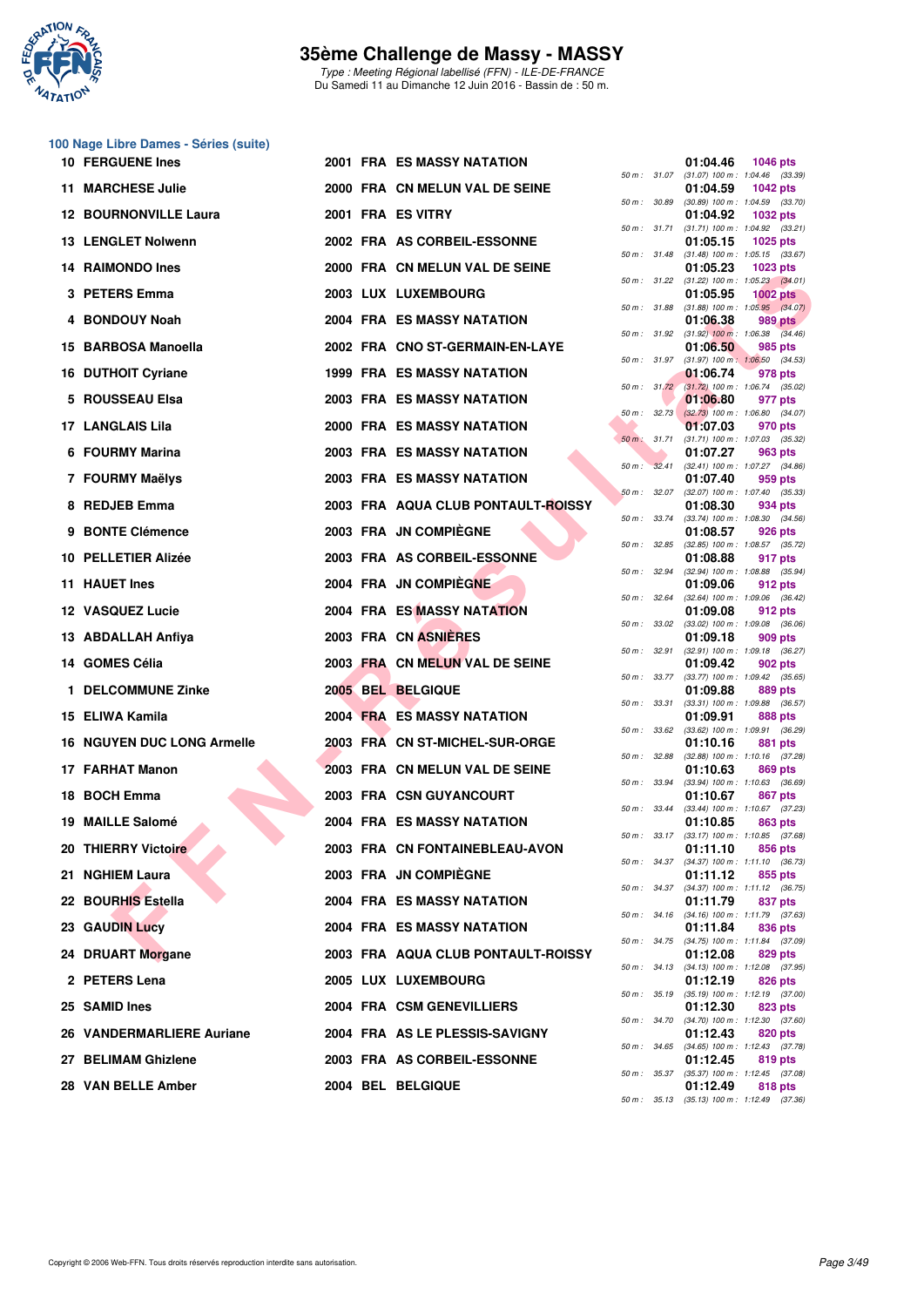# 35ème Challenge de Massy - MASSY

*Type : Meeting Régional labellisé (FFN) - ILE-DE-FRANCE*
Du Samedi 11 au Dimanche 12 Juin 2016 - Bassin de : 50 m.

## 100 Nage Libre Dames - Séries (suite)

| Place | Nom | Année | Nat. | Club | Temps | Points | Splits |
|---|---|---|---|---|---|---|---|
| 10 | FERGUENE Ines | 2001 | FRA | ES MASSY NATATION | 01:04.46 | 1046 pts | 50 m : 31.07 (31.07) 100 m : 1:04.46 (33.39) |
| 11 | MARCHESE Julie | 2000 | FRA | CN MELUN VAL DE SEINE | 01:04.59 | 1042 pts | 50 m : 30.89 (30.89) 100 m : 1:04.59 (33.70) |
| 12 | BOURNONVILLE Laura | 2001 | FRA | ES VITRY | 01:04.92 | 1032 pts | 50 m : 31.71 (31.71) 100 m : 1:04.92 (33.21) |
| 13 | LENGLET Nolwenn | 2002 | FRA | AS CORBEIL-ESSONNE | 01:05.15 | 1025 pts | 50 m : 31.48 (31.48) 100 m : 1:05.15 (33.67) |
| 14 | RAIMONDO Ines | 2000 | FRA | CN MELUN VAL DE SEINE | 01:05.23 | 1023 pts | 50 m : 31.22 (31.22) 100 m : 1:05.23 (34.01) |
| 3 | PETERS Emma | 2003 | LUX | LUXEMBOURG | 01:05.95 | 1002 pts | 50 m : 31.88 (31.88) 100 m : 1:05.95 (34.07) |
| 4 | BONDOUY Noah | 2004 | FRA | ES MASSY NATATION | 01:06.38 | 989 pts | 50 m : 31.92 (31.92) 100 m : 1:06.38 (34.46) |
| 15 | BARBOSA Manoella | 2002 | FRA | CNO ST-GERMAIN-EN-LAYE | 01:06.50 | 985 pts | 50 m : 31.97 (31.97) 100 m : 1:06.50 (34.53) |
| 16 | DUTHOIT Cyriane | 1999 | FRA | ES MASSY NATATION | 01:06.74 | 978 pts | 50 m : 31.72 (31.72) 100 m : 1:06.74 (35.02) |
| 5 | ROUSSEAU Elsa | 2003 | FRA | ES MASSY NATATION | 01:06.80 | 977 pts | 50 m : 32.73 (32.73) 100 m : 1:06.80 (34.07) |
| 17 | LANGLAIS Lila | 2000 | FRA | ES MASSY NATATION | 01:07.03 | 970 pts | 50 m : 31.71 (31.71) 100 m : 1:07.03 (35.32) |
| 6 | FOURMY Marina | 2003 | FRA | ES MASSY NATATION | 01:07.27 | 963 pts | 50 m : 32.41 (32.41) 100 m : 1:07.27 (34.86) |
| 7 | FOURMY Maëlys | 2003 | FRA | ES MASSY NATATION | 01:07.40 | 959 pts | 50 m : 32.07 (32.07) 100 m : 1:07.40 (35.33) |
| 8 | REDJEB Emma | 2003 | FRA | AQUA CLUB PONTAULT-ROISSY | 01:08.30 | 934 pts | 50 m : 33.74 (33.74) 100 m : 1:08.30 (34.56) |
| 9 | BONTE Clémence | 2003 | FRA | JN COMPIÈGNE | 01:08.57 | 926 pts | 50 m : 32.85 (32.85) 100 m : 1:08.57 (35.72) |
| 10 | PELLETIER Alizée | 2003 | FRA | AS CORBEIL-ESSONNE | 01:08.88 | 917 pts | 50 m : 32.94 (32.94) 100 m : 1:08.88 (35.94) |
| 11 | HAUET Ines | 2004 | FRA | JN COMPIÈGNE | 01:09.06 | 912 pts | 50 m : 32.64 (32.64) 100 m : 1:09.06 (36.42) |
| 12 | VASQUEZ Lucie | 2004 | FRA | ES MASSY NATATION | 01:09.08 | 912 pts | 50 m : 33.02 (33.02) 100 m : 1:09.08 (36.06) |
| 13 | ABDALLAH Anfiya | 2003 | FRA | CN ASNIÈRES | 01:09.18 | 909 pts | 50 m : 32.91 (32.91) 100 m : 1:09.18 (36.27) |
| 14 | GOMES Célia | 2003 | FRA | CN MELUN VAL DE SEINE | 01:09.42 | 902 pts | 50 m : 33.77 (33.77) 100 m : 1:09.42 (35.65) |
| 1 | DELCOMMUNE Zinke | 2005 | BEL | BELGIQUE | 01:09.88 | 889 pts | 50 m : 33.31 (33.31) 100 m : 1:09.88 (36.57) |
| 15 | ELIWA Kamila | 2004 | FRA | ES MASSY NATATION | 01:09.91 | 888 pts | 50 m : 33.62 (33.62) 100 m : 1:09.91 (36.29) |
| 16 | NGUYEN DUC LONG Armelle | 2003 | FRA | CN ST-MICHEL-SUR-ORGE | 01:10.16 | 881 pts | 50 m : 32.88 (32.88) 100 m : 1:10.16 (37.28) |
| 17 | FARHAT Manon | 2003 | FRA | CN MELUN VAL DE SEINE | 01:10.63 | 869 pts | 50 m : 33.94 (33.94) 100 m : 1:10.63 (36.69) |
| 18 | BOCH Emma | 2003 | FRA | CSN GUYANCOURT | 01:10.67 | 867 pts | 50 m : 33.44 (33.44) 100 m : 1:10.67 (37.23) |
| 19 | MAILLE Salomé | 2004 | FRA | ES MASSY NATATION | 01:10.85 | 863 pts | 50 m : 33.17 (33.17) 100 m : 1:10.85 (37.68) |
| 20 | THIERRY Victoire | 2003 | FRA | CN FONTAINEBLEAU-AVON | 01:11.10 | 856 pts | 50 m : 34.37 (34.37) 100 m : 1:11.10 (36.73) |
| 21 | NGHIEM Laura | 2003 | FRA | JN COMPIÈGNE | 01:11.12 | 855 pts | 50 m : 34.37 (34.37) 100 m : 1:11.12 (36.75) |
| 22 | BOURHIS Estella | 2004 | FRA | ES MASSY NATATION | 01:11.79 | 837 pts | 50 m : 34.16 (34.16) 100 m : 1:11.79 (37.63) |
| 23 | GAUDIN Lucy | 2004 | FRA | ES MASSY NATATION | 01:11.84 | 836 pts | 50 m : 34.75 (34.75) 100 m : 1:11.84 (37.09) |
| 24 | DRUART Morgane | 2003 | FRA | AQUA CLUB PONTAULT-ROISSY | 01:12.08 | 829 pts | 50 m : 34.13 (34.13) 100 m : 1:12.08 (37.95) |
| 2 | PETERS Lena | 2005 | LUX | LUXEMBOURG | 01:12.19 | 826 pts | 50 m : 35.19 (35.19) 100 m : 1:12.19 (37.00) |
| 25 | SAMID Ines | 2004 | FRA | CSM GENEVILLIERS | 01:12.30 | 823 pts | 50 m : 34.70 (34.70) 100 m : 1:12.30 (37.60) |
| 26 | VANDERMARLIERE Auriane | 2004 | FRA | AS LE PLESSIS-SAVIGNY | 01:12.43 | 820 pts | 50 m : 34.65 (34.65) 100 m : 1:12.43 (37.78) |
| 27 | BELIMAM Ghizlene | 2003 | FRA | AS CORBEIL-ESSONNE | 01:12.45 | 819 pts | 50 m : 35.37 (35.37) 100 m : 1:12.45 (37.08) |
| 28 | VAN BELLE Amber | 2004 | BEL | BELGIQUE | 01:12.49 | 818 pts | 50 m : 35.13 (35.13) 100 m : 1:12.49 (37.36) |

Copyright © 2006 Web-FFN. Tous droits réservés reproduction interdite sans autorisation.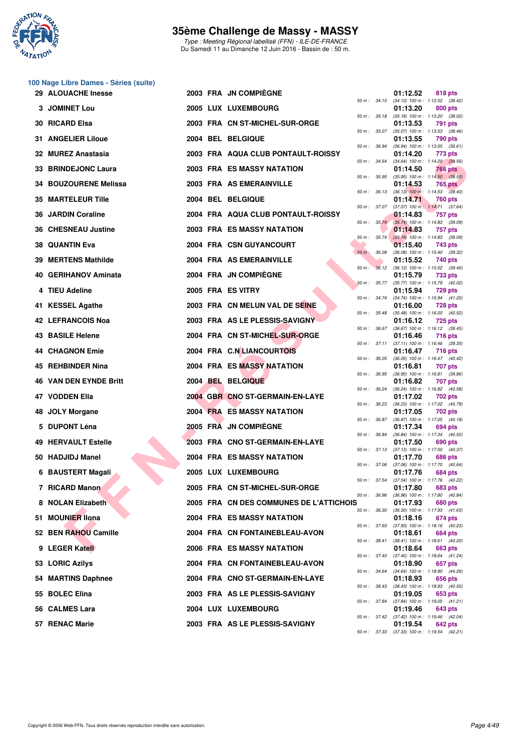# 35ème Challenge de Massy - MASSY

*Type : Meeting Régional labellisé (FFN) - ILE-DE-FRANCE*
Du Samedi 11 au Dimanche 12 Juin 2016 - Bassin de : 50 m.

## 100 Nage Libre Dames - Séries (suite)

| Place | Nom | Année | Nat. | Club | Temps | Points | 50 m | 100 m |
|---|---|---|---|---|---|---|---|---|
| 29 | ALOUACHE Inesse | 2003 | FRA | JN COMPIÈGNE | 01:12.52 | 818 pts | 34.10 | (34.10) 1:12.52 (38.42) |
| 3 | JOMINET Lou | 2005 | LUX | LUXEMBOURG | 01:13.20 | 800 pts | 35.18 | (35.18) 1:13.20 (38.02) |
| 30 | RICARD Elsa | 2003 | FRA | CN ST-MICHEL-SUR-ORGE | 01:13.53 | 791 pts | 35.07 | (35.07) 1:13.53 (38.46) |
| 31 | ANGELIER Liloue | 2004 | BEL | BELGIQUE | 01:13.55 | 790 pts | 36.94 | (36.94) 1:13.55 (36.61) |
| 32 | MUREZ Anastasia | 2003 | FRA | AQUA CLUB PONTAULT-ROISSY | 01:14.20 | 773 pts | 34.64 | (34.64) 1:14.20 (39.56) |
| 33 | BRINDEJONC Laura | 2003 | FRA | ES MASSY NATATION | 01:14.50 | 766 pts | 35.95 | (35.95) 1:14.50 (38.55) |
| 34 | BOUZOURENE Melissa | 2003 | FRA | AS EMERAINVILLE | 01:14.53 | 765 pts | 36.13 | (36.13) 1:14.53 (38.40) |
| 35 | MARTELEUR Tille | 2004 | BEL | BELGIQUE | 01:14.71 | 760 pts | 37.07 | (37.07) 1:14.71 (37.64) |
| 36 | JARDIN Coraline | 2004 | FRA | AQUA CLUB PONTAULT-ROISSY | 01:14.83 | 757 pts | 35.74 | (35.74) 1:14.83 (39.09) |
| 36 | CHESNEAU Justine | 2003 | FRA | ES MASSY NATATION | 01:14.83 | 757 pts | 35.74 | (35.74) 1:14.83 (39.09) |
| 38 | QUANTIN Eva | 2004 | FRA | CSN GUYANCOURT | 01:15.40 | 743 pts | 36.08 | (36.08) 1:15.40 (39.32) |
| 39 | MERTENS Mathilde | 2004 | FRA | AS EMERAINVILLE | 01:15.52 | 740 pts | 36.12 | (36.12) 1:15.52 (39.40) |
| 40 | GERIHANOV Aminata | 2004 | FRA | JN COMPIÈGNE | 01:15.79 | 733 pts | 35.77 | (35.77) 1:15.79 (40.02) |
| 4 | TIEU Adeline | 2005 | FRA | ES VITRY | 01:15.94 | 729 pts | 34.74 | (34.74) 1:15.94 (41.20) |
| 41 | KESSEL Agathe | 2003 | FRA | CN MELUN VAL DE SEINE | 01:16.00 | 728 pts | 35.48 | (35.48) 1:16.00 (40.52) |
| 42 | LEFRANCOIS Noa | 2003 | FRA | AS LE PLESSIS-SAVIGNY | 01:16.12 | 725 pts | 36.67 | (36.67) 1:16.12 (39.45) |
| 43 | BASILE Helene | 2004 | FRA | CN ST-MICHEL-SUR-ORGE | 01:16.46 | 716 pts | 37.11 | (37.11) 1:16.46 (39.35) |
| 44 | CHAGNON Emie | 2004 | FRA | C.N LIANCOURTOIS | 01:16.47 | 716 pts | 36.05 | (36.05) 1:16.47 (40.42) |
| 45 | REHBINDER Nina | 2004 | FRA | ES MASSY NATATION | 01:16.81 | 707 pts | 36.95 | (36.95) 1:16.81 (39.86) |
| 46 | VAN DEN EYNDE Britt | 2004 | BEL | BELGIQUE | 01:16.82 | 707 pts | 36.24 | (36.24) 1:16.82 (40.58) |
| 47 | VODDEN Ella | 2004 | GBR | CNO ST-GERMAIN-EN-LAYE | 01:17.02 | 702 pts | 36.23 | (36.23) 1:17.02 (40.79) |
| 48 | JOLY Morgane | 2004 | FRA | ES MASSY NATATION | 01:17.05 | 702 pts | 36.87 | (36.87) 1:17.05 (40.18) |
| 5 | DUPONT Léna | 2005 | FRA | JN COMPIÈGNE | 01:17.34 | 694 pts | 36.84 | (36.84) 1:17.34 (40.50) |
| 49 | HERVAULT Estelle | 2003 | FRA | CNO ST-GERMAIN-EN-LAYE | 01:17.50 | 690 pts | 37.13 | (37.13) 1:17.50 (40.37) |
| 50 | HADJIDJ Manel | 2004 | FRA | ES MASSY NATATION | 01:17.70 | 686 pts | 37.06 | (37.06) 1:17.70 (40.64) |
| 6 | BAUSTERT Magali | 2005 | LUX | LUXEMBOURG | 01:17.76 | 684 pts | 37.54 | (37.54) 1:17.76 (40.22) |
| 7 | RICARD Manon | 2005 | FRA | CN ST-MICHEL-SUR-ORGE | 01:17.80 | 683 pts | 36.96 | (36.96) 1:17.80 (40.84) |
| 8 | NOLAN Elizabeth | 2005 | FRA | CN DES COMMUNES DE L'ATTICHOIS | 01:17.93 | 680 pts | 36.30 | (36.30) 1:17.93 (41.63) |
| 51 | MOUNIER Ilona | 2004 | FRA | ES MASSY NATATION | 01:18.16 | 674 pts | 37.93 | (37.93) 1:18.16 (40.23) |
| 52 | BEN RAHOU Camille | 2004 | FRA | CN FONTAINEBLEAU-AVON | 01:18.61 | 664 pts | 38.41 | (38.41) 1:18.61 (40.20) |
| 9 | LEGER Katell | 2006 | FRA | ES MASSY NATATION | 01:18.64 | 663 pts | 37.40 | (37.40) 1:18.64 (41.24) |
| 53 | LORIC Azilys | 2004 | FRA | CN FONTAINEBLEAU-AVON | 01:18.90 | 657 pts | 34.64 | (34.64) 1:18.90 (44.26) |
| 54 | MARTINS Daphnee | 2004 | FRA | CNO ST-GERMAIN-EN-LAYE | 01:18.93 | 656 pts | 38.43 | (38.43) 1:18.93 (40.50) |
| 55 | BOLEC Elina | 2003 | FRA | AS LE PLESSIS-SAVIGNY | 01:19.05 | 653 pts | 37.84 | (37.84) 1:19.05 (41.21) |
| 56 | CALMES Lara | 2004 | LUX | LUXEMBOURG | 01:19.46 | 643 pts | 37.42 | (37.42) 1:19.46 (42.04) |
| 57 | RENAC Marie | 2003 | FRA | AS LE PLESSIS-SAVIGNY | 01:19.54 | 642 pts | 37.33 | (37.33) 1:19.54 (42.21) |

Copyright © 2006 Web-FFN. Tous droits réservés reproduction interdite sans autorisation.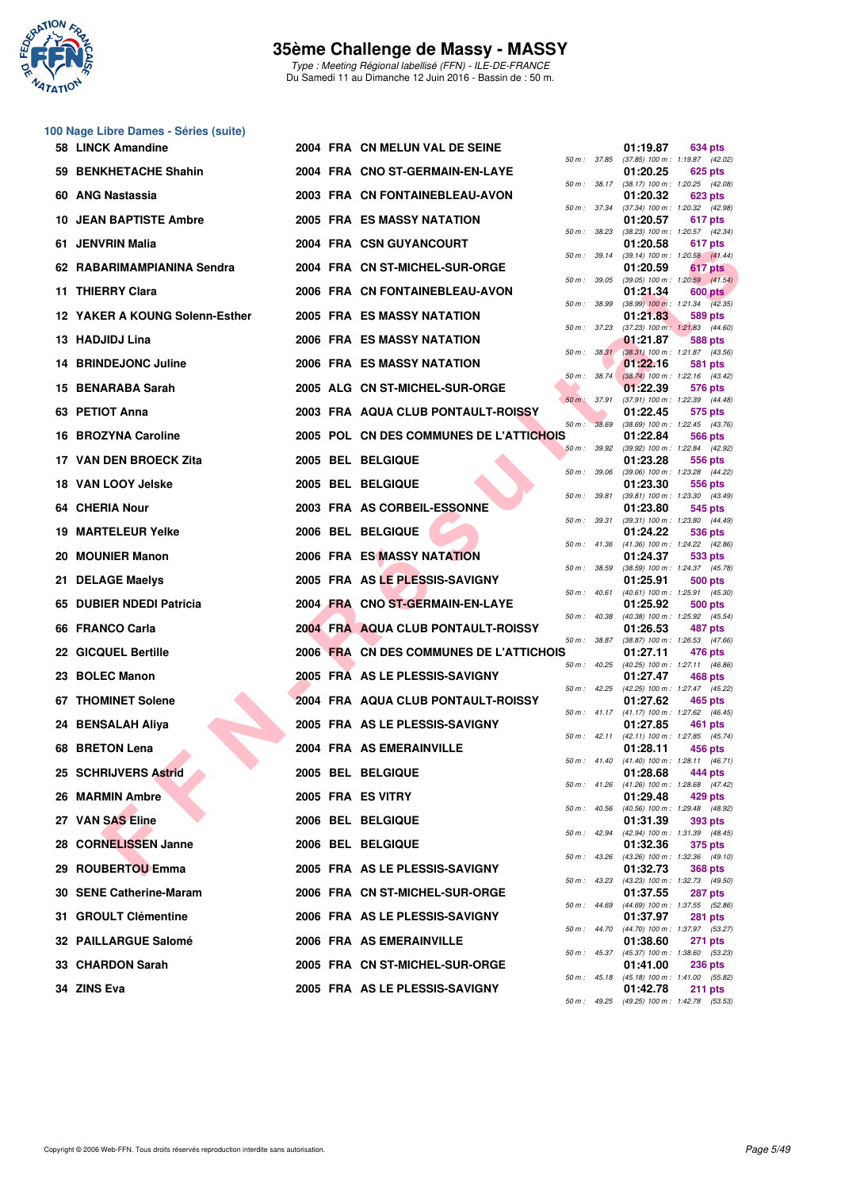# 35ème Challenge de Massy - MASSY

*Type : Meeting Régional labellisé (FFN) - ILE-DE-FRANCE*
Du Samedi 11 au Dimanche 12 Juin 2016 - Bassin de : 50 m.

## 100 Nage Libre Dames - Séries (suite)

| Pl. | Nom | Année | Nat. | Club | Temps | Points | Splits |
|---|---|---|---|---|---|---|---|
| 58 | LINCK Amandine | 2004 | FRA | CN MELUN VAL DE SEINE | 01:19.87 | 634 pts | 50 m : 37.85 (37.85) 100 m : 1:19.87 (42.02) |
| 59 | BENKHETACHE Shahin | 2004 | FRA | CNO ST-GERMAIN-EN-LAYE | 01:20.25 | 625 pts | 50 m : 38.17 (38.17) 100 m : 1:20.25 (42.08) |
| 60 | ANG Nastassia | 2003 | FRA | CN FONTAINEBLEAU-AVON | 01:20.32 | 623 pts | 50 m : 37.34 (37.34) 100 m : 1:20.32 (42.98) |
| 10 | JEAN BAPTISTE Ambre | 2005 | FRA | ES MASSY NATATION | 01:20.57 | 617 pts | 50 m : 38.23 (38.23) 100 m : 1:20.57 (42.34) |
| 61 | JENVRIN Malia | 2004 | FRA | CSN GUYANCOURT | 01:20.58 | 617 pts | 50 m : 39.14 (39.14) 100 m : 1:20.58 (41.44) |
| 62 | RABARIMAMPIANINA Sendra | 2004 | FRA | CN ST-MICHEL-SUR-ORGE | 01:20.59 | 617 pts | 50 m : 39.05 (39.05) 100 m : 1:20.59 (41.54) |
| 11 | THIERRY Clara | 2006 | FRA | CN FONTAINEBLEAU-AVON | 01:21.34 | 600 pts | 50 m : 38.99 (38.99) 100 m : 1:21.34 (42.35) |
| 12 | YAKER A KOUNG Solenn-Esther | 2005 | FRA | ES MASSY NATATION | 01:21.83 | 589 pts | 50 m : 37.23 (37.23) 100 m : 1:21.83 (44.60) |
| 13 | HADJIDJ Lina | 2006 | FRA | ES MASSY NATATION | 01:21.87 | 588 pts | 50 m : 38.31 (38.31) 100 m : 1:21.87 (43.56) |
| 14 | BRINDEJONC Juline | 2006 | FRA | ES MASSY NATATION | 01:22.16 | 581 pts | 50 m : 38.74 (38.74) 100 m : 1:22.16 (43.42) |
| 15 | BENARABA Sarah | 2005 | ALG | CN ST-MICHEL-SUR-ORGE | 01:22.39 | 576 pts | 50 m : 37.91 (37.91) 100 m : 1:22.39 (44.48) |
| 63 | PETIOT Anna | 2003 | FRA | AQUA CLUB PONTAULT-ROISSY | 01:22.45 | 575 pts | 50 m : 38.69 (38.69) 100 m : 1:22.45 (43.76) |
| 16 | BROZYNA Caroline | 2005 | POL | CN DES COMMUNES DE L'ATTICHOIS | 01:22.84 | 566 pts | 50 m : 39.92 (39.92) 100 m : 1:22.84 (42.92) |
| 17 | VAN DEN BROECK Zita | 2005 | BEL | BELGIQUE | 01:23.28 | 556 pts | 50 m : 39.06 (39.06) 100 m : 1:23.28 (44.22) |
| 18 | VAN LOOY Jelske | 2005 | BEL | BELGIQUE | 01:23.30 | 556 pts | 50 m : 39.81 (39.81) 100 m : 1:23.30 (43.49) |
| 64 | CHERIA Nour | 2003 | FRA | AS CORBEIL-ESSONNE | 01:23.80 | 545 pts | 50 m : 39.31 (39.31) 100 m : 1:23.80 (44.49) |
| 19 | MARTELEUR Yelke | 2006 | BEL | BELGIQUE | 01:24.22 | 536 pts | 50 m : 41.36 (41.36) 100 m : 1:24.22 (42.86) |
| 20 | MOUNIER Manon | 2006 | FRA | ES MASSY NATATION | 01:24.37 | 533 pts | 50 m : 38.59 (38.59) 100 m : 1:24.37 (45.78) |
| 21 | DELAGE Maelys | 2005 | FRA | AS LE PLESSIS-SAVIGNY | 01:25.91 | 500 pts | 50 m : 40.61 (40.61) 100 m : 1:25.91 (45.30) |
| 65 | DUBIER NDEDI Patricia | 2004 | FRA | CNO ST-GERMAIN-EN-LAYE | 01:25.92 | 500 pts | 50 m : 40.38 (40.38) 100 m : 1:25.92 (45.54) |
| 66 | FRANCO Carla | 2004 | FRA | AQUA CLUB PONTAULT-ROISSY | 01:26.53 | 487 pts | 50 m : 38.87 (38.87) 100 m : 1:26.53 (47.66) |
| 22 | GICQUEL Bertille | 2006 | FRA | CN DES COMMUNES DE L'ATTICHOIS | 01:27.11 | 476 pts | 50 m : 40.25 (40.25) 100 m : 1:27.11 (46.86) |
| 23 | BOLEC Manon | 2005 | FRA | AS LE PLESSIS-SAVIGNY | 01:27.47 | 468 pts | 50 m : 42.25 (42.25) 100 m : 1:27.47 (45.22) |
| 67 | THOMINET Solene | 2004 | FRA | AQUA CLUB PONTAULT-ROISSY | 01:27.62 | 465 pts | 50 m : 41.17 (41.17) 100 m : 1:27.62 (46.45) |
| 24 | BENSALAH Aliya | 2005 | FRA | AS LE PLESSIS-SAVIGNY | 01:27.85 | 461 pts | 50 m : 42.11 (42.11) 100 m : 1:27.85 (45.74) |
| 68 | BRETON Lena | 2004 | FRA | AS EMERAINVILLE | 01:28.11 | 456 pts | 50 m : 41.40 (41.40) 100 m : 1:28.11 (46.71) |
| 25 | SCHRIJVERS Astrid | 2005 | BEL | BELGIQUE | 01:28.68 | 444 pts | 50 m : 41.26 (41.26) 100 m : 1:28.68 (47.42) |
| 26 | MARMIN Ambre | 2005 | FRA | ES VITRY | 01:29.48 | 429 pts | 50 m : 40.56 (40.56) 100 m : 1:29.48 (48.92) |
| 27 | VAN SAS Eline | 2006 | BEL | BELGIQUE | 01:31.39 | 393 pts | 50 m : 42.94 (42.94) 100 m : 1:31.39 (48.45) |
| 28 | CORNELISSEN Janne | 2006 | BEL | BELGIQUE | 01:32.36 | 375 pts | 50 m : 43.26 (43.26) 100 m : 1:32.36 (49.10) |
| 29 | ROUBERTOU Emma | 2005 | FRA | AS LE PLESSIS-SAVIGNY | 01:32.73 | 368 pts | 50 m : 43.23 (43.23) 100 m : 1:32.73 (49.50) |
| 30 | SENE Catherine-Maram | 2006 | FRA | CN ST-MICHEL-SUR-ORGE | 01:37.55 | 287 pts | 50 m : 44.69 (44.69) 100 m : 1:37.55 (52.86) |
| 31 | GROULT Clémentine | 2006 | FRA | AS LE PLESSIS-SAVIGNY | 01:37.97 | 281 pts | 50 m : 44.70 (44.70) 100 m : 1:37.97 (53.27) |
| 32 | PAILLARGUE Salomé | 2006 | FRA | AS EMERAINVILLE | 01:38.60 | 271 pts | 50 m : 45.37 (45.37) 100 m : 1:38.60 (53.23) |
| 33 | CHARDON Sarah | 2005 | FRA | CN ST-MICHEL-SUR-ORGE | 01:41.00 | 236 pts | 50 m : 45.18 (45.18) 100 m : 1:41.00 (55.82) |
| 34 | ZINS Eva | 2005 | FRA | AS LE PLESSIS-SAVIGNY | 01:42.78 | 211 pts | 50 m : 49.25 (49.25) 100 m : 1:42.78 (53.53) |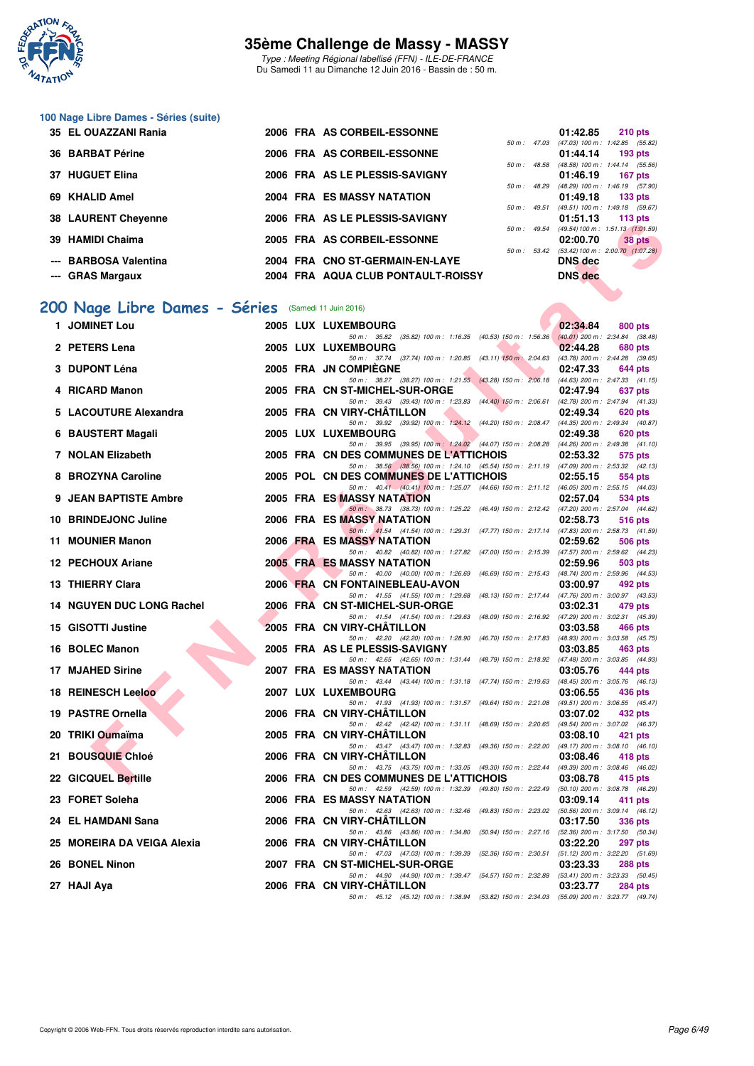## 100 Nage Libre Dames - Séries (suite)

| Rang | Nom | Année | Nat | Club | Temps | Points | Splits |
|---|---|---|---|---|---|---|---|
| 35 | EL OUAZZANI Rania | 2006 | FRA | AS CORBEIL-ESSONNE | 01:42.85 | 210 pts | 50 m : 47.03 (47.03) 100 m : 1:42.85 (55.82) |
| 36 | BARBAT Périne | 2006 | FRA | AS CORBEIL-ESSONNE | 01:44.14 | 193 pts | 50 m : 48.58 (48.58) 100 m : 1:44.14 (55.56) |
| 37 | HUGUET Elina | 2006 | FRA | AS LE PLESSIS-SAVIGNY | 01:46.19 | 167 pts | 50 m : 48.29 (48.29) 100 m : 1:46.19 (57.90) |
| 69 | KHALID Amel | 2004 | FRA | ES MASSY NATATION | 01:49.18 | 133 pts | 50 m : 49.51 (49.51) 100 m : 1:49.18 (59.67) |
| 38 | LAURENT Cheyenne | 2006 | FRA | AS LE PLESSIS-SAVIGNY | 01:51.13 | 113 pts | 50 m : 49.54 (49.54) 100 m : 1:51.13 (1:01.59) |
| 39 | HAMIDI Chaima | 2005 | FRA | AS CORBEIL-ESSONNE | 02:00.70 | 38 pts | 50 m : 53.42 (53.42) 100 m : 2:00.70 (1:07.28) |
| --- | BARBOSA Valentina | 2004 | FRA | CNO ST-GERMAIN-EN-LAYE | DNS dec | | |
| --- | GRAS Margaux | 2004 | FRA | AQUA CLUB PONTAULT-ROISSY | DNS dec | | |

## 200 Nage Libre Dames - Séries (Samedi 11 Juin 2016)

| Rang | Nom | Année | Nat | Club | Temps | Points | Splits |
|---|---|---|---|---|---|---|---|
| 1 | JOMINET Lou | 2005 | LUX | LUXEMBOURG | 02:34.84 | 800 pts | 50 m : 35.82 (35.82) 100 m : 1:16.35 (40.53) 150 m : 1:56.36 (40.01) 200 m : 2:34.84 (38.48) |
| 2 | PETERS Lena | 2005 | LUX | LUXEMBOURG | 02:44.28 | 680 pts | 50 m : 37.74 (37.74) 100 m : 1:20.85 (43.11) 150 m : 2:04.63 (43.78) 200 m : 2:44.28 (39.65) |
| 3 | DUPONT Léna | 2005 | FRA | JN COMPIÈGNE | 02:47.33 | 644 pts | 50 m : 38.27 (38.27) 100 m : 1:21.55 (43.28) 150 m : 2:06.18 (44.63) 200 m : 2:47.33 (41.15) |
| 4 | RICARD Manon | 2005 | FRA | CN ST-MICHEL-SUR-ORGE | 02:47.94 | 637 pts | 50 m : 39.43 (39.43) 100 m : 1:23.83 (44.40) 150 m : 2:06.61 (42.78) 200 m : 2:47.94 (41.33) |
| 5 | LACOUTURE Alexandra | 2005 | FRA | CN VIRY-CHÂTILLON | 02:49.34 | 620 pts | 50 m : 39.92 (39.92) 100 m : 1:24.12 (44.20) 150 m : 2:08.47 (44.35) 200 m : 2:49.34 (40.87) |
| 6 | BAUSTERT Magali | 2005 | LUX | LUXEMBOURG | 02:49.38 | 620 pts | 50 m : 39.95 (39.95) 100 m : 1:24.02 (44.07) 150 m : 2:08.28 (44.26) 200 m : 2:49.38 (41.10) |
| 7 | NOLAN Elizabeth | 2005 | FRA | CN DES COMMUNES DE L'ATTICHOIS | 02:53.32 | 575 pts | 50 m : 38.56 (38.56) 100 m : 1:24.10 (45.54) 150 m : 2:11.19 (47.09) 200 m : 2:53.32 (42.13) |
| 8 | BROZYNA Caroline | 2005 | POL | CN DES COMMUNES DE L'ATTICHOIS | 02:55.15 | 554 pts | 50 m : 40.41 (40.41) 100 m : 1:25.07 (44.66) 150 m : 2:11.12 (46.05) 200 m : 2:55.15 (44.03) |
| 9 | JEAN BAPTISTE Ambre | 2005 | FRA | ES MASSY NATATION | 02:57.04 | 534 pts | 50 m : 38.73 (38.73) 100 m : 1:25.22 (46.49) 150 m : 2:12.42 (47.20) 200 m : 2:57.04 (44.62) |
| 10 | BRINDEJONC Juline | 2006 | FRA | ES MASSY NATATION | 02:58.73 | 516 pts | 50 m : 41.54 (41.54) 100 m : 1:29.31 (47.77) 150 m : 2:17.14 (47.83) 200 m : 2:58.73 (41.59) |
| 11 | MOUNIER Manon | 2006 | FRA | ES MASSY NATATION | 02:59.62 | 506 pts | 50 m : 40.82 (40.82) 100 m : 1:27.82 (47.00) 150 m : 2:15.39 (47.57) 200 m : 2:59.62 (44.23) |
| 12 | PECHOUX Ariane | 2005 | FRA | ES MASSY NATATION | 02:59.96 | 503 pts | 50 m : 40.00 (40.00) 100 m : 1:26.69 (46.69) 150 m : 2:15.43 (48.74) 200 m : 2:59.96 (44.53) |
| 13 | THIERRY Clara | 2006 | FRA | CN FONTAINEBLEAU-AVON | 03:00.97 | 492 pts | 50 m : 41.55 (41.55) 100 m : 1:29.68 (48.13) 150 m : 2:17.44 (47.76) 200 m : 3:00.97 (43.53) |
| 14 | NGUYEN DUC LONG Rachel | 2006 | FRA | CN ST-MICHEL-SUR-ORGE | 03:02.31 | 479 pts | 50 m : 41.54 (41.54) 100 m : 1:29.63 (48.09) 150 m : 2:16.92 (47.29) 200 m : 3:02.31 (45.39) |
| 15 | GISOTTI Justine | 2005 | FRA | CN VIRY-CHÂTILLON | 03:03.58 | 466 pts | 50 m : 42.20 (42.20) 100 m : 1:28.90 (46.70) 150 m : 2:17.83 (48.93) 200 m : 3:03.58 (45.75) |
| 16 | BOLEC Manon | 2005 | FRA | AS LE PLESSIS-SAVIGNY | 03:03.85 | 463 pts | 50 m : 42.65 (42.65) 100 m : 1:31.44 (48.79) 150 m : 2:18.92 (47.48) 200 m : 3:03.85 (44.93) |
| 17 | MJAHED Sirine | 2007 | FRA | ES MASSY NATATION | 03:05.76 | 444 pts | 50 m : 43.44 (43.44) 100 m : 1:31.18 (47.74) 150 m : 2:19.63 (48.45) 200 m : 3:05.76 (46.13) |
| 18 | REINESCH Leeloo | 2007 | LUX | LUXEMBOURG | 03:06.55 | 436 pts | 50 m : 41.93 (41.93) 100 m : 1:31.57 (49.64) 150 m : 2:21.08 (49.51) 200 m : 3:06.55 (45.47) |
| 19 | PASTRE Ornella | 2006 | FRA | CN VIRY-CHÂTILLON | 03:07.02 | 432 pts | 50 m : 42.42 (42.42) 100 m : 1:31.11 (48.69) 150 m : 2:20.65 (49.54) 200 m : 3:07.02 (46.37) |
| 20 | TRIKI Oumaïma | 2005 | FRA | CN VIRY-CHÂTILLON | 03:08.10 | 421 pts | 50 m : 43.47 (43.47) 100 m : 1:32.83 (49.36) 150 m : 2:22.00 (49.17) 200 m : 3:08.10 (46.10) |
| 21 | BOUSQUIE Chloé | 2006 | FRA | CN VIRY-CHÂTILLON | 03:08.46 | 418 pts | 50 m : 43.75 (43.75) 100 m : 1:33.05 (49.30) 150 m : 2:22.44 (49.39) 200 m : 3:08.46 (46.02) |
| 22 | GICQUEL Bertille | 2006 | FRA | CN DES COMMUNES DE L'ATTICHOIS | 03:08.78 | 415 pts | 50 m : 42.59 (42.59) 100 m : 1:32.39 (49.80) 150 m : 2:22.49 (50.10) 200 m : 3:08.78 (46.29) |
| 23 | FORET Soleha | 2006 | FRA | ES MASSY NATATION | 03:09.14 | 411 pts | 50 m : 42.63 (42.63) 100 m : 1:32.46 (49.83) 150 m : 2:23.02 (50.56) 200 m : 3:09.14 (46.12) |
| 24 | EL HAMDANI Sana | 2006 | FRA | CN VIRY-CHÂTILLON | 03:17.50 | 336 pts | 50 m : 43.86 (43.86) 100 m : 1:34.80 (50.94) 150 m : 2:27.16 (52.36) 200 m : 3:17.50 (50.34) |
| 25 | MOREIRA DA VEIGA Alexia | 2006 | FRA | CN VIRY-CHÂTILLON | 03:22.20 | 297 pts | 50 m : 47.03 (47.03) 100 m : 1:39.39 (52.36) 150 m : 2:30.51 (51.12) 200 m : 3:22.20 (51.69) |
| 26 | BONEL Ninon | 2007 | FRA | CN ST-MICHEL-SUR-ORGE | 03:23.33 | 288 pts | 50 m : 44.90 (44.90) 100 m : 1:39.47 (54.57) 150 m : 2:32.88 (53.41) 200 m : 3:23.33 (50.45) |
| 27 | HAJI Aya | 2006 | FRA | CN VIRY-CHÂTILLON | 03:23.77 | 284 pts | 50 m : 45.12 (45.12) 100 m : 1:38.94 (53.82) 150 m : 2:34.03 (55.09) 200 m : 3:23.77 (49.74) |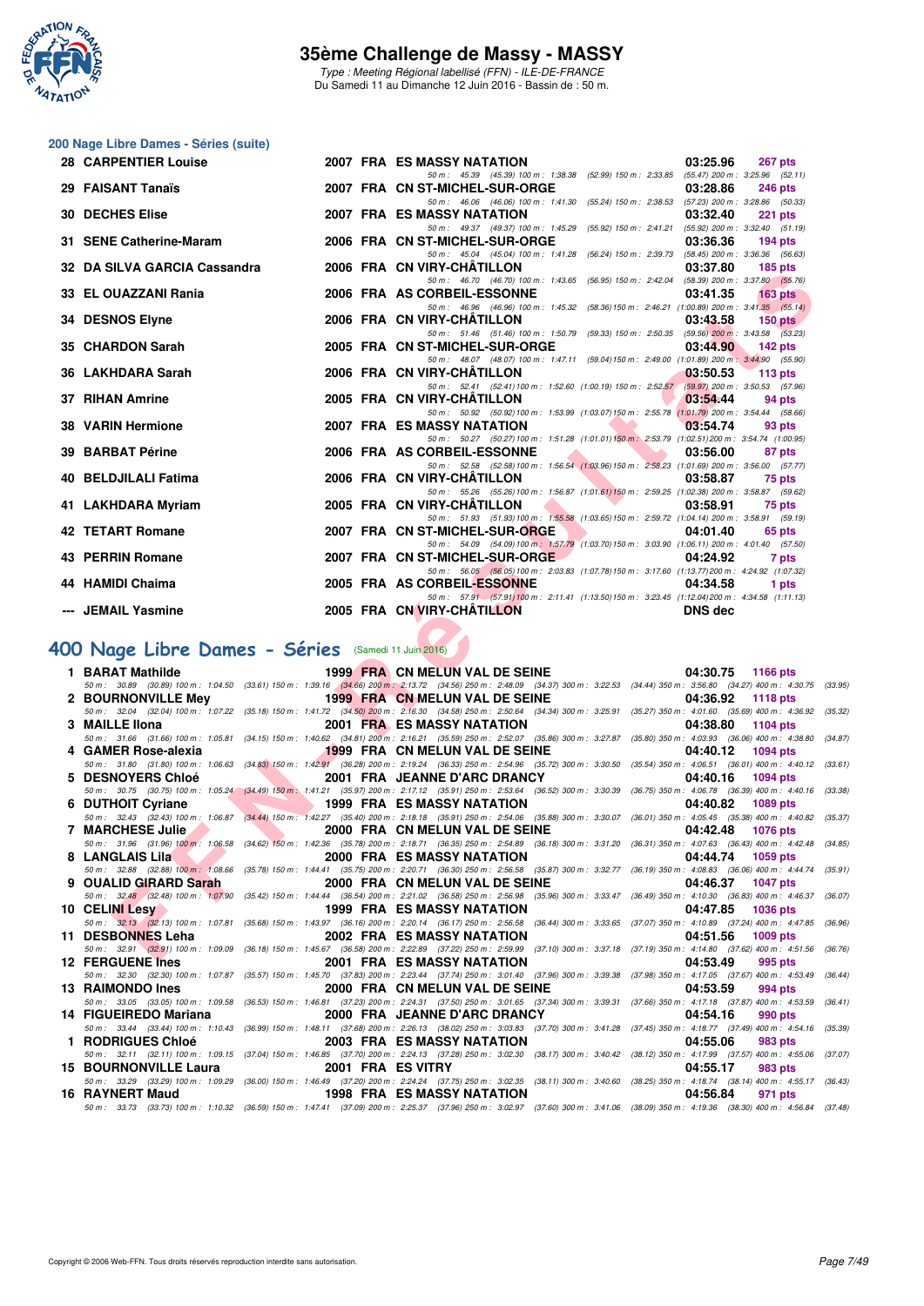# 35ème Challenge de Massy - MASSY

*Type : Meeting Régional labellisé (FFN) - ILE-DE-FRANCE*
Du Samedi 11 au Dimanche 12 Juin 2016 - Bassin de : 50 m.

## 200 Nage Libre Dames - Séries (suite)

| Rang | Nom | Année | Nat | Club | Temps | Points |
|---|---|---|---|---|---|---|
| 28 | CARPENTIER Louise | 2007 | FRA | ES MASSY NATATION | 03:25.96 | 267 pts |
| | 50 m : 45.39 (45.39) 100 m : 1:38.38 (52.99) 150 m : 2:33.85 (55.47) 200 m : 3:25.96 (52.11) | | | | | |
| 29 | FAISANT Tanaïs | 2007 | FRA | CN ST-MICHEL-SUR-ORGE | 03:28.86 | 246 pts |
| | 50 m : 46.06 (46.06) 100 m : 1:41.30 (55.24) 150 m : 2:38.53 (57.23) 200 m : 3:28.86 (50.33) | | | | | |
| 30 | DECHES Elise | 2007 | FRA | ES MASSY NATATION | 03:32.40 | 221 pts |
| | 50 m : 49.37 (49.37) 100 m : 1:45.29 (55.92) 150 m : 2:41.21 (55.92) 200 m : 3:32.40 (51.19) | | | | | |
| 31 | SENE Catherine-Maram | 2006 | FRA | CN ST-MICHEL-SUR-ORGE | 03:36.36 | 194 pts |
| | 50 m : 45.04 (45.04) 100 m : 1:41.28 (56.24) 150 m : 2:39.73 (58.45) 200 m : 3:36.36 (56.63) | | | | | |
| 32 | DA SILVA GARCIA Cassandra | 2006 | FRA | CN VIRY-CHÂTILLON | 03:37.80 | 185 pts |
| | 50 m : 46.70 (46.70) 100 m : 1:43.65 (56.95) 150 m : 2:42.04 (58.39) 200 m : 3:37.80 (55.76) | | | | | |
| 33 | EL OUAZZANI Rania | 2006 | FRA | AS CORBEIL-ESSONNE | 03:41.35 | 163 pts |
| | 50 m : 46.96 (46.96) 100 m : 1:45.32 (58.36) 150 m : 2:46.21 (1:00.89) 200 m : 3:41.35 (55.14) | | | | | |
| 34 | DESNOS Elyne | 2006 | FRA | CN VIRY-CHÂTILLON | 03:43.58 | 150 pts |
| | 50 m : 51.46 (51.46) 100 m : 1:50.79 (59.33) 150 m : 2:50.35 (59.56) 200 m : 3:43.58 (53.23) | | | | | |
| 35 | CHARDON Sarah | 2005 | FRA | CN ST-MICHEL-SUR-ORGE | 03:44.90 | 142 pts |
| | 50 m : 48.07 (48.07) 100 m : 1:47.11 (59.04) 150 m : 2:49.00 (1:01.89) 200 m : 3:44.90 (55.90) | | | | | |
| 36 | LAKHDARA Sarah | 2006 | FRA | CN VIRY-CHÂTILLON | 03:50.53 | 113 pts |
| | 50 m : 52.41 (52.41) 100 m : 1:52.60 (1:00.19) 150 m : 2:52.57 (59.97) 200 m : 3:50.53 (57.96) | | | | | |
| 37 | RIHAN Amrine | 2005 | FRA | CN VIRY-CHÂTILLON | 03:54.44 | 94 pts |
| | 50 m : 50.92 (50.92) 100 m : 1:53.99 (1:03.07) 150 m : 2:55.78 (1:01.79) 200 m : 3:54.44 (58.66) | | | | | |
| 38 | VARIN Hermione | 2007 | FRA | ES MASSY NATATION | 03:54.74 | 93 pts |
| | 50 m : 50.27 (50.27) 100 m : 1:51.28 (1:01.01) 150 m : 2:53.79 (1:02.51) 200 m : 3:54.74 (1:00.95) | | | | | |
| 39 | BARBAT Périne | 2006 | FRA | AS CORBEIL-ESSONNE | 03:56.00 | 87 pts |
| | 50 m : 52.58 (52.58) 100 m : 1:56.54 (1:03.96) 150 m : 2:58.23 (1:01.69) 200 m : 3:56.00 (57.77) | | | | | |
| 40 | BELDJILALI Fatima | 2006 | FRA | CN VIRY-CHÂTILLON | 03:58.87 | 75 pts |
| | 50 m : 55.26 (55.26) 100 m : 1:56.87 (1:01.61) 150 m : 2:59.25 (1:02.38) 200 m : 3:58.87 (59.62) | | | | | |
| 41 | LAKHDARA Myriam | 2005 | FRA | CN VIRY-CHÂTILLON | 03:58.91 | 75 pts |
| | 50 m : 51.93 (51.93) 100 m : 1:55.58 (1:03.65) 150 m : 2:59.72 (1:04.14) 200 m : 3:58.91 (59.19) | | | | | |
| 42 | TETART Romane | 2007 | FRA | CN ST-MICHEL-SUR-ORGE | 04:01.40 | 65 pts |
| | 50 m : 54.09 (54.09) 100 m : 1:57.79 (1:03.70) 150 m : 3:03.90 (1:06.11) 200 m : 4:01.40 (57.50) | | | | | |
| 43 | PERRIN Romane | 2007 | FRA | CN ST-MICHEL-SUR-ORGE | 04:24.92 | 7 pts |
| | 50 m : 56.05 (56.05) 100 m : 2:03.83 (1:07.78) 150 m : 3:17.60 (1:13.77) 200 m : 4:24.92 (1:07.32) | | | | | |
| 44 | HAMIDI Chaima | 2005 | FRA | AS CORBEIL-ESSONNE | 04:34.58 | 1 pts |
| | 50 m : 57.91 (57.91) 100 m : 2:11.41 (1:13.50) 150 m : 3:23.45 (1:12.04) 200 m : 4:34.58 (1:11.13) | | | | | |
| --- | JEMAIL Yasmine | 2005 | FRA | CN VIRY-CHÂTILLON | DNS dec | |

## 400 Nage Libre Dames - Séries (Samedi 11 Juin 2016)

| Rang | Nom | Année | Nat | Club | Temps | Points |
|---|---|---|---|---|---|---|
| 1 | BARAT Mathilde | 1999 | FRA | CN MELUN VAL DE SEINE | 04:30.75 | 1166 pts |
| | 50 m : 30.89 (30.89) 100 m : 1:04.50 (33.61) 150 m : 1:39.16 (34.66) 200 m : 2:13.72 (34.56) 250 m : 2:48.09 (34.37) 300 m : 3:22.53 (34.44) 350 m : 3:56.80 (34.27) 400 m : 4:30.75 (33.95) | | | | | |
| 2 | BOURNONVILLE Mey | 1999 | FRA | CN MELUN VAL DE SEINE | 04:36.92 | 1118 pts |
| | 50 m : 32.04 (32.04) 100 m : 1:07.22 (35.18) 150 m : 1:41.72 (34.50) 200 m : 2:16.30 (34.58) 250 m : 2:50.64 (34.34) 300 m : 3:25.91 (35.27) 350 m : 4:01.60 (35.69) 400 m : 4:36.92 (35.32) | | | | | |
| 3 | MAILLE Ilona | 2001 | FRA | ES MASSY NATATION | 04:38.80 | 1104 pts |
| | 50 m : 31.66 (31.66) 100 m : 1:05.81 (34.15) 150 m : 1:40.62 (34.81) 200 m : 2:16.21 (35.59) 250 m : 2:52.07 (35.86) 300 m : 3:27.87 (35.80) 350 m : 4:03.93 (36.06) 400 m : 4:38.80 (34.87) | | | | | |
| 4 | GAMER Rose-alexia | 1999 | FRA | CN MELUN VAL DE SEINE | 04:40.12 | 1094 pts |
| | 50 m : 31.80 (31.80) 100 m : 1:06.63 (34.83) 150 m : 1:42.91 (36.28) 200 m : 2:19.24 (36.33) 250 m : 2:54.96 (35.72) 300 m : 3:30.50 (35.54) 350 m : 4:06.51 (36.01) 400 m : 4:40.12 (33.61) | | | | | |
| 5 | DESNOYERS Chloé | 2001 | FRA | JEANNE D'ARC DRANCY | 04:40.16 | 1094 pts |
| | 50 m : 30.75 (30.75) 100 m : 1:05.24 (34.49) 150 m : 1:41.21 (35.97) 200 m : 2:17.12 (35.91) 250 m : 2:53.64 (36.52) 300 m : 3:30.39 (36.75) 350 m : 4:06.78 (36.39) 400 m : 4:40.16 (33.38) | | | | | |
| 6 | DUTHOIT Cyriane | 1999 | FRA | ES MASSY NATATION | 04:40.82 | 1089 pts |
| | 50 m : 32.43 (32.43) 100 m : 1:06.87 (34.44) 150 m : 1:42.27 (35.40) 200 m : 2:18.18 (35.91) 250 m : 2:54.06 (35.88) 300 m : 3:30.07 (36.01) 350 m : 4:05.45 (35.38) 400 m : 4:40.82 (35.37) | | | | | |
| 7 | MARCHESE Julie | 2000 | FRA | CN MELUN VAL DE SEINE | 04:42.48 | 1076 pts |
| | 50 m : 31.96 (31.96) 100 m : 1:06.58 (34.62) 150 m : 1:42.36 (35.78) 200 m : 2:18.71 (36.35) 250 m : 2:54.89 (36.18) 300 m : 3:31.20 (36.31) 350 m : 4:07.63 (36.43) 400 m : 4:42.48 (34.85) | | | | | |
| 8 | LANGLAIS Lila | 2000 | FRA | ES MASSY NATATION | 04:44.74 | 1059 pts |
| | 50 m : 32.88 (32.88) 100 m : 1:08.66 (35.78) 150 m : 1:44.41 (35.75) 200 m : 2:20.71 (36.30) 250 m : 2:56.58 (35.87) 300 m : 3:32.77 (36.19) 350 m : 4:08.83 (36.06) 400 m : 4:44.74 (35.91) | | | | | |
| 9 | OUALID GIRARD Sarah | 2000 | FRA | CN MELUN VAL DE SEINE | 04:46.37 | 1047 pts |
| | 50 m : 32.48 (32.48) 100 m : 1:07.90 (35.42) 150 m : 1:44.44 (36.54) 200 m : 2:21.02 (36.58) 250 m : 2:56.98 (35.96) 300 m : 3:33.47 (36.49) 350 m : 4:10.30 (36.83) 400 m : 4:46.37 (36.07) | | | | | |
| 10 | CELINI Lesy | 1999 | FRA | ES MASSY NATATION | 04:47.85 | 1036 pts |
| | 50 m : 32.13 (32.13) 100 m : 1:07.81 (35.68) 150 m : 1:43.97 (36.16) 200 m : 2:20.14 (36.17) 250 m : 2:56.58 (36.44) 300 m : 3:33.65 (37.07) 350 m : 4:10.89 (37.24) 400 m : 4:47.85 (36.96) | | | | | |
| 11 | DESBONNES Leha | 2002 | FRA | ES MASSY NATATION | 04:51.56 | 1009 pts |
| | 50 m : 32.91 (32.91) 100 m : 1:09.09 (36.18) 150 m : 1:45.67 (36.58) 200 m : 2:22.89 (37.22) 250 m : 2:59.99 (37.10) 300 m : 3:37.18 (37.19) 350 m : 4:14.80 (37.62) 400 m : 4:51.56 (36.76) | | | | | |
| 12 | FERGUENE Ines | 2001 | FRA | ES MASSY NATATION | 04:53.49 | 995 pts |
| | 50 m : 32.30 (32.30) 100 m : 1:07.87 (35.57) 150 m : 1:45.70 (37.83) 200 m : 2:23.44 (37.74) 250 m : 3:01.40 (37.96) 300 m : 3:39.38 (37.98) 350 m : 4:17.05 (37.67) 400 m : 4:53.49 (36.44) | | | | | |
| 13 | RAIMONDO Ines | 2000 | FRA | CN MELUN VAL DE SEINE | 04:53.59 | 994 pts |
| | 50 m : 33.05 (33.05) 100 m : 1:09.58 (36.53) 150 m : 1:46.81 (37.23) 200 m : 2:24.31 (37.50) 250 m : 3:01.65 (37.34) 300 m : 3:39.31 (37.66) 350 m : 4:17.18 (37.87) 400 m : 4:53.59 (36.41) | | | | | |
| 14 | FIGUEIREDO Mariana | 2000 | FRA | JEANNE D'ARC DRANCY | 04:54.16 | 990 pts |
| | 50 m : 33.44 (33.44) 100 m : 1:10.43 (36.99) 150 m : 1:48.11 (37.68) 200 m : 2:26.13 (38.02) 250 m : 3:03.83 (37.70) 300 m : 3:41.28 (37.45) 350 m : 4:18.77 (37.49) 400 m : 4:54.16 (35.39) | | | | | |
| 1 | RODRIGUES Chloé | 2003 | FRA | ES MASSY NATATION | 04:55.06 | 983 pts |
| | 50 m : 32.11 (32.11) 100 m : 1:09.15 (37.04) 150 m : 1:46.85 (37.70) 200 m : 2:24.13 (37.28) 250 m : 3:02.30 (38.17) 300 m : 3:40.42 (38.12) 350 m : 4:17.99 (37.57) 400 m : 4:55.06 (37.07) | | | | | |
| 15 | BOURNONVILLE Laura | 2001 | FRA | ES VITRY | 04:55.17 | 983 pts |
| | 50 m : 33.29 (33.29) 100 m : 1:09.29 (36.00) 150 m : 1:46.49 (37.20) 200 m : 2:24.24 (37.75) 250 m : 3:02.35 (38.11) 300 m : 3:40.60 (38.25) 350 m : 4:18.74 (38.14) 400 m : 4:55.17 (36.43) | | | | | |
| 16 | RAYNERT Maud | 1998 | FRA | ES MASSY NATATION | 04:56.84 | 971 pts |
| | 50 m : 33.73 (33.73) 100 m : 1:10.32 (36.59) 150 m : 1:47.41 (37.09) 200 m : 2:25.37 (37.96) 250 m : 3:02.97 (37.60) 300 m : 3:41.06 (38.09) 350 m : 4:19.36 (38.30) 400 m : 4:56.84 (37.48) | | | | | |

Copyright © 2006 Web-FFN. Tous droits réservés reproduction interdite sans autorisation.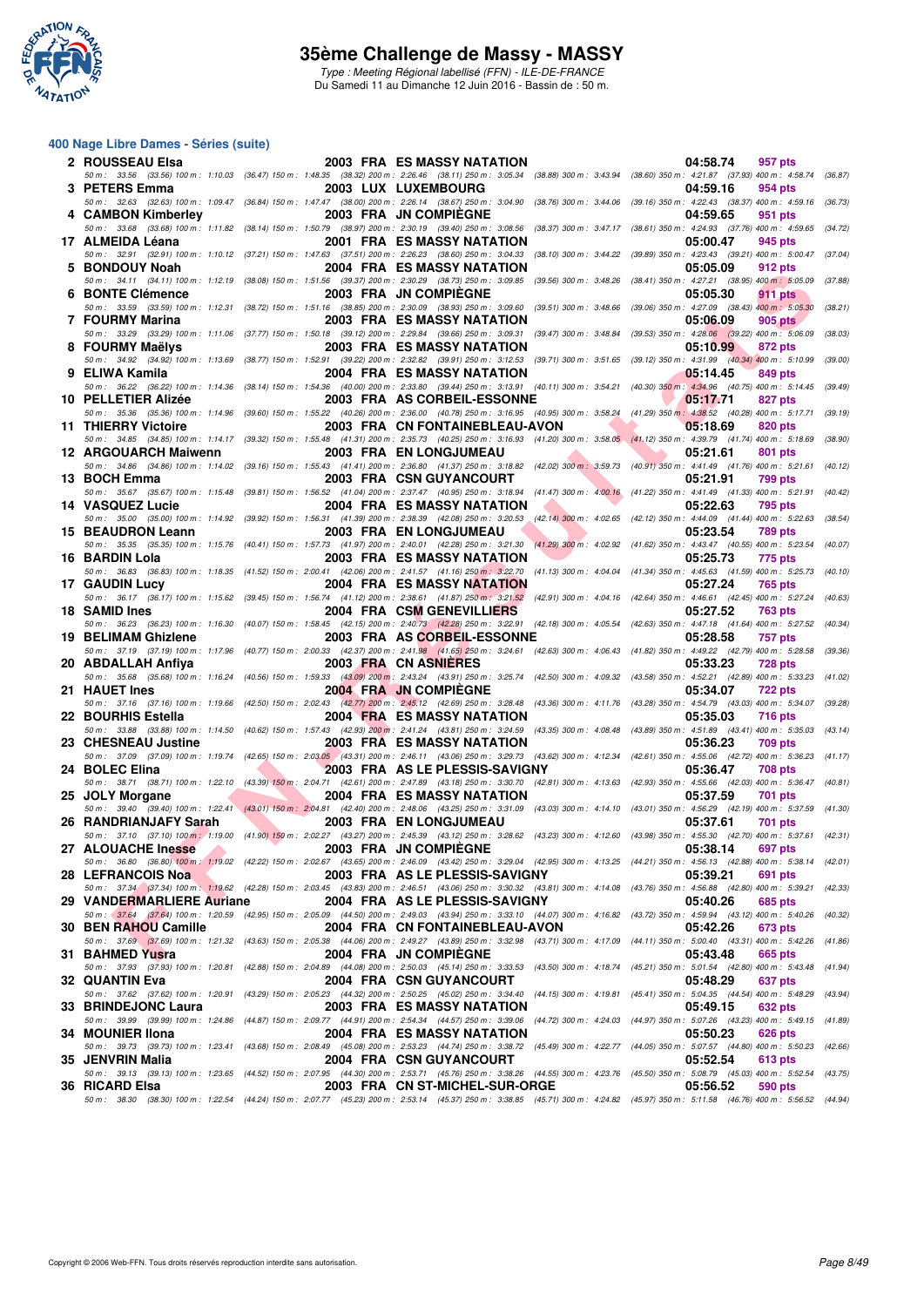# 35ème Challenge de Massy - MASSY

*Type : Meeting Régional labellisé (FFN) - ILE-DE-FRANCE*
Du Samedi 11 au Dimanche 12 Juin 2016 - Bassin de : 50 m.

## 400 Nage Libre Dames - Séries (suite)

| Pl. | Nom | Année | Nat. | Club | Temps | Points |
|---|---|---|---|---|---|---|
| 2 | ROUSSEAU Elsa | 2003 | FRA | ES MASSY NATATION | 04:58.74 | 957 pts |
| | 50 m : 33.56 (33.56) 100 m : 1:10.03 (36.47) 150 m : 1:48.35 (38.32) 200 m : 2:26.46 (38.11) 250 m : 3:05.34 (38.88) 300 m : 3:43.94 (38.60) 350 m : 4:21.87 (37.93) 400 m : 4:58.74 (36.87) | | | | | |
| 3 | PETERS Emma | 2003 | LUX | LUXEMBOURG | 04:59.16 | 954 pts |
| | 50 m : 32.63 (32.63) 100 m : 1:09.47 (36.84) 150 m : 1:47.47 (38.00) 200 m : 2:26.14 (38.67) 250 m : 3:04.90 (38.76) 300 m : 3:44.06 (39.16) 350 m : 4:22.43 (38.37) 400 m : 4:59.16 (36.73) | | | | | |
| 4 | CAMBON Kimberley | 2003 | FRA | JN COMPIÈGNE | 04:59.65 | 951 pts |
| | 50 m : 33.68 (33.68) 100 m : 1:11.82 (38.14) 150 m : 1:50.79 (38.97) 200 m : 2:30.19 (39.40) 250 m : 3:08.56 (38.37) 300 m : 3:47.17 (38.61) 350 m : 4:24.93 (37.76) 400 m : 4:59.65 (34.72) | | | | | |
| 17 | ALMEIDA Léana | 2001 | FRA | ES MASSY NATATION | 05:00.47 | 945 pts |
| | 50 m : 32.91 (32.91) 100 m : 1:10.12 (37.21) 150 m : 1:47.63 (37.51) 200 m : 2:26.23 (38.60) 250 m : 3:04.33 (38.10) 300 m : 3:44.22 (39.89) 350 m : 4:23.43 (39.21) 400 m : 5:00.47 (37.04) | | | | | |
| 5 | BONDOUY Noah | 2004 | FRA | ES MASSY NATATION | 05:05.09 | 912 pts |
| | 50 m : 34.11 (34.11) 100 m : 1:12.19 (38.08) 150 m : 1:51.56 (39.37) 200 m : 2:30.29 (38.73) 250 m : 3:09.85 (39.56) 300 m : 3:48.26 (38.41) 350 m : 4:27.21 (38.95) 400 m : 5:05.09 (37.88) | | | | | |
| 6 | BONTE Clémence | 2003 | FRA | JN COMPIÈGNE | 05:05.30 | 911 pts |
| | 50 m : 33.59 (33.59) 100 m : 1:12.31 (38.72) 150 m : 1:51.16 (38.85) 200 m : 2:30.09 (38.93) 250 m : 3:09.60 (39.51) 300 m : 3:48.66 (39.06) 350 m : 4:27.09 (38.43) 400 m : 5:05.30 (38.21) | | | | | |
| 7 | FOURMY Marina | 2003 | FRA | ES MASSY NATATION | 05:06.09 | 905 pts |
| | 50 m : 33.29 (33.29) 100 m : 1:11.06 (37.77) 150 m : 1:50.18 (39.12) 200 m : 2:29.84 (39.66) 250 m : 3:09.31 (39.47) 300 m : 3:48.84 (39.53) 350 m : 4:28.06 (39.22) 400 m : 5:06.09 (38.03) | | | | | |
| 8 | FOURMY Maëlys | 2003 | FRA | ES MASSY NATATION | 05:10.99 | 872 pts |
| | 50 m : 34.92 (34.92) 100 m : 1:13.69 (38.77) 150 m : 1:52.91 (39.22) 200 m : 2:32.82 (39.91) 250 m : 3:12.53 (39.71) 300 m : 3:51.65 (39.12) 350 m : 4:31.99 (40.34) 400 m : 5:10.99 (39.00) | | | | | |
| 9 | ELIWA Kamila | 2004 | FRA | ES MASSY NATATION | 05:14.45 | 849 pts |
| | 50 m : 36.22 (36.22) 100 m : 1:14.36 (38.14) 150 m : 1:54.36 (40.00) 200 m : 2:33.80 (39.44) 250 m : 3:13.91 (40.11) 300 m : 3:54.21 (40.30) 350 m : 4:34.96 (40.75) 400 m : 5:14.45 (39.49) | | | | | |
| 10 | PELLETIER Alizée | 2003 | FRA | AS CORBEIL-ESSONNE | 05:17.71 | 827 pts |
| | 50 m : 35.36 (35.36) 100 m : 1:14.96 (39.60) 150 m : 1:55.22 (40.26) 200 m : 2:36.00 (40.78) 250 m : 3:16.95 (40.95) 300 m : 3:58.24 (41.29) 350 m : 4:38.52 (40.28) 400 m : 5:17.71 (39.19) | | | | | |
| 11 | THIERRY Victoire | 2003 | FRA | CN FONTAINEBLEAU-AVON | 05:18.69 | 820 pts |
| | 50 m : 34.85 (34.85) 100 m : 1:14.17 (39.32) 150 m : 1:55.48 (41.31) 200 m : 2:35.73 (40.25) 250 m : 3:16.93 (41.20) 300 m : 3:58.05 (41.12) 350 m : 4:39.79 (41.74) 400 m : 5:18.69 (38.90) | | | | | |
| 12 | ARGOUARCH Maiwenn | 2003 | FRA | EN LONGJUMEAU | 05:21.61 | 801 pts |
| | 50 m : 34.86 (34.86) 100 m : 1:14.02 (39.16) 150 m : 1:55.43 (41.41) 200 m : 2:36.80 (41.37) 250 m : 3:18.82 (42.02) 300 m : 3:59.73 (40.91) 350 m : 4:41.49 (41.76) 400 m : 5:21.61 (40.12) | | | | | |
| 13 | BOCH Emma | 2003 | FRA | CSN GUYANCOURT | 05:21.91 | 799 pts |
| | 50 m : 35.67 (35.67) 100 m : 1:15.48 (39.81) 150 m : 1:56.52 (41.04) 200 m : 2:37.47 (40.95) 250 m : 3:18.94 (41.47) 300 m : 4:00.16 (41.22) 350 m : 4:41.49 (41.33) 400 m : 5:21.91 (40.42) | | | | | |
| 14 | VASQUEZ Lucie | 2004 | FRA | ES MASSY NATATION | 05:22.63 | 795 pts |
| | 50 m : 35.00 (35.00) 100 m : 1:14.92 (39.92) 150 m : 1:56.31 (41.39) 200 m : 2:38.39 (42.08) 250 m : 3:20.53 (42.14) 300 m : 4:02.65 (42.12) 350 m : 4:44.09 (41.44) 400 m : 5:22.63 (38.54) | | | | | |
| 15 | BEAUDRON Leann | 2003 | FRA | EN LONGJUMEAU | 05:23.54 | 789 pts |
| | 50 m : 35.35 (35.35) 100 m : 1:15.76 (40.41) 150 m : 1:57.73 (41.97) 200 m : 2:40.01 (42.28) 250 m : 3:21.30 (41.29) 300 m : 4:02.92 (41.62) 350 m : 4:43.47 (40.55) 400 m : 5:23.54 (40.07) | | | | | |
| 16 | BARDIN Lola | 2003 | FRA | ES MASSY NATATION | 05:25.73 | 775 pts |
| | 50 m : 36.83 (36.83) 100 m : 1:18.35 (41.52) 150 m : 2:00.41 (42.06) 200 m : 2:41.57 (41.16) 250 m : 3:22.70 (41.13) 300 m : 4:04.04 (41.34) 350 m : 4:45.63 (41.59) 400 m : 5:25.73 (40.10) | | | | | |
| 17 | GAUDIN Lucy | 2004 | FRA | ES MASSY NATATION | 05:27.24 | 765 pts |
| | 50 m : 36.17 (36.17) 100 m : 1:15.62 (39.45) 150 m : 1:56.74 (41.12) 200 m : 2:38.61 (41.87) 250 m : 3:21.52 (42.91) 300 m : 4:04.16 (42.64) 350 m : 4:46.61 (42.45) 400 m : 5:27.24 (40.63) | | | | | |
| 18 | SAMID Ines | 2004 | FRA | CSM GENEVILLIERS | 05:27.52 | 763 pts |
| | 50 m : 36.23 (36.23) 100 m : 1:16.30 (40.07) 150 m : 1:58.45 (42.15) 200 m : 2:40.73 (42.28) 250 m : 3:22.91 (42.18) 300 m : 4:05.54 (42.63) 350 m : 4:47.18 (41.64) 400 m : 5:27.52 (40.34) | | | | | |
| 19 | BELIMAM Ghizlene | 2003 | FRA | AS CORBEIL-ESSONNE | 05:28.58 | 757 pts |
| | 50 m : 37.19 (37.19) 100 m : 1:17.96 (40.77) 150 m : 2:00.33 (42.37) 200 m : 2:41.98 (41.65) 250 m : 3:24.61 (42.63) 300 m : 4:06.43 (41.82) 350 m : 4:49.22 (42.79) 400 m : 5:28.58 (39.36) | | | | | |
| 20 | ABDALLAH Anfiya | 2003 | FRA | CN ASNIÈRES | 05:33.23 | 728 pts |
| | 50 m : 35.68 (35.68) 100 m : 1:16.24 (40.56) 150 m : 1:59.33 (43.09) 200 m : 2:43.24 (43.91) 250 m : 3:25.74 (42.50) 300 m : 4:09.32 (43.58) 350 m : 4:52.21 (42.89) 400 m : 5:33.23 (41.02) | | | | | |
| 21 | HAUET Ines | 2004 | FRA | JN COMPIÈGNE | 05:34.07 | 722 pts |
| | 50 m : 37.16 (37.16) 100 m : 1:19.66 (42.50) 150 m : 2:02.43 (42.77) 200 m : 2:45.12 (42.69) 250 m : 3:28.48 (43.36) 300 m : 4:11.76 (43.28) 350 m : 4:54.79 (43.03) 400 m : 5:34.07 (39.28) | | | | | |
| 22 | BOURHIS Estella | 2004 | FRA | ES MASSY NATATION | 05:35.03 | 716 pts |
| | 50 m : 33.88 (33.88) 100 m : 1:14.50 (40.62) 150 m : 1:57.43 (42.93) 200 m : 2:41.24 (43.81) 250 m : 3:24.59 (43.35) 300 m : 4:08.48 (43.89) 350 m : 4:51.89 (43.41) 400 m : 5:35.03 (43.14) | | | | | |
| 23 | CHESNEAU Justine | 2003 | FRA | ES MASSY NATATION | 05:36.23 | 709 pts |
| | 50 m : 37.09 (37.09) 100 m : 1:19.74 (42.65) 150 m : 2:03.05 (43.31) 200 m : 2:46.11 (43.06) 250 m : 3:29.73 (43.62) 300 m : 4:12.34 (42.61) 350 m : 4:55.06 (42.72) 400 m : 5:36.23 (41.17) | | | | | |
| 24 | BOLEC Elina | 2003 | FRA | AS LE PLESSIS-SAVIGNY | 05:36.47 | 708 pts |
| | 50 m : 38.71 (38.71) 100 m : 1:22.10 (43.39) 150 m : 2:04.71 (42.61) 200 m : 2:47.89 (43.18) 250 m : 3:30.70 (42.81) 300 m : 4:13.63 (42.93) 350 m : 4:55.66 (42.03) 400 m : 5:36.47 (40.81) | | | | | |
| 25 | JOLY Morgane | 2004 | FRA | ES MASSY NATATION | 05:37.59 | 701 pts |
| | 50 m : 39.40 (39.40) 100 m : 1:22.41 (43.01) 150 m : 2:04.81 (42.40) 200 m : 2:48.06 (43.25) 250 m : 3:31.09 (43.03) 300 m : 4:14.10 (43.01) 350 m : 4:56.29 (42.19) 400 m : 5:37.59 (41.30) | | | | | |
| 26 | RANDRIANJAFY Sarah | 2003 | FRA | EN LONGJUMEAU | 05:37.61 | 701 pts |
| | 50 m : 37.10 (37.10) 100 m : 1:19.00 (41.90) 150 m : 2:02.27 (43.27) 200 m : 2:45.39 (43.12) 250 m : 3:28.62 (43.23) 300 m : 4:12.60 (43.98) 350 m : 4:55.30 (42.70) 400 m : 5:37.61 (42.31) | | | | | |
| 27 | ALOUACHE Inesse | 2003 | FRA | JN COMPIÈGNE | 05:38.14 | 697 pts |
| | 50 m : 36.80 (36.80) 100 m : 1:19.02 (42.22) 150 m : 2:02.67 (43.65) 200 m : 2:46.09 (43.42) 250 m : 3:29.04 (42.95) 300 m : 4:13.25 (44.21) 350 m : 4:56.13 (42.88) 400 m : 5:38.14 (42.01) | | | | | |
| 28 | LEFRANCOIS Noa | 2003 | FRA | AS LE PLESSIS-SAVIGNY | 05:39.21 | 691 pts |
| | 50 m : 37.34 (37.34) 100 m : 1:19.62 (42.28) 150 m : 2:03.45 (43.83) 200 m : 2:46.51 (43.06) 250 m : 3:30.32 (43.81) 300 m : 4:14.08 (43.76) 350 m : 4:56.88 (42.80) 400 m : 5:39.21 (42.33) | | | | | |
| 29 | VANDERMARLIERE Auriane | 2004 | FRA | AS LE PLESSIS-SAVIGNY | 05:40.26 | 685 pts |
| | 50 m : 37.64 (37.64) 100 m : 1:20.59 (42.95) 150 m : 2:05.09 (44.50) 200 m : 2:49.03 (43.94) 250 m : 3:33.10 (44.07) 300 m : 4:16.82 (43.72) 350 m : 4:59.94 (43.12) 400 m : 5:40.26 (40.32) | | | | | |
| 30 | BEN RAHOU Camille | 2004 | FRA | CN FONTAINEBLEAU-AVON | 05:42.26 | 673 pts |
| | 50 m : 37.69 (37.69) 100 m : 1:21.32 (43.63) 150 m : 2:05.38 (44.06) 200 m : 2:49.27 (43.89) 250 m : 3:32.98 (43.71) 300 m : 4:17.09 (44.11) 350 m : 5:00.40 (43.31) 400 m : 5:42.26 (41.86) | | | | | |
| 31 | BAHMED Yusra | 2004 | FRA | JN COMPIÈGNE | 05:43.48 | 665 pts |
| | 50 m : 37.93 (37.93) 100 m : 1:20.81 (42.88) 150 m : 2:04.89 (44.08) 200 m : 2:50.03 (45.14) 250 m : 3:33.53 (43.50) 300 m : 4:18.74 (45.21) 350 m : 5:01.54 (42.80) 400 m : 5:43.48 (41.94) | | | | | |
| 32 | QUANTIN Eva | 2004 | FRA | CSN GUYANCOURT | 05:48.29 | 637 pts |
| | 50 m : 37.62 (37.62) 100 m : 1:20.91 (43.29) 150 m : 2:05.23 (44.32) 200 m : 2:50.25 (45.02) 250 m : 3:34.40 (44.15) 300 m : 4:19.81 (45.41) 350 m : 5:04.35 (44.54) 400 m : 5:48.29 (43.94) | | | | | |
| 33 | BRINDEJONC Laura | 2003 | FRA | ES MASSY NATATION | 05:49.15 | 632 pts |
| | 50 m : 39.99 (39.99) 100 m : 1:24.86 (44.87) 150 m : 2:09.77 (44.91) 200 m : 2:54.34 (44.57) 250 m : 3:39.06 (44.72) 300 m : 4:24.03 (44.97) 350 m : 5:07.26 (43.23) 400 m : 5:49.15 (41.89) | | | | | |
| 34 | MOUNIER Ilona | 2004 | FRA | ES MASSY NATATION | 05:50.23 | 626 pts |
| | 50 m : 39.73 (39.73) 100 m : 1:23.41 (43.68) 150 m : 2:08.49 (45.08) 200 m : 2:53.23 (44.74) 250 m : 3:38.72 (45.49) 300 m : 4:22.77 (44.05) 350 m : 5:07.57 (44.80) 400 m : 5:50.23 (42.66) | | | | | |
| 35 | JENVRIN Malia | 2004 | FRA | CSN GUYANCOURT | 05:52.54 | 613 pts |
| | 50 m : 39.13 (39.13) 100 m : 1:23.65 (44.52) 150 m : 2:07.95 (44.30) 200 m : 2:53.71 (45.76) 250 m : 3:38.26 (44.55) 300 m : 4:23.76 (45.50) 350 m : 5:08.79 (45.03) 400 m : 5:52.54 (43.75) | | | | | |
| 36 | RICARD Elsa | 2003 | FRA | CN ST-MICHEL-SUR-ORGE | 05:56.52 | 590 pts |
| | 50 m : 38.30 (38.30) 100 m : 1:22.54 (44.24) 150 m : 2:07.77 (45.23) 200 m : 2:53.14 (45.37) 250 m : 3:38.85 (45.71) 300 m : 4:24.82 (45.97) 350 m : 5:11.58 (46.76) 400 m : 5:56.52 (44.94) | | | | | |

Copyright © 2006 Web-FFN. Tous droits réservés reproduction interdite sans autorisation.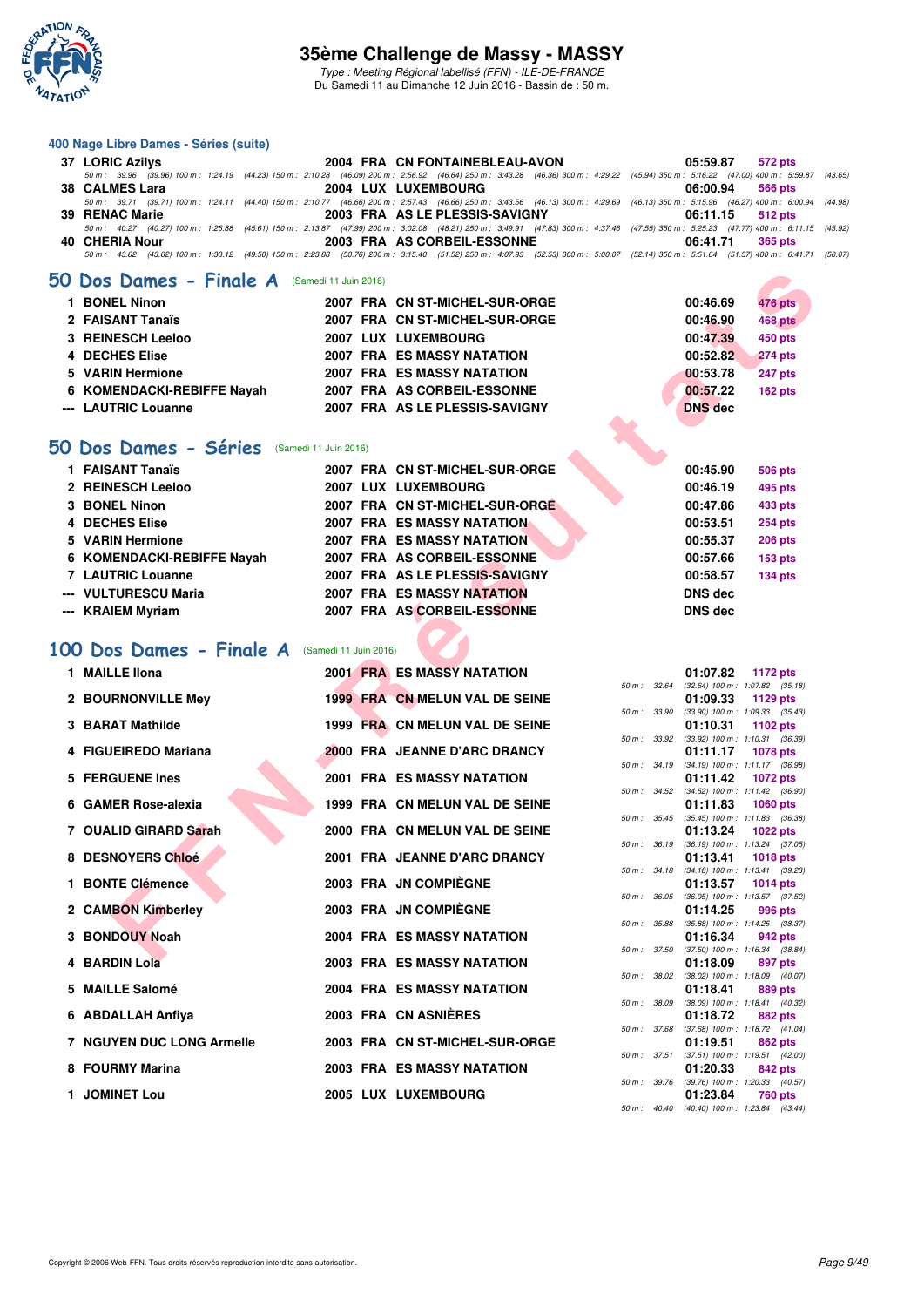## 400 Nage Libre Dames - Séries (suite)

| Rang | Nom | Année | Nat | Club | Temps | Points |
|---|---|---|---|---|---|---|
| 37 | LORIC Azilys | 2004 | FRA | CN FONTAINEBLEAU-AVON | 05:59.87 | 572 pts |
| | 50 m : 39.96 (39.96) 100 m : 1:24.19 (44.23) 150 m : 2:10.28 (46.09) 200 m : 2:56.92 (46.64) 250 m : 3:43.28 (46.36) 300 m : 4:29.22 (45.94) 350 m : 5:16.22 (47.00) 400 m : 5:59.87 (43.65) | | | | | |
| 38 | CALMES Lara | 2004 | LUX | LUXEMBOURG | 06:00.94 | 566 pts |
| | 50 m : 39.71 (39.71) 100 m : 1:24.11 (44.40) 150 m : 2:10.77 (46.66) 200 m : 2:57.43 (46.66) 250 m : 3:43.56 (46.13) 300 m : 4:29.69 (46.13) 350 m : 5:15.96 (46.27) 400 m : 6:00.94 (44.98) | | | | | |
| 39 | RENAC Marie | 2003 | FRA | AS LE PLESSIS-SAVIGNY | 06:11.15 | 512 pts |
| | 50 m : 40.27 (40.27) 100 m : 1:25.88 (45.61) 150 m : 2:13.87 (47.99) 200 m : 3:02.08 (48.21) 250 m : 3:49.91 (47.83) 300 m : 4:37.46 (47.55) 350 m : 5:25.23 (47.77) 400 m : 6:11.15 (45.92) | | | | | |
| 40 | CHERIA Nour | 2003 | FRA | AS CORBEIL-ESSONNE | 06:41.71 | 365 pts |
| | 50 m : 43.62 (43.62) 100 m : 1:33.12 (49.50) 150 m : 2:23.88 (50.76) 200 m : 3:15.40 (51.52) 250 m : 4:07.93 (52.53) 300 m : 5:00.07 (52.14) 350 m : 5:51.64 (51.57) 400 m : 6:41.71 (50.07) | | | | | |

## 50 Dos Dames - Finale A (Samedi 11 Juin 2016)

| Rang | Nom | Année | Nat | Club | Temps | Points |
|---|---|---|---|---|---|---|
| 1 | BONEL Ninon | 2007 | FRA | CN ST-MICHEL-SUR-ORGE | 00:46.69 | 476 pts |
| 2 | FAISANT Tanaïs | 2007 | FRA | CN ST-MICHEL-SUR-ORGE | 00:46.90 | 468 pts |
| 3 | REINESCH Leeloo | 2007 | LUX | LUXEMBOURG | 00:47.39 | 450 pts |
| 4 | DECHES Elise | 2007 | FRA | ES MASSY NATATION | 00:52.82 | 274 pts |
| 5 | VARIN Hermione | 2007 | FRA | ES MASSY NATATION | 00:53.78 | 247 pts |
| 6 | KOMENDACKI-REBIFFE Nayah | 2007 | FRA | AS CORBEIL-ESSONNE | 00:57.22 | 162 pts |
| --- | LAUTRIC Louanne | 2007 | FRA | AS LE PLESSIS-SAVIGNY | DNS dec | |

## 50 Dos Dames - Séries (Samedi 11 Juin 2016)

| Rang | Nom | Année | Nat | Club | Temps | Points |
|---|---|---|---|---|---|---|
| 1 | FAISANT Tanaïs | 2007 | FRA | CN ST-MICHEL-SUR-ORGE | 00:45.90 | 506 pts |
| 2 | REINESCH Leeloo | 2007 | LUX | LUXEMBOURG | 00:46.19 | 495 pts |
| 3 | BONEL Ninon | 2007 | FRA | CN ST-MICHEL-SUR-ORGE | 00:47.86 | 433 pts |
| 4 | DECHES Elise | 2007 | FRA | ES MASSY NATATION | 00:53.51 | 254 pts |
| 5 | VARIN Hermione | 2007 | FRA | ES MASSY NATATION | 00:55.37 | 206 pts |
| 6 | KOMENDACKI-REBIFFE Nayah | 2007 | FRA | AS CORBEIL-ESSONNE | 00:57.66 | 153 pts |
| 7 | LAUTRIC Louanne | 2007 | FRA | AS LE PLESSIS-SAVIGNY | 00:58.57 | 134 pts |
| --- | VULTURESCU Maria | 2007 | FRA | ES MASSY NATATION | DNS dec | |
| --- | KRAIEM Myriam | 2007 | FRA | AS CORBEIL-ESSONNE | DNS dec | |

## 100 Dos Dames - Finale A (Samedi 11 Juin 2016)

| Rang | Nom | Année | Nat | Club | Temps | Points |
|---|---|---|---|---|---|---|
| 1 | MAILLE Ilona | 2001 | FRA | ES MASSY NATATION | 01:07.82 | 1172 pts |
| | 50 m : 32.64 (32.64) 100 m : 1:07.82 (35.18) | | | | | |
| 2 | BOURNONVILLE Mey | 1999 | FRA | CN MELUN VAL DE SEINE | 01:09.33 | 1129 pts |
| | 50 m : 33.90 (33.90) 100 m : 1:09.33 (35.43) | | | | | |
| 3 | BARAT Mathilde | 1999 | FRA | CN MELUN VAL DE SEINE | 01:10.31 | 1102 pts |
| | 50 m : 33.92 (33.92) 100 m : 1:10.31 (36.39) | | | | | |
| 4 | FIGUEIREDO Mariana | 2000 | FRA | JEANNE D'ARC DRANCY | 01:11.17 | 1078 pts |
| | 50 m : 34.19 (34.19) 100 m : 1:11.17 (36.98) | | | | | |
| 5 | FERGUENE Ines | 2001 | FRA | ES MASSY NATATION | 01:11.42 | 1072 pts |
| | 50 m : 34.52 (34.52) 100 m : 1:11.42 (36.90) | | | | | |
| 6 | GAMER Rose-alexia | 1999 | FRA | CN MELUN VAL DE SEINE | 01:11.83 | 1060 pts |
| | 50 m : 35.45 (35.45) 100 m : 1:11.83 (36.38) | | | | | |
| 7 | OUALID GIRARD Sarah | 2000 | FRA | CN MELUN VAL DE SEINE | 01:13.24 | 1022 pts |
| | 50 m : 36.19 (36.19) 100 m : 1:13.24 (37.05) | | | | | |
| 8 | DESNOYERS Chloé | 2001 | FRA | JEANNE D'ARC DRANCY | 01:13.41 | 1018 pts |
| | 50 m : 34.18 (34.18) 100 m : 1:13.41 (39.23) | | | | | |
| 1 | BONTE Clémence | 2003 | FRA | JN COMPIÈGNE | 01:13.57 | 1014 pts |
| | 50 m : 36.05 (36.05) 100 m : 1:13.57 (37.52) | | | | | |
| 2 | CAMBON Kimberley | 2003 | FRA | JN COMPIÈGNE | 01:14.25 | 996 pts |
| | 50 m : 35.88 (35.88) 100 m : 1:14.25 (38.37) | | | | | |
| 3 | BONDOUY Noah | 2004 | FRA | ES MASSY NATATION | 01:16.34 | 942 pts |
| | 50 m : 37.50 (37.50) 100 m : 1:16.34 (38.84) | | | | | |
| 4 | BARDIN Lola | 2003 | FRA | ES MASSY NATATION | 01:18.09 | 897 pts |
| | 50 m : 38.02 (38.02) 100 m : 1:18.09 (40.07) | | | | | |
| 5 | MAILLE Salomé | 2004 | FRA | ES MASSY NATATION | 01:18.41 | 889 pts |
| | 50 m : 38.09 (38.09) 100 m : 1:18.41 (40.32) | | | | | |
| 6 | ABDALLAH Anfiya | 2003 | FRA | CN ASNIÈRES | 01:18.72 | 882 pts |
| | 50 m : 37.68 (37.68) 100 m : 1:18.72 (41.04) | | | | | |
| 7 | NGUYEN DUC LONG Armelle | 2003 | FRA | CN ST-MICHEL-SUR-ORGE | 01:19.51 | 862 pts |
| | 50 m : 37.51 (37.51) 100 m : 1:19.51 (42.00) | | | | | |
| 8 | FOURMY Marina | 2003 | FRA | ES MASSY NATATION | 01:20.33 | 842 pts |
| | 50 m : 39.76 (39.76) 100 m : 1:20.33 (40.57) | | | | | |
| 1 | JOMINET Lou | 2005 | LUX | LUXEMBOURG | 01:23.84 | 760 pts |
| | 50 m : 40.40 (40.40) 100 m : 1:23.84 (43.44) | | | | | |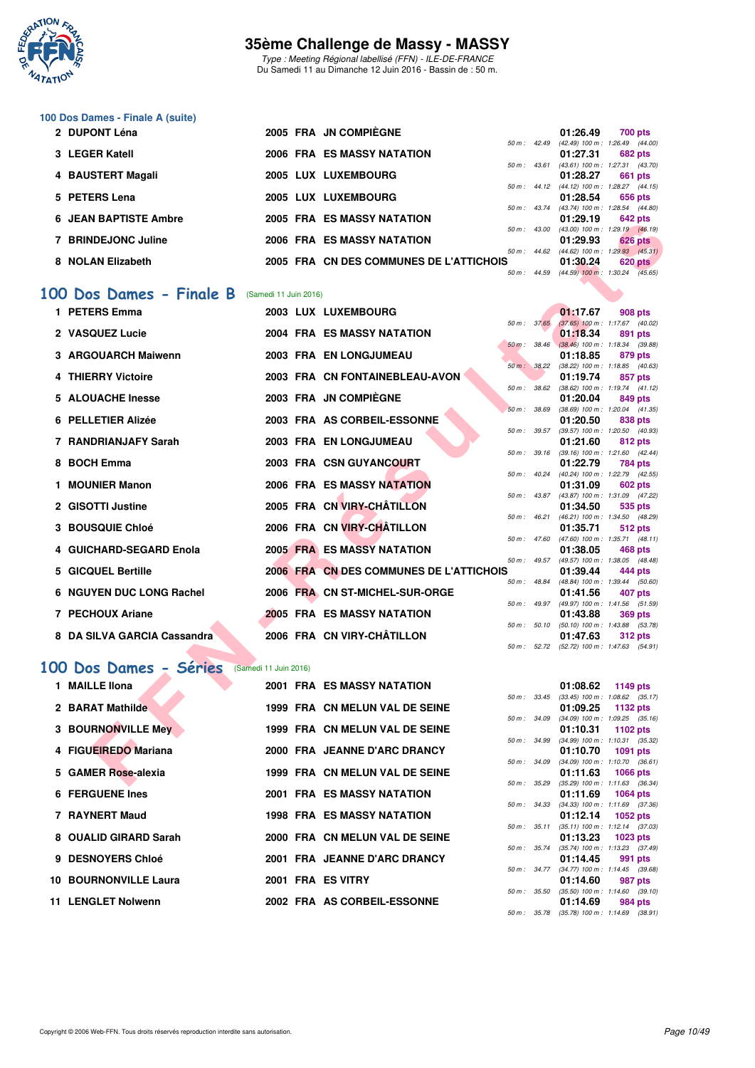### 100 Dos Dames - Finale A (suite)

| Rang | Nom | Année | Nat. | Club | Temps | Points | Splits |
|---|---|---|---|---|---|---|---|
| 2 | DUPONT Léna | 2005 | FRA | JN COMPIÈGNE | 01:26.49 | 700 pts | 50 m : 42.49 (42.49) 100 m : 1:26.49 (44.00) |
| 3 | LEGER Katell | 2006 | FRA | ES MASSY NATATION | 01:27.31 | 682 pts | 50 m : 43.61 (43.61) 100 m : 1:27.31 (43.70) |
| 4 | BAUSTERT Magali | 2005 | LUX | LUXEMBOURG | 01:28.27 | 661 pts | 50 m : 44.12 (44.12) 100 m : 1:28.27 (44.15) |
| 5 | PETERS Lena | 2005 | LUX | LUXEMBOURG | 01:28.54 | 656 pts | 50 m : 43.74 (43.74) 100 m : 1:28.54 (44.80) |
| 6 | JEAN BAPTISTE Ambre | 2005 | FRA | ES MASSY NATATION | 01:29.19 | 642 pts | 50 m : 43.00 (43.00) 100 m : 1:29.19 (46.19) |
| 7 | BRINDEJONC Juline | 2006 | FRA | ES MASSY NATATION | 01:29.93 | 626 pts | 50 m : 44.62 (44.62) 100 m : 1:29.93 (45.31) |
| 8 | NOLAN Elizabeth | 2005 | FRA | CN DES COMMUNES DE L'ATTICHOIS | 01:30.24 | 620 pts | 50 m : 44.59 (44.59) 100 m : 1:30.24 (45.65) |

## 100 Dos Dames - Finale B (Samedi 11 Juin 2016)

| Rang | Nom | Année | Nat. | Club | Temps | Points | Splits |
|---|---|---|---|---|---|---|---|
| 1 | PETERS Emma | 2003 | LUX | LUXEMBOURG | 01:17.67 | 908 pts | 50 m : 37.65 (37.65) 100 m : 1:17.67 (40.02) |
| 2 | VASQUEZ Lucie | 2004 | FRA | ES MASSY NATATION | 01:18.34 | 891 pts | 50 m : 38.46 (38.46) 100 m : 1:18.34 (39.88) |
| 3 | ARGOUARCH Maiwenn | 2003 | FRA | EN LONGJUMEAU | 01:18.85 | 879 pts | 50 m : 38.22 (38.22) 100 m : 1:18.85 (40.63) |
| 4 | THIERRY Victoire | 2003 | FRA | CN FONTAINEBLEAU-AVON | 01:19.74 | 857 pts | 50 m : 38.62 (38.62) 100 m : 1:19.74 (41.12) |
| 5 | ALOUACHE Inesse | 2003 | FRA | JN COMPIÈGNE | 01:20.04 | 849 pts | 50 m : 38.69 (38.69) 100 m : 1:20.04 (41.35) |
| 6 | PELLETIER Alizée | 2003 | FRA | AS CORBEIL-ESSONNE | 01:20.50 | 838 pts | 50 m : 39.57 (39.57) 100 m : 1:20.50 (40.93) |
| 7 | RANDRIANJAFY Sarah | 2003 | FRA | EN LONGJUMEAU | 01:21.60 | 812 pts | 50 m : 39.16 (39.16) 100 m : 1:21.60 (42.44) |
| 8 | BOCH Emma | 2003 | FRA | CSN GUYANCOURT | 01:22.79 | 784 pts | 50 m : 40.24 (40.24) 100 m : 1:22.79 (42.55) |
| 1 | MOUNIER Manon | 2006 | FRA | ES MASSY NATATION | 01:31.09 | 602 pts | 50 m : 43.87 (43.87) 100 m : 1:31.09 (47.22) |
| 2 | GISOTTI Justine | 2005 | FRA | CN VIRY-CHÂTILLON | 01:34.50 | 535 pts | 50 m : 46.21 (46.21) 100 m : 1:34.50 (48.29) |
| 3 | BOUSQUIE Chloé | 2006 | FRA | CN VIRY-CHÂTILLON | 01:35.71 | 512 pts | 50 m : 47.60 (47.60) 100 m : 1:35.71 (48.11) |
| 4 | GUICHARD-SEGARD Enola | 2005 | FRA | ES MASSY NATATION | 01:38.05 | 468 pts | 50 m : 49.57 (49.57) 100 m : 1:38.05 (48.48) |
| 5 | GICQUEL Bertille | 2006 | FRA | CN DES COMMUNES DE L'ATTICHOIS | 01:39.44 | 444 pts | 50 m : 48.84 (48.84) 100 m : 1:39.44 (50.60) |
| 6 | NGUYEN DUC LONG Rachel | 2006 | FRA | CN ST-MICHEL-SUR-ORGE | 01:41.56 | 407 pts | 50 m : 49.97 (49.97) 100 m : 1:41.56 (51.59) |
| 7 | PECHOUX Ariane | 2005 | FRA | ES MASSY NATATION | 01:43.88 | 369 pts | 50 m : 50.10 (50.10) 100 m : 1:43.88 (53.78) |
| 8 | DA SILVA GARCIA Cassandra | 2006 | FRA | CN VIRY-CHÂTILLON | 01:47.63 | 312 pts | 50 m : 52.72 (52.72) 100 m : 1:47.63 (54.91) |

## 100 Dos Dames - Séries (Samedi 11 Juin 2016)

| Rang | Nom | Année | Nat. | Club | Temps | Points | Splits |
|---|---|---|---|---|---|---|---|
| 1 | MAILLE Ilona | 2001 | FRA | ES MASSY NATATION | 01:08.62 | 1149 pts | 50 m : 33.45 (33.45) 100 m : 1:08.62 (35.17) |
| 2 | BARAT Mathilde | 1999 | FRA | CN MELUN VAL DE SEINE | 01:09.25 | 1132 pts | 50 m : 34.09 (34.09) 100 m : 1:09.25 (35.16) |
| 3 | BOURNONVILLE Mey | 1999 | FRA | CN MELUN VAL DE SEINE | 01:10.31 | 1102 pts | 50 m : 34.99 (34.99) 100 m : 1:10.31 (35.32) |
| 4 | FIGUEIREDO Mariana | 2000 | FRA | JEANNE D'ARC DRANCY | 01:10.70 | 1091 pts | 50 m : 34.09 (34.09) 100 m : 1:10.70 (36.61) |
| 5 | GAMER Rose-alexia | 1999 | FRA | CN MELUN VAL DE SEINE | 01:11.63 | 1066 pts | 50 m : 35.29 (35.29) 100 m : 1:11.63 (36.34) |
| 6 | FERGUENE Ines | 2001 | FRA | ES MASSY NATATION | 01:11.69 | 1064 pts | 50 m : 34.33 (34.33) 100 m : 1:11.69 (37.36) |
| 7 | RAYNERT Maud | 1998 | FRA | ES MASSY NATATION | 01:12.14 | 1052 pts | 50 m : 35.11 (35.11) 100 m : 1:12.14 (37.03) |
| 8 | OUALID GIRARD Sarah | 2000 | FRA | CN MELUN VAL DE SEINE | 01:13.23 | 1023 pts | 50 m : 35.74 (35.74) 100 m : 1:13.23 (37.49) |
| 9 | DESNOYERS Chloé | 2001 | FRA | JEANNE D'ARC DRANCY | 01:14.45 | 991 pts | 50 m : 34.77 (34.77) 100 m : 1:14.45 (39.68) |
| 10 | BOURNONVILLE Laura | 2001 | FRA | ES VITRY | 01:14.60 | 987 pts | 50 m : 35.50 (35.50) 100 m : 1:14.60 (39.10) |
| 11 | LENGLET Nolwenn | 2002 | FRA | AS CORBEIL-ESSONNE | 01:14.69 | 984 pts | 50 m : 35.78 (35.78) 100 m : 1:14.69 (38.91) |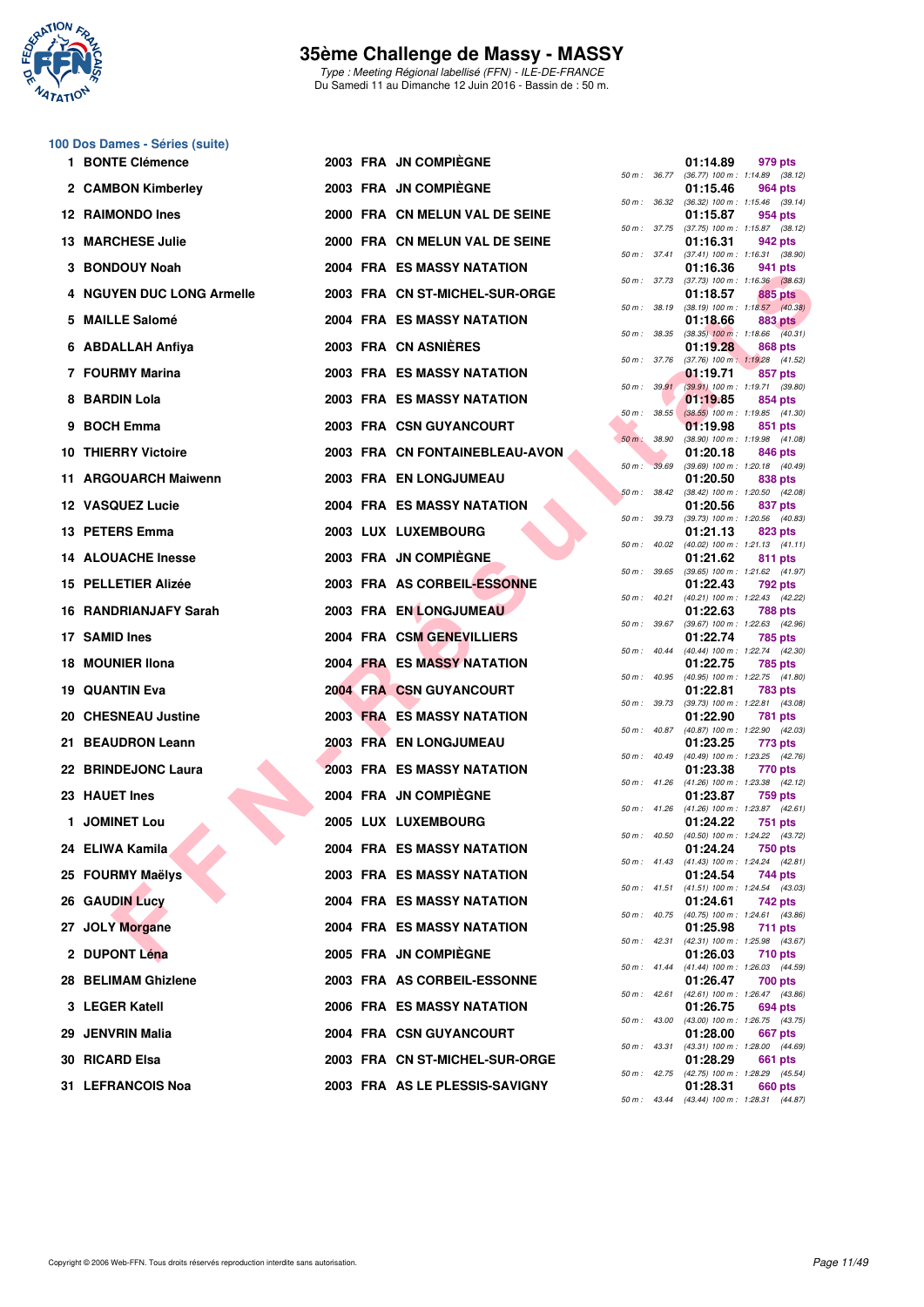# 35ème Challenge de Massy - MASSY

*Type : Meeting Régional labellisé (FFN) - ILE-DE-FRANCE*
*Du Samedi 11 au Dimanche 12 Juin 2016 - Bassin de : 50 m.*

## 100 Dos Dames - Séries (suite)

| Rang | Nom | Année | Nat | Club | Temps | Points | 50 m | 100 m |
|---|---|---|---|---|---|---|---|---|
| 1 | BONTE Clémence | 2003 | FRA | JN COMPIÈGNE | 01:14.89 | 979 pts | 36.77 | (36.77) 1:14.89 (38.12) |
| 2 | CAMBON Kimberley | 2003 | FRA | JN COMPIÈGNE | 01:15.46 | 964 pts | 36.32 | (36.32) 1:15.46 (39.14) |
| 12 | RAIMONDO Ines | 2000 | FRA | CN MELUN VAL DE SEINE | 01:15.87 | 954 pts | 37.75 | (37.75) 1:15.87 (38.12) |
| 13 | MARCHESE Julie | 2000 | FRA | CN MELUN VAL DE SEINE | 01:16.31 | 942 pts | 37.41 | (37.41) 1:16.31 (38.90) |
| 3 | BONDOUY Noah | 2004 | FRA | ES MASSY NATATION | 01:16.36 | 941 pts | 37.73 | (37.73) 1:16.36 (38.63) |
| 4 | NGUYEN DUC LONG Armelle | 2003 | FRA | CN ST-MICHEL-SUR-ORGE | 01:18.57 | 885 pts | 38.19 | (38.19) 1:18.57 (40.38) |
| 5 | MAILLE Salomé | 2004 | FRA | ES MASSY NATATION | 01:18.66 | 883 pts | 38.35 | (38.35) 1:18.66 (40.31) |
| 6 | ABDALLAH Anfiya | 2003 | FRA | CN ASNIÈRES | 01:19.28 | 868 pts | 37.76 | (37.76) 1:19.28 (41.52) |
| 7 | FOURMY Marina | 2003 | FRA | ES MASSY NATATION | 01:19.71 | 857 pts | 39.91 | (39.91) 1:19.71 (39.80) |
| 8 | BARDIN Lola | 2003 | FRA | ES MASSY NATATION | 01:19.85 | 854 pts | 38.55 | (38.55) 1:19.85 (41.30) |
| 9 | BOCH Emma | 2003 | FRA | CSN GUYANCOURT | 01:19.98 | 851 pts | 38.90 | (38.90) 1:19.98 (41.08) |
| 10 | THIERRY Victoire | 2003 | FRA | CN FONTAINEBLEAU-AVON | 01:20.18 | 846 pts | 39.69 | (39.69) 1:20.18 (40.49) |
| 11 | ARGOUARCH Maiwenn | 2003 | FRA | EN LONGJUMEAU | 01:20.50 | 838 pts | 38.42 | (38.42) 1:20.50 (42.08) |
| 12 | VASQUEZ Lucie | 2004 | FRA | ES MASSY NATATION | 01:20.56 | 837 pts | 39.73 | (39.73) 1:20.56 (40.83) |
| 13 | PETERS Emma | 2003 | LUX | LUXEMBOURG | 01:21.13 | 823 pts | 40.02 | (40.02) 1:21.13 (41.11) |
| 14 | ALOUACHE Inesse | 2003 | FRA | JN COMPIÈGNE | 01:21.62 | 811 pts | 39.65 | (39.65) 1:21.62 (41.97) |
| 15 | PELLETIER Alizée | 2003 | FRA | AS CORBEIL-ESSONNE | 01:22.43 | 792 pts | 40.21 | (40.21) 1:22.43 (42.22) |
| 16 | RANDRIANJAFY Sarah | 2003 | FRA | EN LONGJUMEAU | 01:22.63 | 788 pts | 39.67 | (39.67) 1:22.63 (42.96) |
| 17 | SAMID Ines | 2004 | FRA | CSM GENEVILLIERS | 01:22.74 | 785 pts | 40.44 | (40.44) 1:22.74 (42.30) |
| 18 | MOUNIER Ilona | 2004 | FRA | ES MASSY NATATION | 01:22.75 | 785 pts | 40.95 | (40.95) 1:22.75 (41.80) |
| 19 | QUANTIN Eva | 2004 | FRA | CSN GUYANCOURT | 01:22.81 | 783 pts | 39.73 | (39.73) 1:22.81 (43.08) |
| 20 | CHESNEAU Justine | 2003 | FRA | ES MASSY NATATION | 01:22.90 | 781 pts | 40.87 | (40.87) 1:22.90 (42.03) |
| 21 | BEAUDRON Leann | 2003 | FRA | EN LONGJUMEAU | 01:23.25 | 773 pts | 40.49 | (40.49) 1:23.25 (42.76) |
| 22 | BRINDEJONC Laura | 2003 | FRA | ES MASSY NATATION | 01:23.38 | 770 pts | 41.26 | (41.26) 1:23.38 (42.12) |
| 23 | HAUET Ines | 2004 | FRA | JN COMPIÈGNE | 01:23.87 | 759 pts | 41.26 | (41.26) 1:23.87 (42.61) |
| 1 | JOMINET Lou | 2005 | LUX | LUXEMBOURG | 01:24.22 | 751 pts | 40.50 | (40.50) 1:24.22 (43.72) |
| 24 | ELIWA Kamila | 2004 | FRA | ES MASSY NATATION | 01:24.24 | 750 pts | 41.43 | (41.43) 1:24.24 (42.81) |
| 25 | FOURMY Maëlys | 2003 | FRA | ES MASSY NATATION | 01:24.54 | 744 pts | 41.51 | (41.51) 1:24.54 (43.03) |
| 26 | GAUDIN Lucy | 2004 | FRA | ES MASSY NATATION | 01:24.61 | 742 pts | 40.75 | (40.75) 1:24.61 (43.86) |
| 27 | JOLY Morgane | 2004 | FRA | ES MASSY NATATION | 01:25.98 | 711 pts | 42.31 | (42.31) 1:25.98 (43.67) |
| 2 | DUPONT Léna | 2005 | FRA | JN COMPIÈGNE | 01:26.03 | 710 pts | 41.44 | (41.44) 1:26.03 (44.59) |
| 28 | BELIMAM Ghizlene | 2003 | FRA | AS CORBEIL-ESSONNE | 01:26.47 | 700 pts | 42.61 | (42.61) 1:26.47 (43.86) |
| 3 | LEGER Katell | 2006 | FRA | ES MASSY NATATION | 01:26.75 | 694 pts | 43.00 | (43.00) 1:26.75 (43.75) |
| 29 | JENVRIN Malia | 2004 | FRA | CSN GUYANCOURT | 01:28.00 | 667 pts | 43.31 | (43.31) 1:28.00 (44.69) |
| 30 | RICARD Elsa | 2003 | FRA | CN ST-MICHEL-SUR-ORGE | 01:28.29 | 661 pts | 42.75 | (42.75) 1:28.29 (45.54) |
| 31 | LEFRANCOIS Noa | 2003 | FRA | AS LE PLESSIS-SAVIGNY | 01:28.31 | 660 pts | 43.44 | (43.44) 1:28.31 (44.87) |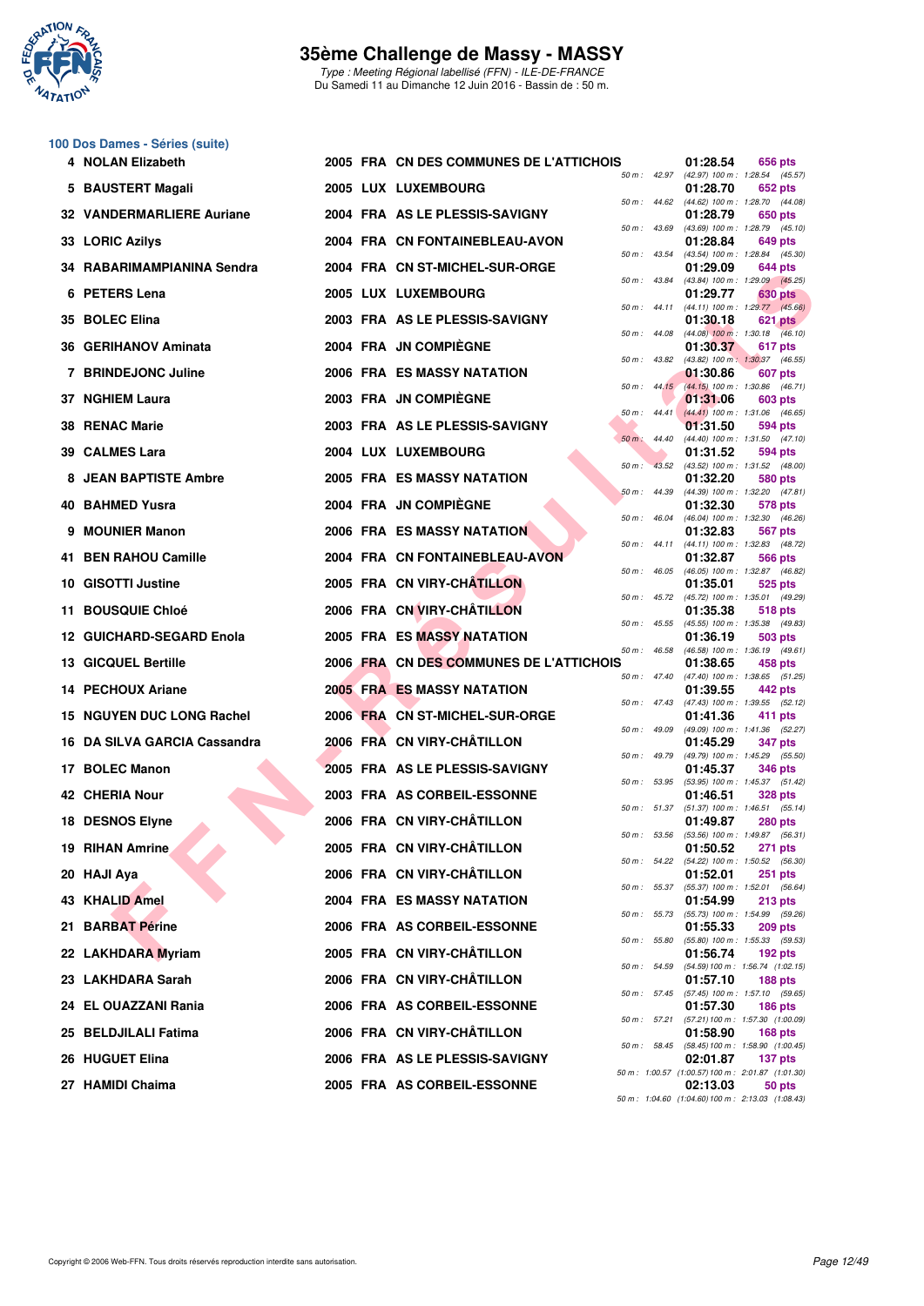# 35ème Challenge de Massy - MASSY

*Type : Meeting Régional labellisé (FFN) - ILE-DE-FRANCE*
*Du Samedi 11 au Dimanche 12 Juin 2016 - Bassin de : 50 m.*

## 100 Dos Dames - Séries (suite)

| Rang | Nom | Année | Nat. | Club | Temps | Points | Splits |
|---|---|---|---|---|---|---|---|
| 4 | NOLAN Elizabeth | 2005 | FRA | CN DES COMMUNES DE L'ATTICHOIS | 01:28.54 | 656 pts | 50 m : 42.97 (42.97) 100 m : 1:28.54 (45.57) |
| 5 | BAUSTERT Magali | 2005 | LUX | LUXEMBOURG | 01:28.70 | 652 pts | 50 m : 44.62 (44.62) 100 m : 1:28.70 (44.08) |
| 32 | VANDERMARLIERE Auriane | 2004 | FRA | AS LE PLESSIS-SAVIGNY | 01:28.79 | 650 pts | 50 m : 43.69 (43.69) 100 m : 1:28.79 (45.10) |
| 33 | LORIC Azilys | 2004 | FRA | CN FONTAINEBLEAU-AVON | 01:28.84 | 649 pts | 50 m : 43.54 (43.54) 100 m : 1:28.84 (45.30) |
| 34 | RABARIMAMPIANINA Sendra | 2004 | FRA | CN ST-MICHEL-SUR-ORGE | 01:29.09 | 644 pts | 50 m : 43.84 (43.84) 100 m : 1:29.09 (45.25) |
| 6 | PETERS Lena | 2005 | LUX | LUXEMBOURG | 01:29.77 | 630 pts | 50 m : 44.11 (44.11) 100 m : 1:29.77 (45.66) |
| 35 | BOLEC Elina | 2003 | FRA | AS LE PLESSIS-SAVIGNY | 01:30.18 | 621 pts | 50 m : 44.08 (44.08) 100 m : 1:30.18 (46.10) |
| 36 | GERIHANOV Aminata | 2004 | FRA | JN COMPIÈGNE | 01:30.37 | 617 pts | 50 m : 43.82 (43.82) 100 m : 1:30.37 (46.55) |
| 7 | BRINDEJONC Juline | 2006 | FRA | ES MASSY NATATION | 01:30.86 | 607 pts | 50 m : 44.15 (44.15) 100 m : 1:30.86 (46.71) |
| 37 | NGHIEM Laura | 2003 | FRA | JN COMPIÈGNE | 01:31.06 | 603 pts | 50 m : 44.41 (44.41) 100 m : 1:31.06 (46.65) |
| 38 | RENAC Marie | 2003 | FRA | AS LE PLESSIS-SAVIGNY | 01:31.50 | 594 pts | 50 m : 44.40 (44.40) 100 m : 1:31.50 (47.10) |
| 39 | CALMES Lara | 2004 | LUX | LUXEMBOURG | 01:31.52 | 594 pts | 50 m : 43.52 (43.52) 100 m : 1:31.52 (48.00) |
| 8 | JEAN BAPTISTE Ambre | 2005 | FRA | ES MASSY NATATION | 01:32.20 | 580 pts | 50 m : 44.39 (44.39) 100 m : 1:32.20 (47.81) |
| 40 | BAHMED Yusra | 2004 | FRA | JN COMPIÈGNE | 01:32.30 | 578 pts | 50 m : 46.04 (46.04) 100 m : 1:32.30 (46.26) |
| 9 | MOUNIER Manon | 2006 | FRA | ES MASSY NATATION | 01:32.83 | 567 pts | 50 m : 44.11 (44.11) 100 m : 1:32.83 (48.72) |
| 41 | BEN RAHOU Camille | 2004 | FRA | CN FONTAINEBLEAU-AVON | 01:32.87 | 566 pts | 50 m : 46.05 (46.05) 100 m : 1:32.87 (46.82) |
| 10 | GISOTTI Justine | 2005 | FRA | CN VIRY-CHÂTILLON | 01:35.01 | 525 pts | 50 m : 45.72 (45.72) 100 m : 1:35.01 (49.29) |
| 11 | BOUSQUIE Chloé | 2006 | FRA | CN VIRY-CHÂTILLON | 01:35.38 | 518 pts | 50 m : 45.55 (45.55) 100 m : 1:35.38 (49.83) |
| 12 | GUICHARD-SEGARD Enola | 2005 | FRA | ES MASSY NATATION | 01:36.19 | 503 pts | 50 m : 46.58 (46.58) 100 m : 1:36.19 (49.61) |
| 13 | GICQUEL Bertille | 2006 | FRA | CN DES COMMUNES DE L'ATTICHOIS | 01:38.65 | 458 pts | 50 m : 47.40 (47.40) 100 m : 1:38.65 (51.25) |
| 14 | PECHOUX Ariane | 2005 | FRA | ES MASSY NATATION | 01:39.55 | 442 pts | 50 m : 47.43 (47.43) 100 m : 1:39.55 (52.12) |
| 15 | NGUYEN DUC LONG Rachel | 2006 | FRA | CN ST-MICHEL-SUR-ORGE | 01:41.36 | 411 pts | 50 m : 49.09 (49.09) 100 m : 1:41.36 (52.27) |
| 16 | DA SILVA GARCIA Cassandra | 2006 | FRA | CN VIRY-CHÂTILLON | 01:45.29 | 347 pts | 50 m : 49.79 (49.79) 100 m : 1:45.29 (55.50) |
| 17 | BOLEC Manon | 2005 | FRA | AS LE PLESSIS-SAVIGNY | 01:45.37 | 346 pts | 50 m : 53.95 (53.95) 100 m : 1:45.37 (51.42) |
| 42 | CHERIA Nour | 2003 | FRA | AS CORBEIL-ESSONNE | 01:46.51 | 328 pts | 50 m : 51.37 (51.37) 100 m : 1:46.51 (55.14) |
| 18 | DESNOS Elyne | 2006 | FRA | CN VIRY-CHÂTILLON | 01:49.87 | 280 pts | 50 m : 53.56 (53.56) 100 m : 1:49.87 (56.31) |
| 19 | RIHAN Amrine | 2005 | FRA | CN VIRY-CHÂTILLON | 01:50.52 | 271 pts | 50 m : 54.22 (54.22) 100 m : 1:50.52 (56.30) |
| 20 | HAJI Aya | 2006 | FRA | CN VIRY-CHÂTILLON | 01:52.01 | 251 pts | 50 m : 55.37 (55.37) 100 m : 1:52.01 (56.64) |
| 43 | KHALID Amel | 2004 | FRA | ES MASSY NATATION | 01:54.99 | 213 pts | 50 m : 55.73 (55.73) 100 m : 1:54.99 (59.26) |
| 21 | BARBAT Périne | 2006 | FRA | AS CORBEIL-ESSONNE | 01:55.33 | 209 pts | 50 m : 55.80 (55.80) 100 m : 1:55.33 (59.53) |
| 22 | LAKHDARA Myriam | 2005 | FRA | CN VIRY-CHÂTILLON | 01:56.74 | 192 pts | 50 m : 54.59 (54.59) 100 m : 1:56.74 (1:02.15) |
| 23 | LAKHDARA Sarah | 2006 | FRA | CN VIRY-CHÂTILLON | 01:57.10 | 188 pts | 50 m : 57.45 (57.45) 100 m : 1:57.10 (59.65) |
| 24 | EL OUAZZANI Rania | 2006 | FRA | AS CORBEIL-ESSONNE | 01:57.30 | 186 pts | 50 m : 57.21 (57.21) 100 m : 1:57.30 (1:00.09) |
| 25 | BELDJILALI Fatima | 2006 | FRA | CN VIRY-CHÂTILLON | 01:58.90 | 168 pts | 50 m : 58.45 (58.45) 100 m : 1:58.90 (1:00.45) |
| 26 | HUGUET Elina | 2006 | FRA | AS LE PLESSIS-SAVIGNY | 02:01.87 | 137 pts | 50 m : 1:00.57 (1:00.57) 100 m : 2:01.87 (1:01.30) |
| 27 | HAMIDI Chaima | 2005 | FRA | AS CORBEIL-ESSONNE | 02:13.03 | 50 pts | 50 m : 1:04.60 (1:04.60) 100 m : 2:13.03 (1:08.43) |

Copyright © 2006 Web-FFN. Tous droits réservés reproduction interdite sans autorisation.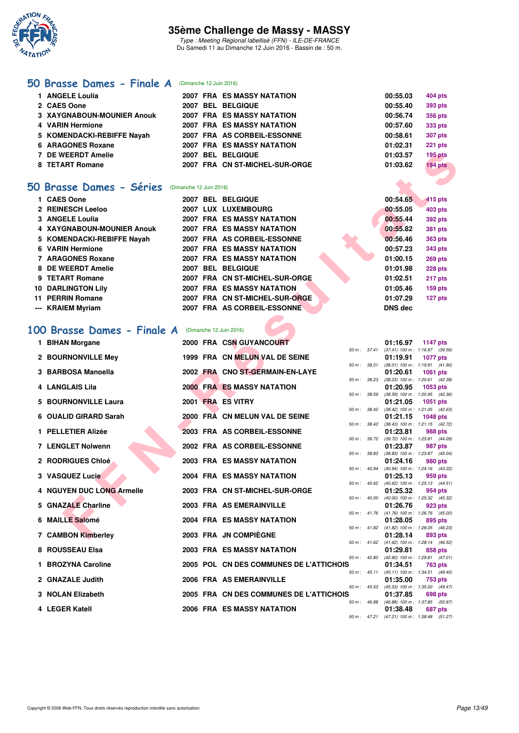# 35ème Challenge de Massy - MASSY

*Type : Meeting Régional labellisé (FFN) - ILE-DE-FRANCE*
Du Samedi 11 au Dimanche 12 Juin 2016 - Bassin de : 50 m.

## 50 Brasse Dames - Finale A (Dimanche 12 Juin 2016)

| | Nom | Année | Nat | Club | Temps | Points |
|---|---|---|---|---|---|---|
| 1 | ANGELE Loulia | 2007 | FRA | ES MASSY NATATION | 00:55.03 | 404 pts |
| 2 | CAES Oone | 2007 | BEL | BELGIQUE | 00:55.40 | 393 pts |
| 3 | XAYGNABOUN-MOUNIER Anouk | 2007 | FRA | ES MASSY NATATION | 00:56.74 | 356 pts |
| 4 | VARIN Hermione | 2007 | FRA | ES MASSY NATATION | 00:57.60 | 333 pts |
| 5 | KOMENDACKI-REBIFFE Nayah | 2007 | FRA | AS CORBEIL-ESSONNE | 00:58.61 | 307 pts |
| 6 | ARAGONES Roxane | 2007 | FRA | ES MASSY NATATION | 01:02.31 | 221 pts |
| 7 | DE WEERDT Amelie | 2007 | BEL | BELGIQUE | 01:03.57 | 195 pts |
| 8 | TETART Romane | 2007 | FRA | CN ST-MICHEL-SUR-ORGE | 01:03.62 | 194 pts |

## 50 Brasse Dames - Séries (Dimanche 12 Juin 2016)

| | Nom | Année | Nat | Club | Temps | Points |
|---|---|---|---|---|---|---|
| 1 | CAES Oone | 2007 | BEL | BELGIQUE | 00:54.65 | 415 pts |
| 2 | REINESCH Leeloo | 2007 | LUX | LUXEMBOURG | 00:55.05 | 403 pts |
| 3 | ANGELE Loulia | 2007 | FRA | ES MASSY NATATION | 00:55.44 | 392 pts |
| 4 | XAYGNABOUN-MOUNIER Anouk | 2007 | FRA | ES MASSY NATATION | 00:55.82 | 381 pts |
| 5 | KOMENDACKI-REBIFFE Nayah | 2007 | FRA | AS CORBEIL-ESSONNE | 00:56.46 | 363 pts |
| 6 | VARIN Hermione | 2007 | FRA | ES MASSY NATATION | 00:57.23 | 343 pts |
| 7 | ARAGONES Roxane | 2007 | FRA | ES MASSY NATATION | 01:00.15 | 269 pts |
| 8 | DE WEERDT Amelie | 2007 | BEL | BELGIQUE | 01:01.98 | 228 pts |
| 9 | TETART Romane | 2007 | FRA | CN ST-MICHEL-SUR-ORGE | 01:02.51 | 217 pts |
| 10 | DARLINGTON Lily | 2007 | FRA | ES MASSY NATATION | 01:05.46 | 159 pts |
| 11 | PERRIN Romane | 2007 | FRA | CN ST-MICHEL-SUR-ORGE | 01:07.29 | 127 pts |
| --- | KRAIEM Myriam | 2007 | FRA | AS CORBEIL-ESSONNE | DNS dec | |

## 100 Brasse Dames - Finale A (Dimanche 12 Juin 2016)

| | Nom | Année | Nat | Club | Temps | Points | Splits |
|---|---|---|---|---|---|---|---|
| 1 | BIHAN Morgane | 2000 | FRA | CSN GUYANCOURT | 01:16.97 | 1147 pts | 50 m : 37.41 (37.41) 100 m : 1:16.97 (39.56) |
| 2 | BOURNONVILLE Mey | 1999 | FRA | CN MELUN VAL DE SEINE | 01:19.91 | 1077 pts | 50 m : 38.01 (38.01) 100 m : 1:19.91 (41.90) |
| 3 | BARBOSA Manoella | 2002 | FRA | CNO ST-GERMAIN-EN-LAYE | 01:20.61 | 1061 pts | 50 m : 38.23 (38.23) 100 m : 1:20.61 (42.38) |
| 4 | LANGLAIS Lila | 2000 | FRA | ES MASSY NATATION | 01:20.95 | 1053 pts | 50 m : 38.59 (38.59) 100 m : 1:20.95 (42.36) |
| 5 | BOURNONVILLE Laura | 2001 | FRA | ES VITRY | 01:21.05 | 1051 pts | 50 m : 38.42 (38.42) 100 m : 1:21.05 (42.63) |
| 6 | OUALID GIRARD Sarah | 2000 | FRA | CN MELUN VAL DE SEINE | 01:21.15 | 1048 pts | 50 m : 38.43 (38.43) 100 m : 1:21.15 (42.72) |
| 1 | PELLETIER Alizée | 2003 | FRA | AS CORBEIL-ESSONNE | 01:23.81 | 988 pts | 50 m : 39.72 (39.72) 100 m : 1:23.81 (44.09) |
| 7 | LENGLET Nolwenn | 2002 | FRA | AS CORBEIL-ESSONNE | 01:23.87 | 987 pts | 50 m : 38.83 (38.83) 100 m : 1:23.87 (45.04) |
| 2 | RODRIGUES Chloé | 2003 | FRA | ES MASSY NATATION | 01:24.16 | 980 pts | 50 m : 40.94 (40.94) 100 m : 1:24.16 (43.22) |
| 3 | VASQUEZ Lucie | 2004 | FRA | ES MASSY NATATION | 01:25.13 | 959 pts | 50 m : 40.62 (40.62) 100 m : 1:25.13 (44.51) |
| 4 | NGUYEN DUC LONG Armelle | 2003 | FRA | CN ST-MICHEL-SUR-ORGE | 01:25.32 | 954 pts | 50 m : 40.00 (40.00) 100 m : 1:25.32 (45.32) |
| 5 | GNAZALE Charline | 2003 | FRA | AS EMERAINVILLE | 01:26.76 | 923 pts | 50 m : 41.76 (41.76) 100 m : 1:26.76 (45.00) |
| 6 | MAILLE Salomé | 2004 | FRA | ES MASSY NATATION | 01:28.05 | 895 pts | 50 m : 41.82 (41.82) 100 m : 1:28.05 (46.23) |
| 7 | CAMBON Kimberley | 2003 | FRA | JN COMPIÈGNE | 01:28.14 | 893 pts | 50 m : 41.62 (41.62) 100 m : 1:28.14 (46.52) |
| 8 | ROUSSEAU Elsa | 2003 | FRA | ES MASSY NATATION | 01:29.81 | 858 pts | 50 m : 42.80 (42.80) 100 m : 1:29.81 (47.01) |
| 1 | BROZYNA Caroline | 2005 | POL | CN DES COMMUNES DE L'ATTICHOIS | 01:34.51 | 763 pts | 50 m : 45.11 (45.11) 100 m : 1:34.51 (49.40) |
| 2 | GNAZALE Judith | 2006 | FRA | AS EMERAINVILLE | 01:35.00 | 753 pts | 50 m : 45.53 (45.53) 100 m : 1:35.00 (49.47) |
| 3 | NOLAN Elizabeth | 2005 | FRA | CN DES COMMUNES DE L'ATTICHOIS | 01:37.85 | 698 pts | 50 m : 46.88 (46.88) 100 m : 1:37.85 (50.97) |
| 4 | LEGER Katell | 2006 | FRA | ES MASSY NATATION | 01:38.48 | 687 pts | 50 m : 47.21 (47.21) 100 m : 1:38.48 (51.27) |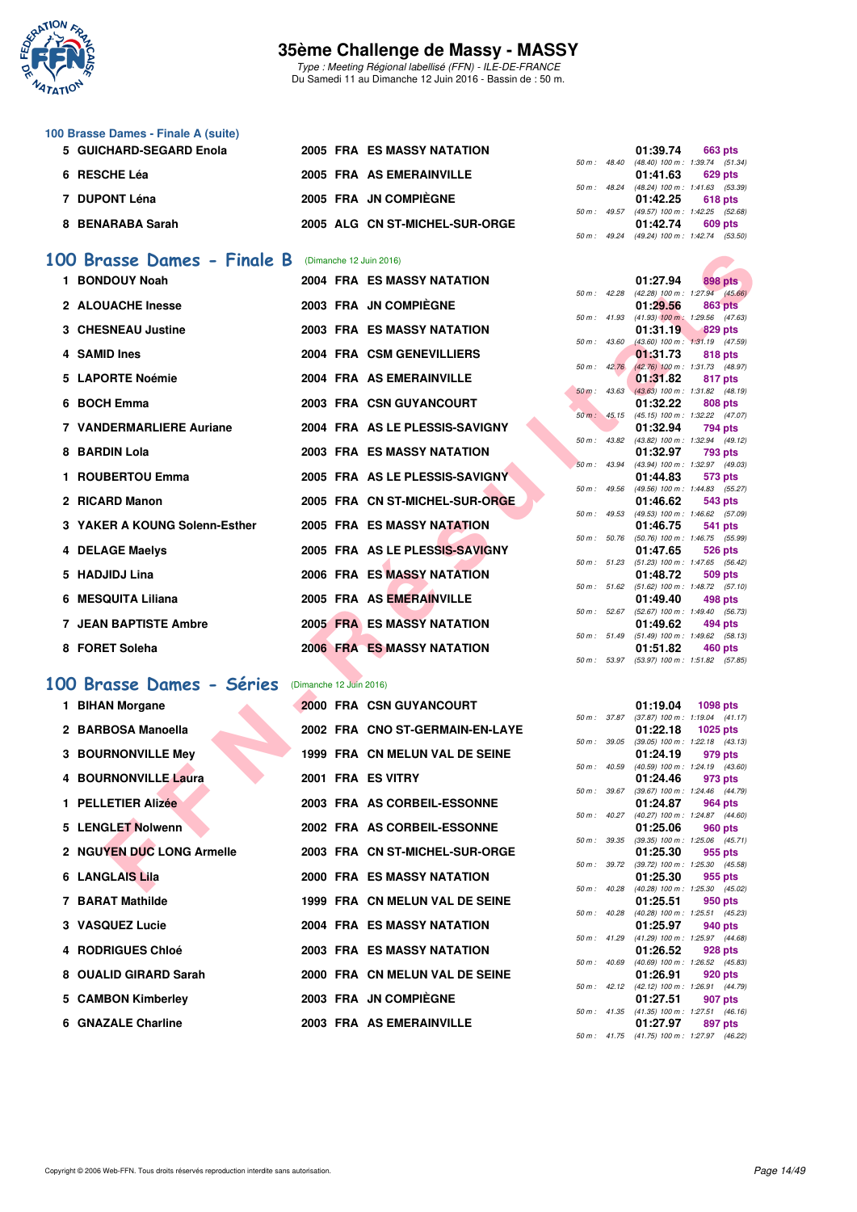## 100 Brasse Dames - Finale A (suite)

| Rang | Nom | Année | Nat | Club | Temps | Points | Splits |
|---|---|---|---|---|---|---|---|
| 5 | GUICHARD-SEGARD Enola | 2005 | FRA | ES MASSY NATATION | 01:39.74 | 663 pts | 50 m : 48.40 (48.40) 100 m : 1:39.74 (51.34) |
| 6 | RESCHE Léa | 2005 | FRA | AS EMERAINVILLE | 01:41.63 | 629 pts | 50 m : 48.24 (48.24) 100 m : 1:41.63 (53.39) |
| 7 | DUPONT Léna | 2005 | FRA | JN COMPIÈGNE | 01:42.25 | 618 pts | 50 m : 49.57 (49.57) 100 m : 1:42.25 (52.68) |
| 8 | BENARABA Sarah | 2005 | ALG | CN ST-MICHEL-SUR-ORGE | 01:42.74 | 609 pts | 50 m : 49.24 (49.24) 100 m : 1:42.74 (53.50) |

## 100 Brasse Dames - Finale B (Dimanche 12 Juin 2016)

| Rang | Nom | Année | Nat | Club | Temps | Points | Splits |
|---|---|---|---|---|---|---|---|
| 1 | BONDOUY Noah | 2004 | FRA | ES MASSY NATATION | 01:27.94 | 898 pts | 50 m : 42.28 (42.28) 100 m : 1:27.94 (45.66) |
| 2 | ALOUACHE Inesse | 2003 | FRA | JN COMPIÈGNE | 01:29.56 | 863 pts | 50 m : 41.93 (41.93) 100 m : 1:29.56 (47.63) |
| 3 | CHESNEAU Justine | 2003 | FRA | ES MASSY NATATION | 01:31.19 | 829 pts | 50 m : 43.60 (43.60) 100 m : 1:31.19 (47.59) |
| 4 | SAMID Ines | 2004 | FRA | CSM GENEVILLIERS | 01:31.73 | 818 pts | 50 m : 42.76 (42.76) 100 m : 1:31.73 (48.97) |
| 5 | LAPORTE Noémie | 2004 | FRA | AS EMERAINVILLE | 01:31.82 | 817 pts | 50 m : 43.63 (43.63) 100 m : 1:31.82 (48.19) |
| 6 | BOCH Emma | 2003 | FRA | CSN GUYANCOURT | 01:32.22 | 808 pts | 50 m : 45.15 (45.15) 100 m : 1:32.22 (47.07) |
| 7 | VANDERMARLIERE Auriane | 2004 | FRA | AS LE PLESSIS-SAVIGNY | 01:32.94 | 794 pts | 50 m : 43.82 (43.82) 100 m : 1:32.94 (49.12) |
| 8 | BARDIN Lola | 2003 | FRA | ES MASSY NATATION | 01:32.97 | 793 pts | 50 m : 43.94 (43.94) 100 m : 1:32.97 (49.03) |
| 1 | ROUBERTOU Emma | 2005 | FRA | AS LE PLESSIS-SAVIGNY | 01:44.83 | 573 pts | 50 m : 49.56 (49.56) 100 m : 1:44.83 (55.27) |
| 2 | RICARD Manon | 2005 | FRA | CN ST-MICHEL-SUR-ORGE | 01:46.62 | 543 pts | 50 m : 49.53 (49.53) 100 m : 1:46.62 (57.09) |
| 3 | YAKER A KOUNG Solenn-Esther | 2005 | FRA | ES MASSY NATATION | 01:46.75 | 541 pts | 50 m : 50.76 (50.76) 100 m : 1:46.75 (55.99) |
| 4 | DELAGE Maelys | 2005 | FRA | AS LE PLESSIS-SAVIGNY | 01:47.65 | 526 pts | 50 m : 51.23 (51.23) 100 m : 1:47.65 (56.42) |
| 5 | HADJIDJ Lina | 2006 | FRA | ES MASSY NATATION | 01:48.72 | 509 pts | 50 m : 51.62 (51.62) 100 m : 1:48.72 (57.10) |
| 6 | MESQUITA Liliana | 2005 | FRA | AS EMERAINVILLE | 01:49.40 | 498 pts | 50 m : 52.67 (52.67) 100 m : 1:49.40 (56.73) |
| 7 | JEAN BAPTISTE Ambre | 2005 | FRA | ES MASSY NATATION | 01:49.62 | 494 pts | 50 m : 51.49 (51.49) 100 m : 1:49.62 (58.13) |
| 8 | FORET Soleha | 2006 | FRA | ES MASSY NATATION | 01:51.82 | 460 pts | 50 m : 53.97 (53.97) 100 m : 1:51.82 (57.85) |

## 100 Brasse Dames - Séries (Dimanche 12 Juin 2016)

| Rang | Nom | Année | Nat | Club | Temps | Points | Splits |
|---|---|---|---|---|---|---|---|
| 1 | BIHAN Morgane | 2000 | FRA | CSN GUYANCOURT | 01:19.04 | 1098 pts | 50 m : 37.87 (37.87) 100 m : 1:19.04 (41.17) |
| 2 | BARBOSA Manoella | 2002 | FRA | CNO ST-GERMAIN-EN-LAYE | 01:22.18 | 1025 pts | 50 m : 39.05 (39.05) 100 m : 1:22.18 (43.13) |
| 3 | BOURNONVILLE Mey | 1999 | FRA | CN MELUN VAL DE SEINE | 01:24.19 | 979 pts | 50 m : 40.59 (40.59) 100 m : 1:24.19 (43.60) |
| 4 | BOURNONVILLE Laura | 2001 | FRA | ES VITRY | 01:24.46 | 973 pts | 50 m : 39.67 (39.67) 100 m : 1:24.46 (44.79) |
| 1 | PELLETIER Alizée | 2003 | FRA | AS CORBEIL-ESSONNE | 01:24.87 | 964 pts | 50 m : 40.27 (40.27) 100 m : 1:24.87 (44.60) |
| 5 | LENGLET Nolwenn | 2002 | FRA | AS CORBEIL-ESSONNE | 01:25.06 | 960 pts | 50 m : 39.35 (39.35) 100 m : 1:25.06 (45.71) |
| 2 | NGUYEN DUC LONG Armelle | 2003 | FRA | CN ST-MICHEL-SUR-ORGE | 01:25.30 | 955 pts | 50 m : 39.72 (39.72) 100 m : 1:25.30 (45.58) |
| 6 | LANGLAIS Lila | 2000 | FRA | ES MASSY NATATION | 01:25.30 | 955 pts | 50 m : 40.28 (40.28) 100 m : 1:25.30 (45.02) |
| 7 | BARAT Mathilde | 1999 | FRA | CN MELUN VAL DE SEINE | 01:25.51 | 950 pts | 50 m : 40.28 (40.28) 100 m : 1:25.51 (45.23) |
| 3 | VASQUEZ Lucie | 2004 | FRA | ES MASSY NATATION | 01:25.97 | 940 pts | 50 m : 41.29 (41.29) 100 m : 1:25.97 (44.68) |
| 4 | RODRIGUES Chloé | 2003 | FRA | ES MASSY NATATION | 01:26.52 | 928 pts | 50 m : 40.69 (40.69) 100 m : 1:26.52 (45.83) |
| 8 | OUALID GIRARD Sarah | 2000 | FRA | CN MELUN VAL DE SEINE | 01:26.91 | 920 pts | 50 m : 42.12 (42.12) 100 m : 1:26.91 (44.79) |
| 5 | CAMBON Kimberley | 2003 | FRA | JN COMPIÈGNE | 01:27.51 | 907 pts | 50 m : 41.35 (41.35) 100 m : 1:27.51 (46.16) |
| 6 | GNAZALE Charline | 2003 | FRA | AS EMERAINVILLE | 01:27.97 | 897 pts | 50 m : 41.75 (41.75) 100 m : 1:27.97 (46.22) |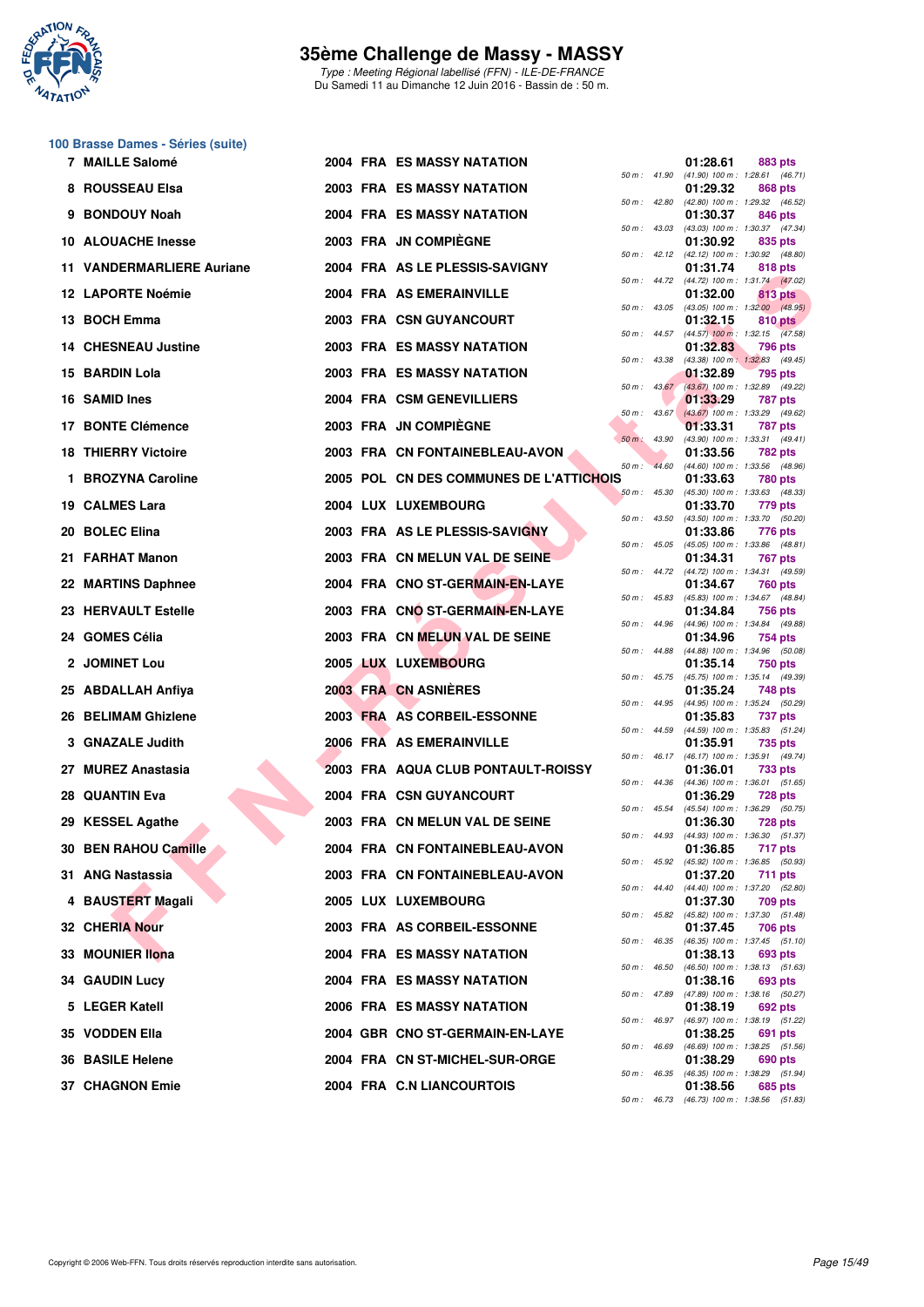# 35ème Challenge de Massy - MASSY

*Type : Meeting Régional labellisé (FFN) - ILE-DE-FRANCE*
Du Samedi 11 au Dimanche 12 Juin 2016 - Bassin de : 50 m.

## 100 Brasse Dames - Séries (suite)

| Rang | Nom | Année | Nat. | Club | Temps | Points | Splits |
|---|---|---|---|---|---|---|---|
| 7 | MAILLE Salomé | 2004 | FRA | ES MASSY NATATION | 01:28.61 | 883 pts | 50 m : 41.90 (41.90) 100 m : 1:28.61 (46.71) |
| 8 | ROUSSEAU Elsa | 2003 | FRA | ES MASSY NATATION | 01:29.32 | 868 pts | 50 m : 42.80 (42.80) 100 m : 1:29.32 (46.52) |
| 9 | BONDOUY Noah | 2004 | FRA | ES MASSY NATATION | 01:30.37 | 846 pts | 50 m : 43.03 (43.03) 100 m : 1:30.37 (47.34) |
| 10 | ALOUACHE Inesse | 2003 | FRA | JN COMPIÈGNE | 01:30.92 | 835 pts | 50 m : 42.12 (42.12) 100 m : 1:30.92 (48.80) |
| 11 | VANDERMARLIERE Auriane | 2004 | FRA | AS LE PLESSIS-SAVIGNY | 01:31.74 | 818 pts | 50 m : 44.72 (44.72) 100 m : 1:31.74 (47.02) |
| 12 | LAPORTE Noémie | 2004 | FRA | AS EMERAINVILLE | 01:32.00 | 813 pts | 50 m : 43.05 (43.05) 100 m : 1:32.00 (48.95) |
| 13 | BOCH Emma | 2003 | FRA | CSN GUYANCOURT | 01:32.15 | 810 pts | 50 m : 44.57 (44.57) 100 m : 1:32.15 (47.58) |
| 14 | CHESNEAU Justine | 2003 | FRA | ES MASSY NATATION | 01:32.83 | 796 pts | 50 m : 43.38 (43.38) 100 m : 1:32.83 (49.45) |
| 15 | BARDIN Lola | 2003 | FRA | ES MASSY NATATION | 01:32.89 | 795 pts | 50 m : 43.67 (43.67) 100 m : 1:32.89 (49.22) |
| 16 | SAMID Ines | 2004 | FRA | CSM GENEVILLIERS | 01:33.29 | 787 pts | 50 m : 43.67 (43.67) 100 m : 1:33.29 (49.62) |
| 17 | BONTE Clémence | 2003 | FRA | JN COMPIÈGNE | 01:33.31 | 787 pts | 50 m : 43.90 (43.90) 100 m : 1:33.31 (49.41) |
| 18 | THIERRY Victoire | 2003 | FRA | CN FONTAINEBLEAU-AVON | 01:33.56 | 782 pts | 50 m : 44.60 (44.60) 100 m : 1:33.56 (48.96) |
| 1 | BROZYNA Caroline | 2005 | POL | CN DES COMMUNES DE L'ATTICHOIS | 01:33.63 | 780 pts | 50 m : 45.30 (45.30) 100 m : 1:33.63 (48.33) |
| 19 | CALMES Lara | 2004 | LUX | LUXEMBOURG | 01:33.70 | 779 pts | 50 m : 43.50 (43.50) 100 m : 1:33.70 (50.20) |
| 20 | BOLEC Elina | 2003 | FRA | AS LE PLESSIS-SAVIGNY | 01:33.86 | 776 pts | 50 m : 45.05 (45.05) 100 m : 1:33.86 (48.81) |
| 21 | FARHAT Manon | 2003 | FRA | CN MELUN VAL DE SEINE | 01:34.31 | 767 pts | 50 m : 44.72 (44.72) 100 m : 1:34.31 (49.59) |
| 22 | MARTINS Daphnee | 2004 | FRA | CNO ST-GERMAIN-EN-LAYE | 01:34.67 | 760 pts | 50 m : 45.83 (45.83) 100 m : 1:34.67 (48.84) |
| 23 | HERVAULT Estelle | 2003 | FRA | CNO ST-GERMAIN-EN-LAYE | 01:34.84 | 756 pts | 50 m : 44.96 (44.96) 100 m : 1:34.84 (49.88) |
| 24 | GOMES Célia | 2003 | FRA | CN MELUN VAL DE SEINE | 01:34.96 | 754 pts | 50 m : 44.88 (44.88) 100 m : 1:34.96 (50.08) |
| 2 | JOMINET Lou | 2005 | LUX | LUXEMBOURG | 01:35.14 | 750 pts | 50 m : 45.75 (45.75) 100 m : 1:35.14 (49.39) |
| 25 | ABDALLAH Anfiya | 2003 | FRA | CN ASNIÈRES | 01:35.24 | 748 pts | 50 m : 44.95 (44.95) 100 m : 1:35.24 (50.29) |
| 26 | BELIMAM Ghizlene | 2003 | FRA | AS CORBEIL-ESSONNE | 01:35.83 | 737 pts | 50 m : 44.59 (44.59) 100 m : 1:35.83 (51.24) |
| 3 | GNAZALE Judith | 2006 | FRA | AS EMERAINVILLE | 01:35.91 | 735 pts | 50 m : 46.17 (46.17) 100 m : 1:35.91 (49.74) |
| 27 | MUREZ Anastasia | 2003 | FRA | AQUA CLUB PONTAULT-ROISSY | 01:36.01 | 733 pts | 50 m : 44.36 (44.36) 100 m : 1:36.01 (51.65) |
| 28 | QUANTIN Eva | 2004 | FRA | CSN GUYANCOURT | 01:36.29 | 728 pts | 50 m : 45.54 (45.54) 100 m : 1:36.29 (50.75) |
| 29 | KESSEL Agathe | 2003 | FRA | CN MELUN VAL DE SEINE | 01:36.30 | 728 pts | 50 m : 44.93 (44.93) 100 m : 1:36.30 (51.37) |
| 30 | BEN RAHOU Camille | 2004 | FRA | CN FONTAINEBLEAU-AVON | 01:36.85 | 717 pts | 50 m : 45.92 (45.92) 100 m : 1:36.85 (50.93) |
| 31 | ANG Nastassia | 2003 | FRA | CN FONTAINEBLEAU-AVON | 01:37.20 | 711 pts | 50 m : 44.40 (44.40) 100 m : 1:37.20 (52.80) |
| 4 | BAUSTERT Magali | 2005 | LUX | LUXEMBOURG | 01:37.30 | 709 pts | 50 m : 45.82 (45.82) 100 m : 1:37.30 (51.48) |
| 32 | CHERIA Nour | 2003 | FRA | AS CORBEIL-ESSONNE | 01:37.45 | 706 pts | 50 m : 46.35 (46.35) 100 m : 1:37.45 (51.10) |
| 33 | MOUNIER Ilona | 2004 | FRA | ES MASSY NATATION | 01:38.13 | 693 pts | 50 m : 46.50 (46.50) 100 m : 1:38.13 (51.63) |
| 34 | GAUDIN Lucy | 2004 | FRA | ES MASSY NATATION | 01:38.16 | 693 pts | 50 m : 47.89 (47.89) 100 m : 1:38.16 (50.27) |
| 5 | LEGER Katell | 2006 | FRA | ES MASSY NATATION | 01:38.19 | 692 pts | 50 m : 46.97 (46.97) 100 m : 1:38.19 (51.22) |
| 35 | VODDEN Ella | 2004 | GBR | CNO ST-GERMAIN-EN-LAYE | 01:38.25 | 691 pts | 50 m : 46.69 (46.69) 100 m : 1:38.25 (51.56) |
| 36 | BASILE Helene | 2004 | FRA | CN ST-MICHEL-SUR-ORGE | 01:38.29 | 690 pts | 50 m : 46.35 (46.35) 100 m : 1:38.29 (51.94) |
| 37 | CHAGNON Emie | 2004 | FRA | C.N LIANCOURTOIS | 01:38.56 | 685 pts | 50 m : 46.73 (46.73) 100 m : 1:38.56 (51.83) |

Copyright © 2006 Web-FFN. Tous droits réservés reproduction interdite sans autorisation.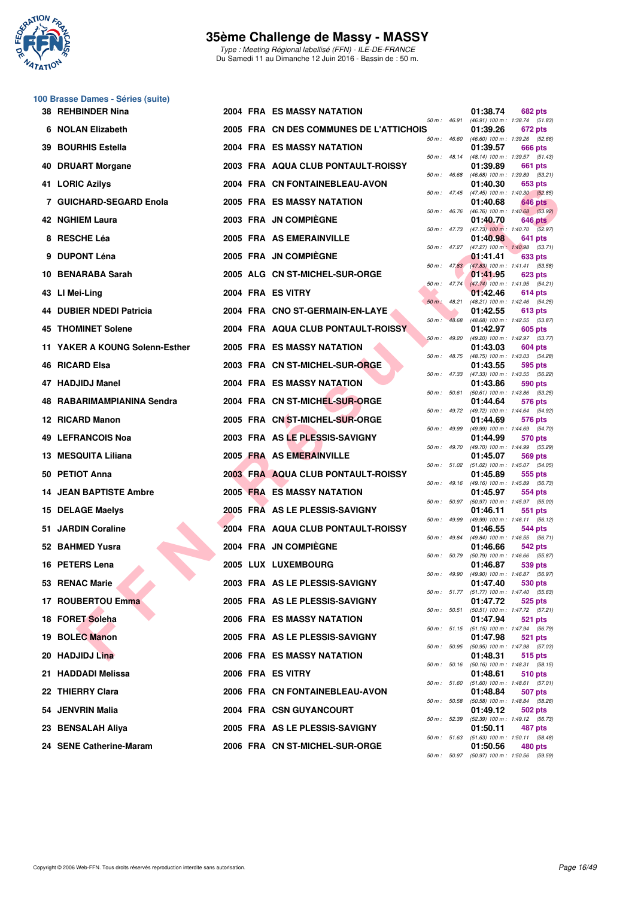# 35ème Challenge de Massy - MASSY

*Type : Meeting Régional labellisé (FFN) - ILE-DE-FRANCE*
Du Samedi 11 au Dimanche 12 Juin 2016 - Bassin de : 50 m.

## 100 Brasse Dames - Séries (suite)

| Rang | Nom | Année | Nat. | Club | Temps | Points | Splits |
|---|---|---|---|---|---|---|---|
| 38 | REHBINDER Nina | 2004 | FRA | ES MASSY NATATION | 01:38.74 | 682 pts | 50 m : 46.91 (46.91) 100 m : 1:38.74 (51.83) |
| 6 | NOLAN Elizabeth | 2005 | FRA | CN DES COMMUNES DE L'ATTICHOIS | 01:39.26 | 672 pts | 50 m : 46.60 (46.60) 100 m : 1:39.26 (52.66) |
| 39 | BOURHIS Estella | 2004 | FRA | ES MASSY NATATION | 01:39.57 | 666 pts | 50 m : 48.14 (48.14) 100 m : 1:39.57 (51.43) |
| 40 | DRUART Morgane | 2003 | FRA | AQUA CLUB PONTAULT-ROISSY | 01:39.89 | 661 pts | 50 m : 46.68 (46.68) 100 m : 1:39.89 (53.21) |
| 41 | LORIC Azilys | 2004 | FRA | CN FONTAINEBLEAU-AVON | 01:40.30 | 653 pts | 50 m : 47.45 (47.45) 100 m : 1:40.30 (52.85) |
| 7 | GUICHARD-SEGARD Enola | 2005 | FRA | ES MASSY NATATION | 01:40.68 | 646 pts | 50 m : 46.76 (46.76) 100 m : 1:40.68 (53.92) |
| 42 | NGHIEM Laura | 2003 | FRA | JN COMPIÈGNE | 01:40.70 | 646 pts | 50 m : 47.73 (47.73) 100 m : 1:40.70 (52.97) |
| 8 | RESCHE Léa | 2005 | FRA | AS EMERAINVILLE | 01:40.98 | 641 pts | 50 m : 47.27 (47.27) 100 m : 1:40.98 (53.71) |
| 9 | DUPONT Léna | 2005 | FRA | JN COMPIÈGNE | 01:41.41 | 633 pts | 50 m : 47.83 (47.83) 100 m : 1:41.41 (53.58) |
| 10 | BENARABA Sarah | 2005 | ALG | CN ST-MICHEL-SUR-ORGE | 01:41.95 | 623 pts | 50 m : 47.74 (47.74) 100 m : 1:41.95 (54.21) |
| 43 | LI Mei-Ling | 2004 | FRA | ES VITRY | 01:42.46 | 614 pts | 50 m : 48.21 (48.21) 100 m : 1:42.46 (54.25) |
| 44 | DUBIER NDEDI Patricia | 2004 | FRA | CNO ST-GERMAIN-EN-LAYE | 01:42.55 | 613 pts | 50 m : 48.68 (48.68) 100 m : 1:42.55 (53.87) |
| 45 | THOMINET Solene | 2004 | FRA | AQUA CLUB PONTAULT-ROISSY | 01:42.97 | 605 pts | 50 m : 49.20 (49.20) 100 m : 1:42.97 (53.77) |
| 11 | YAKER A KOUNG Solenn-Esther | 2005 | FRA | ES MASSY NATATION | 01:43.03 | 604 pts | 50 m : 48.75 (48.75) 100 m : 1:43.03 (54.28) |
| 46 | RICARD Elsa | 2003 | FRA | CN ST-MICHEL-SUR-ORGE | 01:43.55 | 595 pts | 50 m : 47.33 (47.33) 100 m : 1:43.55 (56.22) |
| 47 | HADJIDJ Manel | 2004 | FRA | ES MASSY NATATION | 01:43.86 | 590 pts | 50 m : 50.61 (50.61) 100 m : 1:43.86 (53.25) |
| 48 | RABARIMAMPIANINA Sendra | 2004 | FRA | CN ST-MICHEL-SUR-ORGE | 01:44.64 | 576 pts | 50 m : 49.72 (49.72) 100 m : 1:44.64 (54.92) |
| 12 | RICARD Manon | 2005 | FRA | CN ST-MICHEL-SUR-ORGE | 01:44.69 | 576 pts | 50 m : 49.99 (49.99) 100 m : 1:44.69 (54.70) |
| 49 | LEFRANCOIS Noa | 2003 | FRA | AS LE PLESSIS-SAVIGNY | 01:44.99 | 570 pts | 50 m : 49.70 (49.70) 100 m : 1:44.99 (55.29) |
| 13 | MESQUITA Liliana | 2005 | FRA | AS EMERAINVILLE | 01:45.07 | 569 pts | 50 m : 51.02 (51.02) 100 m : 1:45.07 (54.05) |
| 50 | PETIOT Anna | 2003 | FRA | AQUA CLUB PONTAULT-ROISSY | 01:45.89 | 555 pts | 50 m : 49.16 (49.16) 100 m : 1:45.89 (56.73) |
| 14 | JEAN BAPTISTE Ambre | 2005 | FRA | ES MASSY NATATION | 01:45.97 | 554 pts | 50 m : 50.97 (50.97) 100 m : 1:45.97 (55.00) |
| 15 | DELAGE Maelys | 2005 | FRA | AS LE PLESSIS-SAVIGNY | 01:46.11 | 551 pts | 50 m : 49.99 (49.99) 100 m : 1:46.11 (56.12) |
| 51 | JARDIN Coraline | 2004 | FRA | AQUA CLUB PONTAULT-ROISSY | 01:46.55 | 544 pts | 50 m : 49.84 (49.84) 100 m : 1:46.55 (56.71) |
| 52 | BAHMED Yusra | 2004 | FRA | JN COMPIÈGNE | 01:46.66 | 542 pts | 50 m : 50.79 (50.79) 100 m : 1:46.66 (55.87) |
| 16 | PETERS Lena | 2005 | LUX | LUXEMBOURG | 01:46.87 | 539 pts | 50 m : 49.90 (49.90) 100 m : 1:46.87 (56.97) |
| 53 | RENAC Marie | 2003 | FRA | AS LE PLESSIS-SAVIGNY | 01:47.40 | 530 pts | 50 m : 51.77 (51.77) 100 m : 1:47.40 (55.63) |
| 17 | ROUBERTOU Emma | 2005 | FRA | AS LE PLESSIS-SAVIGNY | 01:47.72 | 525 pts | 50 m : 50.51 (50.51) 100 m : 1:47.72 (57.21) |
| 18 | FORET Soleha | 2006 | FRA | ES MASSY NATATION | 01:47.94 | 521 pts | 50 m : 51.15 (51.15) 100 m : 1:47.94 (56.79) |
| 19 | BOLEC Manon | 2005 | FRA | AS LE PLESSIS-SAVIGNY | 01:47.98 | 521 pts | 50 m : 50.95 (50.95) 100 m : 1:47.98 (57.03) |
| 20 | HADJIDJ Lina | 2006 | FRA | ES MASSY NATATION | 01:48.31 | 515 pts | 50 m : 50.16 (50.16) 100 m : 1:48.31 (58.15) |
| 21 | HADDADI Melissa | 2006 | FRA | ES VITRY | 01:48.61 | 510 pts | 50 m : 51.60 (51.60) 100 m : 1:48.61 (57.01) |
| 22 | THIERRY Clara | 2006 | FRA | CN FONTAINEBLEAU-AVON | 01:48.84 | 507 pts | 50 m : 50.58 (50.58) 100 m : 1:48.84 (58.26) |
| 54 | JENVRIN Malia | 2004 | FRA | CSN GUYANCOURT | 01:49.12 | 502 pts | 50 m : 52.39 (52.39) 100 m : 1:49.12 (56.73) |
| 23 | BENSALAH Aliya | 2005 | FRA | AS LE PLESSIS-SAVIGNY | 01:50.11 | 487 pts | 50 m : 51.63 (51.63) 100 m : 1:50.11 (58.48) |
| 24 | SENE Catherine-Maram | 2006 | FRA | CN ST-MICHEL-SUR-ORGE | 01:50.56 | 480 pts | 50 m : 50.97 (50.97) 100 m : 1:50.56 (59.59) |

Copyright © 2006 Web-FFN. Tous droits réservés reproduction interdite sans autorisation.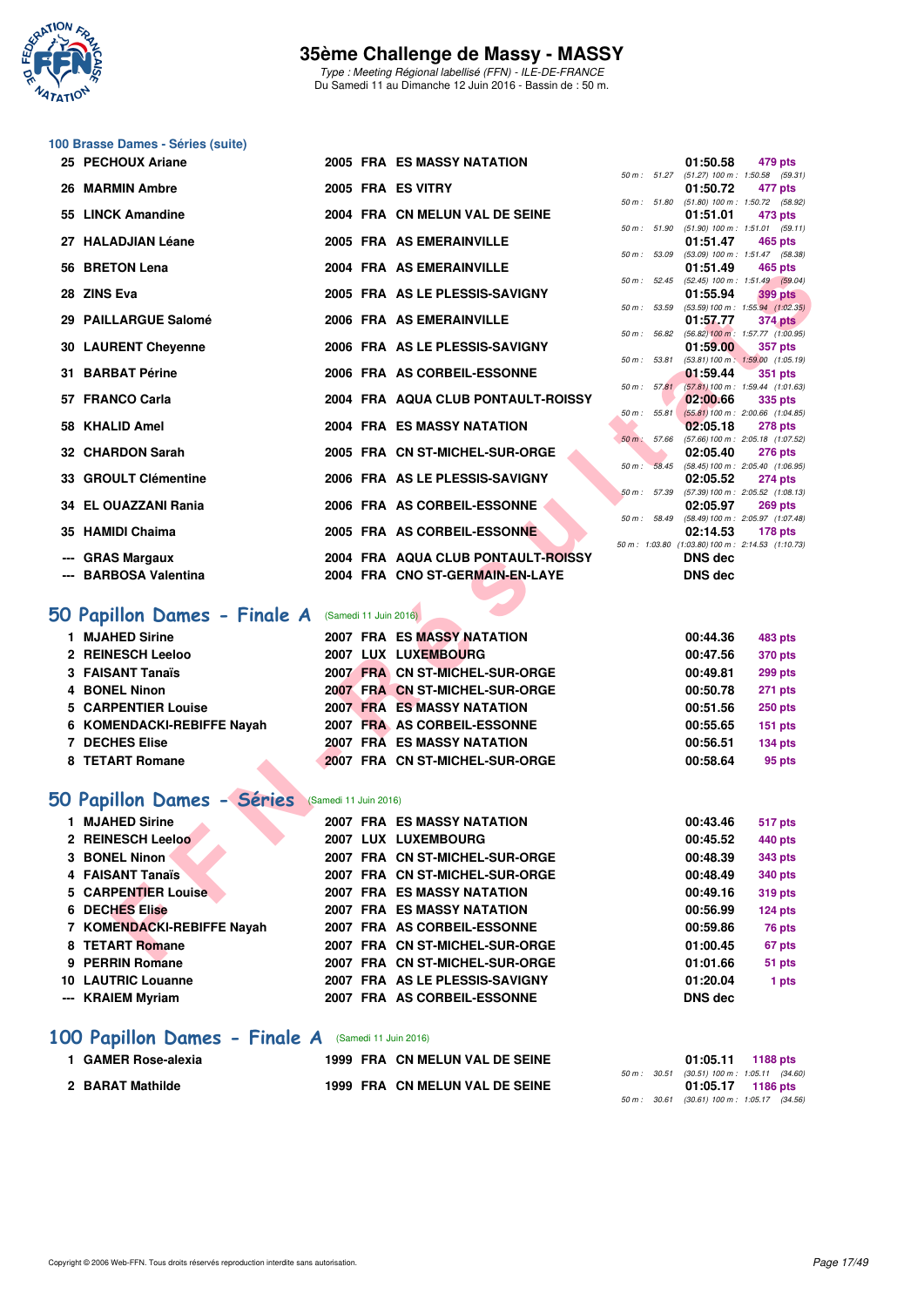## 100 Brasse Dames - Séries (suite)

| Rang | Nom | Année | Nat | Club | Splits | Temps | Points |
|---|---|---|---|---|---|---|---|
| 25 | PECHOUX Ariane | 2005 | FRA | ES MASSY NATATION | 50 m : 51.27 (51.27) 100 m : 1:50.58 (59.31) | 01:50.58 | 479 pts |
| 26 | MARMIN Ambre | 2005 | FRA | ES VITRY | 50 m : 51.80 (51.80) 100 m : 1:50.72 (58.92) | 01:50.72 | 477 pts |
| 55 | LINCK Amandine | 2004 | FRA | CN MELUN VAL DE SEINE | 50 m : 51.90 (51.90) 100 m : 1:51.01 (59.11) | 01:51.01 | 473 pts |
| 27 | HALADJIAN Léane | 2005 | FRA | AS EMERAINVILLE | 50 m : 53.09 (53.09) 100 m : 1:51.47 (58.38) | 01:51.47 | 465 pts |
| 56 | BRETON Lena | 2004 | FRA | AS EMERAINVILLE | 50 m : 52.45 (52.45) 100 m : 1:51.49 (59.04) | 01:51.49 | 465 pts |
| 28 | ZINS Eva | 2005 | FRA | AS LE PLESSIS-SAVIGNY | 50 m : 53.59 (53.59) 100 m : 1:55.94 (1:02.35) | 01:55.94 | 399 pts |
| 29 | PAILLARGUE Salomé | 2006 | FRA | AS EMERAINVILLE | 50 m : 56.82 (56.82) 100 m : 1:57.77 (1:00.95) | 01:57.77 | 374 pts |
| 30 | LAURENT Cheyenne | 2006 | FRA | AS LE PLESSIS-SAVIGNY | 50 m : 53.81 (53.81) 100 m : 1:59.00 (1:05.19) | 01:59.00 | 357 pts |
| 31 | BARBAT Périne | 2006 | FRA | AS CORBEIL-ESSONNE | 50 m : 57.81 (57.81) 100 m : 1:59.44 (1:01.63) | 01:59.44 | 351 pts |
| 57 | FRANCO Carla | 2004 | FRA | AQUA CLUB PONTAULT-ROISSY | 50 m : 55.81 (55.81) 100 m : 2:00.66 (1:04.85) | 02:00.66 | 335 pts |
| 58 | KHALID Amel | 2004 | FRA | ES MASSY NATATION | 50 m : 57.66 (57.66) 100 m : 2:05.18 (1:07.52) | 02:05.18 | 278 pts |
| 32 | CHARDON Sarah | 2005 | FRA | CN ST-MICHEL-SUR-ORGE | 50 m : 58.45 (58.45) 100 m : 2:05.40 (1:06.95) | 02:05.40 | 276 pts |
| 33 | GROULT Clémentine | 2006 | FRA | AS LE PLESSIS-SAVIGNY | 50 m : 57.39 (57.39) 100 m : 2:05.52 (1:08.13) | 02:05.52 | 274 pts |
| 34 | EL OUAZZANI Rania | 2006 | FRA | AS CORBEIL-ESSONNE | 50 m : 58.49 (58.49) 100 m : 2:05.97 (1:07.48) | 02:05.97 | 269 pts |
| 35 | HAMIDI Chaima | 2005 | FRA | AS CORBEIL-ESSONNE | 50 m : 1:03.80 (1:03.80) 100 m : 2:14.53 (1:10.73) | 02:14.53 | 178 pts |
| --- | GRAS Margaux | 2004 | FRA | AQUA CLUB PONTAULT-ROISSY | | DNS dec | |
| --- | BARBOSA Valentina | 2004 | FRA | CNO ST-GERMAIN-EN-LAYE | | DNS dec | |

## 50 Papillon Dames - Finale A (Samedi 11 Juin 2016)

| Rang | Nom | Année | Nat | Club | Temps | Points |
|---|---|---|---|---|---|---|
| 1 | MJAHED Sirine | 2007 | FRA | ES MASSY NATATION | 00:44.36 | 483 pts |
| 2 | REINESCH Leeloo | 2007 | LUX | LUXEMBOURG | 00:47.56 | 370 pts |
| 3 | FAISANT Tanaïs | 2007 | FRA | CN ST-MICHEL-SUR-ORGE | 00:49.81 | 299 pts |
| 4 | BONEL Ninon | 2007 | FRA | CN ST-MICHEL-SUR-ORGE | 00:50.78 | 271 pts |
| 5 | CARPENTIER Louise | 2007 | FRA | ES MASSY NATATION | 00:51.56 | 250 pts |
| 6 | KOMENDACKI-REBIFFE Nayah | 2007 | FRA | AS CORBEIL-ESSONNE | 00:55.65 | 151 pts |
| 7 | DECHES Elise | 2007 | FRA | ES MASSY NATATION | 00:56.51 | 134 pts |
| 8 | TETART Romane | 2007 | FRA | CN ST-MICHEL-SUR-ORGE | 00:58.64 | 95 pts |

## 50 Papillon Dames - Séries (Samedi 11 Juin 2016)

| Rang | Nom | Année | Nat | Club | Temps | Points |
|---|---|---|---|---|---|---|
| 1 | MJAHED Sirine | 2007 | FRA | ES MASSY NATATION | 00:43.46 | 517 pts |
| 2 | REINESCH Leeloo | 2007 | LUX | LUXEMBOURG | 00:45.52 | 440 pts |
| 3 | BONEL Ninon | 2007 | FRA | CN ST-MICHEL-SUR-ORGE | 00:48.39 | 343 pts |
| 4 | FAISANT Tanaïs | 2007 | FRA | CN ST-MICHEL-SUR-ORGE | 00:48.49 | 340 pts |
| 5 | CARPENTIER Louise | 2007 | FRA | ES MASSY NATATION | 00:49.16 | 319 pts |
| 6 | DECHES Elise | 2007 | FRA | ES MASSY NATATION | 00:56.99 | 124 pts |
| 7 | KOMENDACKI-REBIFFE Nayah | 2007 | FRA | AS CORBEIL-ESSONNE | 00:59.86 | 76 pts |
| 8 | TETART Romane | 2007 | FRA | CN ST-MICHEL-SUR-ORGE | 01:00.45 | 67 pts |
| 9 | PERRIN Romane | 2007 | FRA | CN ST-MICHEL-SUR-ORGE | 01:01.66 | 51 pts |
| 10 | LAUTRIC Louanne | 2007 | FRA | AS LE PLESSIS-SAVIGNY | 01:20.04 | 1 pts |
| --- | KRAIEM Myriam | 2007 | FRA | AS CORBEIL-ESSONNE | DNS dec | |

## 100 Papillon Dames - Finale A (Samedi 11 Juin 2016)

| Rang | Nom | Année | Nat | Club | Splits | Temps | Points |
|---|---|---|---|---|---|---|---|
| 1 | GAMER Rose-alexia | 1999 | FRA | CN MELUN VAL DE SEINE | 50 m : 30.51 (30.51) 100 m : 1:05.11 (34.60) | 01:05.11 | 1188 pts |
| 2 | BARAT Mathilde | 1999 | FRA | CN MELUN VAL DE SEINE | 50 m : 30.61 (30.61) 100 m : 1:05.17 (34.56) | 01:05.17 | 1186 pts |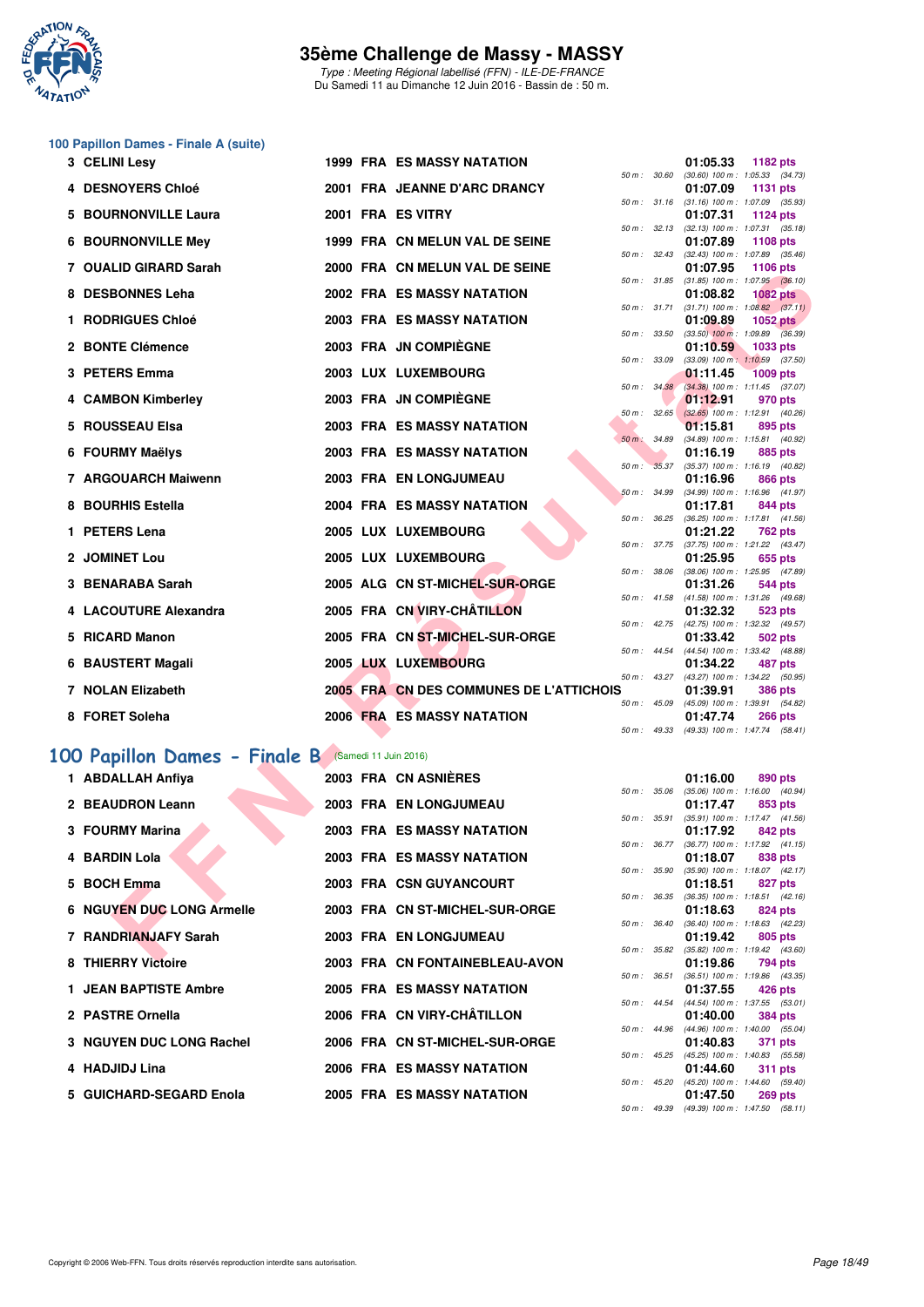## 100 Papillon Dames - Finale A (suite)

| Rang | Nom | Année | Nat | Club | Temps | Points | Splits |
|---|---|---|---|---|---|---|---|
| 3 | CELINI Lesy | 1999 | FRA | ES MASSY NATATION | 01:05.33 | 1182 pts | 50 m : 30.60 (30.60) 100 m : 1:05.33 (34.73) |
| 4 | DESNOYERS Chloé | 2001 | FRA | JEANNE D'ARC DRANCY | 01:07.09 | 1131 pts | 50 m : 31.16 (31.16) 100 m : 1:07.09 (35.93) |
| 5 | BOURNONVILLE Laura | 2001 | FRA | ES VITRY | 01:07.31 | 1124 pts | 50 m : 32.13 (32.13) 100 m : 1:07.31 (35.18) |
| 6 | BOURNONVILLE Mey | 1999 | FRA | CN MELUN VAL DE SEINE | 01:07.89 | 1108 pts | 50 m : 32.43 (32.43) 100 m : 1:07.89 (35.46) |
| 7 | OUALID GIRARD Sarah | 2000 | FRA | CN MELUN VAL DE SEINE | 01:07.95 | 1106 pts | 50 m : 31.85 (31.85) 100 m : 1:07.95 (36.10) |
| 8 | DESBONNES Leha | 2002 | FRA | ES MASSY NATATION | 01:08.82 | 1082 pts | 50 m : 31.71 (31.71) 100 m : 1:08.82 (37.11) |
| 1 | RODRIGUES Chloé | 2003 | FRA | ES MASSY NATATION | 01:09.89 | 1052 pts | 50 m : 33.50 (33.50) 100 m : 1:09.89 (36.39) |
| 2 | BONTE Clémence | 2003 | FRA | JN COMPIÈGNE | 01:10.59 | 1033 pts | 50 m : 33.09 (33.09) 100 m : 1:10.59 (37.50) |
| 3 | PETERS Emma | 2003 | LUX | LUXEMBOURG | 01:11.45 | 1009 pts | 50 m : 34.38 (34.38) 100 m : 1:11.45 (37.07) |
| 4 | CAMBON Kimberley | 2003 | FRA | JN COMPIÈGNE | 01:12.91 | 970 pts | 50 m : 32.65 (32.65) 100 m : 1:12.91 (40.26) |
| 5 | ROUSSEAU Elsa | 2003 | FRA | ES MASSY NATATION | 01:15.81 | 895 pts | 50 m : 34.89 (34.89) 100 m : 1:15.81 (40.92) |
| 6 | FOURMY Maëlys | 2003 | FRA | ES MASSY NATATION | 01:16.19 | 885 pts | 50 m : 35.37 (35.37) 100 m : 1:16.19 (40.82) |
| 7 | ARGOUARCH Maiwenn | 2003 | FRA | EN LONGJUMEAU | 01:16.96 | 866 pts | 50 m : 34.99 (34.99) 100 m : 1:16.96 (41.97) |
| 8 | BOURHIS Estella | 2004 | FRA | ES MASSY NATATION | 01:17.81 | 844 pts | 50 m : 36.25 (36.25) 100 m : 1:17.81 (41.56) |
| 1 | PETERS Lena | 2005 | LUX | LUXEMBOURG | 01:21.22 | 762 pts | 50 m : 37.75 (37.75) 100 m : 1:21.22 (43.47) |
| 2 | JOMINET Lou | 2005 | LUX | LUXEMBOURG | 01:25.95 | 655 pts | 50 m : 38.06 (38.06) 100 m : 1:25.95 (47.89) |
| 3 | BENARABA Sarah | 2005 | ALG | CN ST-MICHEL-SUR-ORGE | 01:31.26 | 544 pts | 50 m : 41.58 (41.58) 100 m : 1:31.26 (49.68) |
| 4 | LACOUTURE Alexandra | 2005 | FRA | CN VIRY-CHÂTILLON | 01:32.32 | 523 pts | 50 m : 42.75 (42.75) 100 m : 1:32.32 (49.57) |
| 5 | RICARD Manon | 2005 | FRA | CN ST-MICHEL-SUR-ORGE | 01:33.42 | 502 pts | 50 m : 44.54 (44.54) 100 m : 1:33.42 (48.88) |
| 6 | BAUSTERT Magali | 2005 | LUX | LUXEMBOURG | 01:34.22 | 487 pts | 50 m : 43.27 (43.27) 100 m : 1:34.22 (50.95) |
| 7 | NOLAN Elizabeth | 2005 | FRA | CN DES COMMUNES DE L'ATTICHOIS | 01:39.91 | 386 pts | 50 m : 45.09 (45.09) 100 m : 1:39.91 (54.82) |
| 8 | FORET Soleha | 2006 | FRA | ES MASSY NATATION | 01:47.74 | 266 pts | 50 m : 49.33 (49.33) 100 m : 1:47.74 (58.41) |

## 100 Papillon Dames - Finale B (Samedi 11 Juin 2016)

| Rang | Nom | Année | Nat | Club | Temps | Points | Splits |
|---|---|---|---|---|---|---|---|
| 1 | ABDALLAH Anfiya | 2003 | FRA | CN ASNIÈRES | 01:16.00 | 890 pts | 50 m : 35.06 (35.06) 100 m : 1:16.00 (40.94) |
| 2 | BEAUDRON Leann | 2003 | FRA | EN LONGJUMEAU | 01:17.47 | 853 pts | 50 m : 35.91 (35.91) 100 m : 1:17.47 (41.56) |
| 3 | FOURMY Marina | 2003 | FRA | ES MASSY NATATION | 01:17.92 | 842 pts | 50 m : 36.77 (36.77) 100 m : 1:17.92 (41.15) |
| 4 | BARDIN Lola | 2003 | FRA | ES MASSY NATATION | 01:18.07 | 838 pts | 50 m : 35.90 (35.90) 100 m : 1:18.07 (42.17) |
| 5 | BOCH Emma | 2003 | FRA | CSN GUYANCOURT | 01:18.51 | 827 pts | 50 m : 36.35 (36.35) 100 m : 1:18.51 (42.16) |
| 6 | NGUYEN DUC LONG Armelle | 2003 | FRA | CN ST-MICHEL-SUR-ORGE | 01:18.63 | 824 pts | 50 m : 36.40 (36.40) 100 m : 1:18.63 (42.23) |
| 7 | RANDRIANJAFY Sarah | 2003 | FRA | EN LONGJUMEAU | 01:19.42 | 805 pts | 50 m : 35.82 (35.82) 100 m : 1:19.42 (43.60) |
| 8 | THIERRY Victoire | 2003 | FRA | CN FONTAINEBLEAU-AVON | 01:19.86 | 794 pts | 50 m : 36.51 (36.51) 100 m : 1:19.86 (43.35) |
| 1 | JEAN BAPTISTE Ambre | 2005 | FRA | ES MASSY NATATION | 01:37.55 | 426 pts | 50 m : 44.54 (44.54) 100 m : 1:37.55 (53.01) |
| 2 | PASTRE Ornella | 2006 | FRA | CN VIRY-CHÂTILLON | 01:40.00 | 384 pts | 50 m : 44.96 (44.96) 100 m : 1:40.00 (55.04) |
| 3 | NGUYEN DUC LONG Rachel | 2006 | FRA | CN ST-MICHEL-SUR-ORGE | 01:40.83 | 371 pts | 50 m : 45.25 (45.25) 100 m : 1:40.83 (55.58) |
| 4 | HADJIDJ Lina | 2006 | FRA | ES MASSY NATATION | 01:44.60 | 311 pts | 50 m : 45.20 (45.20) 100 m : 1:44.60 (59.40) |
| 5 | GUICHARD-SEGARD Enola | 2005 | FRA | ES MASSY NATATION | 01:47.50 | 269 pts | 50 m : 49.39 (49.39) 100 m : 1:47.50 (58.11) |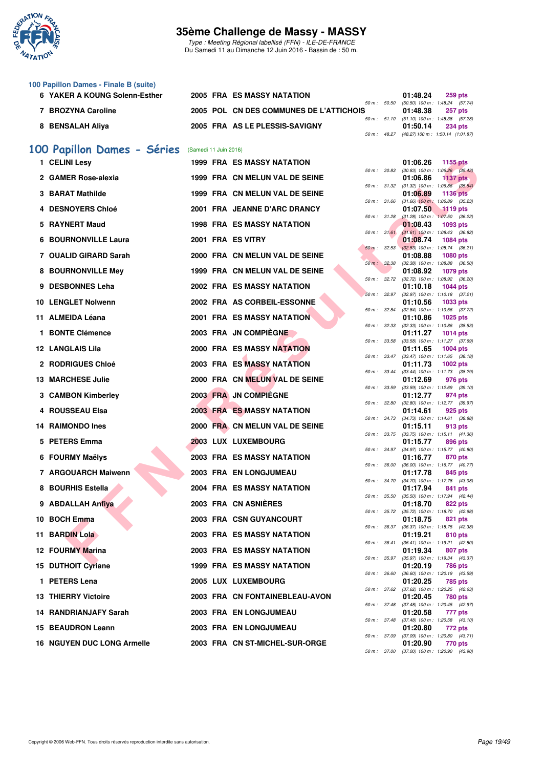### 100 Papillon Dames - Finale B (suite)

| Rang | Nom | Année | Nat | Club | Temps | Points | Splits |
|---|---|---|---|---|---|---|---|
| 6 | YAKER A KOUNG Solenn-Esther | 2005 | FRA | ES MASSY NATATION | 01:48.24 | 259 pts | 50 m : 50.50 (50.50) 100 m : 1:48.24 (57.74) |
| 7 | BROZYNA Caroline | 2005 | POL | CN DES COMMUNES DE L'ATTICHOIS | 01:48.38 | 257 pts | 50 m : 51.10 (51.10) 100 m : 1:48.38 (57.28) |
| 8 | BENSALAH Aliya | 2005 | FRA | AS LE PLESSIS-SAVIGNY | 01:50.14 | 234 pts | 50 m : 48.27 (48.27) 100 m : 1:50.14 (1:01.87) |

## 100 Papillon Dames - Séries (Samedi 11 Juin 2016)

| Rang | Nom | Année | Nat | Club | Temps | Points | Splits |
|---|---|---|---|---|---|---|---|
| 1 | CELINI Lesy | 1999 | FRA | ES MASSY NATATION | 01:06.26 | 1155 pts | 50 m : 30.83 (30.83) 100 m : 1:06.26 (35.43) |
| 2 | GAMER Rose-alexia | 1999 | FRA | CN MELUN VAL DE SEINE | 01:06.86 | 1137 pts | 50 m : 31.32 (31.32) 100 m : 1:06.86 (35.54) |
| 3 | BARAT Mathilde | 1999 | FRA | CN MELUN VAL DE SEINE | 01:06.89 | 1136 pts | 50 m : 31.66 (31.66) 100 m : 1:06.89 (35.23) |
| 4 | DESNOYERS Chloé | 2001 | FRA | JEANNE D'ARC DRANCY | 01:07.50 | 1119 pts | 50 m : 31.28 (31.28) 100 m : 1:07.50 (36.22) |
| 5 | RAYNERT Maud | 1998 | FRA | ES MASSY NATATION | 01:08.43 | 1093 pts | 50 m : 31.61 (31.61) 100 m : 1:08.43 (36.82) |
| 6 | BOURNONVILLE Laura | 2001 | FRA | ES VITRY | 01:08.74 | 1084 pts | 50 m : 32.53 (32.53) 100 m : 1:08.74 (36.21) |
| 7 | OUALID GIRARD Sarah | 2000 | FRA | CN MELUN VAL DE SEINE | 01:08.88 | 1080 pts | 50 m : 32.38 (32.38) 100 m : 1:08.88 (36.50) |
| 8 | BOURNONVILLE Mey | 1999 | FRA | CN MELUN VAL DE SEINE | 01:08.92 | 1079 pts | 50 m : 32.72 (32.72) 100 m : 1:08.92 (36.20) |
| 9 | DESBONNES Leha | 2002 | FRA | ES MASSY NATATION | 01:10.18 | 1044 pts | 50 m : 32.97 (32.97) 100 m : 1:10.18 (37.21) |
| 10 | LENGLET Nolwenn | 2002 | FRA | AS CORBEIL-ESSONNE | 01:10.56 | 1033 pts | 50 m : 32.84 (32.84) 100 m : 1:10.56 (37.72) |
| 11 | ALMEIDA Léana | 2001 | FRA | ES MASSY NATATION | 01:10.86 | 1025 pts | 50 m : 32.33 (32.33) 100 m : 1:10.86 (38.53) |
| 1 | BONTE Clémence | 2003 | FRA | JN COMPIÈGNE | 01:11.27 | 1014 pts | 50 m : 33.58 (33.58) 100 m : 1:11.27 (37.69) |
| 12 | LANGLAIS Lila | 2000 | FRA | ES MASSY NATATION | 01:11.65 | 1004 pts | 50 m : 33.47 (33.47) 100 m : 1:11.65 (38.18) |
| 2 | RODRIGUES Chloé | 2003 | FRA | ES MASSY NATATION | 01:11.73 | 1002 pts | 50 m : 33.44 (33.44) 100 m : 1:11.73 (38.29) |
| 13 | MARCHESE Julie | 2000 | FRA | CN MELUN VAL DE SEINE | 01:12.69 | 976 pts | 50 m : 33.59 (33.59) 100 m : 1:12.69 (39.10) |
| 3 | CAMBON Kimberley | 2003 | FRA | JN COMPIÈGNE | 01:12.77 | 974 pts | 50 m : 32.80 (32.80) 100 m : 1:12.77 (39.97) |
| 4 | ROUSSEAU Elsa | 2003 | FRA | ES MASSY NATATION | 01:14.61 | 925 pts | 50 m : 34.73 (34.73) 100 m : 1:14.61 (39.88) |
| 14 | RAIMONDO Ines | 2000 | FRA | CN MELUN VAL DE SEINE | 01:15.11 | 913 pts | 50 m : 33.75 (33.75) 100 m : 1:15.11 (41.36) |
| 5 | PETERS Emma | 2003 | LUX | LUXEMBOURG | 01:15.77 | 896 pts | 50 m : 34.97 (34.97) 100 m : 1:15.77 (40.80) |
| 6 | FOURMY Maëlys | 2003 | FRA | ES MASSY NATATION | 01:16.77 | 870 pts | 50 m : 36.00 (36.00) 100 m : 1:16.77 (40.77) |
| 7 | ARGOUARCH Maiwenn | 2003 | FRA | EN LONGJUMEAU | 01:17.78 | 845 pts | 50 m : 34.70 (34.70) 100 m : 1:17.78 (43.08) |
| 8 | BOURHIS Estella | 2004 | FRA | ES MASSY NATATION | 01:17.94 | 841 pts | 50 m : 35.50 (35.50) 100 m : 1:17.94 (42.44) |
| 9 | ABDALLAH Anfiya | 2003 | FRA | CN ASNIÈRES | 01:18.70 | 822 pts | 50 m : 35.72 (35.72) 100 m : 1:18.70 (42.98) |
| 10 | BOCH Emma | 2003 | FRA | CSN GUYANCOURT | 01:18.75 | 821 pts | 50 m : 36.37 (36.37) 100 m : 1:18.75 (42.38) |
| 11 | BARDIN Lola | 2003 | FRA | ES MASSY NATATION | 01:19.21 | 810 pts | 50 m : 36.41 (36.41) 100 m : 1:19.21 (42.80) |
| 12 | FOURMY Marina | 2003 | FRA | ES MASSY NATATION | 01:19.34 | 807 pts | 50 m : 35.97 (35.97) 100 m : 1:19.34 (43.37) |
| 15 | DUTHOIT Cyriane | 1999 | FRA | ES MASSY NATATION | 01:20.19 | 786 pts | 50 m : 36.60 (36.60) 100 m : 1:20.19 (43.59) |
| 1 | PETERS Lena | 2005 | LUX | LUXEMBOURG | 01:20.25 | 785 pts | 50 m : 37.62 (37.62) 100 m : 1:20.25 (42.63) |
| 13 | THIERRY Victoire | 2003 | FRA | CN FONTAINEBLEAU-AVON | 01:20.45 | 780 pts | 50 m : 37.48 (37.48) 100 m : 1:20.45 (42.97) |
| 14 | RANDRIANJAFY Sarah | 2003 | FRA | EN LONGJUMEAU | 01:20.58 | 777 pts | 50 m : 37.48 (37.48) 100 m : 1:20.58 (43.10) |
| 15 | BEAUDRON Leann | 2003 | FRA | EN LONGJUMEAU | 01:20.80 | 772 pts | 50 m : 37.09 (37.09) 100 m : 1:20.80 (43.71) |
| 16 | NGUYEN DUC LONG Armelle | 2003 | FRA | CN ST-MICHEL-SUR-ORGE | 01:20.90 | 770 pts | 50 m : 37.00 (37.00) 100 m : 1:20.90 (43.90) |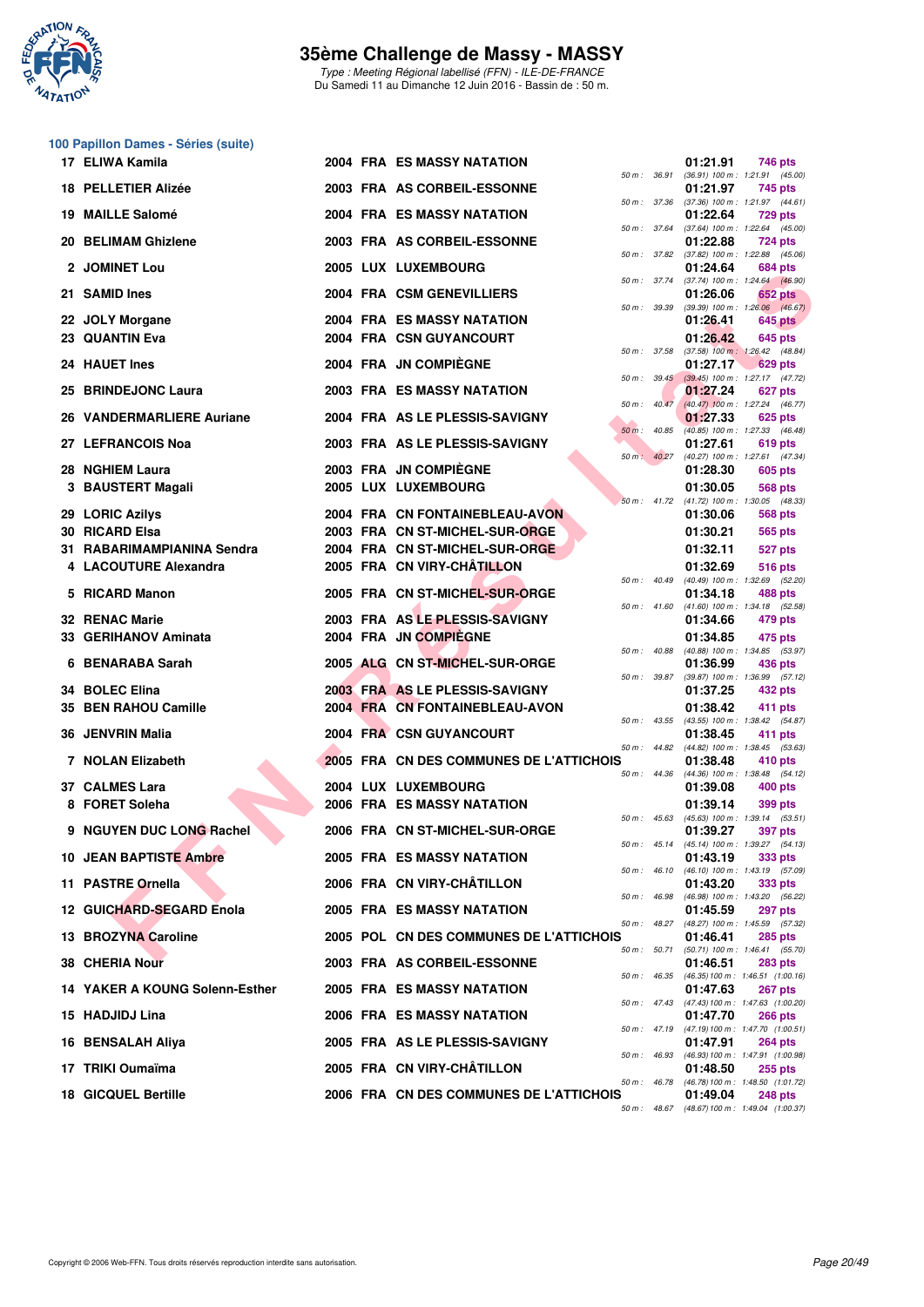# 35ème Challenge de Massy - MASSY

*Type : Meeting Régional labellisé (FFN) - ILE-DE-FRANCE*
Du Samedi 11 au Dimanche 12 Juin 2016 - Bassin de : 50 m.

## 100 Papillon Dames - Séries (suite)

| Rang | Nom | Année | Nat | Club | Temps | Points | Splits |
|---|---|---|---|---|---|---|---|
| 17 | ELIWA Kamila | 2004 | FRA | ES MASSY NATATION | 01:21.91 | 746 pts | 50 m : 36.91 (36.91) 100 m : 1:21.91 (45.00) |
| 18 | PELLETIER Alizée | 2003 | FRA | AS CORBEIL-ESSONNE | 01:21.97 | 745 pts | 50 m : 37.36 (37.36) 100 m : 1:21.97 (44.61) |
| 19 | MAILLE Salomé | 2004 | FRA | ES MASSY NATATION | 01:22.64 | 729 pts | 50 m : 37.64 (37.64) 100 m : 1:22.64 (45.00) |
| 20 | BELIMAM Ghizlene | 2003 | FRA | AS CORBEIL-ESSONNE | 01:22.88 | 724 pts | 50 m : 37.82 (37.82) 100 m : 1:22.88 (45.06) |
| 2 | JOMINET Lou | 2005 | LUX | LUXEMBOURG | 01:24.64 | 684 pts | 50 m : 37.74 (37.74) 100 m : 1:24.64 (46.90) |
| 21 | SAMID Ines | 2004 | FRA | CSM GENEVILLIERS | 01:26.06 | 652 pts | 50 m : 39.39 (39.39) 100 m : 1:26.06 (46.67) |
| 22 | JOLY Morgane | 2004 | FRA | ES MASSY NATATION | 01:26.41 | 645 pts | |
| 23 | QUANTIN Eva | 2004 | FRA | CSN GUYANCOURT | 01:26.42 | 645 pts | 50 m : 37.58 (37.58) 100 m : 1:26.42 (48.84) |
| 24 | HAUET Ines | 2004 | FRA | JN COMPIÈGNE | 01:27.17 | 629 pts | 50 m : 39.45 (39.45) 100 m : 1:27.17 (47.72) |
| 25 | BRINDEJONC Laura | 2003 | FRA | ES MASSY NATATION | 01:27.24 | 627 pts | 50 m : 40.47 (40.47) 100 m : 1:27.24 (46.77) |
| 26 | VANDERMARLIERE Auriane | 2004 | FRA | AS LE PLESSIS-SAVIGNY | 01:27.33 | 625 pts | 50 m : 40.85 (40.85) 100 m : 1:27.33 (46.48) |
| 27 | LEFRANCOIS Noa | 2003 | FRA | AS LE PLESSIS-SAVIGNY | 01:27.61 | 619 pts | 50 m : 40.27 (40.27) 100 m : 1:27.61 (47.34) |
| 28 | NGHIEM Laura | 2003 | FRA | JN COMPIÈGNE | 01:28.30 | 605 pts | |
| 3 | BAUSTERT Magali | 2005 | LUX | LUXEMBOURG | 01:30.05 | 568 pts | 50 m : 41.72 (41.72) 100 m : 1:30.05 (48.33) |
| 29 | LORIC Azilys | 2004 | FRA | CN FONTAINEBLEAU-AVON | 01:30.06 | 568 pts | |
| 30 | RICARD Elsa | 2003 | FRA | CN ST-MICHEL-SUR-ORGE | 01:30.21 | 565 pts | |
| 31 | RABARIMAMPIANINA Sendra | 2004 | FRA | CN ST-MICHEL-SUR-ORGE | 01:32.11 | 527 pts | |
| 4 | LACOUTURE Alexandra | 2005 | FRA | CN VIRY-CHÂTILLON | 01:32.69 | 516 pts | 50 m : 40.49 (40.49) 100 m : 1:32.69 (52.20) |
| 5 | RICARD Manon | 2005 | FRA | CN ST-MICHEL-SUR-ORGE | 01:34.18 | 488 pts | 50 m : 41.60 (41.60) 100 m : 1:34.18 (52.58) |
| 32 | RENAC Marie | 2003 | FRA | AS LE PLESSIS-SAVIGNY | 01:34.66 | 479 pts | |
| 33 | GERIHANOV Aminata | 2004 | FRA | JN COMPIÈGNE | 01:34.85 | 475 pts | 50 m : 40.88 (40.88) 100 m : 1:34.85 (53.97) |
| 6 | BENARABA Sarah | 2005 | ALG | CN ST-MICHEL-SUR-ORGE | 01:36.99 | 436 pts | 50 m : 39.87 (39.87) 100 m : 1:36.99 (57.12) |
| 34 | BOLEC Elina | 2003 | FRA | AS LE PLESSIS-SAVIGNY | 01:37.25 | 432 pts | |
| 35 | BEN RAHOU Camille | 2004 | FRA | CN FONTAINEBLEAU-AVON | 01:38.42 | 411 pts | 50 m : 43.55 (43.55) 100 m : 1:38.42 (54.87) |
| 36 | JENVRIN Malia | 2004 | FRA | CSN GUYANCOURT | 01:38.45 | 411 pts | 50 m : 44.82 (44.82) 100 m : 1:38.45 (53.63) |
| 7 | NOLAN Elizabeth | 2005 | FRA | CN DES COMMUNES DE L'ATTICHOIS | 01:38.48 | 410 pts | 50 m : 44.36 (44.36) 100 m : 1:38.48 (54.12) |
| 37 | CALMES Lara | 2004 | LUX | LUXEMBOURG | 01:39.08 | 400 pts | |
| 8 | FORET Soleha | 2006 | FRA | ES MASSY NATATION | 01:39.14 | 399 pts | 50 m : 45.63 (45.63) 100 m : 1:39.14 (53.51) |
| 9 | NGUYEN DUC LONG Rachel | 2006 | FRA | CN ST-MICHEL-SUR-ORGE | 01:39.27 | 397 pts | 50 m : 45.14 (45.14) 100 m : 1:39.27 (54.13) |
| 10 | JEAN BAPTISTE Ambre | 2005 | FRA | ES MASSY NATATION | 01:43.19 | 333 pts | 50 m : 46.10 (46.10) 100 m : 1:43.19 (57.09) |
| 11 | PASTRE Ornella | 2006 | FRA | CN VIRY-CHÂTILLON | 01:43.20 | 333 pts | 50 m : 46.98 (46.98) 100 m : 1:43.20 (56.22) |
| 12 | GUICHARD-SEGARD Enola | 2005 | FRA | ES MASSY NATATION | 01:45.59 | 297 pts | 50 m : 48.27 (48.27) 100 m : 1:45.59 (57.32) |
| 13 | BROZYNA Caroline | 2005 | POL | CN DES COMMUNES DE L'ATTICHOIS | 01:46.41 | 285 pts | 50 m : 50.71 (50.71) 100 m : 1:46.41 (55.70) |
| 38 | CHERIA Nour | 2003 | FRA | AS CORBEIL-ESSONNE | 01:46.51 | 283 pts | 50 m : 46.35 (46.35) 100 m : 1:46.51 (1:00.16) |
| 14 | YAKER A KOUNG Solenn-Esther | 2005 | FRA | ES MASSY NATATION | 01:47.63 | 267 pts | 50 m : 47.43 (47.43) 100 m : 1:47.63 (1:00.20) |
| 15 | HADJIDJ Lina | 2006 | FRA | ES MASSY NATATION | 01:47.70 | 266 pts | 50 m : 47.19 (47.19) 100 m : 1:47.70 (1:00.51) |
| 16 | BENSALAH Aliya | 2005 | FRA | AS LE PLESSIS-SAVIGNY | 01:47.91 | 264 pts | 50 m : 46.93 (46.93) 100 m : 1:47.91 (1:00.98) |
| 17 | TRIKI Oumaïma | 2005 | FRA | CN VIRY-CHÂTILLON | 01:48.50 | 255 pts | 50 m : 46.78 (46.78) 100 m : 1:48.50 (1:01.72) |
| 18 | GICQUEL Bertille | 2006 | FRA | CN DES COMMUNES DE L'ATTICHOIS | 01:49.04 | 248 pts | 50 m : 48.67 (48.67) 100 m : 1:49.04 (1:00.37) |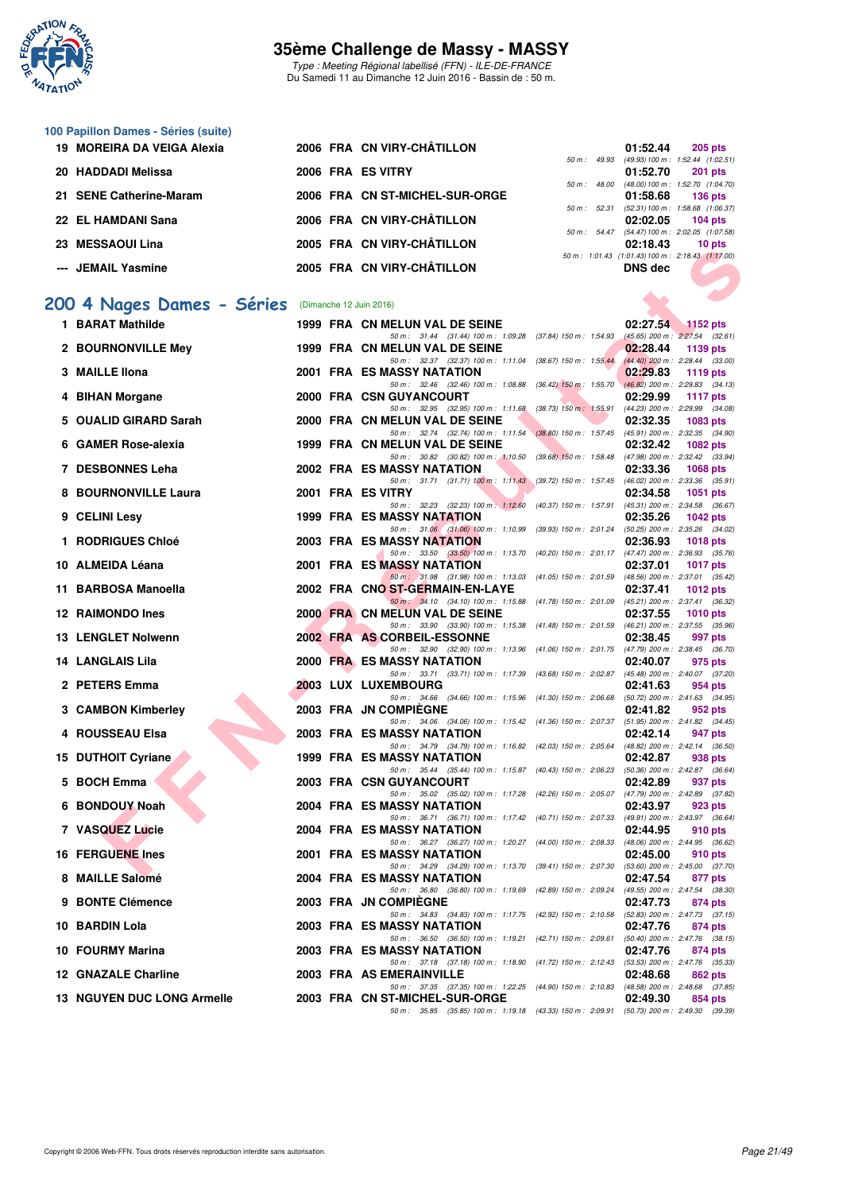### 100 Papillon Dames - Séries (suite)

| Rang | Nom | Année | Nat | Club | Temps | Points | Splits |
|---|---|---|---|---|---|---|---|
| 19 | MOREIRA DA VEIGA Alexia | 2006 | FRA | CN VIRY-CHÂTILLON | 01:52.44 | 205 pts | 50 m : 49.93 (49.93) 100 m : 1:52.44 (1:02.51) |
| 20 | HADDADI Melissa | 2006 | FRA | ES VITRY | 01:52.70 | 201 pts | 50 m : 48.00 (48.00) 100 m : 1:52.70 (1:04.70) |
| 21 | SENE Catherine-Maram | 2006 | FRA | CN ST-MICHEL-SUR-ORGE | 01:58.68 | 136 pts | 50 m : 52.31 (52.31) 100 m : 1:58.68 (1:06.37) |
| 22 | EL HAMDANI Sana | 2006 | FRA | CN VIRY-CHÂTILLON | 02:02.05 | 104 pts | 50 m : 54.47 (54.47) 100 m : 2:02.05 (1:07.58) |
| 23 | MESSAOUI Lina | 2005 | FRA | CN VIRY-CHÂTILLON | 02:18.43 | 10 pts | 50 m : 1:01.43 (1:01.43) 100 m : 2:18.43 (1:17.00) |
| --- | JEMAIL Yasmine | 2005 | FRA | CN VIRY-CHÂTILLON | DNS dec | | |

## 200 4 Nages Dames - Séries (Dimanche 12 Juin 2016)

| Rang | Nom | Année | Nat | Club | Temps | Points | Splits |
|---|---|---|---|---|---|---|---|
| 1 | BARAT Mathilde | 1999 | FRA | CN MELUN VAL DE SEINE | 02:27.54 | 1152 pts | 50 m : 31.44 (31.44) 100 m : 1:09.28 (37.84) 150 m : 1:54.93 (45.65) 200 m : 2:27.54 (32.61) |
| 2 | BOURNONVILLE Mey | 1999 | FRA | CN MELUN VAL DE SEINE | 02:28.44 | 1139 pts | 50 m : 32.37 (32.37) 100 m : 1:11.04 (38.67) 150 m : 1:55.44 (44.40) 200 m : 2:28.44 (33.00) |
| 3 | MAILLE Ilona | 2001 | FRA | ES MASSY NATATION | 02:29.83 | 1119 pts | 50 m : 32.46 (32.46) 100 m : 1:08.88 (36.42) 150 m : 1:55.70 (46.82) 200 m : 2:29.83 (34.13) |
| 4 | BIHAN Morgane | 2000 | FRA | CSN GUYANCOURT | 02:29.99 | 1117 pts | 50 m : 32.95 (32.95) 100 m : 1:11.68 (38.73) 150 m : 1:55.91 (44.23) 200 m : 2:29.99 (34.08) |
| 5 | OUALID GIRARD Sarah | 2000 | FRA | CN MELUN VAL DE SEINE | 02:32.35 | 1083 pts | 50 m : 32.74 (32.74) 100 m : 1:11.54 (38.80) 150 m : 1:57.45 (45.91) 200 m : 2:32.35 (34.90) |
| 6 | GAMER Rose-alexia | 1999 | FRA | CN MELUN VAL DE SEINE | 02:32.42 | 1082 pts | 50 m : 30.82 (30.82) 100 m : 1:10.50 (39.68) 150 m : 1:58.48 (47.98) 200 m : 2:32.42 (33.94) |
| 7 | DESBONNES Leha | 2002 | FRA | ES MASSY NATATION | 02:33.36 | 1068 pts | 50 m : 31.71 (31.71) 100 m : 1:11.43 (39.72) 150 m : 1:57.45 (46.02) 200 m : 2:33.36 (35.91) |
| 8 | BOURNONVILLE Laura | 2001 | FRA | ES VITRY | 02:34.58 | 1051 pts | 50 m : 32.23 (32.23) 100 m : 1:12.60 (40.37) 150 m : 1:57.91 (45.31) 200 m : 2:34.58 (36.67) |
| 9 | CELINI Lesy | 1999 | FRA | ES MASSY NATATION | 02:35.26 | 1042 pts | 50 m : 31.06 (31.06) 100 m : 1:10.99 (39.93) 150 m : 2:01.24 (50.25) 200 m : 2:35.26 (34.02) |
| 1 | RODRIGUES Chloé | 2003 | FRA | ES MASSY NATATION | 02:36.93 | 1018 pts | 50 m : 33.50 (33.50) 100 m : 1:13.70 (40.20) 150 m : 2:01.17 (47.47) 200 m : 2:36.93 (35.76) |
| 10 | ALMEIDA Léana | 2001 | FRA | ES MASSY NATATION | 02:37.01 | 1017 pts | 50 m : 31.98 (31.98) 100 m : 1:13.03 (41.05) 150 m : 2:01.59 (48.56) 200 m : 2:37.01 (35.42) |
| 11 | BARBOSA Manoella | 2002 | FRA | CNO ST-GERMAIN-EN-LAYE | 02:37.41 | 1012 pts | 50 m : 34.10 (34.10) 100 m : 1:15.88 (41.78) 150 m : 2:01.09 (45.21) 200 m : 2:37.41 (36.32) |
| 12 | RAIMONDO Ines | 2000 | FRA | CN MELUN VAL DE SEINE | 02:37.55 | 1010 pts | 50 m : 33.90 (33.90) 100 m : 1:15.38 (41.48) 150 m : 2:01.59 (46.21) 200 m : 2:37.55 (35.96) |
| 13 | LENGLET Nolwenn | 2002 | FRA | AS CORBEIL-ESSONNE | 02:38.45 | 997 pts | 50 m : 32.90 (32.90) 100 m : 1:13.96 (41.06) 150 m : 2:01.75 (47.79) 200 m : 2:38.45 (36.70) |
| 14 | LANGLAIS Lila | 2000 | FRA | ES MASSY NATATION | 02:40.07 | 975 pts | 50 m : 33.71 (33.71) 100 m : 1:17.39 (43.68) 150 m : 2:02.87 (45.48) 200 m : 2:40.07 (37.20) |
| 2 | PETERS Emma | 2003 | LUX | LUXEMBOURG | 02:41.63 | 954 pts | 50 m : 34.66 (34.66) 100 m : 1:15.96 (41.30) 150 m : 2:06.68 (50.72) 200 m : 2:41.63 (34.95) |
| 3 | CAMBON Kimberley | 2003 | FRA | JN COMPIÈGNE | 02:41.82 | 952 pts | 50 m : 34.06 (34.06) 100 m : 1:15.42 (41.36) 150 m : 2:07.37 (51.95) 200 m : 2:41.82 (34.45) |
| 4 | ROUSSEAU Elsa | 2003 | FRA | ES MASSY NATATION | 02:42.14 | 947 pts | 50 m : 34.79 (34.79) 100 m : 1:16.82 (42.03) 150 m : 2:05.64 (48.82) 200 m : 2:42.14 (36.50) |
| 15 | DUTHOIT Cyriane | 1999 | FRA | ES MASSY NATATION | 02:42.87 | 938 pts | 50 m : 35.44 (35.44) 100 m : 1:15.87 (40.43) 150 m : 2:06.23 (50.36) 200 m : 2:42.87 (36.64) |
| 5 | BOCH Emma | 2003 | FRA | CSN GUYANCOURT | 02:42.89 | 937 pts | 50 m : 35.02 (35.02) 100 m : 1:17.28 (42.26) 150 m : 2:05.07 (47.79) 200 m : 2:42.89 (37.82) |
| 6 | BONDOUY Noah | 2004 | FRA | ES MASSY NATATION | 02:43.97 | 923 pts | 50 m : 36.71 (36.71) 100 m : 1:17.42 (40.71) 150 m : 2:07.33 (49.91) 200 m : 2:43.97 (36.64) |
| 7 | VASQUEZ Lucie | 2004 | FRA | ES MASSY NATATION | 02:44.95 | 910 pts | 50 m : 36.27 (36.27) 100 m : 1:20.27 (44.00) 150 m : 2:08.33 (48.06) 200 m : 2:44.95 (36.62) |
| 16 | FERGUENE Ines | 2001 | FRA | ES MASSY NATATION | 02:45.00 | 910 pts | 50 m : 34.29 (34.29) 100 m : 1:13.70 (39.41) 150 m : 2:07.30 (53.60) 200 m : 2:45.00 (37.70) |
| 8 | MAILLE Salomé | 2004 | FRA | ES MASSY NATATION | 02:47.54 | 877 pts | 50 m : 36.80 (36.80) 100 m : 1:19.69 (42.89) 150 m : 2:09.24 (49.55) 200 m : 2:47.54 (38.30) |
| 9 | BONTE Clémence | 2003 | FRA | JN COMPIÈGNE | 02:47.73 | 874 pts | 50 m : 34.83 (34.83) 100 m : 1:17.75 (42.92) 150 m : 2:10.58 (52.83) 200 m : 2:47.73 (37.15) |
| 10 | BARDIN Lola | 2003 | FRA | ES MASSY NATATION | 02:47.76 | 874 pts | 50 m : 36.50 (36.50) 100 m : 1:19.21 (42.71) 150 m : 2:09.61 (50.40) 200 m : 2:47.76 (38.15) |
| 10 | FOURMY Marina | 2003 | FRA | ES MASSY NATATION | 02:47.76 | 874 pts | 50 m : 37.18 (37.18) 100 m : 1:18.90 (41.72) 150 m : 2:12.43 (53.53) 200 m : 2:47.76 (35.33) |
| 12 | GNAZALE Charline | 2003 | FRA | AS EMERAINVILLE | 02:48.68 | 862 pts | 50 m : 37.35 (37.35) 100 m : 1:22.25 (44.90) 150 m : 2:10.83 (48.58) 200 m : 2:48.68 (37.85) |
| 13 | NGUYEN DUC LONG Armelle | 2003 | FRA | CN ST-MICHEL-SUR-ORGE | 02:49.30 | 854 pts | 50 m : 35.85 (35.85) 100 m : 1:19.18 (43.33) 150 m : 2:09.91 (50.73) 200 m : 2:49.30 (39.39) |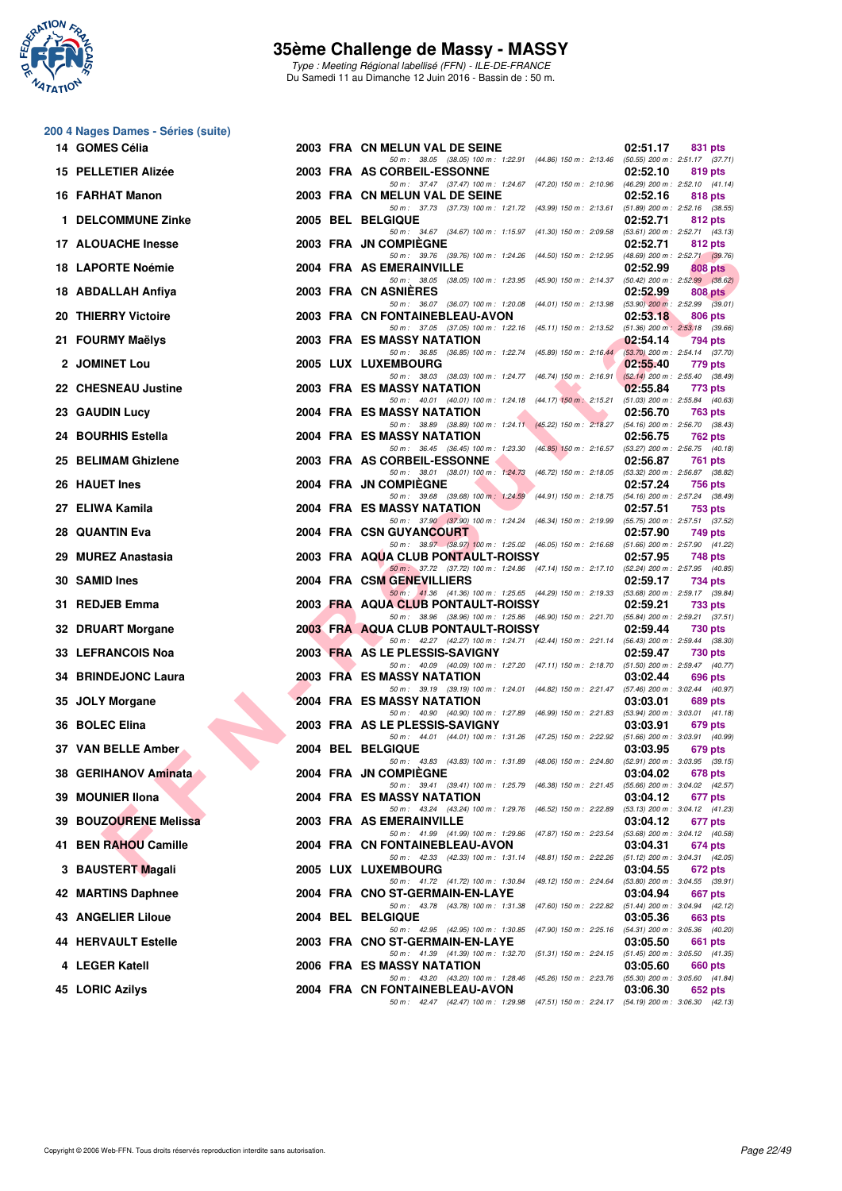## 35ème Challenge de Massy - MASSY

*Type : Meeting Régional labellisé (FFN) - ILE-DE-FRANCE*
Du Samedi 11 au Dimanche 12 Juin 2016 - Bassin de : 50 m.

### 200 4 Nages Dames - Séries (suite)

| Rang | Nom | Année | Nat. | Club | Temps | Points |
|---|---|---|---|---|---|---|
| 14 | GOMES Célia | 2003 | FRA | CN MELUN VAL DE SEINE | 02:51.17 | 831 pts |
| | 50 m : 38.05 (38.05) 100 m : 1:22.91 (44.86) 150 m : 2:13.46 (50.55) 200 m : 2:51.17 (37.71) | | | | | |
| 15 | PELLETIER Alizée | 2003 | FRA | AS CORBEIL-ESSONNE | 02:52.10 | 819 pts |
| | 50 m : 37.47 (37.47) 100 m : 1:24.67 (47.20) 150 m : 2:10.96 (46.29) 200 m : 2:52.10 (41.14) | | | | | |
| 16 | FARHAT Manon | 2003 | FRA | CN MELUN VAL DE SEINE | 02:52.16 | 818 pts |
| | 50 m : 37.73 (37.73) 100 m : 1:21.72 (43.99) 150 m : 2:13.61 (51.89) 200 m : 2:52.16 (38.55) | | | | | |
| 1 | DELCOMMUNE Zinke | 2005 | BEL | BELGIQUE | 02:52.71 | 812 pts |
| | 50 m : 34.67 (34.67) 100 m : 1:15.97 (41.30) 150 m : 2:09.58 (53.61) 200 m : 2:52.71 (43.13) | | | | | |
| 17 | ALOUACHE Inesse | 2003 | FRA | JN COMPIÈGNE | 02:52.71 | 812 pts |
| | 50 m : 39.76 (39.76) 100 m : 1:24.26 (44.50) 150 m : 2:12.95 (48.69) 200 m : 2:52.71 (39.76) | | | | | |
| 18 | LAPORTE Noémie | 2004 | FRA | AS EMERAINVILLE | 02:52.99 | 808 pts |
| | 50 m : 38.05 (38.05) 100 m : 1:23.95 (45.90) 150 m : 2:14.37 (50.42) 200 m : 2:52.99 (38.62) | | | | | |
| 18 | ABDALLAH Anfiya | 2003 | FRA | CN ASNIÈRES | 02:52.99 | 808 pts |
| | 50 m : 36.07 (36.07) 100 m : 1:20.08 (44.01) 150 m : 2:13.98 (53.90) 200 m : 2:52.99 (39.01) | | | | | |
| 20 | THIERRY Victoire | 2003 | FRA | CN FONTAINEBLEAU-AVON | 02:53.18 | 806 pts |
| | 50 m : 37.05 (37.05) 100 m : 1:22.16 (45.11) 150 m : 2:13.52 (51.36) 200 m : 2:53.18 (39.66) | | | | | |
| 21 | FOURMY Maëlys | 2003 | FRA | ES MASSY NATATION | 02:54.14 | 794 pts |
| | 50 m : 36.85 (36.85) 100 m : 1:22.74 (45.89) 150 m : 2:16.44 (53.70) 200 m : 2:54.14 (37.70) | | | | | |
| 2 | JOMINET Lou | 2005 | LUX | LUXEMBOURG | 02:55.40 | 779 pts |
| | 50 m : 38.03 (38.03) 100 m : 1:24.77 (46.74) 150 m : 2:16.91 (52.14) 200 m : 2:55.40 (38.49) | | | | | |
| 22 | CHESNEAU Justine | 2003 | FRA | ES MASSY NATATION | 02:55.84 | 773 pts |
| | 50 m : 40.01 (40.01) 100 m : 1:24.18 (44.17) 150 m : 2:15.21 (51.03) 200 m : 2:55.84 (40.63) | | | | | |
| 23 | GAUDIN Lucy | 2004 | FRA | ES MASSY NATATION | 02:56.70 | 763 pts |
| | 50 m : 38.89 (38.89) 100 m : 1:24.11 (45.22) 150 m : 2:18.27 (54.16) 200 m : 2:56.70 (38.43) | | | | | |
| 24 | BOURHIS Estella | 2004 | FRA | ES MASSY NATATION | 02:56.75 | 762 pts |
| | 50 m : 36.45 (36.45) 100 m : 1:23.30 (46.85) 150 m : 2:16.57 (53.27) 200 m : 2:56.75 (40.18) | | | | | |
| 25 | BELIMAM Ghizlene | 2003 | FRA | AS CORBEIL-ESSONNE | 02:56.87 | 761 pts |
| | 50 m : 38.01 (38.01) 100 m : 1:24.73 (46.72) 150 m : 2:18.05 (53.32) 200 m : 2:56.87 (38.82) | | | | | |
| 26 | HAUET Ines | 2004 | FRA | JN COMPIÈGNE | 02:57.24 | 756 pts |
| | 50 m : 39.68 (39.68) 100 m : 1:24.59 (44.91) 150 m : 2:18.75 (54.16) 200 m : 2:57.24 (38.49) | | | | | |
| 27 | ELIWA Kamila | 2004 | FRA | ES MASSY NATATION | 02:57.51 | 753 pts |
| | 50 m : 37.90 (37.90) 100 m : 1:24.24 (46.34) 150 m : 2:19.99 (55.75) 200 m : 2:57.51 (37.52) | | | | | |
| 28 | QUANTIN Eva | 2004 | FRA | CSN GUYANCOURT | 02:57.90 | 749 pts |
| | 50 m : 38.97 (38.97) 100 m : 1:25.02 (46.05) 150 m : 2:16.68 (51.66) 200 m : 2:57.90 (41.22) | | | | | |
| 29 | MUREZ Anastasia | 2003 | FRA | AQUA CLUB PONTAULT-ROISSY | 02:57.95 | 748 pts |
| | 50 m : 37.72 (37.72) 100 m : 1:24.86 (47.14) 150 m : 2:17.10 (52.24) 200 m : 2:57.95 (40.85) | | | | | |
| 30 | SAMID Ines | 2004 | FRA | CSM GENEVILLIERS | 02:59.17 | 734 pts |
| | 50 m : 41.36 (41.36) 100 m : 1:25.65 (44.29) 150 m : 2:19.33 (53.68) 200 m : 2:59.17 (39.84) | | | | | |
| 31 | REDJEB Emma | 2003 | FRA | AQUA CLUB PONTAULT-ROISSY | 02:59.21 | 733 pts |
| | 50 m : 38.96 (38.96) 100 m : 1:25.86 (46.90) 150 m : 2:21.70 (55.84) 200 m : 2:59.21 (37.51) | | | | | |
| 32 | DRUART Morgane | 2003 | FRA | AQUA CLUB PONTAULT-ROISSY | 02:59.44 | 730 pts |
| | 50 m : 42.27 (42.27) 100 m : 1:24.71 (42.44) 150 m : 2:21.14 (56.43) 200 m : 2:59.44 (38.30) | | | | | |
| 33 | LEFRANCOIS Noa | 2003 | FRA | AS LE PLESSIS-SAVIGNY | 02:59.47 | 730 pts |
| | 50 m : 40.09 (40.09) 100 m : 1:27.20 (47.11) 150 m : 2:18.70 (51.50) 200 m : 2:59.47 (40.77) | | | | | |
| 34 | BRINDEJONC Laura | 2003 | FRA | ES MASSY NATATION | 03:02.44 | 696 pts |
| | 50 m : 39.19 (39.19) 100 m : 1:24.01 (44.82) 150 m : 2:21.47 (57.46) 200 m : 3:02.44 (40.97) | | | | | |
| 35 | JOLY Morgane | 2004 | FRA | ES MASSY NATATION | 03:03.01 | 689 pts |
| | 50 m : 40.90 (40.90) 100 m : 1:27.89 (46.99) 150 m : 2:21.83 (53.94) 200 m : 3:03.01 (41.18) | | | | | |
| 36 | BOLEC Elina | 2003 | FRA | AS LE PLESSIS-SAVIGNY | 03:03.91 | 679 pts |
| | 50 m : 44.01 (44.01) 100 m : 1:31.26 (47.25) 150 m : 2:22.92 (51.66) 200 m : 3:03.91 (40.99) | | | | | |
| 37 | VAN BELLE Amber | 2004 | BEL | BELGIQUE | 03:03.95 | 679 pts |
| | 50 m : 43.83 (43.83) 100 m : 1:31.89 (48.06) 150 m : 2:24.80 (52.91) 200 m : 3:03.95 (39.15) | | | | | |
| 38 | GERIHANOV Aminata | 2004 | FRA | JN COMPIÈGNE | 03:04.02 | 678 pts |
| | 50 m : 39.41 (39.41) 100 m : 1:25.79 (46.38) 150 m : 2:21.45 (55.66) 200 m : 3:04.02 (42.57) | | | | | |
| 39 | MOUNIER Ilona | 2004 | FRA | ES MASSY NATATION | 03:04.12 | 677 pts |
| | 50 m : 43.24 (43.24) 100 m : 1:29.76 (46.52) 150 m : 2:22.89 (53.13) 200 m : 3:04.12 (41.23) | | | | | |
| 39 | BOUZOURENE Melissa | 2003 | FRA | AS EMERAINVILLE | 03:04.12 | 677 pts |
| | 50 m : 41.99 (41.99) 100 m : 1:29.86 (47.87) 150 m : 2:23.54 (53.68) 200 m : 3:04.12 (40.58) | | | | | |
| 41 | BEN RAHOU Camille | 2004 | FRA | CN FONTAINEBLEAU-AVON | 03:04.31 | 674 pts |
| | 50 m : 42.33 (42.33) 100 m : 1:31.14 (48.81) 150 m : 2:22.26 (51.12) 200 m : 3:04.31 (42.05) | | | | | |
| 3 | BAUSTERT Magali | 2005 | LUX | LUXEMBOURG | 03:04.55 | 672 pts |
| | 50 m : 41.72 (41.72) 100 m : 1:30.84 (49.12) 150 m : 2:24.64 (53.80) 200 m : 3:04.55 (39.91) | | | | | |
| 42 | MARTINS Daphnee | 2004 | FRA | CNO ST-GERMAIN-EN-LAYE | 03:04.94 | 667 pts |
| | 50 m : 43.78 (43.78) 100 m : 1:31.38 (47.60) 150 m : 2:22.82 (51.44) 200 m : 3:04.94 (42.12) | | | | | |
| 43 | ANGELIER Liloue | 2004 | BEL | BELGIQUE | 03:05.36 | 663 pts |
| | 50 m : 42.95 (42.95) 100 m : 1:30.85 (47.90) 150 m : 2:25.16 (54.31) 200 m : 3:05.36 (40.20) | | | | | |
| 44 | HERVAULT Estelle | 2003 | FRA | CNO ST-GERMAIN-EN-LAYE | 03:05.50 | 661 pts |
| | 50 m : 41.39 (41.39) 100 m : 1:32.70 (51.31) 150 m : 2:24.15 (51.45) 200 m : 3:05.50 (41.35) | | | | | |
| 4 | LEGER Katell | 2006 | FRA | ES MASSY NATATION | 03:05.60 | 660 pts |
| | 50 m : 43.20 (43.20) 100 m : 1:28.46 (45.26) 150 m : 2:23.76 (55.30) 200 m : 3:05.60 (41.84) | | | | | |
| 45 | LORIC Azilys | 2004 | FRA | CN FONTAINEBLEAU-AVON | 03:06.30 | 652 pts |
| | 50 m : 42.47 (42.47) 100 m : 1:29.98 (47.51) 150 m : 2:24.17 (54.19) 200 m : 3:06.30 (42.13) | | | | | |

Copyright © 2006 Web-FFN. Tous droits réservés reproduction interdite sans autorisation.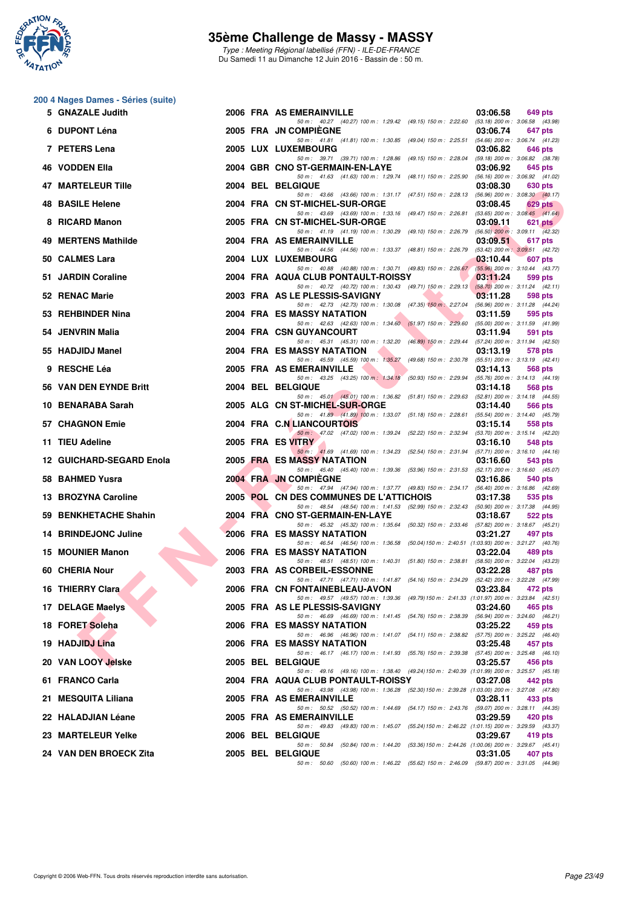# 35ème Challenge de Massy - MASSY

*Type : Meeting Régional labellisé (FFN) - ILE-DE-FRANCE*
Du Samedi 11 au Dimanche 12 Juin 2016 - Bassin de : 50 m.

## 200 4 Nages Dames - Séries (suite)

| Rang | Nom | Année | Nat. | Club | Temps | Points |
|---|---|---|---|---|---|---|
| 5 | GNAZALE Judith | 2006 | FRA | AS EMERAINVILLE | 03:06.58 | 649 pts |
| | 50 m : 40.27 (40.27) 100 m : 1:29.42 (49.15) 150 m : 2:22.60 (53.18) 200 m : 3:06.58 (43.98) | | | | | |
| 6 | DUPONT Léna | 2005 | FRA | JN COMPIÈGNE | 03:06.74 | 647 pts |
| | 50 m : 41.81 (41.81) 100 m : 1:30.85 (49.04) 150 m : 2:25.51 (54.66) 200 m : 3:06.74 (41.23) | | | | | |
| 7 | PETERS Lena | 2005 | LUX | LUXEMBOURG | 03:06.82 | 646 pts |
| | 50 m : 39.71 (39.71) 100 m : 1:28.86 (49.15) 150 m : 2:28.04 (59.18) 200 m : 3:06.82 (38.78) | | | | | |
| 46 | VODDEN Ella | 2004 | GBR | CNO ST-GERMAIN-EN-LAYE | 03:06.92 | 645 pts |
| | 50 m : 41.63 (41.63) 100 m : 1:29.74 (48.11) 150 m : 2:25.90 (56.16) 200 m : 3:06.92 (41.02) | | | | | |
| 47 | MARTELEUR Tille | 2004 | BEL | BELGIQUE | 03:08.30 | 630 pts |
| | 50 m : 43.66 (43.66) 100 m : 1:31.17 (47.51) 150 m : 2:28.13 (56.96) 200 m : 3:08.30 (40.17) | | | | | |
| 48 | BASILE Helene | 2004 | FRA | CN ST-MICHEL-SUR-ORGE | 03:08.45 | 629 pts |
| | 50 m : 43.69 (43.69) 100 m : 1:33.16 (49.47) 150 m : 2:26.81 (53.65) 200 m : 3:08.45 (41.64) | | | | | |
| 8 | RICARD Manon | 2005 | FRA | CN ST-MICHEL-SUR-ORGE | 03:09.11 | 621 pts |
| | 50 m : 41.19 (41.19) 100 m : 1:30.29 (49.10) 150 m : 2:26.79 (56.50) 200 m : 3:09.11 (42.32) | | | | | |
| 49 | MERTENS Mathilde | 2004 | FRA | AS EMERAINVILLE | 03:09.51 | 617 pts |
| | 50 m : 44.56 (44.56) 100 m : 1:33.37 (48.81) 150 m : 2:26.79 (53.42) 200 m : 3:09.51 (42.72) | | | | | |
| 50 | CALMES Lara | 2004 | LUX | LUXEMBOURG | 03:10.44 | 607 pts |
| | 50 m : 40.88 (40.88) 100 m : 1:30.71 (49.83) 150 m : 2:26.67 (55.96) 200 m : 3:10.44 (43.77) | | | | | |
| 51 | JARDIN Coraline | 2004 | FRA | AQUA CLUB PONTAULT-ROISSY | 03:11.24 | 599 pts |
| | 50 m : 40.72 (40.72) 100 m : 1:30.43 (49.71) 150 m : 2:29.13 (58.70) 200 m : 3:11.24 (42.11) | | | | | |
| 52 | RENAC Marie | 2003 | FRA | AS LE PLESSIS-SAVIGNY | 03:11.28 | 598 pts |
| | 50 m : 42.73 (42.73) 100 m : 1:30.08 (47.35) 150 m : 2:27.04 (56.96) 200 m : 3:11.28 (44.24) | | | | | |
| 53 | REHBINDER Nina | 2004 | FRA | ES MASSY NATATION | 03:11.59 | 595 pts |
| | 50 m : 42.63 (42.63) 100 m : 1:34.60 (51.97) 150 m : 2:29.60 (55.00) 200 m : 3:11.59 (41.99) | | | | | |
| 54 | JENVRIN Malia | 2004 | FRA | CSN GUYANCOURT | 03:11.94 | 591 pts |
| | 50 m : 45.31 (45.31) 100 m : 1:32.20 (46.89) 150 m : 2:29.44 (57.24) 200 m : 3:11.94 (42.50) | | | | | |
| 55 | HADJIDJ Manel | 2004 | FRA | ES MASSY NATATION | 03:13.19 | 578 pts |
| | 50 m : 45.59 (45.59) 100 m : 1:35.27 (49.68) 150 m : 2:30.78 (55.51) 200 m : 3:13.19 (42.41) | | | | | |
| 9 | RESCHE Léa | 2005 | FRA | AS EMERAINVILLE | 03:14.13 | 568 pts |
| | 50 m : 43.25 (43.25) 100 m : 1:34.18 (50.93) 150 m : 2:29.94 (55.76) 200 m : 3:14.13 (44.19) | | | | | |
| 56 | VAN DEN EYNDE Britt | 2004 | BEL | BELGIQUE | 03:14.18 | 568 pts |
| | 50 m : 45.01 (45.01) 100 m : 1:36.82 (51.81) 150 m : 2:29.63 (52.81) 200 m : 3:14.18 (44.55) | | | | | |
| 10 | BENARABA Sarah | 2005 | ALG | CN ST-MICHEL-SUR-ORGE | 03:14.40 | 566 pts |
| | 50 m : 41.89 (41.89) 100 m : 1:33.07 (51.18) 150 m : 2:28.61 (55.54) 200 m : 3:14.40 (45.79) | | | | | |
| 57 | CHAGNON Emie | 2004 | FRA | C.N LIANCOURTOIS | 03:15.14 | 558 pts |
| | 50 m : 47.02 (47.02) 100 m : 1:39.24 (52.22) 150 m : 2:32.94 (53.70) 200 m : 3:15.14 (42.20) | | | | | |
| 11 | TIEU Adeline | 2005 | FRA | ES VITRY | 03:16.10 | 548 pts |
| | 50 m : 41.69 (41.69) 100 m : 1:34.23 (52.54) 150 m : 2:31.94 (57.71) 200 m : 3:16.10 (44.16) | | | | | |
| 12 | GUICHARD-SEGARD Enola | 2005 | FRA | ES MASSY NATATION | 03:16.60 | 543 pts |
| | 50 m : 45.40 (45.40) 100 m : 1:39.36 (53.96) 150 m : 2:31.53 (52.17) 200 m : 3:16.60 (45.07) | | | | | |
| 58 | BAHMED Yusra | 2004 | FRA | JN COMPIÈGNE | 03:16.86 | 540 pts |
| | 50 m : 47.94 (47.94) 100 m : 1:37.77 (49.83) 150 m : 2:34.17 (56.40) 200 m : 3:16.86 (42.69) | | | | | |
| 13 | BROZYNA Caroline | 2005 | POL | CN DES COMMUNES DE L'ATTICHOIS | 03:17.38 | 535 pts |
| | 50 m : 48.54 (48.54) 100 m : 1:41.53 (52.99) 150 m : 2:32.43 (50.90) 200 m : 3:17.38 (44.95) | | | | | |
| 59 | BENKHETACHE Shahin | 2004 | FRA | CNO ST-GERMAIN-EN-LAYE | 03:18.67 | 522 pts |
| | 50 m : 45.32 (45.32) 100 m : 1:35.64 (50.32) 150 m : 2:33.46 (57.82) 200 m : 3:18.67 (45.21) | | | | | |
| 14 | BRINDEJONC Juline | 2006 | FRA | ES MASSY NATATION | 03:21.27 | 497 pts |
| | 50 m : 46.54 (46.54) 100 m : 1:36.58 (50.04) 150 m : 2:40.51 (1:03.93) 200 m : 3:21.27 (40.76) | | | | | |
| 15 | MOUNIER Manon | 2006 | FRA | ES MASSY NATATION | 03:22.04 | 489 pts |
| | 50 m : 48.51 (48.51) 100 m : 1:40.31 (51.80) 150 m : 2:38.81 (58.50) 200 m : 3:22.04 (43.23) | | | | | |
| 60 | CHERIA Nour | 2003 | FRA | AS CORBEIL-ESSONNE | 03:22.28 | 487 pts |
| | 50 m : 47.71 (47.71) 100 m : 1:41.87 (54.16) 150 m : 2:34.29 (52.42) 200 m : 3:22.28 (47.99) | | | | | |
| 16 | THIERRY Clara | 2006 | FRA | CN FONTAINEBLEAU-AVON | 03:23.84 | 472 pts |
| | 50 m : 49.57 (49.57) 100 m : 1:39.36 (49.79) 150 m : 2:41.33 (1:01.97) 200 m : 3:23.84 (42.51) | | | | | |
| 17 | DELAGE Maelys | 2005 | FRA | AS LE PLESSIS-SAVIGNY | 03:24.60 | 465 pts |
| | 50 m : 46.69 (46.69) 100 m : 1:41.45 (54.76) 150 m : 2:38.39 (56.94) 200 m : 3:24.60 (46.21) | | | | | |
| 18 | FORET Soleha | 2006 | FRA | ES MASSY NATATION | 03:25.22 | 459 pts |
| | 50 m : 46.96 (46.96) 100 m : 1:41.07 (54.11) 150 m : 2:38.82 (57.75) 200 m : 3:25.22 (46.40) | | | | | |
| 19 | HADJIDJ Lina | 2006 | FRA | ES MASSY NATATION | 03:25.48 | 457 pts |
| | 50 m : 46.17 (46.17) 100 m : 1:41.93 (55.76) 150 m : 2:39.38 (57.45) 200 m : 3:25.48 (46.10) | | | | | |
| 20 | VAN LOOY Jelske | 2005 | BEL | BELGIQUE | 03:25.57 | 456 pts |
| | 50 m : 49.16 (49.16) 100 m : 1:38.40 (49.24) 150 m : 2:40.39 (1:01.99) 200 m : 3:25.57 (45.18) | | | | | |
| 61 | FRANCO Carla | 2004 | FRA | AQUA CLUB PONTAULT-ROISSY | 03:27.08 | 442 pts |
| | 50 m : 43.98 (43.98) 100 m : 1:36.28 (52.30) 150 m : 2:39.28 (1:03.00) 200 m : 3:27.08 (47.80) | | | | | |
| 21 | MESQUITA Liliana | 2005 | FRA | AS EMERAINVILLE | 03:28.11 | 433 pts |
| | 50 m : 50.52 (50.52) 100 m : 1:44.69 (54.17) 150 m : 2:43.76 (59.07) 200 m : 3:28.11 (44.35) | | | | | |
| 22 | HALADJIAN Léane | 2005 | FRA | AS EMERAINVILLE | 03:29.59 | 420 pts |
| | 50 m : 49.83 (49.83) 100 m : 1:45.07 (55.24) 150 m : 2:46.22 (1:01.15) 200 m : 3:29.59 (43.37) | | | | | |
| 23 | MARTELEUR Yelke | 2006 | BEL | BELGIQUE | 03:29.67 | 419 pts |
| | 50 m : 50.84 (50.84) 100 m : 1:44.20 (53.36) 150 m : 2:44.26 (1:00.06) 200 m : 3:29.67 (45.41) | | | | | |
| 24 | VAN DEN BROECK Zita | 2005 | BEL | BELGIQUE | 03:31.05 | 407 pts |
| | 50 m : 50.60 (50.60) 100 m : 1:46.22 (55.62) 150 m : 2:46.09 (59.87) 200 m : 3:31.05 (44.96) | | | | | |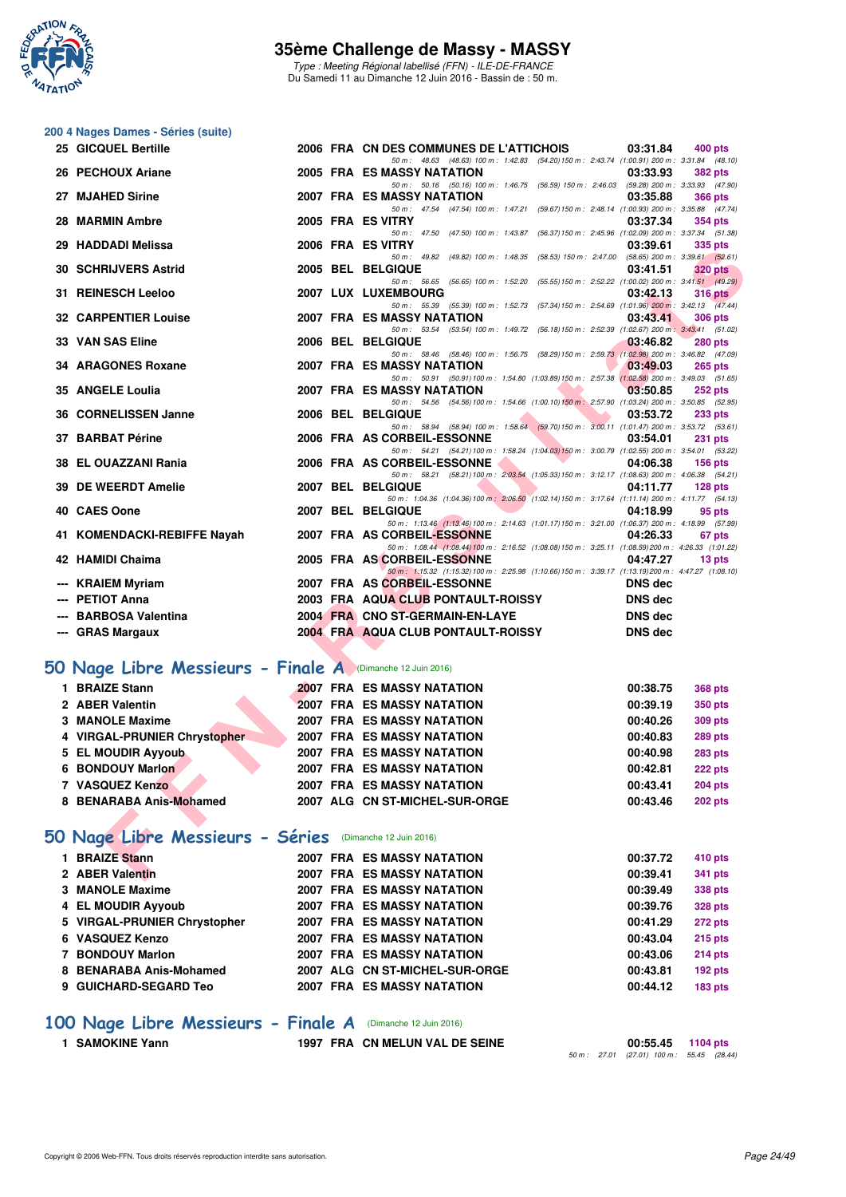## 200 4 Nages Dames - Séries (suite)

| Rang | Nom | Année | Nat. | Club | Temps | Points |
|---|---|---|---|---|---|---|
| 25 | GICQUEL Bertille | 2006 | FRA | CN DES COMMUNES DE L'ATTICHOIS | 03:31.84 | 400 pts |
| | 50 m : 48.63 (48.63) 100 m : 1:42.83 (54.20) 150 m : 2:43.74 (1:00.91) 200 m : 3:31.84 (48.10) | | | | | |
| 26 | PECHOUX Ariane | 2005 | FRA | ES MASSY NATATION | 03:33.93 | 382 pts |
| | 50 m : 50.16 (50.16) 100 m : 1:46.75 (56.59) 150 m : 2:46.03 (59.28) 200 m : 3:33.93 (47.90) | | | | | |
| 27 | MJAHED Sirine | 2007 | FRA | ES MASSY NATATION | 03:35.88 | 366 pts |
| | 50 m : 47.54 (47.54) 100 m : 1:47.21 (59.67) 150 m : 2:48.14 (1:00.93) 200 m : 3:35.88 (47.74) | | | | | |
| 28 | MARMIN Ambre | 2005 | FRA | ES VITRY | 03:37.34 | 354 pts |
| | 50 m : 47.50 (47.50) 100 m : 1:43.87 (56.37) 150 m : 2:45.96 (1:02.09) 200 m : 3:37.34 (51.38) | | | | | |
| 29 | HADDADI Melissa | 2006 | FRA | ES VITRY | 03:39.61 | 335 pts |
| | 50 m : 49.82 (49.82) 100 m : 1:48.35 (58.53) 150 m : 2:47.00 (58.65) 200 m : 3:39.61 (52.61) | | | | | |
| 30 | SCHRIJVERS Astrid | 2005 | BEL | BELGIQUE | 03:41.51 | 320 pts |
| | 50 m : 56.65 (56.65) 100 m : 1:52.20 (55.55) 150 m : 2:52.22 (1:00.02) 200 m : 3:41.51 (49.29) | | | | | |
| 31 | REINESCH Leeloo | 2007 | LUX | LUXEMBOURG | 03:42.13 | 316 pts |
| | 50 m : 55.39 (55.39) 100 m : 1:52.73 (57.34) 150 m : 2:54.69 (1:01.96) 200 m : 3:42.13 (47.44) | | | | | |
| 32 | CARPENTIER Louise | 2007 | FRA | ES MASSY NATATION | 03:43.41 | 306 pts |
| | 50 m : 53.54 (53.54) 100 m : 1:49.72 (56.18) 150 m : 2:52.39 (1:02.67) 200 m : 3:43.41 (51.02) | | | | | |
| 33 | VAN SAS Eline | 2006 | BEL | BELGIQUE | 03:46.82 | 280 pts |
| | 50 m : 58.46 (58.46) 100 m : 1:56.75 (58.29) 150 m : 2:59.73 (1:02.98) 200 m : 3:46.82 (47.09) | | | | | |
| 34 | ARAGONES Roxane | 2007 | FRA | ES MASSY NATATION | 03:49.03 | 265 pts |
| | 50 m : 50.91 (50.91) 100 m : 1:54.80 (1:03.89) 150 m : 2:57.38 (1:02.58) 200 m : 3:49.03 (51.65) | | | | | |
| 35 | ANGELE Loulia | 2007 | FRA | ES MASSY NATATION | 03:50.85 | 252 pts |
| | 50 m : 54.56 (54.56) 100 m : 1:54.66 (1:00.10) 150 m : 2:57.90 (1:03.24) 200 m : 3:50.85 (52.95) | | | | | |
| 36 | CORNELISSEN Janne | 2006 | BEL | BELGIQUE | 03:53.72 | 233 pts |
| | 50 m : 58.94 (58.94) 100 m : 1:58.64 (59.70) 150 m : 3:00.11 (1:01.47) 200 m : 3:53.72 (53.61) | | | | | |
| 37 | BARBAT Périne | 2006 | FRA | AS CORBEIL-ESSONNE | 03:54.01 | 231 pts |
| | 50 m : 54.21 (54.21) 100 m : 1:58.24 (1:04.03) 150 m : 3:00.79 (1:02.55) 200 m : 3:54.01 (53.22) | | | | | |
| 38 | EL OUAZZANI Rania | 2006 | FRA | AS CORBEIL-ESSONNE | 04:06.38 | 156 pts |
| | 50 m : 58.21 (58.21) 100 m : 2:03.54 (1:05.33) 150 m : 3:12.17 (1:08.63) 200 m : 4:06.38 (54.21) | | | | | |
| 39 | DE WEERDT Amelie | 2007 | BEL | BELGIQUE | 04:11.77 | 128 pts |
| | 50 m : 1:04.36 (1:04.36) 100 m : 2:06.50 (1:02.14) 150 m : 3:17.64 (1:11.14) 200 m : 4:11.77 (54.13) | | | | | |
| 40 | CAES Oone | 2007 | BEL | BELGIQUE | 04:18.99 | 95 pts |
| | 50 m : 1:13.46 (1:13.46) 100 m : 2:14.63 (1:01.17) 150 m : 3:21.00 (1:06.37) 200 m : 4:18.99 (57.99) | | | | | |
| 41 | KOMENDACKI-REBIFFE Nayah | 2007 | FRA | AS CORBEIL-ESSONNE | 04:26.33 | 67 pts |
| | 50 m : 1:08.44 (1:08.44) 100 m : 2:16.52 (1:08.08) 150 m : 3:25.11 (1:08.59) 200 m : 4:26.33 (1:01.22) | | | | | |
| 42 | HAMIDI Chaima | 2005 | FRA | AS CORBEIL-ESSONNE | 04:47.27 | 13 pts |
| | 50 m : 1:15.32 (1:15.32) 100 m : 2:25.98 (1:10.66) 150 m : 3:39.17 (1:13.19) 200 m : 4:47.27 (1:08.10) | | | | | |
| --- | KRAIEM Myriam | 2007 | FRA | AS CORBEIL-ESSONNE | DNS dec | |
| --- | PETIOT Anna | 2003 | FRA | AQUA CLUB PONTAULT-ROISSY | DNS dec | |
| --- | BARBOSA Valentina | 2004 | FRA | CNO ST-GERMAIN-EN-LAYE | DNS dec | |
| --- | GRAS Margaux | 2004 | FRA | AQUA CLUB PONTAULT-ROISSY | DNS dec | |

## 50 Nage Libre Messieurs - Finale A (Dimanche 12 Juin 2016)

| Rang | Nom | Année | Nat. | Club | Temps | Points |
|---|---|---|---|---|---|---|
| 1 | BRAIZE Stann | 2007 | FRA | ES MASSY NATATION | 00:38.75 | 368 pts |
| 2 | ABER Valentin | 2007 | FRA | ES MASSY NATATION | 00:39.19 | 350 pts |
| 3 | MANOLE Maxime | 2007 | FRA | ES MASSY NATATION | 00:40.26 | 309 pts |
| 4 | VIRGAL-PRUNIER Chrystopher | 2007 | FRA | ES MASSY NATATION | 00:40.83 | 289 pts |
| 5 | EL MOUDIR Ayyoub | 2007 | FRA | ES MASSY NATATION | 00:40.98 | 283 pts |
| 6 | BONDOUY Marlon | 2007 | FRA | ES MASSY NATATION | 00:42.81 | 222 pts |
| 7 | VASQUEZ Kenzo | 2007 | FRA | ES MASSY NATATION | 00:43.41 | 204 pts |
| 8 | BENARABA Anis-Mohamed | 2007 | ALG | CN ST-MICHEL-SUR-ORGE | 00:43.46 | 202 pts |

## 50 Nage Libre Messieurs - Séries (Dimanche 12 Juin 2016)

| Rang | Nom | Année | Nat. | Club | Temps | Points |
|---|---|---|---|---|---|---|
| 1 | BRAIZE Stann | 2007 | FRA | ES MASSY NATATION | 00:37.72 | 410 pts |
| 2 | ABER Valentin | 2007 | FRA | ES MASSY NATATION | 00:39.41 | 341 pts |
| 3 | MANOLE Maxime | 2007 | FRA | ES MASSY NATATION | 00:39.49 | 338 pts |
| 4 | EL MOUDIR Ayyoub | 2007 | FRA | ES MASSY NATATION | 00:39.76 | 328 pts |
| 5 | VIRGAL-PRUNIER Chrystopher | 2007 | FRA | ES MASSY NATATION | 00:41.29 | 272 pts |
| 6 | VASQUEZ Kenzo | 2007 | FRA | ES MASSY NATATION | 00:43.04 | 215 pts |
| 7 | BONDOUY Marlon | 2007 | FRA | ES MASSY NATATION | 00:43.06 | 214 pts |
| 8 | BENARABA Anis-Mohamed | 2007 | ALG | CN ST-MICHEL-SUR-ORGE | 00:43.81 | 192 pts |
| 9 | GUICHARD-SEGARD Teo | 2007 | FRA | ES MASSY NATATION | 00:44.12 | 183 pts |

## 100 Nage Libre Messieurs - Finale A (Dimanche 12 Juin 2016)

| Rang | Nom | Année | Nat. | Club | Temps | Points |
|---|---|---|---|---|---|---|
| 1 | SAMOKINE Yann | 1997 | FRA | CN MELUN VAL DE SEINE | 00:55.45 | 1104 pts |
| | 50 m : 27.01 (27.01) 100 m : 55.45 (28.44) | | | | | |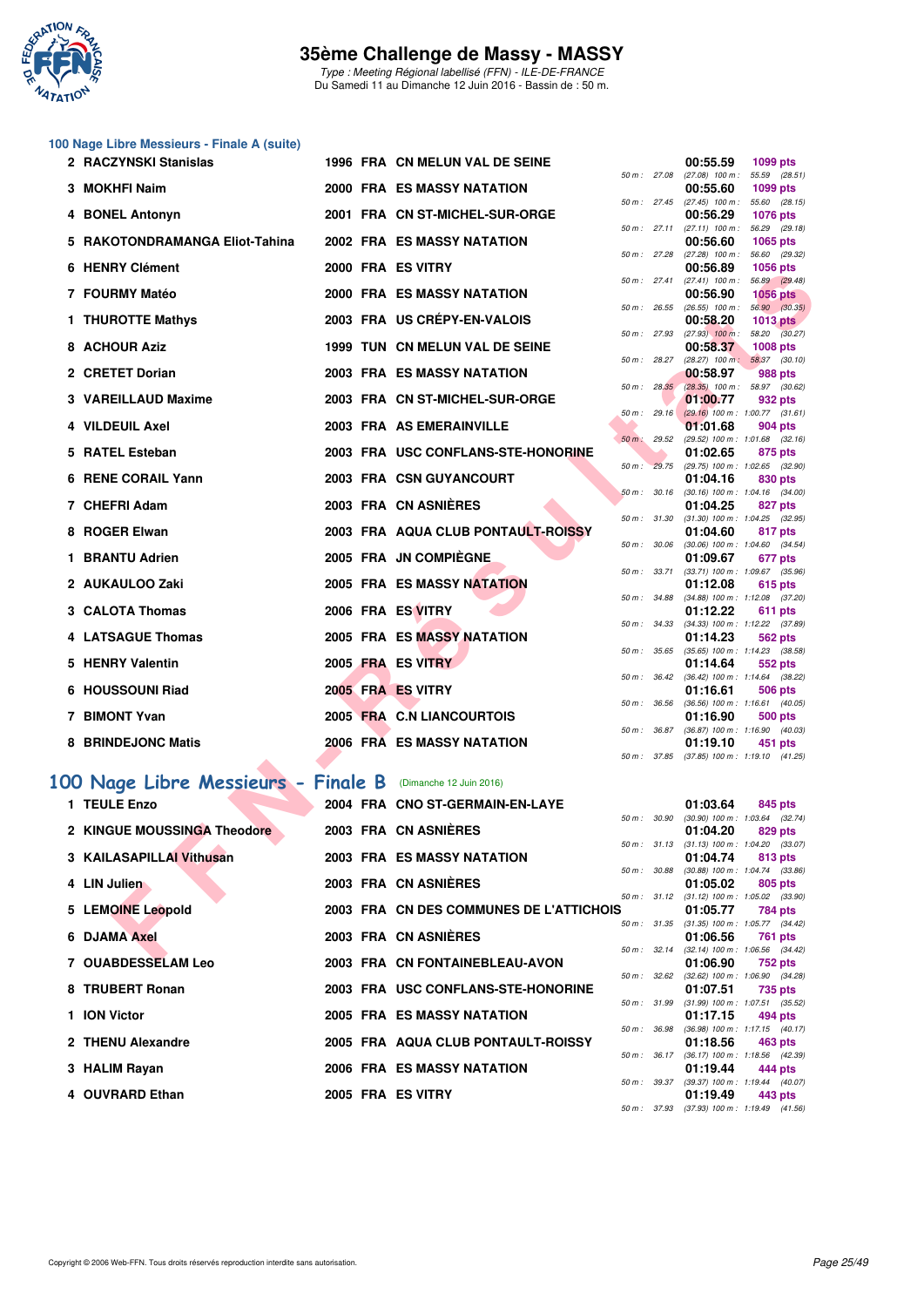### 100 Nage Libre Messieurs - Finale A (suite)

| Rang | Nom | Année | Nat. | Club | Temps | Points | Splits |
|---|---|---|---|---|---|---|---|
| 2 | RACZYNSKI Stanislas | 1996 | FRA | CN MELUN VAL DE SEINE | 00:55.59 | 1099 pts | 50 m : 27.08 (27.08) 100 m : 55.59 (28.51) |
| 3 | MOKHFI Naim | 2000 | FRA | ES MASSY NATATION | 00:55.60 | 1099 pts | 50 m : 27.45 (27.45) 100 m : 55.60 (28.15) |
| 4 | BONEL Antonyn | 2001 | FRA | CN ST-MICHEL-SUR-ORGE | 00:56.29 | 1076 pts | 50 m : 27.11 (27.11) 100 m : 56.29 (29.18) |
| 5 | RAKOTONDRAMANGA Eliot-Tahina | 2002 | FRA | ES MASSY NATATION | 00:56.60 | 1065 pts | 50 m : 27.28 (27.28) 100 m : 56.60 (29.32) |
| 6 | HENRY Clément | 2000 | FRA | ES VITRY | 00:56.89 | 1056 pts | 50 m : 27.41 (27.41) 100 m : 56.89 (29.48) |
| 7 | FOURMY Matéo | 2000 | FRA | ES MASSY NATATION | 00:56.90 | 1056 pts | 50 m : 26.55 (26.55) 100 m : 56.90 (30.35) |
| 1 | THUROTTE Mathys | 2003 | FRA | US CRÉPY-EN-VALOIS | 00:58.20 | 1013 pts | 50 m : 27.93 (27.93) 100 m : 58.20 (30.27) |
| 8 | ACHOUR Aziz | 1999 | TUN | CN MELUN VAL DE SEINE | 00:58.37 | 1008 pts | 50 m : 28.27 (28.27) 100 m : 58.37 (30.10) |
| 2 | CRETET Dorian | 2003 | FRA | ES MASSY NATATION | 00:58.97 | 988 pts | 50 m : 28.35 (28.35) 100 m : 58.97 (30.62) |
| 3 | VAREILLAUD Maxime | 2003 | FRA | CN ST-MICHEL-SUR-ORGE | 01:00.77 | 932 pts | 50 m : 29.16 (29.16) 100 m : 1:00.77 (31.61) |
| 4 | VILDEUIL Axel | 2003 | FRA | AS EMERAINVILLE | 01:01.68 | 904 pts | 50 m : 29.52 (29.52) 100 m : 1:01.68 (32.16) |
| 5 | RATEL Esteban | 2003 | FRA | USC CONFLANS-STE-HONORINE | 01:02.65 | 875 pts | 50 m : 29.75 (29.75) 100 m : 1:02.65 (32.90) |
| 6 | RENE CORAIL Yann | 2003 | FRA | CSN GUYANCOURT | 01:04.16 | 830 pts | 50 m : 30.16 (30.16) 100 m : 1:04.16 (34.00) |
| 7 | CHEFRI Adam | 2003 | FRA | CN ASNIÈRES | 01:04.25 | 827 pts | 50 m : 31.30 (31.30) 100 m : 1:04.25 (32.95) |
| 8 | ROGER Elwan | 2003 | FRA | AQUA CLUB PONTAULT-ROISSY | 01:04.60 | 817 pts | 50 m : 30.06 (30.06) 100 m : 1:04.60 (34.54) |
| 1 | BRANTU Adrien | 2005 | FRA | JN COMPIÈGNE | 01:09.67 | 677 pts | 50 m : 33.71 (33.71) 100 m : 1:09.67 (35.96) |
| 2 | AUKAULOO Zaki | 2005 | FRA | ES MASSY NATATION | 01:12.08 | 615 pts | 50 m : 34.88 (34.88) 100 m : 1:12.08 (37.20) |
| 3 | CALOTA Thomas | 2006 | FRA | ES VITRY | 01:12.22 | 611 pts | 50 m : 34.33 (34.33) 100 m : 1:12.22 (37.89) |
| 4 | LATSAGUE Thomas | 2005 | FRA | ES MASSY NATATION | 01:14.23 | 562 pts | 50 m : 35.65 (35.65) 100 m : 1:14.23 (38.58) |
| 5 | HENRY Valentin | 2005 | FRA | ES VITRY | 01:14.64 | 552 pts | 50 m : 36.42 (36.42) 100 m : 1:14.64 (38.22) |
| 6 | HOUSSOUNI Riad | 2005 | FRA | ES VITRY | 01:16.61 | 506 pts | 50 m : 36.56 (36.56) 100 m : 1:16.61 (40.05) |
| 7 | BIMONT Yvan | 2005 | FRA | C.N LIANCOURTOIS | 01:16.90 | 500 pts | 50 m : 36.87 (36.87) 100 m : 1:16.90 (40.03) |
| 8 | BRINDEJONC Matis | 2006 | FRA | ES MASSY NATATION | 01:19.10 | 451 pts | 50 m : 37.85 (37.85) 100 m : 1:19.10 (41.25) |

## 100 Nage Libre Messieurs - Finale B (Dimanche 12 Juin 2016)

| Rang | Nom | Année | Nat. | Club | Temps | Points | Splits |
|---|---|---|---|---|---|---|---|
| 1 | TEULE Enzo | 2004 | FRA | CNO ST-GERMAIN-EN-LAYE | 01:03.64 | 845 pts | 50 m : 30.90 (30.90) 100 m : 1:03.64 (32.74) |
| 2 | KINGUE MOUSSINGA Theodore | 2003 | FRA | CN ASNIÈRES | 01:04.20 | 829 pts | 50 m : 31.13 (31.13) 100 m : 1:04.20 (33.07) |
| 3 | KAILASAPILLAI Vithusan | 2003 | FRA | ES MASSY NATATION | 01:04.74 | 813 pts | 50 m : 30.88 (30.88) 100 m : 1:04.74 (33.86) |
| 4 | LIN Julien | 2003 | FRA | CN ASNIÈRES | 01:05.02 | 805 pts | 50 m : 31.12 (31.12) 100 m : 1:05.02 (33.90) |
| 5 | LEMOINE Leopold | 2003 | FRA | CN DES COMMUNES DE L'ATTICHOIS | 01:05.77 | 784 pts | 50 m : 31.35 (31.35) 100 m : 1:05.77 (34.42) |
| 6 | DJAMA Axel | 2003 | FRA | CN ASNIÈRES | 01:06.56 | 761 pts | 50 m : 32.14 (32.14) 100 m : 1:06.56 (34.42) |
| 7 | OUABDESSELAM Leo | 2003 | FRA | CN FONTAINEBLEAU-AVON | 01:06.90 | 752 pts | 50 m : 32.62 (32.62) 100 m : 1:06.90 (34.28) |
| 8 | TRUBERT Ronan | 2003 | FRA | USC CONFLANS-STE-HONORINE | 01:07.51 | 735 pts | 50 m : 31.99 (31.99) 100 m : 1:07.51 (35.52) |
| 1 | ION Victor | 2005 | FRA | ES MASSY NATATION | 01:17.15 | 494 pts | 50 m : 36.98 (36.98) 100 m : 1:17.15 (40.17) |
| 2 | THENU Alexandre | 2005 | FRA | AQUA CLUB PONTAULT-ROISSY | 01:18.56 | 463 pts | 50 m : 36.17 (36.17) 100 m : 1:18.56 (42.39) |
| 3 | HALIM Rayan | 2006 | FRA | ES MASSY NATATION | 01:19.44 | 444 pts | 50 m : 39.37 (39.37) 100 m : 1:19.44 (40.07) |
| 4 | OUVRARD Ethan | 2005 | FRA | ES VITRY | 01:19.49 | 443 pts | 50 m : 37.93 (37.93) 100 m : 1:19.49 (41.56) |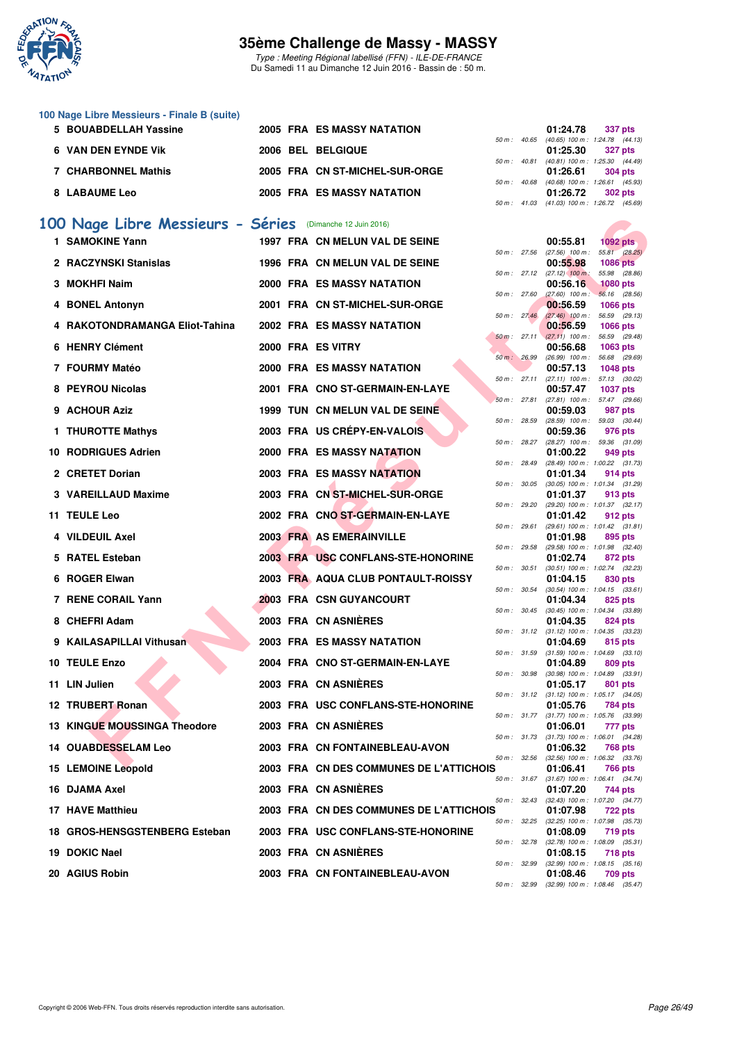### 100 Nage Libre Messieurs - Finale B (suite)

| Rang | Nom | Année | Nat | Club | Temps | Points | Splits |
|---|---|---|---|---|---|---|---|
| 5 | BOUABDELLAH Yassine | 2005 | FRA | ES MASSY NATATION | 01:24.78 | 337 pts | 50 m : 40.65 (40.65) 100 m : 1:24.78 (44.13) |
| 6 | VAN DEN EYNDE Vik | 2006 | BEL | BELGIQUE | 01:25.30 | 327 pts | 50 m : 40.81 (40.81) 100 m : 1:25.30 (44.49) |
| 7 | CHARBONNEL Mathis | 2005 | FRA | CN ST-MICHEL-SUR-ORGE | 01:26.61 | 304 pts | 50 m : 40.68 (40.68) 100 m : 1:26.61 (45.93) |
| 8 | LABAUME Leo | 2005 | FRA | ES MASSY NATATION | 01:26.72 | 302 pts | 50 m : 41.03 (41.03) 100 m : 1:26.72 (45.69) |

## 100 Nage Libre Messieurs - Séries (Dimanche 12 Juin 2016)

| Rang | Nom | Année | Nat | Club | Temps | Points | Splits |
|---|---|---|---|---|---|---|---|
| 1 | SAMOKINE Yann | 1997 | FRA | CN MELUN VAL DE SEINE | 00:55.81 | 1092 pts | 50 m : 27.56 (27.56) 100 m : 55.81 (28.25) |
| 2 | RACZYNSKI Stanislas | 1996 | FRA | CN MELUN VAL DE SEINE | 00:55.98 | 1086 pts | 50 m : 27.12 (27.12) 100 m : 55.98 (28.86) |
| 3 | MOKHFI Naim | 2000 | FRA | ES MASSY NATATION | 00:56.16 | 1080 pts | 50 m : 27.60 (27.60) 100 m : 56.16 (28.56) |
| 4 | BONEL Antonyn | 2001 | FRA | CN ST-MICHEL-SUR-ORGE | 00:56.59 | 1066 pts | 50 m : 27.46 (27.46) 100 m : 56.59 (29.13) |
| 4 | RAKOTONDRAMANGA Eliot-Tahina | 2002 | FRA | ES MASSY NATATION | 00:56.59 | 1066 pts | 50 m : 27.11 (27.11) 100 m : 56.59 (29.48) |
| 6 | HENRY Clément | 2000 | FRA | ES VITRY | 00:56.68 | 1063 pts | 50 m : 26.99 (26.99) 100 m : 56.68 (29.69) |
| 7 | FOURMY Matéo | 2000 | FRA | ES MASSY NATATION | 00:57.13 | 1048 pts | 50 m : 27.11 (27.11) 100 m : 57.13 (30.02) |
| 8 | PEYROU Nicolas | 2001 | FRA | CNO ST-GERMAIN-EN-LAYE | 00:57.47 | 1037 pts | 50 m : 27.81 (27.81) 100 m : 57.47 (29.66) |
| 9 | ACHOUR Aziz | 1999 | TUN | CN MELUN VAL DE SEINE | 00:59.03 | 987 pts | 50 m : 28.59 (28.59) 100 m : 59.03 (30.44) |
| 1 | THUROTTE Mathys | 2003 | FRA | US CRÉPY-EN-VALOIS | 00:59.36 | 976 pts | 50 m : 28.27 (28.27) 100 m : 59.36 (31.09) |
| 10 | RODRIGUES Adrien | 2000 | FRA | ES MASSY NATATION | 01:00.22 | 949 pts | 50 m : 28.49 (28.49) 100 m : 1:00.22 (31.73) |
| 2 | CRETET Dorian | 2003 | FRA | ES MASSY NATATION | 01:01.34 | 914 pts | 50 m : 30.05 (30.05) 100 m : 1:01.34 (31.29) |
| 3 | VAREILLAUD Maxime | 2003 | FRA | CN ST-MICHEL-SUR-ORGE | 01:01.37 | 913 pts | 50 m : 29.20 (29.20) 100 m : 1:01.37 (32.17) |
| 11 | TEULE Leo | 2002 | FRA | CNO ST-GERMAIN-EN-LAYE | 01:01.42 | 912 pts | 50 m : 29.61 (29.61) 100 m : 1:01.42 (31.81) |
| 4 | VILDEUIL Axel | 2003 | FRA | AS EMERAINVILLE | 01:01.98 | 895 pts | 50 m : 29.58 (29.58) 100 m : 1:01.98 (32.40) |
| 5 | RATEL Esteban | 2003 | FRA | USC CONFLANS-STE-HONORINE | 01:02.74 | 872 pts | 50 m : 30.51 (30.51) 100 m : 1:02.74 (32.23) |
| 6 | ROGER Elwan | 2003 | FRA | AQUA CLUB PONTAULT-ROISSY | 01:04.15 | 830 pts | 50 m : 30.54 (30.54) 100 m : 1:04.15 (33.61) |
| 7 | RENE CORAIL Yann | 2003 | FRA | CSN GUYANCOURT | 01:04.34 | 825 pts | 50 m : 30.45 (30.45) 100 m : 1:04.34 (33.89) |
| 8 | CHEFRI Adam | 2003 | FRA | CN ASNIÈRES | 01:04.35 | 824 pts | 50 m : 31.12 (31.12) 100 m : 1:04.35 (33.23) |
| 9 | KAILASAPILLAI Vithusan | 2003 | FRA | ES MASSY NATATION | 01:04.69 | 815 pts | 50 m : 31.59 (31.59) 100 m : 1:04.69 (33.10) |
| 10 | TEULE Enzo | 2004 | FRA | CNO ST-GERMAIN-EN-LAYE | 01:04.89 | 809 pts | 50 m : 30.98 (30.98) 100 m : 1:04.89 (33.91) |
| 11 | LIN Julien | 2003 | FRA | CN ASNIÈRES | 01:05.17 | 801 pts | 50 m : 31.12 (31.12) 100 m : 1:05.17 (34.05) |
| 12 | TRUBERT Ronan | 2003 | FRA | USC CONFLANS-STE-HONORINE | 01:05.76 | 784 pts | 50 m : 31.77 (31.77) 100 m : 1:05.76 (33.99) |
| 13 | KINGUE MOUSSINGA Theodore | 2003 | FRA | CN ASNIÈRES | 01:06.01 | 777 pts | 50 m : 31.73 (31.73) 100 m : 1:06.01 (34.28) |
| 14 | OUABDESSELAM Leo | 2003 | FRA | CN FONTAINEBLEAU-AVON | 01:06.32 | 768 pts | 50 m : 32.56 (32.56) 100 m : 1:06.32 (33.76) |
| 15 | LEMOINE Leopold | 2003 | FRA | CN DES COMMUNES DE L'ATTICHOIS | 01:06.41 | 766 pts | 50 m : 31.67 (31.67) 100 m : 1:06.41 (34.74) |
| 16 | DJAMA Axel | 2003 | FRA | CN ASNIÈRES | 01:07.20 | 744 pts | 50 m : 32.43 (32.43) 100 m : 1:07.20 (34.77) |
| 17 | HAVE Matthieu | 2003 | FRA | CN DES COMMUNES DE L'ATTICHOIS | 01:07.98 | 722 pts | 50 m : 32.25 (32.25) 100 m : 1:07.98 (35.73) |
| 18 | GROS-HENSGSTENBERG Esteban | 2003 | FRA | USC CONFLANS-STE-HONORINE | 01:08.09 | 719 pts | 50 m : 32.78 (32.78) 100 m : 1:08.09 (35.31) |
| 19 | DOKIC Nael | 2003 | FRA | CN ASNIÈRES | 01:08.15 | 718 pts | 50 m : 32.99 (32.99) 100 m : 1:08.15 (35.16) |
| 20 | AGIUS Robin | 2003 | FRA | CN FONTAINEBLEAU-AVON | 01:08.46 | 709 pts | 50 m : 32.99 (32.99) 100 m : 1:08.46 (35.47) |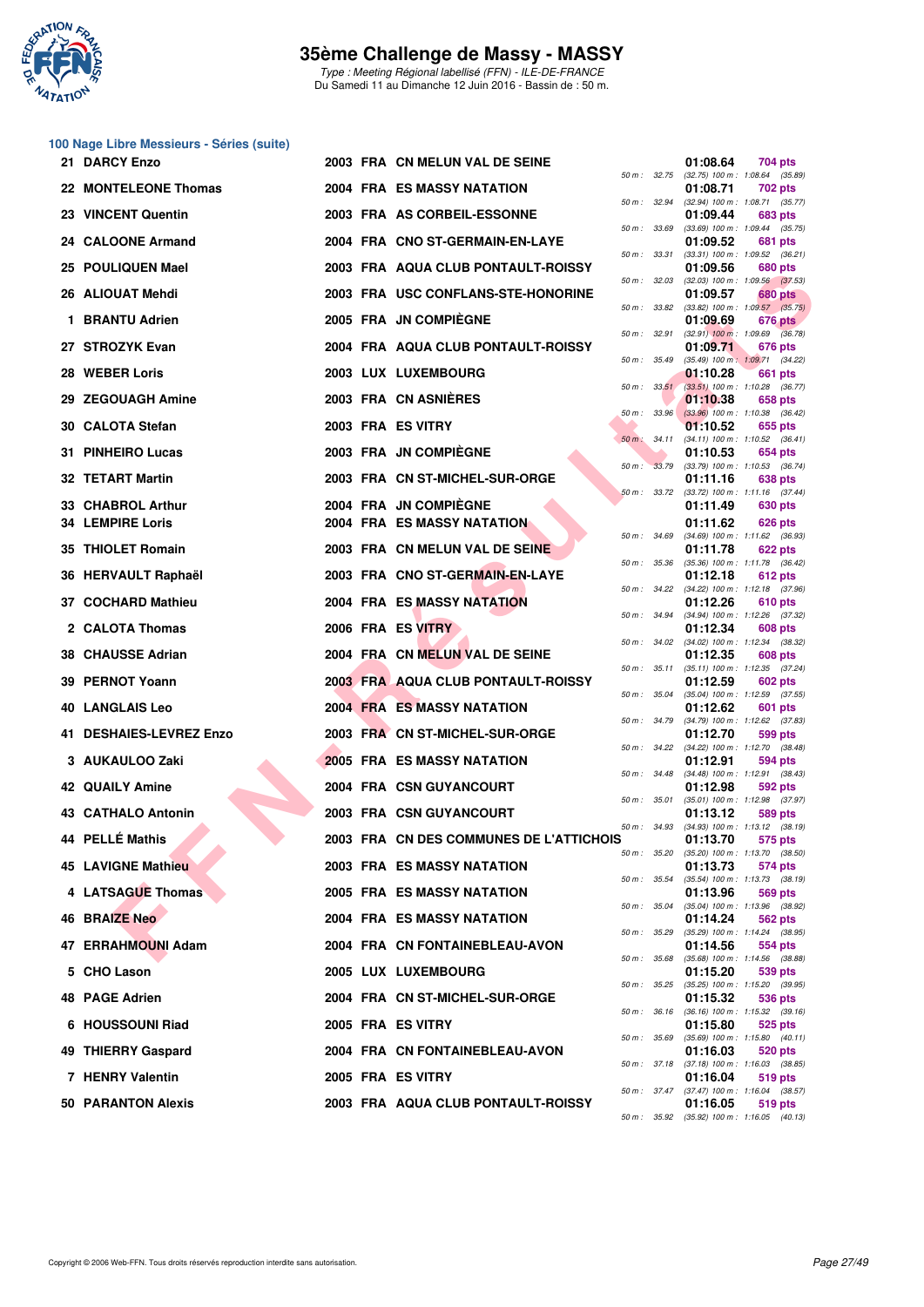# 35ème Challenge de Massy - MASSY

*Type : Meeting Régional labellisé (FFN) - ILE-DE-FRANCE*
*Du Samedi 11 au Dimanche 12 Juin 2016 - Bassin de : 50 m.*

## 100 Nage Libre Messieurs - Séries (suite)

| Rang | Nom | Année | Nation | Club | Temps | Points | Splits |
|---|---|---|---|---|---|---|---|
| 21 | DARCY Enzo | 2003 | FRA | CN MELUN VAL DE SEINE | 01:08.64 | 704 pts | 50 m : 32.75 (32.75) 100 m : 1:08.64 (35.89) |
| 22 | MONTELEONE Thomas | 2004 | FRA | ES MASSY NATATION | 01:08.71 | 702 pts | 50 m : 32.94 (32.94) 100 m : 1:08.71 (35.77) |
| 23 | VINCENT Quentin | 2003 | FRA | AS CORBEIL-ESSONNE | 01:09.44 | 683 pts | 50 m : 33.69 (33.69) 100 m : 1:09.44 (35.75) |
| 24 | CALOONE Armand | 2004 | FRA | CNO ST-GERMAIN-EN-LAYE | 01:09.52 | 681 pts | 50 m : 33.31 (33.31) 100 m : 1:09.52 (36.21) |
| 25 | POULIQUEN Mael | 2003 | FRA | AQUA CLUB PONTAULT-ROISSY | 01:09.56 | 680 pts | 50 m : 32.03 (32.03) 100 m : 1:09.56 (37.53) |
| 26 | ALIOUAT Mehdi | 2003 | FRA | USC CONFLANS-STE-HONORINE | 01:09.57 | 680 pts | 50 m : 33.82 (33.82) 100 m : 1:09.57 (35.75) |
| 1 | BRANTU Adrien | 2005 | FRA | JN COMPIÈGNE | 01:09.69 | 676 pts | 50 m : 32.91 (32.91) 100 m : 1:09.69 (36.78) |
| 27 | STROZYK Evan | 2004 | FRA | AQUA CLUB PONTAULT-ROISSY | 01:09.71 | 676 pts | 50 m : 35.49 (35.49) 100 m : 1:09.71 (34.22) |
| 28 | WEBER Loris | 2003 | LUX | LUXEMBOURG | 01:10.28 | 661 pts | 50 m : 33.51 (33.51) 100 m : 1:10.28 (36.77) |
| 29 | ZEGOUAGH Amine | 2003 | FRA | CN ASNIÈRES | 01:10.38 | 658 pts | 50 m : 33.96 (33.96) 100 m : 1:10.38 (36.42) |
| 30 | CALOTA Stefan | 2003 | FRA | ES VITRY | 01:10.52 | 655 pts | 50 m : 34.11 (34.11) 100 m : 1:10.52 (36.41) |
| 31 | PINHEIRO Lucas | 2003 | FRA | JN COMPIÈGNE | 01:10.53 | 654 pts | 50 m : 33.79 (33.79) 100 m : 1:10.53 (36.74) |
| 32 | TETART Martin | 2003 | FRA | CN ST-MICHEL-SUR-ORGE | 01:11.16 | 638 pts | 50 m : 33.72 (33.72) 100 m : 1:11.16 (37.44) |
| 33 | CHABROL Arthur | 2004 | FRA | JN COMPIÈGNE | 01:11.49 | 630 pts | |
| 34 | LEMPIRE Loris | 2004 | FRA | ES MASSY NATATION | 01:11.62 | 626 pts | 50 m : 34.69 (34.69) 100 m : 1:11.62 (36.93) |
| 35 | THIOLET Romain | 2003 | FRA | CN MELUN VAL DE SEINE | 01:11.78 | 622 pts | 50 m : 35.36 (35.36) 100 m : 1:11.78 (36.42) |
| 36 | HERVAULT Raphaël | 2003 | FRA | CNO ST-GERMAIN-EN-LAYE | 01:12.18 | 612 pts | 50 m : 34.22 (34.22) 100 m : 1:12.18 (37.96) |
| 37 | COCHARD Mathieu | 2004 | FRA | ES MASSY NATATION | 01:12.26 | 610 pts | 50 m : 34.94 (34.94) 100 m : 1:12.26 (37.32) |
| 2 | CALOTA Thomas | 2006 | FRA | ES VITRY | 01:12.34 | 608 pts | 50 m : 34.02 (34.02) 100 m : 1:12.34 (38.32) |
| 38 | CHAUSSE Adrian | 2004 | FRA | CN MELUN VAL DE SEINE | 01:12.35 | 608 pts | 50 m : 35.11 (35.11) 100 m : 1:12.35 (37.24) |
| 39 | PERNOT Yoann | 2003 | FRA | AQUA CLUB PONTAULT-ROISSY | 01:12.59 | 602 pts | 50 m : 35.04 (35.04) 100 m : 1:12.59 (37.55) |
| 40 | LANGLAIS Leo | 2004 | FRA | ES MASSY NATATION | 01:12.62 | 601 pts | 50 m : 34.79 (34.79) 100 m : 1:12.62 (37.83) |
| 41 | DESHAIES-LEVREZ Enzo | 2003 | FRA | CN ST-MICHEL-SUR-ORGE | 01:12.70 | 599 pts | 50 m : 34.22 (34.22) 100 m : 1:12.70 (38.48) |
| 3 | AUKAULOO Zaki | 2005 | FRA | ES MASSY NATATION | 01:12.91 | 594 pts | 50 m : 34.48 (34.48) 100 m : 1:12.91 (38.43) |
| 42 | QUAILY Amine | 2004 | FRA | CSN GUYANCOURT | 01:12.98 | 592 pts | 50 m : 35.01 (35.01) 100 m : 1:12.98 (37.97) |
| 43 | CATHALO Antonin | 2003 | FRA | CSN GUYANCOURT | 01:13.12 | 589 pts | 50 m : 34.93 (34.93) 100 m : 1:13.12 (38.19) |
| 44 | PELLÉ Mathis | 2003 | FRA | CN DES COMMUNES DE L'ATTICHOIS | 01:13.70 | 575 pts | 50 m : 35.20 (35.20) 100 m : 1:13.70 (38.50) |
| 45 | LAVIGNE Mathieu | 2003 | FRA | ES MASSY NATATION | 01:13.73 | 574 pts | 50 m : 35.54 (35.54) 100 m : 1:13.73 (38.19) |
| 4 | LATSAGUE Thomas | 2005 | FRA | ES MASSY NATATION | 01:13.96 | 569 pts | 50 m : 35.04 (35.04) 100 m : 1:13.96 (38.92) |
| 46 | BRAIZE Neo | 2004 | FRA | ES MASSY NATATION | 01:14.24 | 562 pts | 50 m : 35.29 (35.29) 100 m : 1:14.24 (38.95) |
| 47 | ERRAHMOUNI Adam | 2004 | FRA | CN FONTAINEBLEAU-AVON | 01:14.56 | 554 pts | 50 m : 35.68 (35.68) 100 m : 1:14.56 (38.88) |
| 5 | CHO Lason | 2005 | LUX | LUXEMBOURG | 01:15.20 | 539 pts | 50 m : 35.25 (35.25) 100 m : 1:15.20 (39.95) |
| 48 | PAGE Adrien | 2004 | FRA | CN ST-MICHEL-SUR-ORGE | 01:15.32 | 536 pts | 50 m : 36.16 (36.16) 100 m : 1:15.32 (39.16) |
| 6 | HOUSSOUNI Riad | 2005 | FRA | ES VITRY | 01:15.80 | 525 pts | 50 m : 35.69 (35.69) 100 m : 1:15.80 (40.11) |
| 49 | THIERRY Gaspard | 2004 | FRA | CN FONTAINEBLEAU-AVON | 01:16.03 | 520 pts | 50 m : 37.18 (37.18) 100 m : 1:16.03 (38.85) |
| 7 | HENRY Valentin | 2005 | FRA | ES VITRY | 01:16.04 | 519 pts | 50 m : 37.47 (37.47) 100 m : 1:16.04 (38.57) |
| 50 | PARANTON Alexis | 2003 | FRA | AQUA CLUB PONTAULT-ROISSY | 01:16.05 | 519 pts | 50 m : 35.92 (35.92) 100 m : 1:16.05 (40.13) |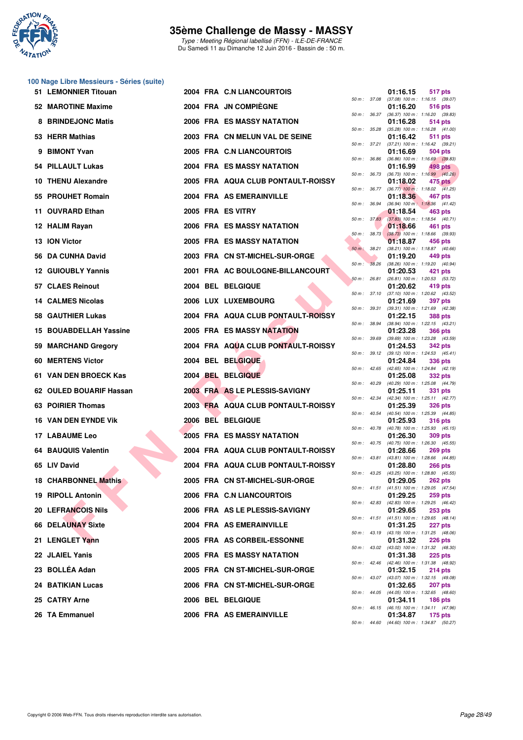# 35ème Challenge de Massy - MASSY

*Type : Meeting Régional labellisé (FFN) - ILE-DE-FRANCE*
*Du Samedi 11 au Dimanche 12 Juin 2016 - Bassin de : 50 m.*

## 100 Nage Libre Messieurs - Séries (suite)

| Rang | Nom | Année | Nat | Club | Temps | Points | Splits |
|---|---|---|---|---|---|---|---|
| 51 | LEMONNIER Titouan | 2004 | FRA | C.N LIANCOURTOIS | 01:16.15 | 517 pts | 50 m : 37.08 (37.08) 100 m : 1:16.15 (39.07) |
| 52 | MAROTINE Maxime | 2004 | FRA | JN COMPIÈGNE | 01:16.20 | 516 pts | 50 m : 36.37 (36.37) 100 m : 1:16.20 (39.83) |
| 8 | BRINDEJONC Matis | 2006 | FRA | ES MASSY NATATION | 01:16.28 | 514 pts | 50 m : 35.28 (35.28) 100 m : 1:16.28 (41.00) |
| 53 | HERR Mathias | 2003 | FRA | CN MELUN VAL DE SEINE | 01:16.42 | 511 pts | 50 m : 37.21 (37.21) 100 m : 1:16.42 (39.21) |
| 9 | BIMONT Yvan | 2005 | FRA | C.N LIANCOURTOIS | 01:16.69 | 504 pts | 50 m : 36.86 (36.86) 100 m : 1:16.69 (39.83) |
| 54 | PILLAULT Lukas | 2004 | FRA | ES MASSY NATATION | 01:16.99 | 498 pts | 50 m : 36.73 (36.73) 100 m : 1:16.99 (40.26) |
| 10 | THENU Alexandre | 2005 | FRA | AQUA CLUB PONTAULT-ROISSY | 01:18.02 | 475 pts | 50 m : 36.77 (36.77) 100 m : 1:18.02 (41.25) |
| 55 | PROUHET Romain | 2004 | FRA | AS EMERAINVILLE | 01:18.36 | 467 pts | 50 m : 36.94 (36.94) 100 m : 1:18.36 (41.42) |
| 11 | OUVRARD Ethan | 2005 | FRA | ES VITRY | 01:18.54 | 463 pts | 50 m : 37.83 (37.83) 100 m : 1:18.54 (40.71) |
| 12 | HALIM Rayan | 2006 | FRA | ES MASSY NATATION | 01:18.66 | 461 pts | 50 m : 38.73 (38.73) 100 m : 1:18.66 (39.93) |
| 13 | ION Victor | 2005 | FRA | ES MASSY NATATION | 01:18.87 | 456 pts | 50 m : 38.21 (38.21) 100 m : 1:18.87 (40.66) |
| 56 | DA CUNHA David | 2003 | FRA | CN ST-MICHEL-SUR-ORGE | 01:19.20 | 449 pts | 50 m : 38.26 (38.26) 100 m : 1:19.20 (40.94) |
| 12 | GUIOUBLY Yannis | 2001 | FRA | AC BOULOGNE-BILLANCOURT | 01:20.53 | 421 pts | 50 m : 26.81 (26.81) 100 m : 1:20.53 (53.72) |
| 57 | CLAES Reinout | 2004 | BEL | BELGIQUE | 01:20.62 | 419 pts | 50 m : 37.10 (37.10) 100 m : 1:20.62 (43.52) |
| 14 | CALMES Nicolas | 2006 | LUX | LUXEMBOURG | 01:21.69 | 397 pts | 50 m : 39.31 (39.31) 100 m : 1:21.69 (42.38) |
| 58 | GAUTHIER Lukas | 2004 | FRA | AQUA CLUB PONTAULT-ROISSY | 01:22.15 | 388 pts | 50 m : 38.94 (38.94) 100 m : 1:22.15 (43.21) |
| 15 | BOUABDELLAH Yassine | 2005 | FRA | ES MASSY NATATION | 01:23.28 | 366 pts | 50 m : 39.69 (39.69) 100 m : 1:23.28 (43.59) |
| 59 | MARCHAND Gregory | 2004 | FRA | AQUA CLUB PONTAULT-ROISSY | 01:24.53 | 342 pts | 50 m : 39.12 (39.12) 100 m : 1:24.53 (45.41) |
| 60 | MERTENS Victor | 2004 | BEL | BELGIQUE | 01:24.84 | 336 pts | 50 m : 42.65 (42.65) 100 m : 1:24.84 (42.19) |
| 61 | VAN DEN BROECK Kas | 2004 | BEL | BELGIQUE | 01:25.08 | 332 pts | 50 m : 40.29 (40.29) 100 m : 1:25.08 (44.79) |
| 62 | OULED BOUARIF Hassan | 2003 | FRA | AS LE PLESSIS-SAVIGNY | 01:25.11 | 331 pts | 50 m : 42.34 (42.34) 100 m : 1:25.11 (42.77) |
| 63 | POIRIER Thomas | 2003 | FRA | AQUA CLUB PONTAULT-ROISSY | 01:25.39 | 326 pts | 50 m : 40.54 (40.54) 100 m : 1:25.39 (44.85) |
| 16 | VAN DEN EYNDE Vik | 2006 | BEL | BELGIQUE | 01:25.93 | 316 pts | 50 m : 40.78 (40.78) 100 m : 1:25.93 (45.15) |
| 17 | LABAUME Leo | 2005 | FRA | ES MASSY NATATION | 01:26.30 | 309 pts | 50 m : 40.75 (40.75) 100 m : 1:26.30 (45.55) |
| 64 | BAUQUIS Valentin | 2004 | FRA | AQUA CLUB PONTAULT-ROISSY | 01:28.66 | 269 pts | 50 m : 43.81 (43.81) 100 m : 1:28.66 (44.85) |
| 65 | LIV David | 2004 | FRA | AQUA CLUB PONTAULT-ROISSY | 01:28.80 | 266 pts | 50 m : 43.25 (43.25) 100 m : 1:28.80 (45.55) |
| 18 | CHARBONNEL Mathis | 2005 | FRA | CN ST-MICHEL-SUR-ORGE | 01:29.05 | 262 pts | 50 m : 41.51 (41.51) 100 m : 1:29.05 (47.54) |
| 19 | RIPOLL Antonin | 2006 | FRA | C.N LIANCOURTOIS | 01:29.25 | 259 pts | 50 m : 42.83 (42.83) 100 m : 1:29.25 (46.42) |
| 20 | LEFRANCOIS Nils | 2006 | FRA | AS LE PLESSIS-SAVIGNY | 01:29.65 | 253 pts | 50 m : 41.51 (41.51) 100 m : 1:29.65 (48.14) |
| 66 | DELAUNAY Sixte | 2004 | FRA | AS EMERAINVILLE | 01:31.25 | 227 pts | 50 m : 43.19 (43.19) 100 m : 1:31.25 (48.06) |
| 21 | LENGLET Yann | 2005 | FRA | AS CORBEIL-ESSONNE | 01:31.32 | 226 pts | 50 m : 43.02 (43.02) 100 m : 1:31.32 (48.30) |
| 22 | JLAIEL Yanis | 2005 | FRA | ES MASSY NATATION | 01:31.38 | 225 pts | 50 m : 42.46 (42.46) 100 m : 1:31.38 (48.92) |
| 23 | BOLLÉA Adan | 2005 | FRA | CN ST-MICHEL-SUR-ORGE | 01:32.15 | 214 pts | 50 m : 43.07 (43.07) 100 m : 1:32.15 (49.08) |
| 24 | BATIKIAN Lucas | 2006 | FRA | CN ST-MICHEL-SUR-ORGE | 01:32.65 | 207 pts | 50 m : 44.05 (44.05) 100 m : 1:32.65 (48.60) |
| 25 | CATRY Arne | 2006 | BEL | BELGIQUE | 01:34.11 | 186 pts | 50 m : 46.15 (46.15) 100 m : 1:34.11 (47.96) |
| 26 | TA Emmanuel | 2006 | FRA | AS EMERAINVILLE | 01:34.87 | 175 pts | 50 m : 44.60 (44.60) 100 m : 1:34.87 (50.27) |

Copyright © 2006 Web-FFN. Tous droits réservés reproduction interdite sans autorisation.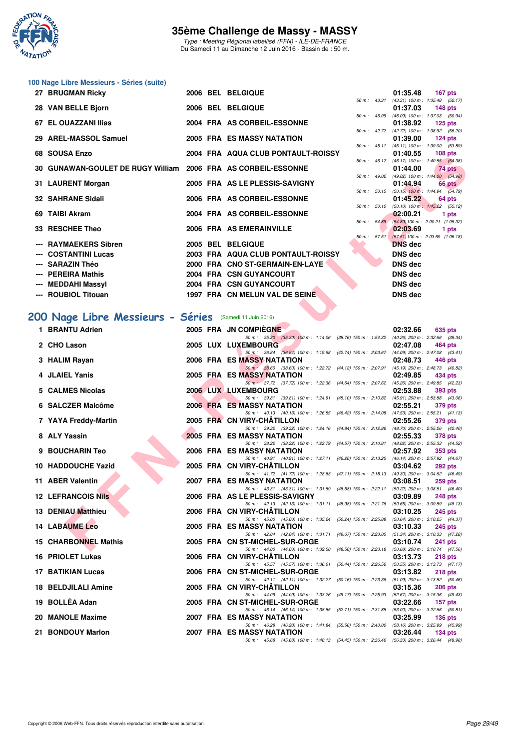# 35ème Challenge de Massy - MASSY

*Type : Meeting Régional labellisé (FFN) - ILE-DE-FRANCE*
Du Samedi 11 au Dimanche 12 Juin 2016 - Bassin de : 50 m.

## 100 Nage Libre Messieurs - Séries (suite)

| Rang | Nom | Année | Nat. | Club | Temps | Points | Splits |
|---|---|---|---|---|---|---|---|
| 27 | BRUGMAN Ricky | 2006 | BEL | BELGIQUE | 01:35.48 | 167 pts | 50 m : 43.31 (43.31) 100 m : 1:35.48 (52.17) |
| 28 | VAN BELLE Bjorn | 2006 | BEL | BELGIQUE | 01:37.03 | 148 pts | 50 m : 46.09 (46.09) 100 m : 1:37.03 (50.94) |
| 67 | EL OUAZZANI Ilias | 2004 | FRA | AS CORBEIL-ESSONNE | 01:38.92 | 125 pts | 50 m : 42.72 (42.72) 100 m : 1:38.92 (56.20) |
| 29 | AREL-MASSOL Samuel | 2005 | FRA | ES MASSY NATATION | 01:39.00 | 124 pts | 50 m : 45.11 (45.11) 100 m : 1:39.00 (53.89) |
| 68 | SOUSA Enzo | 2004 | FRA | AQUA CLUB PONTAULT-ROISSY | 01:40.55 | 108 pts | 50 m : 46.17 (46.17) 100 m : 1:40.55 (54.38) |
| 30 | GUNAWAN-GOULET DE RUGY William | 2006 | FRA | AS CORBEIL-ESSONNE | 01:44.00 | 74 pts | 50 m : 49.02 (49.02) 100 m : 1:44.00 (54.98) |
| 31 | LAURENT Morgan | 2005 | FRA | AS LE PLESSIS-SAVIGNY | 01:44.94 | 66 pts | 50 m : 50.15 (50.15) 100 m : 1:44.94 (54.79) |
| 32 | SAHRANE Sidali | 2006 | FRA | AS CORBEIL-ESSONNE | 01:45.22 | 64 pts | 50 m : 50.10 (50.10) 100 m : 1:45.22 (55.12) |
| 69 | TAIBI Akram | 2004 | FRA | AS CORBEIL-ESSONNE | 02:00.21 | 1 pts | 50 m : 54.89 (54.89) 100 m : 2:00.21 (1:05.32) |
| 33 | RESCHEE Theo | 2006 | FRA | AS EMERAINVILLE | 02:03.69 | 1 pts | 50 m : 57.51 (57.51) 100 m : 2:03.69 (1:06.18) |
| --- | RAYMAEKERS Sibren | 2005 | BEL | BELGIQUE | DNS dec | | |
| --- | COSTANTINI Lucas | 2003 | FRA | AQUA CLUB PONTAULT-ROISSY | DNS dec | | |
| --- | SARAZIN Théo | 2000 | FRA | CNO ST-GERMAIN-EN-LAYE | DNS dec | | |
| --- | PEREIRA Mathis | 2004 | FRA | CSN GUYANCOURT | DNS dec | | |
| --- | MEDDAHI Massyl | 2004 | FRA | CSN GUYANCOURT | DNS dec | | |
| --- | ROUBIOL Titouan | 1997 | FRA | CN MELUN VAL DE SEINE | DNS dec | | |

## 200 Nage Libre Messieurs - Séries (Samedi 11 Juin 2016)

| Rang | Nom | Année | Nat. | Club | Temps | Points | Splits |
|---|---|---|---|---|---|---|---|
| 1 | BRANTU Adrien | 2005 | FRA | JN COMPIÈGNE | 02:32.66 | 635 pts | 50 m : 35.30 (35.30) 100 m : 1:14.06 (38.76) 150 m : 1:54.32 (40.26) 200 m : 2:32.66 (38.34) |
| 2 | CHO Lason | 2005 | LUX | LUXEMBOURG | 02:47.08 | 464 pts | 50 m : 36.84 (36.84) 100 m : 1:19.58 (42.74) 150 m : 2:03.67 (44.09) 200 m : 2:47.08 (43.41) |
| 3 | HALIM Rayan | 2006 | FRA | ES MASSY NATATION | 02:48.73 | 446 pts | 50 m : 38.60 (38.60) 100 m : 1:22.72 (44.12) 150 m : 2:07.91 (45.19) 200 m : 2:48.73 (40.82) |
| 4 | JLAIEL Yanis | 2005 | FRA | ES MASSY NATATION | 02:49.85 | 434 pts | 50 m : 37.72 (37.72) 100 m : 1:22.36 (44.64) 150 m : 2:07.62 (45.26) 200 m : 2:49.85 (42.23) |
| 5 | CALMES Nicolas | 2006 | LUX | LUXEMBOURG | 02:53.88 | 393 pts | 50 m : 39.81 (39.81) 100 m : 1:24.91 (45.10) 150 m : 2:10.82 (45.91) 200 m : 2:53.88 (43.06) |
| 6 | SALCZER Malcôme | 2006 | FRA | ES MASSY NATATION | 02:55.21 | 379 pts | 50 m : 40.13 (40.13) 100 m : 1:26.55 (46.42) 150 m : 2:14.08 (47.53) 200 m : 2:55.21 (41.13) |
| 7 | YAYA Freddy-Martin | 2005 | FRA | CN VIRY-CHÂTILLON | 02:55.26 | 379 pts | 50 m : 39.32 (39.32) 100 m : 1:24.16 (44.84) 150 m : 2:12.86 (48.70) 200 m : 2:55.26 (42.40) |
| 8 | ALY Yassin | 2005 | FRA | ES MASSY NATATION | 02:55.33 | 378 pts | 50 m : 38.22 (38.22) 100 m : 1:22.79 (44.57) 150 m : 2:10.81 (48.02) 200 m : 2:55.33 (44.52) |
| 9 | BOUCHARIN Teo | 2006 | FRA | ES MASSY NATATION | 02:57.92 | 353 pts | 50 m : 40.91 (40.91) 100 m : 1:27.11 (46.20) 150 m : 2:13.25 (46.14) 200 m : 2:57.92 (44.67) |
| 10 | HADDOUCHE Yazid | 2005 | FRA | CN VIRY-CHÂTILLON | 03:04.62 | 292 pts | 50 m : 41.72 (41.72) 100 m : 1:28.83 (47.11) 150 m : 2:18.13 (49.30) 200 m : 3:04.62 (46.49) |
| 11 | ABER Valentin | 2007 | FRA | ES MASSY NATATION | 03:08.51 | 259 pts | 50 m : 43.31 (43.31) 100 m : 1:31.89 (48.58) 150 m : 2:22.11 (50.22) 200 m : 3:08.51 (46.40) |
| 12 | LEFRANCOIS Nils | 2006 | FRA | AS LE PLESSIS-SAVIGNY | 03:09.89 | 248 pts | 50 m : 42.13 (42.13) 100 m : 1:31.11 (48.98) 150 m : 2:21.76 (50.65) 200 m : 3:09.89 (48.13) |
| 13 | DENIAU Matthieu | 2006 | FRA | CN VIRY-CHÂTILLON | 03:10.25 | 245 pts | 50 m : 45.00 (45.00) 100 m : 1:35.24 (50.24) 150 m : 2:25.88 (50.64) 200 m : 3:10.25 (44.37) |
| 14 | LABAUME Leo | 2005 | FRA | ES MASSY NATATION | 03:10.33 | 245 pts | 50 m : 42.04 (42.04) 100 m : 1:31.71 (49.67) 150 m : 2:23.05 (51.34) 200 m : 3:10.33 (47.28) |
| 15 | CHARBONNEL Mathis | 2005 | FRA | CN ST-MICHEL-SUR-ORGE | 03:10.74 | 241 pts | 50 m : 44.00 (44.00) 100 m : 1:32.50 (48.50) 150 m : 2:23.18 (50.68) 200 m : 3:10.74 (47.56) |
| 16 | PRIOLET Lukas | 2006 | FRA | CN VIRY-CHÂTILLON | 03:13.73 | 218 pts | 50 m : 45.57 (45.57) 100 m : 1:36.01 (50.44) 150 m : 2:26.56 (50.55) 200 m : 3:13.73 (47.17) |
| 17 | BATIKIAN Lucas | 2006 | FRA | CN ST-MICHEL-SUR-ORGE | 03:13.82 | 218 pts | 50 m : 42.11 (42.11) 100 m : 1:32.27 (50.16) 150 m : 2:23.36 (51.09) 200 m : 3:13.82 (50.46) |
| 18 | BELDJILALI Amine | 2005 | FRA | CN VIRY-CHÂTILLON | 03:15.36 | 206 pts | 50 m : 44.09 (44.09) 100 m : 1:33.26 (49.17) 150 m : 2:25.93 (52.67) 200 m : 3:15.36 (49.43) |
| 19 | BOLLÉA Adan | 2005 | FRA | CN ST-MICHEL-SUR-ORGE | 03:22.66 | 157 pts | 50 m : 46.14 (46.14) 100 m : 1:38.85 (52.71) 150 m : 2:31.85 (53.00) 200 m : 3:22.66 (50.81) |
| 20 | MANOLE Maxime | 2007 | FRA | ES MASSY NATATION | 03:25.99 | 136 pts | 50 m : 46.28 (46.28) 100 m : 1:41.84 (55.56) 150 m : 2:40.00 (58.16) 200 m : 3:25.99 (45.99) |
| 21 | BONDOUY Marlon | 2007 | FRA | ES MASSY NATATION | 03:26.44 | 134 pts | 50 m : 45.68 (45.68) 100 m : 1:40.13 (54.45) 150 m : 2:36.46 (56.33) 200 m : 3:26.44 (49.98) |

Copyright © 2006 Web-FFN. Tous droits réservés reproduction interdite sans autorisation.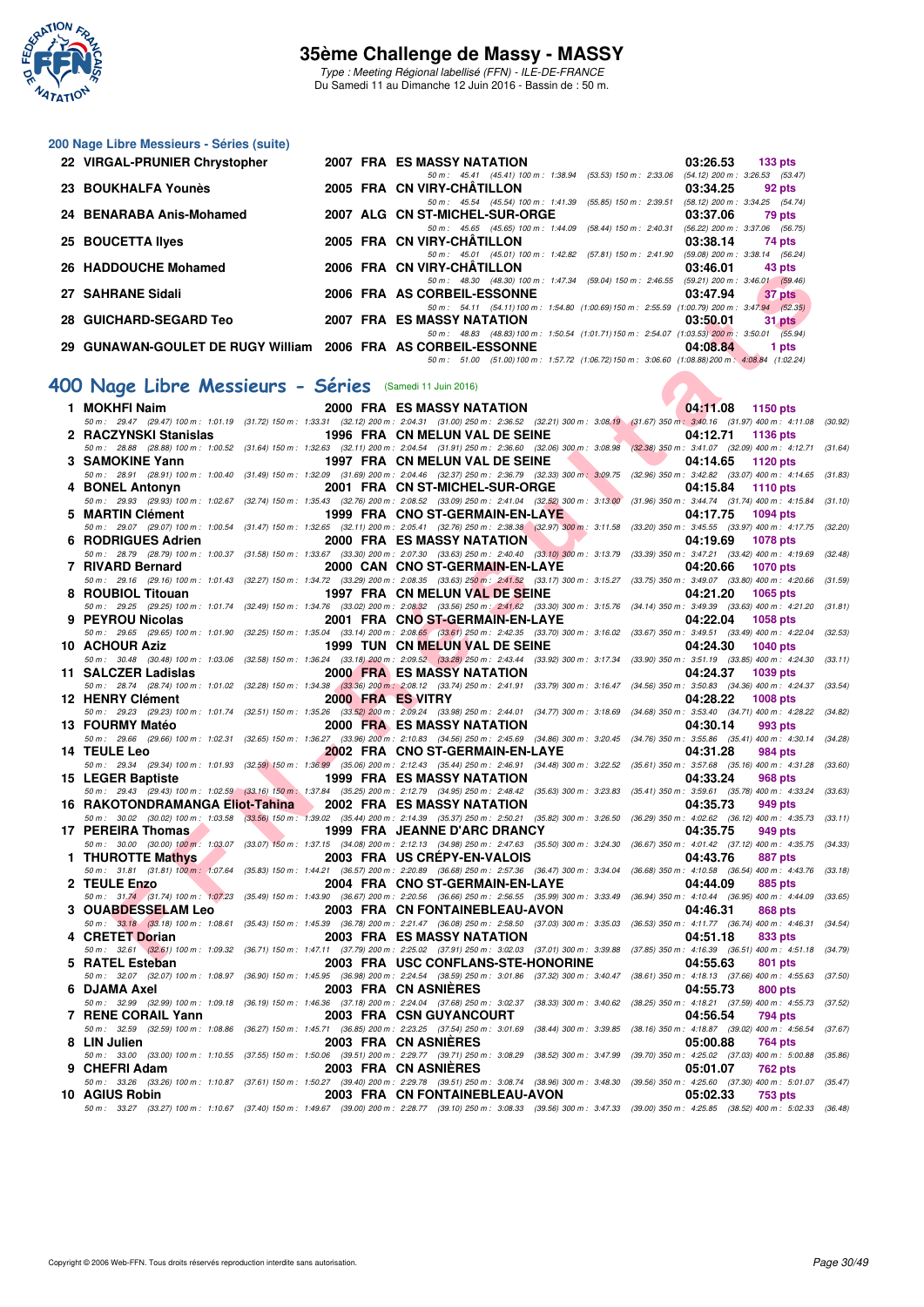# 35ème Challenge de Massy - MASSY

*Type : Meeting Régional labellisé (FFN) - ILE-DE-FRANCE*
Du Samedi 11 au Dimanche 12 Juin 2016 - Bassin de : 50 m.

## 200 Nage Libre Messieurs - Séries (suite)

| Rang | Nom | Année | Nat | Club | Temps | Points |
|---|---|---|---|---|---|---|
| 22 | VIRGAL-PRUNIER Chrystopher | 2007 | FRA | ES MASSY NATATION | 03:26.53 | 133 pts |
| | 50 m : 45.41 (45.41) 100 m : 1:38.94 (53.53) 150 m : 2:33.06 (54.12) 200 m : 3:26.53 (53.47) | | | | | |
| 23 | BOUKHALFA Younès | 2005 | FRA | CN VIRY-CHÂTILLON | 03:34.25 | 92 pts |
| | 50 m : 45.54 (45.54) 100 m : 1:41.39 (55.85) 150 m : 2:39.51 (58.12) 200 m : 3:34.25 (54.74) | | | | | |
| 24 | BENARABA Anis-Mohamed | 2007 | ALG | CN ST-MICHEL-SUR-ORGE | 03:37.06 | 79 pts |
| | 50 m : 45.65 (45.65) 100 m : 1:44.09 (58.44) 150 m : 2:40.31 (56.22) 200 m : 3:37.06 (56.75) | | | | | |
| 25 | BOUCETTA Ilyes | 2005 | FRA | CN VIRY-CHÂTILLON | 03:38.14 | 74 pts |
| | 50 m : 45.01 (45.01) 100 m : 1:42.82 (57.81) 150 m : 2:41.90 (59.08) 200 m : 3:38.14 (56.24) | | | | | |
| 26 | HADDOUCHE Mohamed | 2006 | FRA | CN VIRY-CHÂTILLON | 03:46.01 | 43 pts |
| | 50 m : 48.30 (48.30) 100 m : 1:47.34 (59.04) 150 m : 2:46.55 (59.21) 200 m : 3:46.01 (59.46) | | | | | |
| 27 | SAHRANE Sidali | 2006 | FRA | AS CORBEIL-ESSONNE | 03:47.94 | 37 pts |
| | 50 m : 54.11 (54.11) 100 m : 1:54.80 (1:00.69) 150 m : 2:55.59 (1:00.79) 200 m : 3:47.94 (52.35) | | | | | |
| 28 | GUICHARD-SEGARD Teo | 2007 | FRA | ES MASSY NATATION | 03:50.01 | 31 pts |
| | 50 m : 48.83 (48.83) 100 m : 1:50.54 (1:01.71) 150 m : 2:54.07 (1:03.53) 200 m : 3:50.01 (55.94) | | | | | |
| 29 | GUNAWAN-GOULET DE RUGY William | 2006 | FRA | AS CORBEIL-ESSONNE | 04:08.84 | 1 pts |
| | 50 m : 51.00 (51.00) 100 m : 1:57.72 (1:06.72) 150 m : 3:06.60 (1:08.88) 200 m : 4:08.84 (1:02.24) | | | | | |

## 400 Nage Libre Messieurs - Séries (Samedi 11 Juin 2016)

| Rang | Nom | Année | Nat | Club | Temps | Points |
|---|---|---|---|---|---|---|
| 1 | MOKHFI Naim | 2000 | FRA | ES MASSY NATATION | 04:11.08 | 1150 pts |
| | 50 m : 29.47 (29.47) 100 m : 1:01.19 (31.72) 150 m : 1:33.31 (32.12) 200 m : 2:04.31 (31.00) 250 m : 2:36.52 (32.21) 300 m : 3:08.19 (31.67) 350 m : 3:40.16 (31.97) 400 m : 4:11.08 (30.92) | | | | | |
| 2 | RACZYNSKI Stanislas | 1996 | FRA | CN MELUN VAL DE SEINE | 04:12.71 | 1136 pts |
| | 50 m : 28.88 (28.88) 100 m : 1:00.52 (31.64) 150 m : 1:32.63 (32.11) 200 m : 2:04.54 (31.91) 250 m : 2:36.60 (32.06) 300 m : 3:08.98 (32.38) 350 m : 3:41.07 (32.09) 400 m : 4:12.71 (31.64) | | | | | |
| 3 | SAMOKINE Yann | 1997 | FRA | CN MELUN VAL DE SEINE | 04:14.65 | 1120 pts |
| | 50 m : 28.91 (28.91) 100 m : 1:00.40 (31.49) 150 m : 1:32.09 (31.69) 200 m : 2:04.46 (32.37) 250 m : 2:36.79 (32.33) 300 m : 3:09.75 (32.96) 350 m : 3:42.82 (33.07) 400 m : 4:14.65 (31.83) | | | | | |
| 4 | BONEL Antonyn | 2001 | FRA | CN ST-MICHEL-SUR-ORGE | 04:15.84 | 1110 pts |
| | 50 m : 29.93 (29.93) 100 m : 1:02.67 (32.74) 150 m : 1:35.43 (32.76) 200 m : 2:08.52 (33.09) 250 m : 2:41.04 (32.52) 300 m : 3:13.00 (31.96) 350 m : 3:44.74 (31.74) 400 m : 4:15.84 (31.10) | | | | | |
| 5 | MARTIN Clément | 1999 | FRA | CNO ST-GERMAIN-EN-LAYE | 04:17.75 | 1094 pts |
| | 50 m : 29.07 (29.07) 100 m : 1:00.54 (31.47) 150 m : 1:32.65 (32.11) 200 m : 2:05.41 (32.76) 250 m : 2:38.38 (32.97) 300 m : 3:11.58 (33.20) 350 m : 3:45.55 (33.97) 400 m : 4:17.75 (32.20) | | | | | |
| 6 | RODRIGUES Adrien | 2000 | FRA | ES MASSY NATATION | 04:19.69 | 1078 pts |
| | 50 m : 28.79 (28.79) 100 m : 1:00.37 (31.58) 150 m : 1:33.67 (33.30) 200 m : 2:07.30 (33.63) 250 m : 2:40.40 (33.10) 300 m : 3:13.79 (33.39) 350 m : 3:47.21 (33.42) 400 m : 4:19.69 (32.48) | | | | | |
| 7 | RIVARD Bernard | 2000 | CAN | CNO ST-GERMAIN-EN-LAYE | 04:20.66 | 1070 pts |
| | 50 m : 29.16 (29.16) 100 m : 1:01.43 (32.27) 150 m : 1:34.72 (33.29) 200 m : 2:08.35 (33.63) 250 m : 2:41.52 (33.17) 300 m : 3:15.27 (33.75) 350 m : 3:49.07 (33.80) 400 m : 4:20.66 (31.59) | | | | | |
| 8 | ROUBIOL Titouan | 1997 | FRA | CN MELUN VAL DE SEINE | 04:21.20 | 1065 pts |
| | 50 m : 29.25 (29.25) 100 m : 1:01.74 (32.49) 150 m : 1:34.76 (33.02) 200 m : 2:08.32 (33.56) 250 m : 2:41.62 (33.30) 300 m : 3:15.76 (34.14) 350 m : 3:49.39 (33.63) 400 m : 4:21.20 (31.81) | | | | | |
| 9 | PEYROU Nicolas | 2001 | FRA | CNO ST-GERMAIN-EN-LAYE | 04:22.04 | 1058 pts |
| | 50 m : 29.65 (29.65) 100 m : 1:01.90 (32.25) 150 m : 1:35.04 (33.14) 200 m : 2:08.65 (33.61) 250 m : 2:42.35 (33.70) 300 m : 3:16.02 (33.67) 350 m : 3:49.51 (33.49) 400 m : 4:22.04 (32.53) | | | | | |
| 10 | ACHOUR Aziz | 1999 | TUN | CN MELUN VAL DE SEINE | 04:24.30 | 1040 pts |
| | 50 m : 30.48 (30.48) 100 m : 1:03.06 (32.58) 150 m : 1:36.24 (33.18) 200 m : 2:09.52 (33.28) 250 m : 2:43.44 (33.92) 300 m : 3:17.34 (33.90) 350 m : 3:51.19 (33.85) 400 m : 4:24.30 (33.11) | | | | | |
| 11 | SALCZER Ladislas | 2000 | FRA | ES MASSY NATATION | 04:24.37 | 1039 pts |
| | 50 m : 28.74 (28.74) 100 m : 1:01.02 (32.28) 150 m : 1:34.38 (33.36) 200 m : 2:08.12 (33.74) 250 m : 2:41.91 (33.79) 300 m : 3:16.47 (34.56) 350 m : 3:50.83 (34.36) 400 m : 4:24.37 (33.54) | | | | | |
| 12 | HENRY Clément | 2000 | FRA | ES VITRY | 04:28.22 | 1008 pts |
| | 50 m : 29.23 (29.23) 100 m : 1:01.74 (32.51) 150 m : 1:35.26 (33.52) 200 m : 2:09.24 (33.98) 250 m : 2:44.01 (34.77) 300 m : 3:18.69 (34.68) 350 m : 3:53.40 (34.71) 400 m : 4:28.22 (34.82) | | | | | |
| 13 | FOURMY Matéo | 2000 | FRA | ES MASSY NATATION | 04:30.14 | 993 pts |
| | 50 m : 29.66 (29.66) 100 m : 1:02.31 (32.65) 150 m : 1:36.27 (33.96) 200 m : 2:10.83 (34.56) 250 m : 2:45.69 (34.86) 300 m : 3:20.45 (34.76) 350 m : 3:55.86 (35.41) 400 m : 4:30.14 (34.28) | | | | | |
| 14 | TEULE Leo | 2002 | FRA | CNO ST-GERMAIN-EN-LAYE | 04:31.28 | 984 pts |
| | 50 m : 29.34 (29.34) 100 m : 1:01.93 (32.59) 150 m : 1:36.99 (35.06) 200 m : 2:12.43 (35.44) 250 m : 2:46.91 (34.48) 300 m : 3:22.52 (35.61) 350 m : 3:57.68 (35.16) 400 m : 4:31.28 (33.60) | | | | | |
| 15 | LEGER Baptiste | 1999 | FRA | ES MASSY NATATION | 04:33.24 | 968 pts |
| | 50 m : 29.43 (29.43) 100 m : 1:02.59 (33.16) 150 m : 1:37.84 (35.25) 200 m : 2:12.79 (34.95) 250 m : 2:48.42 (35.63) 300 m : 3:23.83 (35.41) 350 m : 3:59.61 (35.78) 400 m : 4:33.24 (33.63) | | | | | |
| 16 | RAKOTONDRAMANGA Eliot-Tahina | 2002 | FRA | ES MASSY NATATION | 04:35.73 | 949 pts |
| | 50 m : 30.02 (30.02) 100 m : 1:03.58 (33.56) 150 m : 1:39.02 (35.44) 200 m : 2:14.39 (35.37) 250 m : 2:50.21 (35.82) 300 m : 3:26.50 (36.29) 350 m : 4:02.62 (36.12) 400 m : 4:35.73 (33.11) | | | | | |
| 17 | PEREIRA Thomas | 1999 | FRA | JEANNE D'ARC DRANCY | 04:35.75 | 949 pts |
| | 50 m : 30.00 (30.00) 100 m : 1:03.07 (33.07) 150 m : 1:37.15 (34.08) 200 m : 2:12.13 (34.98) 250 m : 2:47.63 (35.50) 300 m : 3:24.30 (36.67) 350 m : 4:01.42 (37.12) 400 m : 4:35.75 (34.33) | | | | | |
| 1 | THUROTTE Mathys | 2003 | FRA | US CRÉPY-EN-VALOIS | 04:43.76 | 887 pts |
| | 50 m : 31.81 (31.81) 100 m : 1:07.64 (35.83) 150 m : 1:44.21 (36.57) 200 m : 2:20.89 (36.68) 250 m : 2:57.36 (36.47) 300 m : 3:34.04 (36.68) 350 m : 4:10.58 (36.54) 400 m : 4:43.76 (33.18) | | | | | |
| 2 | TEULE Enzo | 2004 | FRA | CNO ST-GERMAIN-EN-LAYE | 04:44.09 | 885 pts |
| | 50 m : 31.74 (31.74) 100 m : 1:07.23 (35.49) 150 m : 1:43.90 (36.67) 200 m : 2:20.56 (36.66) 250 m : 2:56.55 (35.99) 300 m : 3:33.49 (36.94) 350 m : 4:10.44 (36.95) 400 m : 4:44.09 (33.65) | | | | | |
| 3 | OUABDESSELAM Leo | 2003 | FRA | CN FONTAINEBLEAU-AVON | 04:46.31 | 868 pts |
| | 50 m : 33.18 (33.18) 100 m : 1:08.61 (35.43) 150 m : 1:45.39 (36.78) 200 m : 2:21.47 (36.08) 250 m : 2:58.50 (37.03) 300 m : 3:35.03 (36.53) 350 m : 4:11.77 (36.74) 400 m : 4:46.31 (34.54) | | | | | |
| 4 | CRETET Dorian | 2003 | FRA | ES MASSY NATATION | 04:51.18 | 833 pts |
| | 50 m : 32.61 (32.61) 100 m : 1:09.32 (36.71) 150 m : 1:47.11 (37.79) 200 m : 2:25.02 (37.91) 250 m : 3:02.03 (37.01) 300 m : 3:39.88 (37.85) 350 m : 4:16.39 (36.51) 400 m : 4:51.18 (34.79) | | | | | |
| 5 | RATEL Esteban | 2003 | FRA | USC CONFLANS-STE-HONORINE | 04:55.63 | 801 pts |
| | 50 m : 32.07 (32.07) 100 m : 1:08.97 (36.90) 150 m : 1:45.95 (36.98) 200 m : 2:24.54 (38.59) 250 m : 3:01.86 (37.32) 300 m : 3:40.47 (38.61) 350 m : 4:18.13 (37.66) 400 m : 4:55.63 (37.50) | | | | | |
| 6 | DJAMA Axel | 2003 | FRA | CN ASNIÈRES | 04:55.73 | 800 pts |
| | 50 m : 32.99 (32.99) 100 m : 1:09.18 (36.19) 150 m : 1:46.36 (37.18) 200 m : 2:24.04 (37.68) 250 m : 3:02.37 (38.33) 300 m : 3:40.62 (38.25) 350 m : 4:18.21 (37.59) 400 m : 4:55.73 (37.52) | | | | | |
| 7 | RENE CORAIL Yann | 2003 | FRA | CSN GUYANCOURT | 04:56.54 | 794 pts |
| | 50 m : 32.59 (32.59) 100 m : 1:08.86 (36.27) 150 m : 1:45.71 (36.85) 200 m : 2:23.25 (37.54) 250 m : 3:01.69 (38.44) 300 m : 3:39.85 (38.16) 350 m : 4:18.87 (39.02) 400 m : 4:56.54 (37.67) | | | | | |
| 8 | LIN Julien | 2003 | FRA | CN ASNIÈRES | 05:00.88 | 764 pts |
| | 50 m : 33.00 (33.00) 100 m : 1:10.55 (37.55) 150 m : 1:50.06 (39.51) 200 m : 2:29.77 (39.71) 250 m : 3:08.29 (38.52) 300 m : 3:47.99 (39.70) 350 m : 4:25.02 (37.03) 400 m : 5:00.88 (35.86) | | | | | |
| 9 | CHEFRI Adam | 2003 | FRA | CN ASNIÈRES | 05:01.07 | 762 pts |
| | 50 m : 33.26 (33.26) 100 m : 1:10.87 (37.61) 150 m : 1:50.27 (39.40) 200 m : 2:29.78 (39.51) 250 m : 3:08.74 (38.96) 300 m : 3:48.30 (39.56) 350 m : 4:25.60 (37.30) 400 m : 5:01.07 (35.47) | | | | | |
| 10 | AGIUS Robin | 2003 | FRA | CN FONTAINEBLEAU-AVON | 05:02.33 | 753 pts |
| | 50 m : 33.27 (33.27) 100 m : 1:10.67 (37.40) 150 m : 1:49.67 (39.00) 200 m : 2:28.77 (39.10) 250 m : 3:08.33 (39.56) 300 m : 3:47.33 (39.00) 350 m : 4:25.85 (38.52) 400 m : 5:02.33 (36.48) | | | | | |

Copyright © 2006 Web-FFN. Tous droits réservés reproduction interdite sans autorisation.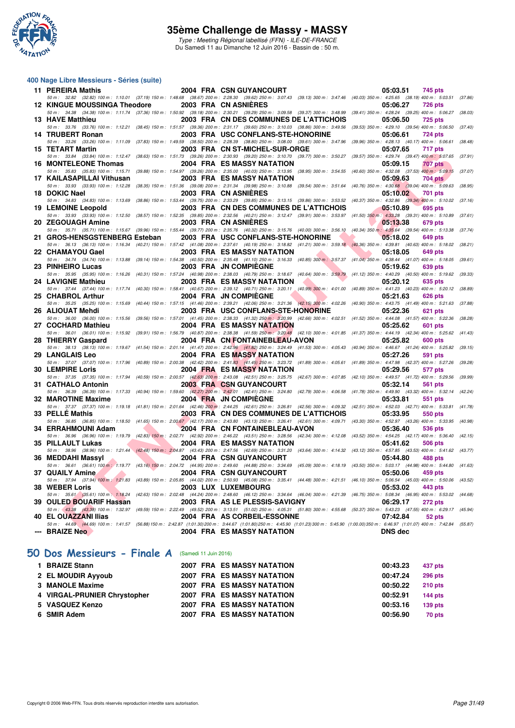# 35ème Challenge de Massy - MASSY

*Type : Meeting Régional labellisé (FFN) - ILE-DE-FRANCE*
Du Samedi 11 au Dimanche 12 Juin 2016 - Bassin de : 50 m.

## 400 Nage Libre Messieurs - Séries (suite)

| Rang | Nom | Année | Nat. | Club | Temps | Points |
|---|---|---|---|---|---|---|
| 11 | PEREIRA Mathis | 2004 | FRA | CSN GUYANCOURT | 05:03.51 | 745 pts |
| | 50 m : 32.82 (32.82) 100 m : 1:10.01 (37.19) 150 m : 1:48.68 (38.67) 200 m : 2:28.30 (39.62) 250 m : 3:07.43 (39.13) 300 m : 3:47.46 (40.03) 350 m : 4:25.65 (38.19) 400 m : 5:03.51 (37.86) | | | | | |
| 12 | KINGUE MOUSSINGA Theodore | 2003 | FRA | CN ASNIÈRES | 05:06.27 | 726 pts |
| | 50 m : 34.38 (34.38) 100 m : 1:11.74 (37.36) 150 m : 1:50.92 (39.18) 200 m : 2:30.21 (39.29) 250 m : 3:09.58 (39.37) 300 m : 3:48.99 (39.41) 350 m : 4:28.24 (39.25) 400 m : 5:06.27 (38.03) | | | | | |
| 13 | HAVE Matthieu | 2003 | FRA | CN DES COMMUNES DE L'ATTICHOIS | 05:06.50 | 725 pts |
| | 50 m : 33.76 (33.76) 100 m : 1:12.21 (38.45) 150 m : 1:51.57 (39.36) 200 m : 2:31.17 (39.60) 250 m : 3:10.03 (38.86) 300 m : 3:49.56 (39.53) 350 m : 4:29.10 (39.54) 400 m : 5:06.50 (37.40) | | | | | |
| 14 | TRUBERT Ronan | 2003 | FRA | USC CONFLANS-STE-HONORINE | 05:06.61 | 724 pts |
| | 50 m : 33.26 (33.26) 100 m : 1:11.09 (37.83) 150 m : 1:49.59 (38.50) 200 m : 2:28.39 (38.80) 250 m : 3:08.00 (39.61) 300 m : 3:47.96 (39.96) 350 m : 4:28.13 (40.17) 400 m : 5:06.61 (38.48) | | | | | |
| 15 | TETART Martin | 2003 | FRA | CN ST-MICHEL-SUR-ORGE | 05:07.65 | 717 pts |
| | 50 m : 33.84 (33.84) 100 m : 1:12.47 (38.63) 150 m : 1:51.73 (39.26) 200 m : 2:30.93 (39.20) 250 m : 3:10.70 (39.77) 300 m : 3:50.27 (39.57) 350 m : 4:29.74 (39.47) 400 m : 5:07.65 (37.91) | | | | | |
| 16 | MONTELEONE Thomas | 2004 | FRA | ES MASSY NATATION | 05:09.15 | 707 pts |
| | 50 m : 35.83 (35.83) 100 m : 1:15.71 (39.88) 150 m : 1:54.97 (39.26) 200 m : 2:35.00 (40.03) 250 m : 3:13.95 (38.95) 300 m : 3:54.55 (40.60) 350 m : 4:32.08 (37.53) 400 m : 5:09.15 (37.07) | | | | | |
| 17 | KAILASAPILLAI Vithusan | 2003 | FRA | ES MASSY NATATION | 05:09.63 | 704 pts |
| | 50 m : 33.93 (33.93) 100 m : 1:12.28 (38.35) 150 m : 1:51.36 (39.08) 200 m : 2:31.34 (39.98) 250 m : 3:10.88 (39.54) 300 m : 3:51.64 (40.76) 350 m : 4:30.68 (39.04) 400 m : 5:09.63 (38.95) | | | | | |
| 18 | DOKIC Nael | 2003 | FRA | CN ASNIÈRES | 05:10.02 | 701 pts |
| | 50 m : 34.83 (34.83) 100 m : 1:13.69 (38.86) 150 m : 1:53.44 (39.75) 200 m : 2:33.29 (39.85) 250 m : 3:13.15 (39.86) 300 m : 3:53.52 (40.37) 350 m : 4:32.86 (39.34) 400 m : 5:10.02 (37.16) | | | | | |
| 19 | LEMOINE Leopold | 2003 | FRA | CN DES COMMUNES DE L'ATTICHOIS | 05:10.89 | 695 pts |
| | 50 m : 33.93 (33.93) 100 m : 1:12.50 (38.57) 150 m : 1:52.35 (39.85) 200 m : 2:32.56 (40.21) 250 m : 3:12.47 (39.91) 300 m : 3:53.97 (41.50) 350 m : 4:33.28 (39.31) 400 m : 5:10.89 (37.61) | | | | | |
| 20 | ZEGOUAGH Amine | 2003 | FRA | CN ASNIÈRES | 05:13.38 | 679 pts |
| | 50 m : 35.71 (35.71) 100 m : 1:15.67 (39.96) 150 m : 1:55.44 (39.77) 200 m : 2:35.76 (40.32) 250 m : 3:15.76 (40.00) 300 m : 3:56.10 (40.34) 350 m : 4:35.64 (39.54) 400 m : 5:13.38 (37.74) | | | | | |
| 21 | GROS-HENSGSTENBERG Esteban | 2003 | FRA | USC CONFLANS-STE-HONORINE | 05:18.02 | 649 pts |
| | 50 m : 36.13 (36.13) 100 m : 1:16.34 (40.21) 150 m : 1:57.42 (41.08) 200 m : 2:37.61 (40.19) 250 m : 3:18.82 (41.21) 300 m : 3:59.18 (40.36) 350 m : 4:39.81 (40.63) 400 m : 5:18.02 (38.21) | | | | | |
| 22 | CHAMAYOU Gael | 2003 | FRA | ES MASSY NATATION | 05:18.05 | 649 pts |
| | 50 m : 34.74 (34.74) 100 m : 1:13.88 (39.14) 150 m : 1:54.38 (40.50) 200 m : 2:35.48 (41.10) 250 m : 3:16.33 (40.85) 300 m : 3:57.37 (41.04) 350 m : 4:38.44 (41.07) 400 m : 5:18.05 (39.61) | | | | | |
| 23 | PINHEIRO Lucas | 2003 | FRA | JN COMPIÈGNE | 05:19.62 | 639 pts |
| | 50 m : 35.95 (35.95) 100 m : 1:16.26 (40.31) 150 m : 1:57.24 (40.98) 200 m : 2:38.03 (40.79) 250 m : 3:18.67 (40.64) 300 m : 3:59.79 (41.12) 350 m : 4:40.29 (40.50) 400 m : 5:19.62 (39.33) | | | | | |
| 24 | LAVIGNE Mathieu | 2003 | FRA | ES MASSY NATATION | 05:20.12 | 635 pts |
| | 50 m : 37.44 (37.44) 100 m : 1:17.74 (40.30) 150 m : 1:58.41 (40.67) 200 m : 2:39.12 (40.71) 250 m : 3:20.11 (40.99) 300 m : 4:01.00 (40.89) 350 m : 4:41.23 (40.23) 400 m : 5:20.12 (38.89) | | | | | |
| 25 | CHABROL Arthur | 2004 | FRA | JN COMPIÈGNE | 05:21.63 | 626 pts |
| | 50 m : 35.25 (35.25) 100 m : 1:15.69 (40.44) 150 m : 1:57.15 (41.46) 200 m : 2:39.21 (42.06) 250 m : 3:21.36 (42.15) 300 m : 4:02.26 (40.90) 350 m : 4:43.75 (41.49) 400 m : 5:21.63 (37.88) | | | | | |
| 26 | ALIOUAT Mehdi | 2003 | FRA | USC CONFLANS-STE-HONORINE | 05:22.36 | 621 pts |
| | 50 m : 36.00 (36.00) 100 m : 1:15.56 (39.56) 150 m : 1:57.01 (41.45) 200 m : 2:38.33 (41.32) 250 m : 3:20.99 (42.66) 300 m : 4:02.51 (41.52) 350 m : 4:44.08 (41.57) 400 m : 5:22.36 (38.28) | | | | | |
| 27 | COCHARD Mathieu | 2004 | FRA | ES MASSY NATATION | 05:25.62 | 601 pts |
| | 50 m : 36.01 (36.01) 100 m : 1:15.92 (39.91) 150 m : 1:56.79 (40.87) 200 m : 2:38.38 (41.59) 250 m : 3:20.48 (42.10) 300 m : 4:01.85 (41.37) 350 m : 4:44.19 (42.34) 400 m : 5:25.62 (41.43) | | | | | |
| 28 | THIERRY Gaspard | 2004 | FRA | CN FONTAINEBLEAU-AVON | 05:25.82 | 600 pts |
| | 50 m : 38.13 (38.13) 100 m : 1:19.67 (41.54) 150 m : 2:01.14 (41.47) 200 m : 2:42.96 (41.82) 250 m : 3:24.49 (41.53) 300 m : 4:05.43 (40.94) 350 m : 4:46.67 (41.24) 400 m : 5:25.82 (39.15) | | | | | |
| 29 | LANGLAIS Leo | 2004 | FRA | ES MASSY NATATION | 05:27.26 | 591 pts |
| | 50 m : 37.07 (37.07) 100 m : 1:17.96 (40.89) 150 m : 2:00.38 (42.42) 200 m : 2:41.83 (41.45) 250 m : 3:23.72 (41.89) 300 m : 4:05.61 (41.89) 350 m : 4:47.98 (42.37) 400 m : 5:27.26 (39.28) | | | | | |
| 30 | LEMPIRE Loris | 2004 | FRA | ES MASSY NATATION | 05:29.56 | 577 pts |
| | 50 m : 37.35 (37.35) 100 m : 1:17.94 (40.59) 150 m : 2:00.57 (42.63) 200 m : 2:43.08 (42.51) 250 m : 3:25.75 (42.67) 300 m : 4:07.85 (42.10) 350 m : 4:49.57 (41.72) 400 m : 5:29.56 (39.99) | | | | | |
| 31 | CATHALO Antonin | 2003 | FRA | CSN GUYANCOURT | 05:32.14 | 561 pts |
| | 50 m : 36.39 (36.39) 100 m : 1:17.33 (40.94) 150 m : 1:59.60 (42.27) 200 m : 2:42.01 (42.41) 250 m : 3:24.80 (42.79) 300 m : 4:06.58 (41.78) 350 m : 4:49.90 (43.32) 400 m : 5:32.14 (42.24) | | | | | |
| 32 | MAROTINE Maxime | 2004 | FRA | JN COMPIÈGNE | 05:33.81 | 551 pts |
| | 50 m : 37.37 (37.37) 100 m : 1:19.18 (41.81) 150 m : 2:01.64 (42.46) 200 m : 2:44.25 (42.61) 250 m : 3:26.81 (42.56) 300 m : 4:09.32 (42.51) 350 m : 4:52.03 (42.71) 400 m : 5:33.81 (41.78) | | | | | |
| 33 | PELLÉ Mathis | 2003 | FRA | CN DES COMMUNES DE L'ATTICHOIS | 05:33.95 | 550 pts |
| | 50 m : 36.85 (36.85) 100 m : 1:18.50 (41.65) 150 m : 2:00.67 (42.17) 200 m : 2:43.80 (43.13) 250 m : 3:26.41 (42.61) 300 m : 4:09.71 (43.30) 350 m : 4:52.97 (43.26) 400 m : 5:33.95 (40.98) | | | | | |
| 34 | ERRAHMOUNI Adam | 2004 | FRA | CN FONTAINEBLEAU-AVON | 05:36.40 | 536 pts |
| | 50 m : 36.96 (36.96) 100 m : 1:19.79 (42.83) 150 m : 2:02.71 (42.92) 200 m : 2:46.22 (43.51) 250 m : 3:28.56 (42.34) 300 m : 4:12.08 (43.52) 350 m : 4:54.25 (42.17) 400 m : 5:36.40 (42.15) | | | | | |
| 35 | PILLAULT Lukas | 2004 | FRA | ES MASSY NATATION | 05:41.62 | 506 pts |
| | 50 m : 38.96 (38.96) 100 m : 1:21.44 (42.48) 150 m : 2:04.87 (43.43) 200 m : 2:47.56 (42.69) 250 m : 3:31.20 (43.64) 300 m : 4:14.32 (43.12) 350 m : 4:57.85 (43.53) 400 m : 5:41.62 (43.77) | | | | | |
| 36 | MEDDAHI Massyl | 2004 | FRA | CSN GUYANCOURT | 05:44.80 | 488 pts |
| | 50 m : 36.61 (36.61) 100 m : 1:19.77 (43.16) 150 m : 2:04.72 (44.95) 200 m : 2:49.60 (44.88) 250 m : 3:34.69 (45.09) 300 m : 4:18.19 (43.50) 350 m : 5:03.17 (44.98) 400 m : 5:44.80 (41.63) | | | | | |
| 37 | QUAILY Amine | 2004 | FRA | CSN GUYANCOURT | 05:50.06 | 459 pts |
| | 50 m : 37.94 (37.94) 100 m : 1:21.83 (43.89) 150 m : 2:05.85 (44.02) 200 m : 2:50.93 (45.08) 250 m : 3:35.41 (44.48) 300 m : 4:21.51 (46.10) 350 m : 5:06.54 (45.03) 400 m : 5:50.06 (43.52) | | | | | |
| 38 | WEBER Loris | 2003 | LUX | LUXEMBOURG | 05:53.02 | 443 pts |
| | 50 m : 35.61 (35.61) 100 m : 1:18.24 (42.63) 150 m : 2:02.48 (44.24) 200 m : 2:48.60 (46.12) 250 m : 3:34.64 (46.04) 300 m : 4:21.39 (46.75) 350 m : 5:08.34 (46.95) 400 m : 5:53.02 (44.68) | | | | | |
| 39 | OULED BOUARIF Hassan | 2003 | FRA | AS LE PLESSIS-SAVIGNY | 06:29.17 | 272 pts |
| | 50 m : 43.38 (43.38) 100 m : 1:32.97 (49.59) 150 m : 2:22.49 (49.52) 200 m : 3:13.51 (51.02) 250 m : 4:05.31 (51.80) 300 m : 4:55.68 (50.37) 350 m : 5:43.23 (47.55) 400 m : 6:29.17 (45.94) | | | | | |
| 40 | EL OUAZZANI Ilias | 2004 | FRA | AS CORBEIL-ESSONNE | 07:42.84 | 52 pts |
| | 50 m : 44.69 (44.69) 100 m : 1:41.57 (56.88) 150 m : 2:42.87 (1:01.30) 200 m : 3:44.67 (1:01.80) 250 m : 4:45.90 (1:01.23) 300 m : 5:45.90 (1:00.00) 350 m : 6:46.97 (1:01.07) 400 m : 7:42.84 (55.87) | | | | | |
| --- | BRAIZE Neo | 2004 | FRA | ES MASSY NATATION | DNS dec | |

## 50 Dos Messieurs - Finale A (Samedi 11 Juin 2016)

| Rang | Nom | Année | Nat. | Club | Temps | Points |
|---|---|---|---|---|---|---|
| 1 | BRAIZE Stann | 2007 | FRA | ES MASSY NATATION | 00:43.23 | 437 pts |
| 2 | EL MOUDIR Ayyoub | 2007 | FRA | ES MASSY NATATION | 00:47.24 | 296 pts |
| 3 | MANOLE Maxime | 2007 | FRA | ES MASSY NATATION | 00:50.22 | 210 pts |
| 4 | VIRGAL-PRUNIER Chrystopher | 2007 | FRA | ES MASSY NATATION | 00:52.91 | 144 pts |
| 5 | VASQUEZ Kenzo | 2007 | FRA | ES MASSY NATATION | 00:53.16 | 139 pts |
| 6 | SMIR Adem | 2007 | FRA | ES MASSY NATATION | 00:56.90 | 70 pts |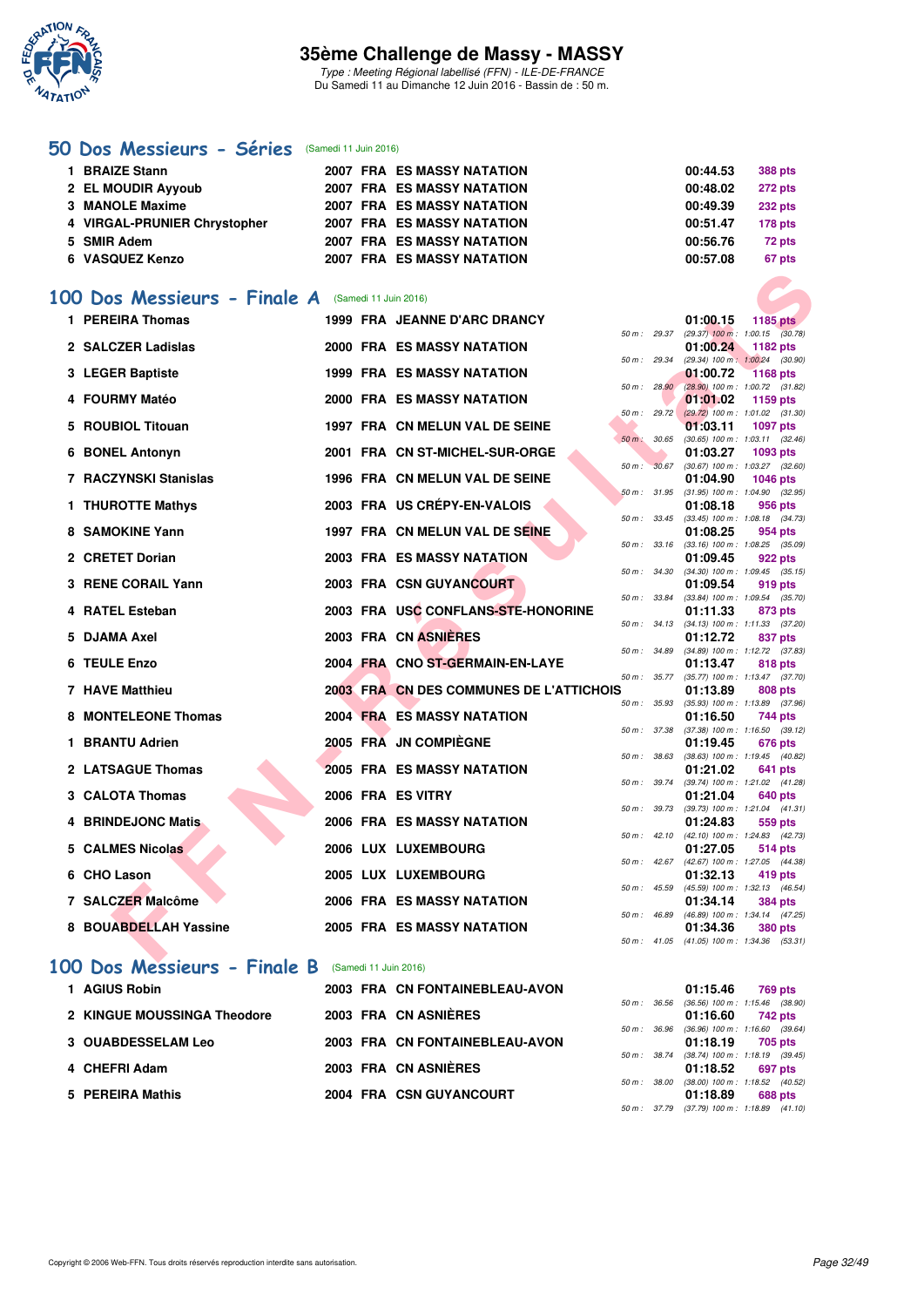# 35ème Challenge de Massy - MASSY

*Type : Meeting Régional labellisé (FFN) - ILE-DE-FRANCE*
Du Samedi 11 au Dimanche 12 Juin 2016 - Bassin de : 50 m.

## 50 Dos Messieurs - Séries (Samedi 11 Juin 2016)

| | Nom | Année | Nat. | Club | Temps | Points |
|---|---|---|---|---|---|---|
| 1 | BRAIZE Stann | 2007 | FRA | ES MASSY NATATION | 00:44.53 | 388 pts |
| 2 | EL MOUDIR Ayyoub | 2007 | FRA | ES MASSY NATATION | 00:48.02 | 272 pts |
| 3 | MANOLE Maxime | 2007 | FRA | ES MASSY NATATION | 00:49.39 | 232 pts |
| 4 | VIRGAL-PRUNIER Chrystopher | 2007 | FRA | ES MASSY NATATION | 00:51.47 | 178 pts |
| 5 | SMIR Adem | 2007 | FRA | ES MASSY NATATION | 00:56.76 | 72 pts |
| 6 | VASQUEZ Kenzo | 2007 | FRA | ES MASSY NATATION | 00:57.08 | 67 pts |

## 100 Dos Messieurs - Finale A (Samedi 11 Juin 2016)

| | Nom | Année | Nat. | Club | Temps | Points | Intermédiaires |
|---|---|---|---|---|---|---|---|
| 1 | PEREIRA Thomas | 1999 | FRA | JEANNE D'ARC DRANCY | 01:00.15 | 1185 pts | 50 m : 29.37 (29.37) 100 m : 1:00.15 (30.78) |
| 2 | SALCZER Ladislas | 2000 | FRA | ES MASSY NATATION | 01:00.24 | 1182 pts | 50 m : 29.34 (29.34) 100 m : 1:00.24 (30.90) |
| 3 | LEGER Baptiste | 1999 | FRA | ES MASSY NATATION | 01:00.72 | 1168 pts | 50 m : 28.90 (28.90) 100 m : 1:00.72 (31.82) |
| 4 | FOURMY Matéo | 2000 | FRA | ES MASSY NATATION | 01:01.02 | 1159 pts | 50 m : 29.72 (29.72) 100 m : 1:01.02 (31.30) |
| 5 | ROUBIOL Titouan | 1997 | FRA | CN MELUN VAL DE SEINE | 01:03.11 | 1097 pts | 50 m : 30.65 (30.65) 100 m : 1:03.11 (32.46) |
| 6 | BONEL Antonyn | 2001 | FRA | CN ST-MICHEL-SUR-ORGE | 01:03.27 | 1093 pts | 50 m : 30.67 (30.67) 100 m : 1:03.27 (32.60) |
| 7 | RACZYNSKI Stanislas | 1996 | FRA | CN MELUN VAL DE SEINE | 01:04.90 | 1046 pts | 50 m : 31.95 (31.95) 100 m : 1:04.90 (32.95) |
| 1 | THUROTTE Mathys | 2003 | FRA | US CRÉPY-EN-VALOIS | 01:08.18 | 956 pts | 50 m : 33.45 (33.45) 100 m : 1:08.18 (34.73) |
| 8 | SAMOKINE Yann | 1997 | FRA | CN MELUN VAL DE SEINE | 01:08.25 | 954 pts | 50 m : 33.16 (33.16) 100 m : 1:08.25 (35.09) |
| 2 | CRETET Dorian | 2003 | FRA | ES MASSY NATATION | 01:09.45 | 922 pts | 50 m : 34.30 (34.30) 100 m : 1:09.45 (35.15) |
| 3 | RENE CORAIL Yann | 2003 | FRA | CSN GUYANCOURT | 01:09.54 | 919 pts | 50 m : 33.84 (33.84) 100 m : 1:09.54 (35.70) |
| 4 | RATEL Esteban | 2003 | FRA | USC CONFLANS-STE-HONORINE | 01:11.33 | 873 pts | 50 m : 34.13 (34.13) 100 m : 1:11.33 (37.20) |
| 5 | DJAMA Axel | 2003 | FRA | CN ASNIÈRES | 01:12.72 | 837 pts | 50 m : 34.89 (34.89) 100 m : 1:12.72 (37.83) |
| 6 | TEULE Enzo | 2004 | FRA | CNO ST-GERMAIN-EN-LAYE | 01:13.47 | 818 pts | 50 m : 35.77 (35.77) 100 m : 1:13.47 (37.70) |
| 7 | HAVE Matthieu | 2003 | FRA | CN DES COMMUNES DE L'ATTICHOIS | 01:13.89 | 808 pts | 50 m : 35.93 (35.93) 100 m : 1:13.89 (37.96) |
| 8 | MONTELEONE Thomas | 2004 | FRA | ES MASSY NATATION | 01:16.50 | 744 pts | 50 m : 37.38 (37.38) 100 m : 1:16.50 (39.12) |
| 1 | BRANTU Adrien | 2005 | FRA | JN COMPIÈGNE | 01:19.45 | 676 pts | 50 m : 38.63 (38.63) 100 m : 1:19.45 (40.82) |
| 2 | LATSAGUE Thomas | 2005 | FRA | ES MASSY NATATION | 01:21.02 | 641 pts | 50 m : 39.74 (39.74) 100 m : 1:21.02 (41.28) |
| 3 | CALOTA Thomas | 2006 | FRA | ES VITRY | 01:21.04 | 640 pts | 50 m : 39.73 (39.73) 100 m : 1:21.04 (41.31) |
| 4 | BRINDEJONC Matis | 2006 | FRA | ES MASSY NATATION | 01:24.83 | 559 pts | 50 m : 42.10 (42.10) 100 m : 1:24.83 (42.73) |
| 5 | CALMES Nicolas | 2006 | LUX | LUXEMBOURG | 01:27.05 | 514 pts | 50 m : 42.67 (42.67) 100 m : 1:27.05 (44.38) |
| 6 | CHO Lason | 2005 | LUX | LUXEMBOURG | 01:32.13 | 419 pts | 50 m : 45.59 (45.59) 100 m : 1:32.13 (46.54) |
| 7 | SALCZER Malcôme | 2006 | FRA | ES MASSY NATATION | 01:34.14 | 384 pts | 50 m : 46.89 (46.89) 100 m : 1:34.14 (47.25) |
| 8 | BOUABDELLAH Yassine | 2005 | FRA | ES MASSY NATATION | 01:34.36 | 380 pts | 50 m : 41.05 (41.05) 100 m : 1:34.36 (53.31) |

## 100 Dos Messieurs - Finale B (Samedi 11 Juin 2016)

| | Nom | Année | Nat. | Club | Temps | Points | Intermédiaires |
|---|---|---|---|---|---|---|---|
| 1 | AGIUS Robin | 2003 | FRA | CN FONTAINEBLEAU-AVON | 01:15.46 | 769 pts | 50 m : 36.56 (36.56) 100 m : 1:15.46 (38.90) |
| 2 | KINGUE MOUSSINGA Theodore | 2003 | FRA | CN ASNIÈRES | 01:16.60 | 742 pts | 50 m : 36.96 (36.96) 100 m : 1:16.60 (39.64) |
| 3 | OUABDESSELAM Leo | 2003 | FRA | CN FONTAINEBLEAU-AVON | 01:18.19 | 705 pts | 50 m : 38.74 (38.74) 100 m : 1:18.19 (39.45) |
| 4 | CHEFRI Adam | 2003 | FRA | CN ASNIÈRES | 01:18.52 | 697 pts | 50 m : 38.00 (38.00) 100 m : 1:18.52 (40.52) |
| 5 | PEREIRA Mathis | 2004 | FRA | CSN GUYANCOURT | 01:18.89 | 688 pts | 50 m : 37.79 (37.79) 100 m : 1:18.89 (41.10) |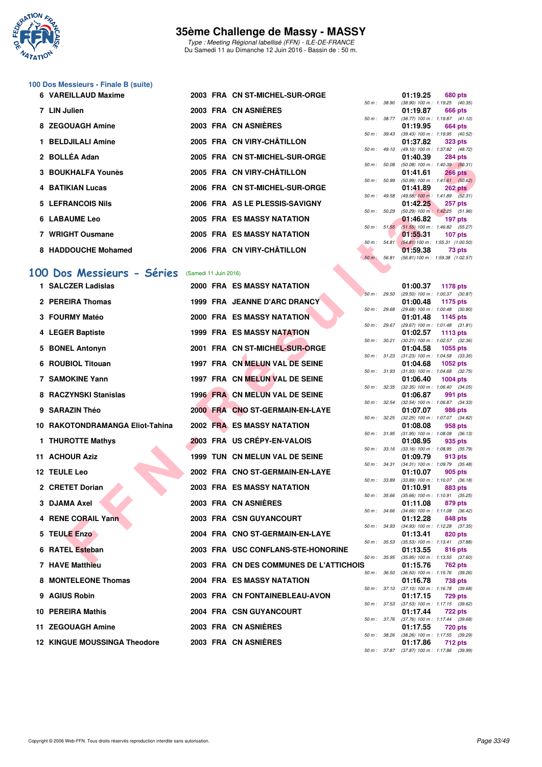### 100 Dos Messieurs - Finale B (suite)

| Rang | Nom | Année | Nat | Club | Temps | Points | Splits |
|---|---|---|---|---|---|---|---|
| 6 | VAREILLAUD Maxime | 2003 | FRA | CN ST-MICHEL-SUR-ORGE | 01:19.25 | 680 pts | 50 m : 38.90 (38.90) 100 m : 1:19.25 (40.35) |
| 7 | LIN Julien | 2003 | FRA | CN ASNIÈRES | 01:19.87 | 666 pts | 50 m : 38.77 (38.77) 100 m : 1:19.87 (41.10) |
| 8 | ZEGOUAGH Amine | 2003 | FRA | CN ASNIÈRES | 01:19.95 | 664 pts | 50 m : 39.43 (39.43) 100 m : 1:19.95 (40.52) |
| 1 | BELDJILALI Amine | 2005 | FRA | CN VIRY-CHÂTILLON | 01:37.82 | 323 pts | 50 m : 49.10 (49.10) 100 m : 1:37.82 (48.72) |
| 2 | BOLLÉA Adan | 2005 | FRA | CN ST-MICHEL-SUR-ORGE | 01:40.39 | 284 pts | 50 m : 50.08 (50.08) 100 m : 1:40.39 (50.31) |
| 3 | BOUKHALFA Younès | 2005 | FRA | CN VIRY-CHÂTILLON | 01:41.61 | 266 pts | 50 m : 50.99 (50.99) 100 m : 1:41.61 (50.62) |
| 4 | BATIKIAN Lucas | 2006 | FRA | CN ST-MICHEL-SUR-ORGE | 01:41.89 | 262 pts | 50 m : 49.58 (49.58) 100 m : 1:41.89 (52.31) |
| 5 | LEFRANCOIS Nils | 2006 | FRA | AS LE PLESSIS-SAVIGNY | 01:42.25 | 257 pts | 50 m : 50.29 (50.29) 100 m : 1:42.25 (51.96) |
| 6 | LABAUME Leo | 2005 | FRA | ES MASSY NATATION | 01:46.82 | 197 pts | 50 m : 51.55 (51.55) 100 m : 1:46.82 (55.27) |
| 7 | WRIGHT Ousmane | 2005 | FRA | ES MASSY NATATION | 01:55.31 | 107 pts | 50 m : 54.81 (54.81) 100 m : 1:55.31 (1:00.50) |
| 8 | HADDOUCHE Mohamed | 2006 | FRA | CN VIRY-CHÂTILLON | 01:59.38 | 73 pts | 50 m : 56.81 (56.81) 100 m : 1:59.38 (1:02.57) |

## 100 Dos Messieurs - Séries (Samedi 11 Juin 2016)

| Rang | Nom | Année | Nat | Club | Temps | Points | Splits |
|---|---|---|---|---|---|---|---|
| 1 | SALCZER Ladislas | 2000 | FRA | ES MASSY NATATION | 01:00.37 | 1178 pts | 50 m : 29.50 (29.50) 100 m : 1:00.37 (30.87) |
| 2 | PEREIRA Thomas | 1999 | FRA | JEANNE D'ARC DRANCY | 01:00.48 | 1175 pts | 50 m : 29.68 (29.68) 100 m : 1:00.48 (30.80) |
| 3 | FOURMY Matéo | 2000 | FRA | ES MASSY NATATION | 01:01.48 | 1145 pts | 50 m : 29.67 (29.67) 100 m : 1:01.48 (31.81) |
| 4 | LEGER Baptiste | 1999 | FRA | ES MASSY NATATION | 01:02.57 | 1113 pts | 50 m : 30.21 (30.21) 100 m : 1:02.57 (32.36) |
| 5 | BONEL Antonyn | 2001 | FRA | CN ST-MICHEL-SUR-ORGE | 01:04.58 | 1055 pts | 50 m : 31.23 (31.23) 100 m : 1:04.58 (33.35) |
| 6 | ROUBIOL Titouan | 1997 | FRA | CN MELUN VAL DE SEINE | 01:04.68 | 1052 pts | 50 m : 31.93 (31.93) 100 m : 1:04.68 (32.75) |
| 7 | SAMOKINE Yann | 1997 | FRA | CN MELUN VAL DE SEINE | 01:06.40 | 1004 pts | 50 m : 32.35 (32.35) 100 m : 1:06.40 (34.05) |
| 8 | RACZYNSKI Stanislas | 1996 | FRA | CN MELUN VAL DE SEINE | 01:06.87 | 991 pts | 50 m : 32.54 (32.54) 100 m : 1:06.87 (34.33) |
| 9 | SARAZIN Théo | 2000 | FRA | CNO ST-GERMAIN-EN-LAYE | 01:07.07 | 986 pts | 50 m : 32.25 (32.25) 100 m : 1:07.07 (34.82) |
| 10 | RAKOTONDRAMANGA Eliot-Tahina | 2002 | FRA | ES MASSY NATATION | 01:08.08 | 958 pts | 50 m : 31.95 (31.95) 100 m : 1:08.08 (36.13) |
| 1 | THUROTTE Mathys | 2003 | FRA | US CRÉPY-EN-VALOIS | 01:08.95 | 935 pts | 50 m : 33.16 (33.16) 100 m : 1:08.95 (35.79) |
| 11 | ACHOUR Aziz | 1999 | TUN | CN MELUN VAL DE SEINE | 01:09.79 | 913 pts | 50 m : 34.31 (34.31) 100 m : 1:09.79 (35.48) |
| 12 | TEULE Leo | 2002 | FRA | CNO ST-GERMAIN-EN-LAYE | 01:10.07 | 905 pts | 50 m : 33.89 (33.89) 100 m : 1:10.07 (36.18) |
| 2 | CRETET Dorian | 2003 | FRA | ES MASSY NATATION | 01:10.91 | 883 pts | 50 m : 35.66 (35.66) 100 m : 1:10.91 (35.25) |
| 3 | DJAMA Axel | 2003 | FRA | CN ASNIÈRES | 01:11.08 | 879 pts | 50 m : 34.66 (34.66) 100 m : 1:11.08 (36.42) |
| 4 | RENE CORAIL Yann | 2003 | FRA | CSN GUYANCOURT | 01:12.28 | 848 pts | 50 m : 34.93 (34.93) 100 m : 1:12.28 (37.35) |
| 5 | TEULE Enzo | 2004 | FRA | CNO ST-GERMAIN-EN-LAYE | 01:13.41 | 820 pts | 50 m : 35.53 (35.53) 100 m : 1:13.41 (37.88) |
| 6 | RATEL Esteban | 2003 | FRA | USC CONFLANS-STE-HONORINE | 01:13.55 | 816 pts | 50 m : 35.95 (35.95) 100 m : 1:13.55 (37.60) |
| 7 | HAVE Matthieu | 2003 | FRA | CN DES COMMUNES DE L'ATTICHOIS | 01:15.76 | 762 pts | 50 m : 36.50 (36.50) 100 m : 1:15.76 (39.26) |
| 8 | MONTELEONE Thomas | 2004 | FRA | ES MASSY NATATION | 01:16.78 | 738 pts | 50 m : 37.10 (37.10) 100 m : 1:16.78 (39.68) |
| 9 | AGIUS Robin | 2003 | FRA | CN FONTAINEBLEAU-AVON | 01:17.15 | 729 pts | 50 m : 37.53 (37.53) 100 m : 1:17.15 (39.62) |
| 10 | PEREIRA Mathis | 2004 | FRA | CSN GUYANCOURT | 01:17.44 | 722 pts | 50 m : 37.76 (37.76) 100 m : 1:17.44 (39.68) |
| 11 | ZEGOUAGH Amine | 2003 | FRA | CN ASNIÈRES | 01:17.55 | 720 pts | 50 m : 38.26 (38.26) 100 m : 1:17.55 (39.29) |
| 12 | KINGUE MOUSSINGA Theodore | 2003 | FRA | CN ASNIÈRES | 01:17.86 | 712 pts | 50 m : 37.87 (37.87) 100 m : 1:17.86 (39.99) |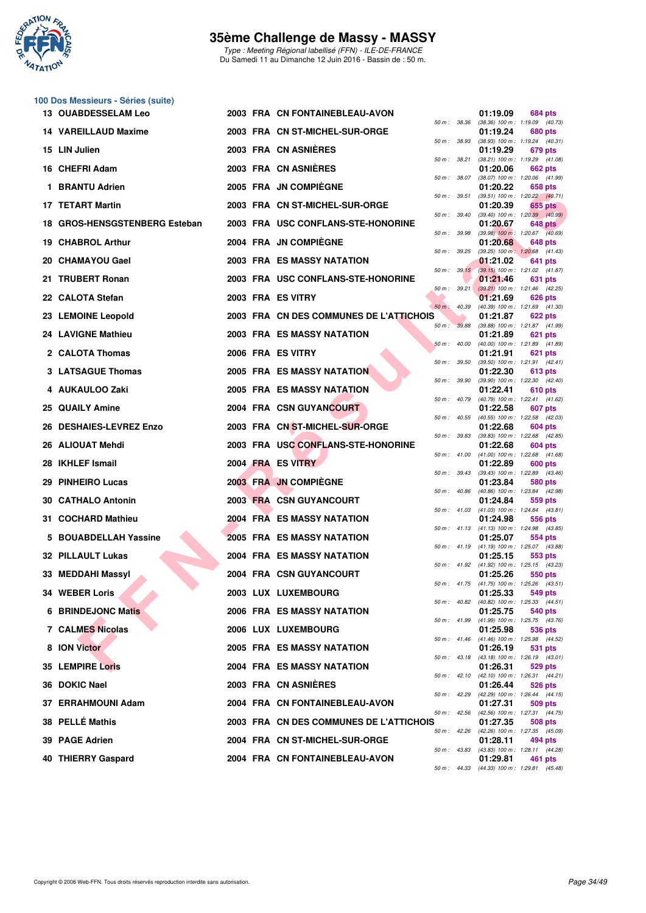# 35ème Challenge de Massy - MASSY

*Type : Meeting Régional labellisé (FFN) - ILE-DE-FRANCE*
Du Samedi 11 au Dimanche 12 Juin 2016 - Bassin de : 50 m.

## 100 Dos Messieurs - Séries (suite)

| Rang | Nom | Année | Nat. | Club | Temps | Points | 50 m | 100 m |
|---|---|---|---|---|---|---|---|---|
| 13 | OUABDESSELAM Leo | 2003 | FRA | CN FONTAINEBLEAU-AVON | 01:19.09 | 684 pts | 38.36 | (38.36) 1:19.09 (40.73) |
| 14 | VAREILLAUD Maxime | 2003 | FRA | CN ST-MICHEL-SUR-ORGE | 01:19.24 | 680 pts | 38.93 | (38.93) 1:19.24 (40.31) |
| 15 | LIN Julien | 2003 | FRA | CN ASNIÈRES | 01:19.29 | 679 pts | 38.21 | (38.21) 1:19.29 (41.08) |
| 16 | CHEFRI Adam | 2003 | FRA | CN ASNIÈRES | 01:20.06 | 662 pts | 38.07 | (38.07) 1:20.06 (41.99) |
| 1 | BRANTU Adrien | 2005 | FRA | JN COMPIÈGNE | 01:20.22 | 658 pts | 39.51 | (39.51) 1:20.22 (40.71) |
| 17 | TETART Martin | 2003 | FRA | CN ST-MICHEL-SUR-ORGE | 01:20.39 | 655 pts | 39.40 | (39.40) 1:20.39 (40.99) |
| 18 | GROS-HENSGSTENBERG Esteban | 2003 | FRA | USC CONFLANS-STE-HONORINE | 01:20.67 | 648 pts | 39.98 | (39.98) 1:20.67 (40.69) |
| 19 | CHABROL Arthur | 2004 | FRA | JN COMPIÈGNE | 01:20.68 | 648 pts | 39.25 | (39.25) 1:20.68 (41.43) |
| 20 | CHAMAYOU Gael | 2003 | FRA | ES MASSY NATATION | 01:21.02 | 641 pts | 39.15 | (39.15) 1:21.02 (41.87) |
| 21 | TRUBERT Ronan | 2003 | FRA | USC CONFLANS-STE-HONORINE | 01:21.46 | 631 pts | 39.21 | (39.21) 1:21.46 (42.25) |
| 22 | CALOTA Stefan | 2003 | FRA | ES VITRY | 01:21.69 | 626 pts | 40.39 | (40.39) 1:21.69 (41.30) |
| 23 | LEMOINE Leopold | 2003 | FRA | CN DES COMMUNES DE L'ATTICHOIS | 01:21.87 | 622 pts | 39.88 | (39.88) 1:21.87 (41.99) |
| 24 | LAVIGNE Mathieu | 2003 | FRA | ES MASSY NATATION | 01:21.89 | 621 pts | 40.00 | (40.00) 1:21.89 (41.89) |
| 2 | CALOTA Thomas | 2006 | FRA | ES VITRY | 01:21.91 | 621 pts | 39.50 | (39.50) 1:21.91 (42.41) |
| 3 | LATSAGUE Thomas | 2005 | FRA | ES MASSY NATATION | 01:22.30 | 613 pts | 39.90 | (39.90) 1:22.30 (42.40) |
| 4 | AUKAULOO Zaki | 2005 | FRA | ES MASSY NATATION | 01:22.41 | 610 pts | 40.79 | (40.79) 1:22.41 (41.62) |
| 25 | QUAILY Amine | 2004 | FRA | CSN GUYANCOURT | 01:22.58 | 607 pts | 40.55 | (40.55) 1:22.58 (42.03) |
| 26 | DESHAIES-LEVREZ Enzo | 2003 | FRA | CN ST-MICHEL-SUR-ORGE | 01:22.68 | 604 pts | 39.83 | (39.83) 1:22.68 (42.85) |
| 26 | ALIOUAT Mehdi | 2003 | FRA | USC CONFLANS-STE-HONORINE | 01:22.68 | 604 pts | 41.00 | (41.00) 1:22.68 (41.68) |
| 28 | IKHLEF Ismail | 2004 | FRA | ES VITRY | 01:22.89 | 600 pts | 39.43 | (39.43) 1:22.89 (43.46) |
| 29 | PINHEIRO Lucas | 2003 | FRA | JN COMPIÈGNE | 01:23.84 | 580 pts | 40.86 | (40.86) 1:23.84 (42.98) |
| 30 | CATHALO Antonin | 2003 | FRA | CSN GUYANCOURT | 01:24.84 | 559 pts | 41.03 | (41.03) 1:24.84 (43.81) |
| 31 | COCHARD Mathieu | 2004 | FRA | ES MASSY NATATION | 01:24.98 | 556 pts | 41.13 | (41.13) 1:24.98 (43.85) |
| 5 | BOUABDELLAH Yassine | 2005 | FRA | ES MASSY NATATION | 01:25.07 | 554 pts | 41.19 | (41.19) 1:25.07 (43.88) |
| 32 | PILLAULT Lukas | 2004 | FRA | ES MASSY NATATION | 01:25.15 | 553 pts | 41.92 | (41.92) 1:25.15 (43.23) |
| 33 | MEDDAHI Massyl | 2004 | FRA | CSN GUYANCOURT | 01:25.26 | 550 pts | 41.75 | (41.75) 1:25.26 (43.51) |
| 34 | WEBER Loris | 2003 | LUX | LUXEMBOURG | 01:25.33 | 549 pts | 40.82 | (40.82) 1:25.33 (44.51) |
| 6 | BRINDEJONC Matis | 2006 | FRA | ES MASSY NATATION | 01:25.75 | 540 pts | 41.99 | (41.99) 1:25.75 (43.76) |
| 7 | CALMES Nicolas | 2006 | LUX | LUXEMBOURG | 01:25.98 | 536 pts | 41.46 | (41.46) 1:25.98 (44.52) |
| 8 | ION Victor | 2005 | FRA | ES MASSY NATATION | 01:26.19 | 531 pts | 43.18 | (43.18) 1:26.19 (43.01) |
| 35 | LEMPIRE Loris | 2004 | FRA | ES MASSY NATATION | 01:26.31 | 529 pts | 42.10 | (42.10) 1:26.31 (44.21) |
| 36 | DOKIC Nael | 2003 | FRA | CN ASNIÈRES | 01:26.44 | 526 pts | 42.29 | (42.29) 1:26.44 (44.15) |
| 37 | ERRAHMOUNI Adam | 2004 | FRA | CN FONTAINEBLEAU-AVON | 01:27.31 | 509 pts | 42.56 | (42.56) 1:27.31 (44.75) |
| 38 | PELLÉ Mathis | 2003 | FRA | CN DES COMMUNES DE L'ATTICHOIS | 01:27.35 | 508 pts | 42.26 | (42.26) 1:27.35 (45.09) |
| 39 | PAGE Adrien | 2004 | FRA | CN ST-MICHEL-SUR-ORGE | 01:28.11 | 494 pts | 43.83 | (43.83) 1:28.11 (44.28) |
| 40 | THIERRY Gaspard | 2004 | FRA | CN FONTAINEBLEAU-AVON | 01:29.81 | 461 pts | 44.33 | (44.33) 1:29.81 (45.48) |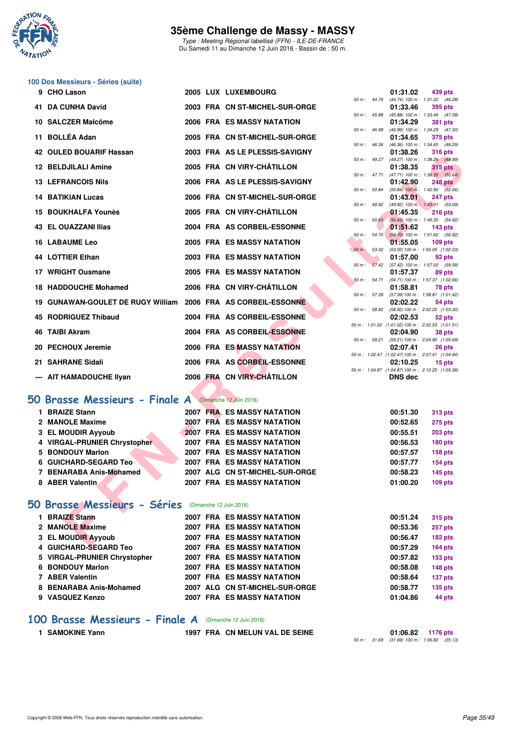### 100 Dos Messieurs - Séries (suite)

| Rang | Nom | Année | Nat | Club | Temps | Points | Splits |
|---|---|---|---|---|---|---|---|
| 9 | CHO Lason | 2005 | LUX | LUXEMBOURG | 01:31.02 | 439 pts | 50 m : 44.74 (44.74) 100 m : 1:31.02 (46.28) |
| 41 | DA CUNHA David | 2003 | FRA | CN ST-MICHEL-SUR-ORGE | 01:33.46 | 395 pts | 50 m : 45.88 (45.88) 100 m : 1:33.46 (47.58) |
| 10 | SALCZER Malcôme | 2006 | FRA | ES MASSY NATATION | 01:34.29 | 381 pts | 50 m : 46.99 (46.99) 100 m : 1:34.29 (47.30) |
| 11 | BOLLÉA Adan | 2005 | FRA | CN ST-MICHEL-SUR-ORGE | 01:34.65 | 375 pts | 50 m : 46.36 (46.36) 100 m : 1:34.65 (48.29) |
| 42 | OULED BOUARIF Hassan | 2003 | FRA | AS LE PLESSIS-SAVIGNY | 01:38.26 | 316 pts | 50 m : 49.27 (49.27) 100 m : 1:38.26 (48.99) |
| 12 | BELDJILALI Amine | 2005 | FRA | CN VIRY-CHÂTILLON | 01:38.35 | 315 pts | 50 m : 47.71 (47.71) 100 m : 1:38.35 (50.64) |
| 13 | LEFRANCOIS Nils | 2006 | FRA | AS LE PLESSIS-SAVIGNY | 01:42.90 | 248 pts | 50 m : 50.84 (50.84) 100 m : 1:42.90 (52.06) |
| 14 | BATIKIAN Lucas | 2006 | FRA | CN ST-MICHEL-SUR-ORGE | 01:43.01 | 247 pts | 50 m : 49.92 (49.92) 100 m : 1:43.01 (53.09) |
| 15 | BOUKHALFA Younès | 2005 | FRA | CN VIRY-CHÂTILLON | 01:45.35 | 216 pts | 50 m : 50.43 (50.43) 100 m : 1:45.35 (54.92) |
| 43 | EL OUAZZANI Ilias | 2004 | FRA | AS CORBEIL-ESSONNE | 01:51.62 | 143 pts | 50 m : 54.70 (54.70) 100 m : 1:51.62 (56.92) |
| 16 | LABAUME Leo | 2005 | FRA | ES MASSY NATATION | 01:55.05 | 109 pts | 50 m : 53.02 (53.02) 100 m : 1:55.05 (1:02.03) |
| 44 | LOTTIER Ethan | 2003 | FRA | ES MASSY NATATION | 01:57.00 | 92 pts | 50 m : 57.42 (57.42) 100 m : 1:57.00 (59.58) |
| 17 | WRIGHT Ousmane | 2005 | FRA | ES MASSY NATATION | 01:57.37 | 89 pts | 50 m : 54.71 (54.71) 100 m : 1:57.37 (1:02.66) |
| 18 | HADDOUCHE Mohamed | 2006 | FRA | CN VIRY-CHÂTILLON | 01:58.81 | 78 pts | 50 m : 57.39 (57.39) 100 m : 1:58.81 (1:01.42) |
| 19 | GUNAWAN-GOULET DE RUGY William | 2006 | FRA | AS CORBEIL-ESSONNE | 02:02.22 | 54 pts | 50 m : 58.92 (58.92) 100 m : 2:02.22 (1:03.30) |
| 45 | RODRIGUEZ Thibaud | 2004 | FRA | AS CORBEIL-ESSONNE | 02:02.53 | 52 pts | 50 m : 1:01.02 (1:01.02) 100 m : 2:02.53 (1:01.51) |
| 46 | TAIBI Akram | 2004 | FRA | AS CORBEIL-ESSONNE | 02:04.90 | 38 pts | 50 m : 59.21 (59.21) 100 m : 2:04.90 (1:05.69) |
| 20 | PECHOUX Jeremie | 2006 | FRA | ES MASSY NATATION | 02:07.41 | 26 pts | 50 m : 1:02.47 (1:02.47) 100 m : 2:07.41 (1:04.94) |
| 21 | SAHRANE Sidali | 2006 | FRA | AS CORBEIL-ESSONNE | 02:10.25 | 15 pts | 50 m : 1:04.87 (1:04.87) 100 m : 2:10.25 (1:05.38) |
| --- | AIT HAMADOUCHE Ilyan | 2006 | FRA | CN VIRY-CHÂTILLON | DNS dec | | |

## 50 Brasse Messieurs - Finale A (Dimanche 12 Juin 2016)

| Rang | Nom | Année | Nat | Club | Temps | Points |
|---|---|---|---|---|---|---|
| 1 | BRAIZE Stann | 2007 | FRA | ES MASSY NATATION | 00:51.30 | 313 pts |
| 2 | MANOLE Maxime | 2007 | FRA | ES MASSY NATATION | 00:52.65 | 275 pts |
| 3 | EL MOUDIR Ayyoub | 2007 | FRA | ES MASSY NATATION | 00:55.51 | 203 pts |
| 4 | VIRGAL-PRUNIER Chrystopher | 2007 | FRA | ES MASSY NATATION | 00:56.53 | 180 pts |
| 5 | BONDOUY Marlon | 2007 | FRA | ES MASSY NATATION | 00:57.57 | 158 pts |
| 6 | GUICHARD-SEGARD Teo | 2007 | FRA | ES MASSY NATATION | 00:57.77 | 154 pts |
| 7 | BENARABA Anis-Mohamed | 2007 | ALG | CN ST-MICHEL-SUR-ORGE | 00:58.23 | 145 pts |
| 8 | ABER Valentin | 2007 | FRA | ES MASSY NATATION | 01:00.20 | 109 pts |

## 50 Brasse Messieurs - Séries (Dimanche 12 Juin 2016)

| Rang | Nom | Année | Nat | Club | Temps | Points |
|---|---|---|---|---|---|---|
| 1 | BRAIZE Stann | 2007 | FRA | ES MASSY NATATION | 00:51.24 | 315 pts |
| 2 | MANOLE Maxime | 2007 | FRA | ES MASSY NATATION | 00:53.36 | 257 pts |
| 3 | EL MOUDIR Ayyoub | 2007 | FRA | ES MASSY NATATION | 00:56.47 | 182 pts |
| 4 | GUICHARD-SEGARD Teo | 2007 | FRA | ES MASSY NATATION | 00:57.29 | 164 pts |
| 5 | VIRGAL-PRUNIER Chrystopher | 2007 | FRA | ES MASSY NATATION | 00:57.82 | 153 pts |
| 6 | BONDOUY Marlon | 2007 | FRA | ES MASSY NATATION | 00:58.08 | 148 pts |
| 7 | ABER Valentin | 2007 | FRA | ES MASSY NATATION | 00:58.64 | 137 pts |
| 8 | BENARABA Anis-Mohamed | 2007 | ALG | CN ST-MICHEL-SUR-ORGE | 00:58.77 | 135 pts |
| 9 | VASQUEZ Kenzo | 2007 | FRA | ES MASSY NATATION | 01:04.86 | 44 pts |

## 100 Brasse Messieurs - Finale A (Dimanche 12 Juin 2016)

| Rang | Nom | Année | Nat | Club | Temps | Points | Splits |
|---|---|---|---|---|---|---|---|
| 1 | SAMOKINE Yann | 1997 | FRA | CN MELUN VAL DE SEINE | 01:06.82 | 1176 pts | 50 m : 31.69 (31.69) 100 m : 1:06.82 (35.13) |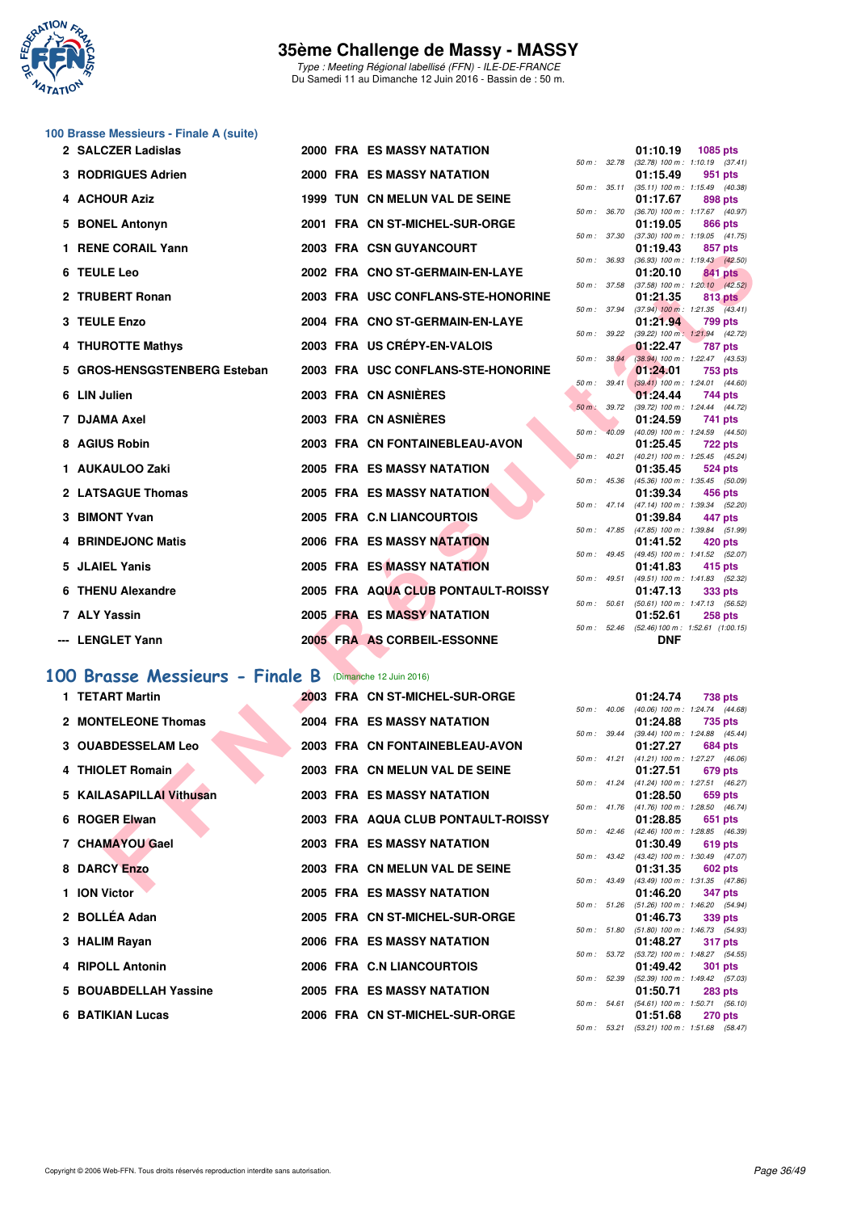### 100 Brasse Messieurs - Finale A (suite)

| Place | Nom | Année | Nat | Club | Temps | Points | Splits |
|---|---|---|---|---|---|---|---|
| 2 | SALCZER Ladislas | 2000 | FRA | ES MASSY NATATION | 01:10.19 | 1085 pts | 50 m : 32.78 (32.78) 100 m : 1:10.19 (37.41) |
| 3 | RODRIGUES Adrien | 2000 | FRA | ES MASSY NATATION | 01:15.49 | 951 pts | 50 m : 35.11 (35.11) 100 m : 1:15.49 (40.38) |
| 4 | ACHOUR Aziz | 1999 | TUN | CN MELUN VAL DE SEINE | 01:17.67 | 898 pts | 50 m : 36.70 (36.70) 100 m : 1:17.67 (40.97) |
| 5 | BONEL Antonyn | 2001 | FRA | CN ST-MICHEL-SUR-ORGE | 01:19.05 | 866 pts | 50 m : 37.30 (37.30) 100 m : 1:19.05 (41.75) |
| 1 | RENE CORAIL Yann | 2003 | FRA | CSN GUYANCOURT | 01:19.43 | 857 pts | 50 m : 36.93 (36.93) 100 m : 1:19.43 (42.50) |
| 6 | TEULE Leo | 2002 | FRA | CNO ST-GERMAIN-EN-LAYE | 01:20.10 | 841 pts | 50 m : 37.58 (37.58) 100 m : 1:20.10 (42.52) |
| 2 | TRUBERT Ronan | 2003 | FRA | USC CONFLANS-STE-HONORINE | 01:21.35 | 813 pts | 50 m : 37.94 (37.94) 100 m : 1:21.35 (43.41) |
| 3 | TEULE Enzo | 2004 | FRA | CNO ST-GERMAIN-EN-LAYE | 01:21.94 | 799 pts | 50 m : 39.22 (39.22) 100 m : 1:21.94 (42.72) |
| 4 | THUROTTE Mathys | 2003 | FRA | US CRÉPY-EN-VALOIS | 01:22.47 | 787 pts | 50 m : 38.94 (38.94) 100 m : 1:22.47 (43.53) |
| 5 | GROS-HENSGSTENBERG Esteban | 2003 | FRA | USC CONFLANS-STE-HONORINE | 01:24.01 | 753 pts | 50 m : 39.41 (39.41) 100 m : 1:24.01 (44.60) |
| 6 | LIN Julien | 2003 | FRA | CN ASNIÈRES | 01:24.44 | 744 pts | 50 m : 39.72 (39.72) 100 m : 1:24.44 (44.72) |
| 7 | DJAMA Axel | 2003 | FRA | CN ASNIÈRES | 01:24.59 | 741 pts | 50 m : 40.09 (40.09) 100 m : 1:24.59 (44.50) |
| 8 | AGIUS Robin | 2003 | FRA | CN FONTAINEBLEAU-AVON | 01:25.45 | 722 pts | 50 m : 40.21 (40.21) 100 m : 1:25.45 (45.24) |
| 1 | AUKAULOO Zaki | 2005 | FRA | ES MASSY NATATION | 01:35.45 | 524 pts | 50 m : 45.36 (45.36) 100 m : 1:35.45 (50.09) |
| 2 | LATSAGUE Thomas | 2005 | FRA | ES MASSY NATATION | 01:39.34 | 456 pts | 50 m : 47.14 (47.14) 100 m : 1:39.34 (52.20) |
| 3 | BIMONT Yvan | 2005 | FRA | C.N LIANCOURTOIS | 01:39.84 | 447 pts | 50 m : 47.85 (47.85) 100 m : 1:39.84 (51.99) |
| 4 | BRINDEJONC Matis | 2006 | FRA | ES MASSY NATATION | 01:41.52 | 420 pts | 50 m : 49.45 (49.45) 100 m : 1:41.52 (52.07) |
| 5 | JLAIEL Yanis | 2005 | FRA | ES MASSY NATATION | 01:41.83 | 415 pts | 50 m : 49.51 (49.51) 100 m : 1:41.83 (52.32) |
| 6 | THENU Alexandre | 2005 | FRA | AQUA CLUB PONTAULT-ROISSY | 01:47.13 | 333 pts | 50 m : 50.61 (50.61) 100 m : 1:47.13 (56.52) |
| 7 | ALY Yassin | 2005 | FRA | ES MASSY NATATION | 01:52.61 | 258 pts | 50 m : 52.46 (52.46) 100 m : 1:52.61 (1:00.15) |
| --- | LENGLET Yann | 2005 | FRA | AS CORBEIL-ESSONNE | DNF | | |

## 100 Brasse Messieurs - Finale B (Dimanche 12 Juin 2016)

| Place | Nom | Année | Nat | Club | Temps | Points | Splits |
|---|---|---|---|---|---|---|---|
| 1 | TETART Martin | 2003 | FRA | CN ST-MICHEL-SUR-ORGE | 01:24.74 | 738 pts | 50 m : 40.06 (40.06) 100 m : 1:24.74 (44.68) |
| 2 | MONTELEONE Thomas | 2004 | FRA | ES MASSY NATATION | 01:24.88 | 735 pts | 50 m : 39.44 (39.44) 100 m : 1:24.88 (45.44) |
| 3 | OUABDESSELAM Leo | 2003 | FRA | CN FONTAINEBLEAU-AVON | 01:27.27 | 684 pts | 50 m : 41.21 (41.21) 100 m : 1:27.27 (46.06) |
| 4 | THIOLET Romain | 2003 | FRA | CN MELUN VAL DE SEINE | 01:27.51 | 679 pts | 50 m : 41.24 (41.24) 100 m : 1:27.51 (46.27) |
| 5 | KAILASAPILLAI Vithusan | 2003 | FRA | ES MASSY NATATION | 01:28.50 | 659 pts | 50 m : 41.76 (41.76) 100 m : 1:28.50 (46.74) |
| 6 | ROGER Elwan | 2003 | FRA | AQUA CLUB PONTAULT-ROISSY | 01:28.85 | 651 pts | 50 m : 42.46 (42.46) 100 m : 1:28.85 (46.39) |
| 7 | CHAMAYOU Gael | 2003 | FRA | ES MASSY NATATION | 01:30.49 | 619 pts | 50 m : 43.42 (43.42) 100 m : 1:30.49 (47.07) |
| 8 | DARCY Enzo | 2003 | FRA | CN MELUN VAL DE SEINE | 01:31.35 | 602 pts | 50 m : 43.49 (43.49) 100 m : 1:31.35 (47.86) |
| 1 | ION Victor | 2005 | FRA | ES MASSY NATATION | 01:46.20 | 347 pts | 50 m : 51.26 (51.26) 100 m : 1:46.20 (54.94) |
| 2 | BOLLÉA Adan | 2005 | FRA | CN ST-MICHEL-SUR-ORGE | 01:46.73 | 339 pts | 50 m : 51.80 (51.80) 100 m : 1:46.73 (54.93) |
| 3 | HALIM Rayan | 2006 | FRA | ES MASSY NATATION | 01:48.27 | 317 pts | 50 m : 53.72 (53.72) 100 m : 1:48.27 (54.55) |
| 4 | RIPOLL Antonin | 2006 | FRA | C.N LIANCOURTOIS | 01:49.42 | 301 pts | 50 m : 52.39 (52.39) 100 m : 1:49.42 (57.03) |
| 5 | BOUABDELLAH Yassine | 2005 | FRA | ES MASSY NATATION | 01:50.71 | 283 pts | 50 m : 54.61 (54.61) 100 m : 1:50.71 (56.10) |
| 6 | BATIKIAN Lucas | 2006 | FRA | CN ST-MICHEL-SUR-ORGE | 01:51.68 | 270 pts | 50 m : 53.21 (53.21) 100 m : 1:51.68 (58.47) |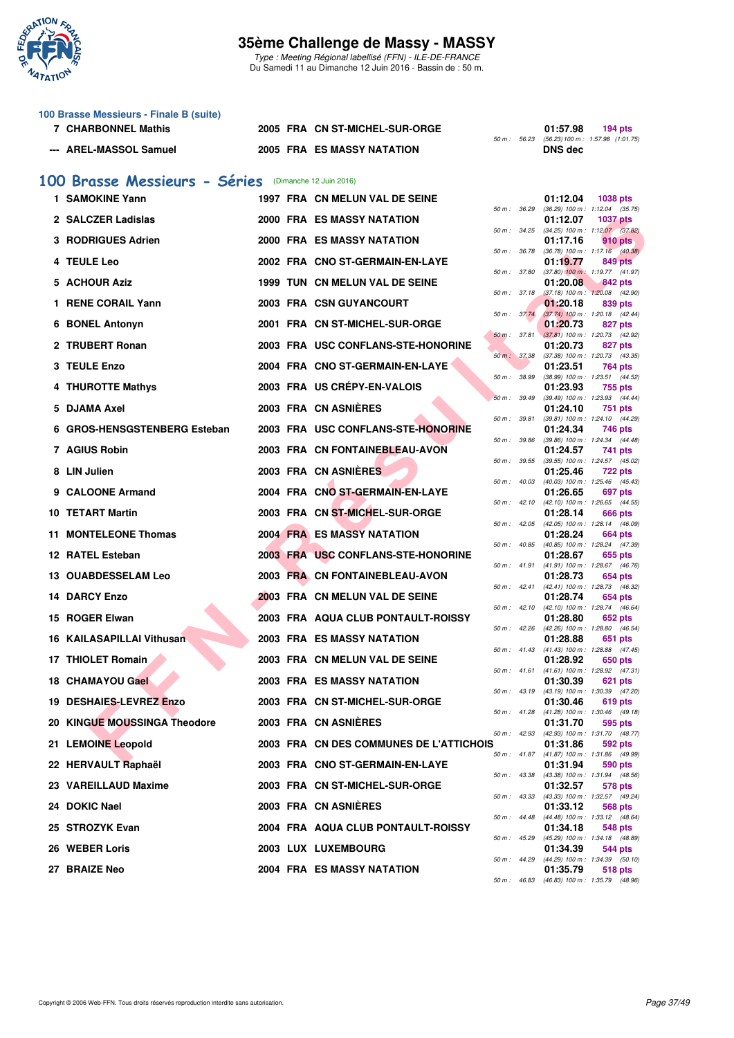# 35ème Challenge de Massy - MASSY

*Type : Meeting Régional labellisé (FFN) - ILE-DE-FRANCE*
Du Samedi 11 au Dimanche 12 Juin 2016 - Bassin de : 50 m.

### 100 Brasse Messieurs - Finale B (suite)

| Rang | Nom | Année | Nat | Club | Temps | Points | Splits |
|---|---|---|---|---|---|---|---|
| 7 | CHARBONNEL Mathis | 2005 | FRA | CN ST-MICHEL-SUR-ORGE | 01:57.98 | 194 pts | 50 m : 56.23 (56.23) 100 m : 1:57.98 (1:01.75) |
| --- | AREL-MASSOL Samuel | 2005 | FRA | ES MASSY NATATION | DNS dec | | |

## 100 Brasse Messieurs - Séries (Dimanche 12 Juin 2016)

| Rang | Nom | Année | Nat | Club | Temps | Points | Splits |
|---|---|---|---|---|---|---|---|
| 1 | SAMOKINE Yann | 1997 | FRA | CN MELUN VAL DE SEINE | 01:12.04 | 1038 pts | 50 m : 36.29 (36.29) 100 m : 1:12.04 (35.75) |
| 2 | SALCZER Ladislas | 2000 | FRA | ES MASSY NATATION | 01:12.07 | 1037 pts | 50 m : 34.25 (34.25) 100 m : 1:12.07 (37.82) |
| 3 | RODRIGUES Adrien | 2000 | FRA | ES MASSY NATATION | 01:17.16 | 910 pts | 50 m : 36.78 (36.78) 100 m : 1:17.16 (40.38) |
| 4 | TEULE Leo | 2002 | FRA | CNO ST-GERMAIN-EN-LAYE | 01:19.77 | 849 pts | 50 m : 37.80 (37.80) 100 m : 1:19.77 (41.97) |
| 5 | ACHOUR Aziz | 1999 | TUN | CN MELUN VAL DE SEINE | 01:20.08 | 842 pts | 50 m : 37.18 (37.18) 100 m : 1:20.08 (42.90) |
| 1 | RENE CORAIL Yann | 2003 | FRA | CSN GUYANCOURT | 01:20.18 | 839 pts | 50 m : 37.74 (37.74) 100 m : 1:20.18 (42.44) |
| 6 | BONEL Antonyn | 2001 | FRA | CN ST-MICHEL-SUR-ORGE | 01:20.73 | 827 pts | 50 m : 37.81 (37.81) 100 m : 1:20.73 (42.92) |
| 2 | TRUBERT Ronan | 2003 | FRA | USC CONFLANS-STE-HONORINE | 01:20.73 | 827 pts | 50 m : 37.38 (37.38) 100 m : 1:20.73 (43.35) |
| 3 | TEULE Enzo | 2004 | FRA | CNO ST-GERMAIN-EN-LAYE | 01:23.51 | 764 pts | 50 m : 38.99 (38.99) 100 m : 1:23.51 (44.52) |
| 4 | THUROTTE Mathys | 2003 | FRA | US CRÉPY-EN-VALOIS | 01:23.93 | 755 pts | 50 m : 39.49 (39.49) 100 m : 1:23.93 (44.44) |
| 5 | DJAMA Axel | 2003 | FRA | CN ASNIÈRES | 01:24.10 | 751 pts | 50 m : 39.81 (39.81) 100 m : 1:24.10 (44.29) |
| 6 | GROS-HENSGSTENBERG Esteban | 2003 | FRA | USC CONFLANS-STE-HONORINE | 01:24.34 | 746 pts | 50 m : 39.86 (39.86) 100 m : 1:24.34 (44.48) |
| 7 | AGIUS Robin | 2003 | FRA | CN FONTAINEBLEAU-AVON | 01:24.57 | 741 pts | 50 m : 39.55 (39.55) 100 m : 1:24.57 (45.02) |
| 8 | LIN Julien | 2003 | FRA | CN ASNIÈRES | 01:25.46 | 722 pts | 50 m : 40.03 (40.03) 100 m : 1:25.46 (45.43) |
| 9 | CALOONE Armand | 2004 | FRA | CNO ST-GERMAIN-EN-LAYE | 01:26.65 | 697 pts | 50 m : 42.10 (42.10) 100 m : 1:26.65 (44.55) |
| 10 | TETART Martin | 2003 | FRA | CN ST-MICHEL-SUR-ORGE | 01:28.14 | 666 pts | 50 m : 42.05 (42.05) 100 m : 1:28.14 (46.09) |
| 11 | MONTELEONE Thomas | 2004 | FRA | ES MASSY NATATION | 01:28.24 | 664 pts | 50 m : 40.85 (40.85) 100 m : 1:28.24 (47.39) |
| 12 | RATEL Esteban | 2003 | FRA | USC CONFLANS-STE-HONORINE | 01:28.67 | 655 pts | 50 m : 41.91 (41.91) 100 m : 1:28.67 (46.76) |
| 13 | OUABDESSELAM Leo | 2003 | FRA | CN FONTAINEBLEAU-AVON | 01:28.73 | 654 pts | 50 m : 42.41 (42.41) 100 m : 1:28.73 (46.32) |
| 14 | DARCY Enzo | 2003 | FRA | CN MELUN VAL DE SEINE | 01:28.74 | 654 pts | 50 m : 42.10 (42.10) 100 m : 1:28.74 (46.64) |
| 15 | ROGER Elwan | 2003 | FRA | AQUA CLUB PONTAULT-ROISSY | 01:28.80 | 652 pts | 50 m : 42.26 (42.26) 100 m : 1:28.80 (46.54) |
| 16 | KAILASAPILLAI Vithusan | 2003 | FRA | ES MASSY NATATION | 01:28.88 | 651 pts | 50 m : 41.43 (41.43) 100 m : 1:28.88 (47.45) |
| 17 | THIOLET Romain | 2003 | FRA | CN MELUN VAL DE SEINE | 01:28.92 | 650 pts | 50 m : 41.61 (41.61) 100 m : 1:28.92 (47.31) |
| 18 | CHAMAYOU Gael | 2003 | FRA | ES MASSY NATATION | 01:30.39 | 621 pts | 50 m : 43.19 (43.19) 100 m : 1:30.39 (47.20) |
| 19 | DESHAIES-LEVREZ Enzo | 2003 | FRA | CN ST-MICHEL-SUR-ORGE | 01:30.46 | 619 pts | 50 m : 41.28 (41.28) 100 m : 1:30.46 (49.18) |
| 20 | KINGUE MOUSSINGA Theodore | 2003 | FRA | CN ASNIÈRES | 01:31.70 | 595 pts | 50 m : 42.93 (42.93) 100 m : 1:31.70 (48.77) |
| 21 | LEMOINE Leopold | 2003 | FRA | CN DES COMMUNES DE L'ATTICHOIS | 01:31.86 | 592 pts | 50 m : 41.87 (41.87) 100 m : 1:31.86 (49.99) |
| 22 | HERVAULT Raphaël | 2003 | FRA | CNO ST-GERMAIN-EN-LAYE | 01:31.94 | 590 pts | 50 m : 43.38 (43.38) 100 m : 1:31.94 (48.56) |
| 23 | VAREILLAUD Maxime | 2003 | FRA | CN ST-MICHEL-SUR-ORGE | 01:32.57 | 578 pts | 50 m : 43.33 (43.33) 100 m : 1:32.57 (49.24) |
| 24 | DOKIC Nael | 2003 | FRA | CN ASNIÈRES | 01:33.12 | 568 pts | 50 m : 44.48 (44.48) 100 m : 1:33.12 (48.64) |
| 25 | STROZYK Evan | 2004 | FRA | AQUA CLUB PONTAULT-ROISSY | 01:34.18 | 548 pts | 50 m : 45.29 (45.29) 100 m : 1:34.18 (48.89) |
| 26 | WEBER Loris | 2003 | LUX | LUXEMBOURG | 01:34.39 | 544 pts | 50 m : 44.29 (44.29) 100 m : 1:34.39 (50.10) |
| 27 | BRAIZE Neo | 2004 | FRA | ES MASSY NATATION | 01:35.79 | 518 pts | 50 m : 46.83 (46.83) 100 m : 1:35.79 (48.96) |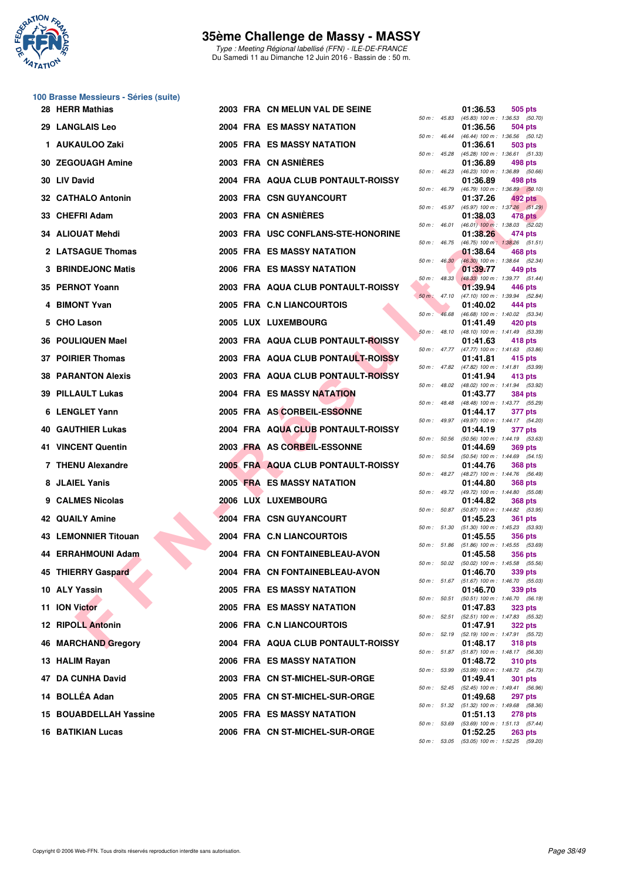# 35ème Challenge de Massy - MASSY

*Type : Meeting Régional labellisé (FFN) - ILE-DE-FRANCE*
*Du Samedi 11 au Dimanche 12 Juin 2016 - Bassin de : 50 m.*

## 100 Brasse Messieurs - Séries (suite)

| Place | Nom | Année | Nat. | Club | Temps | Points | Splits |
|---|---|---|---|---|---|---|---|
| 28 | HERR Mathias | 2003 | FRA | CN MELUN VAL DE SEINE | 01:36.53 | 505 pts | 50 m : 45.83 (45.83) 100 m : 1:36.53 (50.70) |
| 29 | LANGLAIS Leo | 2004 | FRA | ES MASSY NATATION | 01:36.56 | 504 pts | 50 m : 46.44 (46.44) 100 m : 1:36.56 (50.12) |
| 1 | AUKAULOO Zaki | 2005 | FRA | ES MASSY NATATION | 01:36.61 | 503 pts | 50 m : 45.28 (45.28) 100 m : 1:36.61 (51.33) |
| 30 | ZEGOUAGH Amine | 2003 | FRA | CN ASNIÈRES | 01:36.89 | 498 pts | 50 m : 46.23 (46.23) 100 m : 1:36.89 (50.66) |
| 30 | LIV David | 2004 | FRA | AQUA CLUB PONTAULT-ROISSY | 01:36.89 | 498 pts | 50 m : 46.79 (46.79) 100 m : 1:36.89 (50.10) |
| 32 | CATHALO Antonin | 2003 | FRA | CSN GUYANCOURT | 01:37.26 | 492 pts | 50 m : 45.97 (45.97) 100 m : 1:37.26 (51.29) |
| 33 | CHEFRI Adam | 2003 | FRA | CN ASNIÈRES | 01:38.03 | 478 pts | 50 m : 46.01 (46.01) 100 m : 1:38.03 (52.02) |
| 34 | ALIOUAT Mehdi | 2003 | FRA | USC CONFLANS-STE-HONORINE | 01:38.26 | 474 pts | 50 m : 46.75 (46.75) 100 m : 1:38.26 (51.51) |
| 2 | LATSAGUE Thomas | 2005 | FRA | ES MASSY NATATION | 01:38.64 | 468 pts | 50 m : 46.30 (46.30) 100 m : 1:38.64 (52.34) |
| 3 | BRINDEJONC Matis | 2006 | FRA | ES MASSY NATATION | 01:39.77 | 449 pts | 50 m : 48.33 (48.33) 100 m : 1:39.77 (51.44) |
| 35 | PERNOT Yoann | 2003 | FRA | AQUA CLUB PONTAULT-ROISSY | 01:39.94 | 446 pts | 50 m : 47.10 (47.10) 100 m : 1:39.94 (52.84) |
| 4 | BIMONT Yvan | 2005 | FRA | C.N LIANCOURTOIS | 01:40.02 | 444 pts | 50 m : 46.68 (46.68) 100 m : 1:40.02 (53.34) |
| 5 | CHO Lason | 2005 | LUX | LUXEMBOURG | 01:41.49 | 420 pts | 50 m : 48.10 (48.10) 100 m : 1:41.49 (53.39) |
| 36 | POULIQUEN Mael | 2003 | FRA | AQUA CLUB PONTAULT-ROISSY | 01:41.63 | 418 pts | 50 m : 47.77 (47.77) 100 m : 1:41.63 (53.86) |
| 37 | POIRIER Thomas | 2003 | FRA | AQUA CLUB PONTAULT-ROISSY | 01:41.81 | 415 pts | 50 m : 47.82 (47.82) 100 m : 1:41.81 (53.99) |
| 38 | PARANTON Alexis | 2003 | FRA | AQUA CLUB PONTAULT-ROISSY | 01:41.94 | 413 pts | 50 m : 48.02 (48.02) 100 m : 1:41.94 (53.92) |
| 39 | PILLAULT Lukas | 2004 | FRA | ES MASSY NATATION | 01:43.77 | 384 pts | 50 m : 48.48 (48.48) 100 m : 1:43.77 (55.29) |
| 6 | LENGLET Yann | 2005 | FRA | AS CORBEIL-ESSONNE | 01:44.17 | 377 pts | 50 m : 49.97 (49.97) 100 m : 1:44.17 (54.20) |
| 40 | GAUTHIER Lukas | 2004 | FRA | AQUA CLUB PONTAULT-ROISSY | 01:44.19 | 377 pts | 50 m : 50.56 (50.56) 100 m : 1:44.19 (53.63) |
| 41 | VINCENT Quentin | 2003 | FRA | AS CORBEIL-ESSONNE | 01:44.69 | 369 pts | 50 m : 50.54 (50.54) 100 m : 1:44.69 (54.15) |
| 7 | THENU Alexandre | 2005 | FRA | AQUA CLUB PONTAULT-ROISSY | 01:44.76 | 368 pts | 50 m : 48.27 (48.27) 100 m : 1:44.76 (56.49) |
| 8 | JLAIEL Yanis | 2005 | FRA | ES MASSY NATATION | 01:44.80 | 368 pts | 50 m : 49.72 (49.72) 100 m : 1:44.80 (55.08) |
| 9 | CALMES Nicolas | 2006 | LUX | LUXEMBOURG | 01:44.82 | 368 pts | 50 m : 50.87 (50.87) 100 m : 1:44.82 (53.95) |
| 42 | QUAILY Amine | 2004 | FRA | CSN GUYANCOURT | 01:45.23 | 361 pts | 50 m : 51.30 (51.30) 100 m : 1:45.23 (53.93) |
| 43 | LEMONNIER Titouan | 2004 | FRA | C.N LIANCOURTOIS | 01:45.55 | 356 pts | 50 m : 51.86 (51.86) 100 m : 1:45.55 (53.69) |
| 44 | ERRAHMOUNI Adam | 2004 | FRA | CN FONTAINEBLEAU-AVON | 01:45.58 | 356 pts | 50 m : 50.02 (50.02) 100 m : 1:45.58 (55.56) |
| 45 | THIERRY Gaspard | 2004 | FRA | CN FONTAINEBLEAU-AVON | 01:46.70 | 339 pts | 50 m : 51.67 (51.67) 100 m : 1:46.70 (55.03) |
| 10 | ALY Yassin | 2005 | FRA | ES MASSY NATATION | 01:46.70 | 339 pts | 50 m : 50.51 (50.51) 100 m : 1:46.70 (56.19) |
| 11 | ION Victor | 2005 | FRA | ES MASSY NATATION | 01:47.83 | 323 pts | 50 m : 52.51 (52.51) 100 m : 1:47.83 (55.32) |
| 12 | RIPOLL Antonin | 2006 | FRA | C.N LIANCOURTOIS | 01:47.91 | 322 pts | 50 m : 52.19 (52.19) 100 m : 1:47.91 (55.72) |
| 46 | MARCHAND Gregory | 2004 | FRA | AQUA CLUB PONTAULT-ROISSY | 01:48.17 | 318 pts | 50 m : 51.87 (51.87) 100 m : 1:48.17 (56.30) |
| 13 | HALIM Rayan | 2006 | FRA | ES MASSY NATATION | 01:48.72 | 310 pts | 50 m : 53.99 (53.99) 100 m : 1:48.72 (54.73) |
| 47 | DA CUNHA David | 2003 | FRA | CN ST-MICHEL-SUR-ORGE | 01:49.41 | 301 pts | 50 m : 52.45 (52.45) 100 m : 1:49.41 (56.96) |
| 14 | BOLLÉA Adan | 2005 | FRA | CN ST-MICHEL-SUR-ORGE | 01:49.68 | 297 pts | 50 m : 51.32 (51.32) 100 m : 1:49.68 (58.36) |
| 15 | BOUABDELLAH Yassine | 2005 | FRA | ES MASSY NATATION | 01:51.13 | 278 pts | 50 m : 53.69 (53.69) 100 m : 1:51.13 (57.44) |
| 16 | BATIKIAN Lucas | 2006 | FRA | CN ST-MICHEL-SUR-ORGE | 01:52.25 | 263 pts | 50 m : 53.05 (53.05) 100 m : 1:52.25 (59.20) |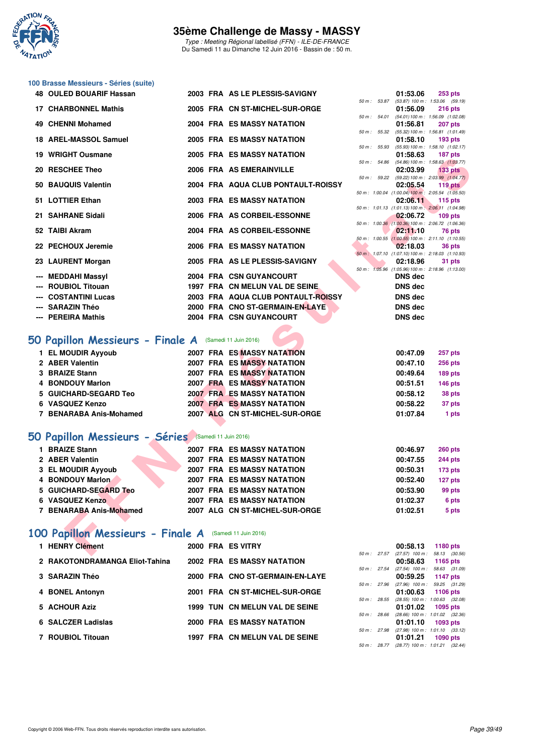## 100 Brasse Messieurs - Séries (suite)

| Rang | Nom | Année | Nat. | Club | Temps | Points |
|---|---|---|---|---|---|---|
| 48 | OULED BOUARIF Hassan | 2003 | FRA | AS LE PLESSIS-SAVIGNY | 01:53.06 | 253 pts |
| | | | | 50 m : 53.87 (53.87) 100 m : 1:53.06 (59.19) | | |
| 17 | CHARBONNEL Mathis | 2005 | FRA | CN ST-MICHEL-SUR-ORGE | 01:56.09 | 216 pts |
| | | | | 50 m : 54.01 (54.01) 100 m : 1:56.09 (1:02.08) | | |
| 49 | CHENNI Mohamed | 2004 | FRA | ES MASSY NATATION | 01:56.81 | 207 pts |
| | | | | 50 m : 55.32 (55.32) 100 m : 1:56.81 (1:01.49) | | |
| 18 | AREL-MASSOL Samuel | 2005 | FRA | ES MASSY NATATION | 01:58.10 | 193 pts |
| | | | | 50 m : 55.93 (55.93) 100 m : 1:58.10 (1:02.17) | | |
| 19 | WRIGHT Ousmane | 2005 | FRA | ES MASSY NATATION | 01:58.63 | 187 pts |
| | | | | 50 m : 54.86 (54.86) 100 m : 1:58.63 (1:03.77) | | |
| 20 | RESCHEE Theo | 2006 | FRA | AS EMERAINVILLE | 02:03.99 | 133 pts |
| | | | | 50 m : 59.22 (59.22) 100 m : 2:03.99 (1:04.77) | | |
| 50 | BAUQUIS Valentin | 2004 | FRA | AQUA CLUB PONTAULT-ROISSY | 02:05.54 | 119 pts |
| | | | | 50 m : 1:00.04 (1:00.04) 100 m : 2:05.54 (1:05.50) | | |
| 51 | LOTTIER Ethan | 2003 | FRA | ES MASSY NATATION | 02:06.11 | 115 pts |
| | | | | 50 m : 1:01.13 (1:01.13) 100 m : 2:06.11 (1:04.98) | | |
| 21 | SAHRANE Sidali | 2006 | FRA | AS CORBEIL-ESSONNE | 02:06.72 | 109 pts |
| | | | | 50 m : 1:00.36 (1:00.36) 100 m : 2:06.72 (1:06.36) | | |
| 52 | TAIBI Akram | 2004 | FRA | AS CORBEIL-ESSONNE | 02:11.10 | 76 pts |
| | | | | 50 m : 1:00.55 (1:00.55) 100 m : 2:11.10 (1:10.55) | | |
| 22 | PECHOUX Jeremie | 2006 | FRA | ES MASSY NATATION | 02:18.03 | 36 pts |
| | | | | 50 m : 1:07.10 (1:07.10) 100 m : 2:18.03 (1:10.93) | | |
| 23 | LAURENT Morgan | 2005 | FRA | AS LE PLESSIS-SAVIGNY | 02:18.96 | 31 pts |
| | | | | 50 m : 1:05.96 (1:05.96) 100 m : 2:18.96 (1:13.00) | | |
| --- | MEDDAHI Massyl | 2004 | FRA | CSN GUYANCOURT | DNS dec | |
| --- | ROUBIOL Titouan | 1997 | FRA | CN MELUN VAL DE SEINE | DNS dec | |
| --- | COSTANTINI Lucas | 2003 | FRA | AQUA CLUB PONTAULT-ROISSY | DNS dec | |
| --- | SARAZIN Théo | 2000 | FRA | CNO ST-GERMAIN-EN-LAYE | DNS dec | |
| --- | PEREIRA Mathis | 2004 | FRA | CSN GUYANCOURT | DNS dec | |

## 50 Papillon Messieurs - Finale A (Samedi 11 Juin 2016)

| Rang | Nom | Année | Nat. | Club | Temps | Points |
|---|---|---|---|---|---|---|
| 1 | EL MOUDIR Ayyoub | 2007 | FRA | ES MASSY NATATION | 00:47.09 | 257 pts |
| 2 | ABER Valentin | 2007 | FRA | ES MASSY NATATION | 00:47.10 | 256 pts |
| 3 | BRAIZE Stann | 2007 | FRA | ES MASSY NATATION | 00:49.64 | 189 pts |
| 4 | BONDOUY Marlon | 2007 | FRA | ES MASSY NATATION | 00:51.51 | 146 pts |
| 5 | GUICHARD-SEGARD Teo | 2007 | FRA | ES MASSY NATATION | 00:58.12 | 38 pts |
| 6 | VASQUEZ Kenzo | 2007 | FRA | ES MASSY NATATION | 00:58.22 | 37 pts |
| 7 | BENARABA Anis-Mohamed | 2007 | ALG | CN ST-MICHEL-SUR-ORGE | 01:07.84 | 1 pts |

## 50 Papillon Messieurs - Séries (Samedi 11 Juin 2016)

| Rang | Nom | Année | Nat. | Club | Temps | Points |
|---|---|---|---|---|---|---|
| 1 | BRAIZE Stann | 2007 | FRA | ES MASSY NATATION | 00:46.97 | 260 pts |
| 2 | ABER Valentin | 2007 | FRA | ES MASSY NATATION | 00:47.55 | 244 pts |
| 3 | EL MOUDIR Ayyoub | 2007 | FRA | ES MASSY NATATION | 00:50.31 | 173 pts |
| 4 | BONDOUY Marlon | 2007 | FRA | ES MASSY NATATION | 00:52.40 | 127 pts |
| 5 | GUICHARD-SEGARD Teo | 2007 | FRA | ES MASSY NATATION | 00:53.90 | 99 pts |
| 6 | VASQUEZ Kenzo | 2007 | FRA | ES MASSY NATATION | 01:02.37 | 6 pts |
| 7 | BENARABA Anis-Mohamed | 2007 | ALG | CN ST-MICHEL-SUR-ORGE | 01:02.51 | 5 pts |

## 100 Papillon Messieurs - Finale A (Samedi 11 Juin 2016)

| Rang | Nom | Année | Nat. | Club | Temps | Points |
|---|---|---|---|---|---|---|
| 1 | HENRY Clément | 2000 | FRA | ES VITRY | 00:58.13 | 1180 pts |
| | | | | 50 m : 27.57 (27.57) 100 m : 58.13 (30.56) | | |
| 2 | RAKOTONDRAMANGA Eliot-Tahina | 2002 | FRA | ES MASSY NATATION | 00:58.63 | 1165 pts |
| | | | | 50 m : 27.54 (27.54) 100 m : 58.63 (31.09) | | |
| 3 | SARAZIN Théo | 2000 | FRA | CNO ST-GERMAIN-EN-LAYE | 00:59.25 | 1147 pts |
| | | | | 50 m : 27.96 (27.96) 100 m : 59.25 (31.29) | | |
| 4 | BONEL Antonyn | 2001 | FRA | CN ST-MICHEL-SUR-ORGE | 01:00.63 | 1106 pts |
| | | | | 50 m : 28.55 (28.55) 100 m : 1:00.63 (32.08) | | |
| 5 | ACHOUR Aziz | 1999 | TUN | CN MELUN VAL DE SEINE | 01:01.02 | 1095 pts |
| | | | | 50 m : 28.66 (28.66) 100 m : 1:01.02 (32.36) | | |
| 6 | SALCZER Ladislas | 2000 | FRA | ES MASSY NATATION | 01:01.10 | 1093 pts |
| | | | | 50 m : 27.98 (27.98) 100 m : 1:01.10 (33.12) | | |
| 7 | ROUBIOL Titouan | 1997 | FRA | CN MELUN VAL DE SEINE | 01:01.21 | 1090 pts |
| | | | | 50 m : 28.77 (28.77) 100 m : 1:01.21 (32.44) | | |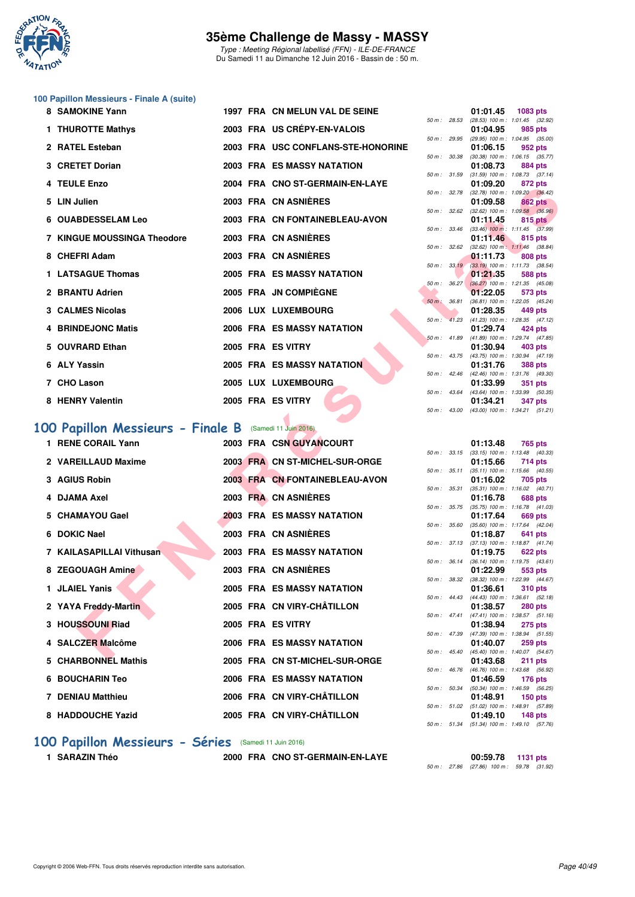## 100 Papillon Messieurs - Finale A (suite)

| Rang | Nom | Année | Nat. | Club | Temps | Points | Splits |
|---|---|---|---|---|---|---|---|
| 8 | SAMOKINE Yann | 1997 | FRA | CN MELUN VAL DE SEINE | 01:01.45 | 1083 pts | 50 m : 28.53 (28.53) 100 m : 1:01.45 (32.92) |
| 1 | THUROTTE Mathys | 2003 | FRA | US CRÉPY-EN-VALOIS | 01:04.95 | 985 pts | 50 m : 29.95 (29.95) 100 m : 1:04.95 (35.00) |
| 2 | RATEL Esteban | 2003 | FRA | USC CONFLANS-STE-HONORINE | 01:06.15 | 952 pts | 50 m : 30.38 (30.38) 100 m : 1:06.15 (35.77) |
| 3 | CRETET Dorian | 2003 | FRA | ES MASSY NATATION | 01:08.73 | 884 pts | 50 m : 31.59 (31.59) 100 m : 1:08.73 (37.14) |
| 4 | TEULE Enzo | 2004 | FRA | CNO ST-GERMAIN-EN-LAYE | 01:09.20 | 872 pts | 50 m : 32.78 (32.78) 100 m : 1:09.20 (36.42) |
| 5 | LIN Julien | 2003 | FRA | CN ASNIÈRES | 01:09.58 | 862 pts | 50 m : 32.62 (32.62) 100 m : 1:09.58 (36.96) |
| 6 | OUABDESSELAM Leo | 2003 | FRA | CN FONTAINEBLEAU-AVON | 01:11.45 | 815 pts | 50 m : 33.46 (33.46) 100 m : 1:11.45 (37.99) |
| 7 | KINGUE MOUSSINGA Theodore | 2003 | FRA | CN ASNIÈRES | 01:11.46 | 815 pts | 50 m : 32.62 (32.62) 100 m : 1:11.46 (38.84) |
| 8 | CHEFRI Adam | 2003 | FRA | CN ASNIÈRES | 01:11.73 | 808 pts | 50 m : 33.19 (33.19) 100 m : 1:11.73 (38.54) |
| 1 | LATSAGUE Thomas | 2005 | FRA | ES MASSY NATATION | 01:21.35 | 588 pts | 50 m : 36.27 (36.27) 100 m : 1:21.35 (45.08) |
| 2 | BRANTU Adrien | 2005 | FRA | JN COMPIÈGNE | 01:22.05 | 573 pts | 50 m : 36.81 (36.81) 100 m : 1:22.05 (45.24) |
| 3 | CALMES Nicolas | 2006 | LUX | LUXEMBOURG | 01:28.35 | 449 pts | 50 m : 41.23 (41.23) 100 m : 1:28.35 (47.12) |
| 4 | BRINDEJONC Matis | 2006 | FRA | ES MASSY NATATION | 01:29.74 | 424 pts | 50 m : 41.89 (41.89) 100 m : 1:29.74 (47.85) |
| 5 | OUVRARD Ethan | 2005 | FRA | ES VITRY | 01:30.94 | 403 pts | 50 m : 43.75 (43.75) 100 m : 1:30.94 (47.19) |
| 6 | ALY Yassin | 2005 | FRA | ES MASSY NATATION | 01:31.76 | 388 pts | 50 m : 42.46 (42.46) 100 m : 1:31.76 (49.30) |
| 7 | CHO Lason | 2005 | LUX | LUXEMBOURG | 01:33.99 | 351 pts | 50 m : 43.64 (43.64) 100 m : 1:33.99 (50.35) |
| 8 | HENRY Valentin | 2005 | FRA | ES VITRY | 01:34.21 | 347 pts | 50 m : 43.00 (43.00) 100 m : 1:34.21 (51.21) |

## 100 Papillon Messieurs - Finale B (Samedi 11 Juin 2016)

| Rang | Nom | Année | Nat. | Club | Temps | Points | Splits |
|---|---|---|---|---|---|---|---|
| 1 | RENE CORAIL Yann | 2003 | FRA | CSN GUYANCOURT | 01:13.48 | 765 pts | 50 m : 33.15 (33.15) 100 m : 1:13.48 (40.33) |
| 2 | VAREILLAUD Maxime | 2003 | FRA | CN ST-MICHEL-SUR-ORGE | 01:15.66 | 714 pts | 50 m : 35.11 (35.11) 100 m : 1:15.66 (40.55) |
| 3 | AGIUS Robin | 2003 | FRA | CN FONTAINEBLEAU-AVON | 01:16.02 | 705 pts | 50 m : 35.31 (35.31) 100 m : 1:16.02 (40.71) |
| 4 | DJAMA Axel | 2003 | FRA | CN ASNIÈRES | 01:16.78 | 688 pts | 50 m : 35.75 (35.75) 100 m : 1:16.78 (41.03) |
| 5 | CHAMAYOU Gael | 2003 | FRA | ES MASSY NATATION | 01:17.64 | 669 pts | 50 m : 35.60 (35.60) 100 m : 1:17.64 (42.04) |
| 6 | DOKIC Nael | 2003 | FRA | CN ASNIÈRES | 01:18.87 | 641 pts | 50 m : 37.13 (37.13) 100 m : 1:18.87 (41.74) |
| 7 | KAILASAPILLAI Vithusan | 2003 | FRA | ES MASSY NATATION | 01:19.75 | 622 pts | 50 m : 36.14 (36.14) 100 m : 1:19.75 (43.61) |
| 8 | ZEGOUAGH Amine | 2003 | FRA | CN ASNIÈRES | 01:22.99 | 553 pts | 50 m : 38.32 (38.32) 100 m : 1:22.99 (44.67) |
| 1 | JLAIEL Yanis | 2005 | FRA | ES MASSY NATATION | 01:36.61 | 310 pts | 50 m : 44.43 (44.43) 100 m : 1:36.61 (52.18) |
| 2 | YAYA Freddy-Martin | 2005 | FRA | CN VIRY-CHÂTILLON | 01:38.57 | 280 pts | 50 m : 47.41 (47.41) 100 m : 1:38.57 (51.16) |
| 3 | HOUSSOUNI Riad | 2005 | FRA | ES VITRY | 01:38.94 | 275 pts | 50 m : 47.39 (47.39) 100 m : 1:38.94 (51.55) |
| 4 | SALCZER Malcôme | 2006 | FRA | ES MASSY NATATION | 01:40.07 | 259 pts | 50 m : 45.40 (45.40) 100 m : 1:40.07 (54.67) |
| 5 | CHARBONNEL Mathis | 2005 | FRA | CN ST-MICHEL-SUR-ORGE | 01:43.68 | 211 pts | 50 m : 46.76 (46.76) 100 m : 1:43.68 (56.92) |
| 6 | BOUCHARIN Teo | 2006 | FRA | ES MASSY NATATION | 01:46.59 | 176 pts | 50 m : 50.34 (50.34) 100 m : 1:46.59 (56.25) |
| 7 | DENIAU Matthieu | 2006 | FRA | CN VIRY-CHÂTILLON | 01:48.91 | 150 pts | 50 m : 51.02 (51.02) 100 m : 1:48.91 (57.89) |
| 8 | HADDOUCHE Yazid | 2005 | FRA | CN VIRY-CHÂTILLON | 01:49.10 | 148 pts | 50 m : 51.34 (51.34) 100 m : 1:49.10 (57.76) |

## 100 Papillon Messieurs - Séries (Samedi 11 Juin 2016)

| Rang | Nom | Année | Nat. | Club | Temps | Points | Splits |
|---|---|---|---|---|---|---|---|
| 1 | SARAZIN Théo | 2000 | FRA | CNO ST-GERMAIN-EN-LAYE | 00:59.78 | 1131 pts | 50 m : 27.86 (27.86) 100 m : 59.78 (31.92) |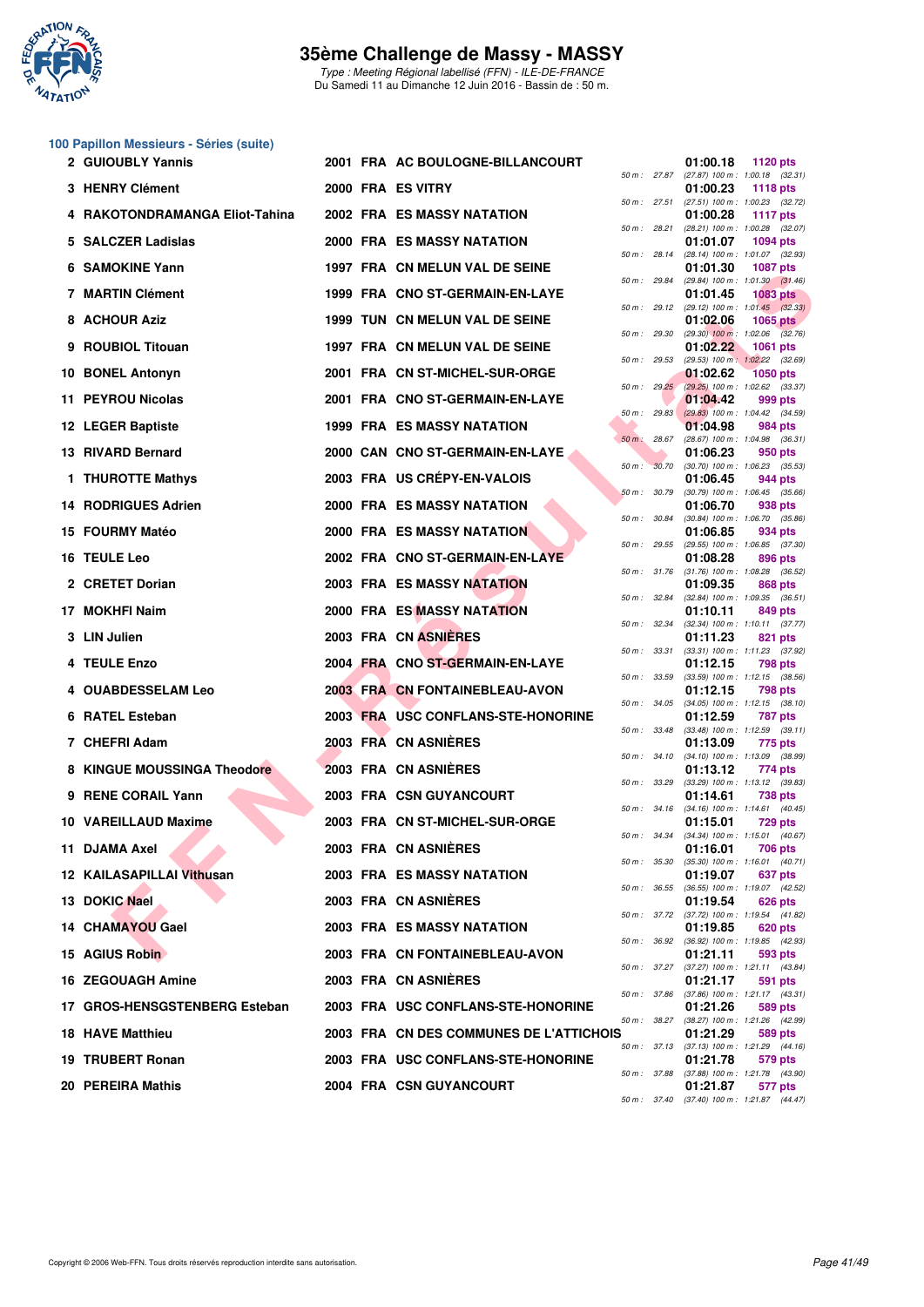# 35ème Challenge de Massy - MASSY

*Type : Meeting Régional labellisé (FFN) - ILE-DE-FRANCE*
*Du Samedi 11 au Dimanche 12 Juin 2016 - Bassin de : 50 m.*

## 100 Papillon Messieurs - Séries (suite)

| Place | Nom | Année | Nat. | Club | Temps | Points | Splits |
|---|---|---|---|---|---|---|---|
| 2 | GUIOUBLY Yannis | 2001 | FRA | AC BOULOGNE-BILLANCOURT | 01:00.18 | 1120 pts | 50 m : 27.87 (27.87) 100 m : 1:00.18 (32.31) |
| 3 | HENRY Clément | 2000 | FRA | ES VITRY | 01:00.23 | 1118 pts | 50 m : 27.51 (27.51) 100 m : 1:00.23 (32.72) |
| 4 | RAKOTONDRAMANGA Eliot-Tahina | 2002 | FRA | ES MASSY NATATION | 01:00.28 | 1117 pts | 50 m : 28.21 (28.21) 100 m : 1:00.28 (32.07) |
| 5 | SALCZER Ladislas | 2000 | FRA | ES MASSY NATATION | 01:01.07 | 1094 pts | 50 m : 28.14 (28.14) 100 m : 1:01.07 (32.93) |
| 6 | SAMOKINE Yann | 1997 | FRA | CN MELUN VAL DE SEINE | 01:01.30 | 1087 pts | 50 m : 29.84 (29.84) 100 m : 1:01.30 (31.46) |
| 7 | MARTIN Clément | 1999 | FRA | CNO ST-GERMAIN-EN-LAYE | 01:01.45 | 1083 pts | 50 m : 29.12 (29.12) 100 m : 1:01.45 (32.33) |
| 8 | ACHOUR Aziz | 1999 | TUN | CN MELUN VAL DE SEINE | 01:02.06 | 1065 pts | 50 m : 29.30 (29.30) 100 m : 1:02.06 (32.76) |
| 9 | ROUBIOL Titouan | 1997 | FRA | CN MELUN VAL DE SEINE | 01:02.22 | 1061 pts | 50 m : 29.53 (29.53) 100 m : 1:02.22 (32.69) |
| 10 | BONEL Antonyn | 2001 | FRA | CN ST-MICHEL-SUR-ORGE | 01:02.62 | 1050 pts | 50 m : 29.25 (29.25) 100 m : 1:02.62 (33.37) |
| 11 | PEYROU Nicolas | 2001 | FRA | CNO ST-GERMAIN-EN-LAYE | 01:04.42 | 999 pts | 50 m : 29.83 (29.83) 100 m : 1:04.42 (34.59) |
| 12 | LEGER Baptiste | 1999 | FRA | ES MASSY NATATION | 01:04.98 | 984 pts | 50 m : 28.67 (28.67) 100 m : 1:04.98 (36.31) |
| 13 | RIVARD Bernard | 2000 | CAN | CNO ST-GERMAIN-EN-LAYE | 01:06.23 | 950 pts | 50 m : 30.70 (30.70) 100 m : 1:06.23 (35.53) |
| 1 | THUROTTE Mathys | 2003 | FRA | US CRÉPY-EN-VALOIS | 01:06.45 | 944 pts | 50 m : 30.79 (30.79) 100 m : 1:06.45 (35.66) |
| 14 | RODRIGUES Adrien | 2000 | FRA | ES MASSY NATATION | 01:06.70 | 938 pts | 50 m : 30.84 (30.84) 100 m : 1:06.70 (35.86) |
| 15 | FOURMY Matéo | 2000 | FRA | ES MASSY NATATION | 01:06.85 | 934 pts | 50 m : 29.55 (29.55) 100 m : 1:06.85 (37.30) |
| 16 | TEULE Leo | 2002 | FRA | CNO ST-GERMAIN-EN-LAYE | 01:08.28 | 896 pts | 50 m : 31.76 (31.76) 100 m : 1:08.28 (36.52) |
| 2 | CRETET Dorian | 2003 | FRA | ES MASSY NATATION | 01:09.35 | 868 pts | 50 m : 32.84 (32.84) 100 m : 1:09.35 (36.51) |
| 17 | MOKHFI Naim | 2000 | FRA | ES MASSY NATATION | 01:10.11 | 849 pts | 50 m : 32.34 (32.34) 100 m : 1:10.11 (37.77) |
| 3 | LIN Julien | 2003 | FRA | CN ASNIÈRES | 01:11.23 | 821 pts | 50 m : 33.31 (33.31) 100 m : 1:11.23 (37.92) |
| 4 | TEULE Enzo | 2004 | FRA | CNO ST-GERMAIN-EN-LAYE | 01:12.15 | 798 pts | 50 m : 33.59 (33.59) 100 m : 1:12.15 (38.56) |
| 4 | OUABDESSELAM Leo | 2003 | FRA | CN FONTAINEBLEAU-AVON | 01:12.15 | 798 pts | 50 m : 34.05 (34.05) 100 m : 1:12.15 (38.10) |
| 6 | RATEL Esteban | 2003 | FRA | USC CONFLANS-STE-HONORINE | 01:12.59 | 787 pts | 50 m : 33.48 (33.48) 100 m : 1:12.59 (39.11) |
| 7 | CHEFRI Adam | 2003 | FRA | CN ASNIÈRES | 01:13.09 | 775 pts | 50 m : 34.10 (34.10) 100 m : 1:13.09 (38.99) |
| 8 | KINGUE MOUSSINGA Theodore | 2003 | FRA | CN ASNIÈRES | 01:13.12 | 774 pts | 50 m : 33.29 (33.29) 100 m : 1:13.12 (39.83) |
| 9 | RENE CORAIL Yann | 2003 | FRA | CSN GUYANCOURT | 01:14.61 | 738 pts | 50 m : 34.16 (34.16) 100 m : 1:14.61 (40.45) |
| 10 | VAREILLAUD Maxime | 2003 | FRA | CN ST-MICHEL-SUR-ORGE | 01:15.01 | 729 pts | 50 m : 34.34 (34.34) 100 m : 1:15.01 (40.67) |
| 11 | DJAMA Axel | 2003 | FRA | CN ASNIÈRES | 01:16.01 | 706 pts | 50 m : 35.30 (35.30) 100 m : 1:16.01 (40.71) |
| 12 | KAILASAPILLAI Vithusan | 2003 | FRA | ES MASSY NATATION | 01:19.07 | 637 pts | 50 m : 36.55 (36.55) 100 m : 1:19.07 (42.52) |
| 13 | DOKIC Nael | 2003 | FRA | CN ASNIÈRES | 01:19.54 | 626 pts | 50 m : 37.72 (37.72) 100 m : 1:19.54 (41.82) |
| 14 | CHAMAYOU Gael | 2003 | FRA | ES MASSY NATATION | 01:19.85 | 620 pts | 50 m : 36.92 (36.92) 100 m : 1:19.85 (42.93) |
| 15 | AGIUS Robin | 2003 | FRA | CN FONTAINEBLEAU-AVON | 01:21.11 | 593 pts | 50 m : 37.27 (37.27) 100 m : 1:21.11 (43.84) |
| 16 | ZEGOUAGH Amine | 2003 | FRA | CN ASNIÈRES | 01:21.17 | 591 pts | 50 m : 37.86 (37.86) 100 m : 1:21.17 (43.31) |
| 17 | GROS-HENSGSTENBERG Esteban | 2003 | FRA | USC CONFLANS-STE-HONORINE | 01:21.26 | 589 pts | 50 m : 38.27 (38.27) 100 m : 1:21.26 (42.99) |
| 18 | HAVE Matthieu | 2003 | FRA | CN DES COMMUNES DE L'ATTICHOIS | 01:21.29 | 589 pts | 50 m : 37.13 (37.13) 100 m : 1:21.29 (44.16) |
| 19 | TRUBERT Ronan | 2003 | FRA | USC CONFLANS-STE-HONORINE | 01:21.78 | 579 pts | 50 m : 37.88 (37.88) 100 m : 1:21.78 (43.90) |
| 20 | PEREIRA Mathis | 2004 | FRA | CSN GUYANCOURT | 01:21.87 | 577 pts | 50 m : 37.40 (37.40) 100 m : 1:21.87 (44.47) |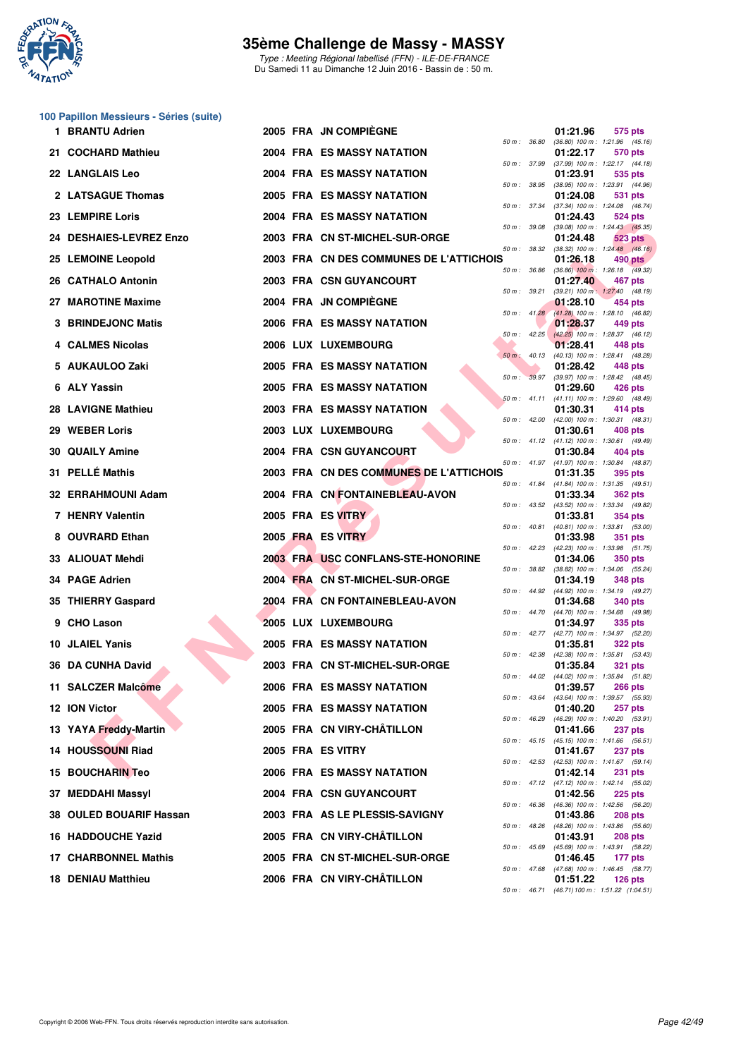### 100 Papillon Messieurs - Séries (suite)

| Place | Nom | Année | Nat. | Club | 50 m | Temps | Points | Détail |
|---|---|---|---|---|---|---|---|---|
| 1 | BRANTU Adrien | 2005 | FRA | JN COMPIÈGNE | 36.80 | 01:21.96 | 575 pts | (36.80) 100 m : 1:21.96 (45.16) |
| 21 | COCHARD Mathieu | 2004 | FRA | ES MASSY NATATION | 37.99 | 01:22.17 | 570 pts | (37.99) 100 m : 1:22.17 (44.18) |
| 22 | LANGLAIS Leo | 2004 | FRA | ES MASSY NATATION | 38.95 | 01:23.91 | 535 pts | (38.95) 100 m : 1:23.91 (44.96) |
| 2 | LATSAGUE Thomas | 2005 | FRA | ES MASSY NATATION | 37.34 | 01:24.08 | 531 pts | (37.34) 100 m : 1:24.08 (46.74) |
| 23 | LEMPIRE Loris | 2004 | FRA | ES MASSY NATATION | 39.08 | 01:24.43 | 524 pts | (39.08) 100 m : 1:24.43 (45.35) |
| 24 | DESHAIES-LEVREZ Enzo | 2003 | FRA | CN ST-MICHEL-SUR-ORGE | 38.32 | 01:24.48 | 523 pts | (38.32) 100 m : 1:24.48 (46.16) |
| 25 | LEMOINE Leopold | 2003 | FRA | CN DES COMMUNES DE L'ATTICHOIS | 36.86 | 01:26.18 | 490 pts | (36.86) 100 m : 1:26.18 (49.32) |
| 26 | CATHALO Antonin | 2003 | FRA | CSN GUYANCOURT | 39.21 | 01:27.40 | 467 pts | (39.21) 100 m : 1:27.40 (48.19) |
| 27 | MAROTINE Maxime | 2004 | FRA | JN COMPIÈGNE | 41.28 | 01:28.10 | 454 pts | (41.28) 100 m : 1:28.10 (46.82) |
| 3 | BRINDEJONC Matis | 2006 | FRA | ES MASSY NATATION | 42.25 | 01:28.37 | 449 pts | (42.25) 100 m : 1:28.37 (46.12) |
| 4 | CALMES Nicolas | 2006 | LUX | LUXEMBOURG | 40.13 | 01:28.41 | 448 pts | (40.13) 100 m : 1:28.41 (48.28) |
| 5 | AUKAULOO Zaki | 2005 | FRA | ES MASSY NATATION | 39.97 | 01:28.42 | 448 pts | (39.97) 100 m : 1:28.42 (48.45) |
| 6 | ALY Yassin | 2005 | FRA | ES MASSY NATATION | 41.11 | 01:29.60 | 426 pts | (41.11) 100 m : 1:29.60 (48.49) |
| 28 | LAVIGNE Mathieu | 2003 | FRA | ES MASSY NATATION | 42.00 | 01:30.31 | 414 pts | (42.00) 100 m : 1:30.31 (48.31) |
| 29 | WEBER Loris | 2003 | LUX | LUXEMBOURG | 41.12 | 01:30.61 | 408 pts | (41.12) 100 m : 1:30.61 (49.49) |
| 30 | QUAILY Amine | 2004 | FRA | CSN GUYANCOURT | 41.97 | 01:30.84 | 404 pts | (41.97) 100 m : 1:30.84 (48.87) |
| 31 | PELLÉ Mathis | 2003 | FRA | CN DES COMMUNES DE L'ATTICHOIS | 41.84 | 01:31.35 | 395 pts | (41.84) 100 m : 1:31.35 (49.51) |
| 32 | ERRAHMOUNI Adam | 2004 | FRA | CN FONTAINEBLEAU-AVON | 43.52 | 01:33.34 | 362 pts | (43.52) 100 m : 1:33.34 (49.82) |
| 7 | HENRY Valentin | 2005 | FRA | ES VITRY | 40.81 | 01:33.81 | 354 pts | (40.81) 100 m : 1:33.81 (53.00) |
| 8 | OUVRARD Ethan | 2005 | FRA | ES VITRY | 42.23 | 01:33.98 | 351 pts | (42.23) 100 m : 1:33.98 (51.75) |
| 33 | ALIOUAT Mehdi | 2003 | FRA | USC CONFLANS-STE-HONORINE | 38.82 | 01:34.06 | 350 pts | (38.82) 100 m : 1:34.06 (55.24) |
| 34 | PAGE Adrien | 2004 | FRA | CN ST-MICHEL-SUR-ORGE | 44.92 | 01:34.19 | 348 pts | (44.92) 100 m : 1:34.19 (49.27) |
| 35 | THIERRY Gaspard | 2004 | FRA | CN FONTAINEBLEAU-AVON | 44.70 | 01:34.68 | 340 pts | (44.70) 100 m : 1:34.68 (49.98) |
| 9 | CHO Lason | 2005 | LUX | LUXEMBOURG | 42.77 | 01:34.97 | 335 pts | (42.77) 100 m : 1:34.97 (52.20) |
| 10 | JLAIEL Yanis | 2005 | FRA | ES MASSY NATATION | 42.38 | 01:35.81 | 322 pts | (42.38) 100 m : 1:35.81 (53.43) |
| 36 | DA CUNHA David | 2003 | FRA | CN ST-MICHEL-SUR-ORGE | 44.02 | 01:35.84 | 321 pts | (44.02) 100 m : 1:35.84 (51.82) |
| 11 | SALCZER Malcôme | 2006 | FRA | ES MASSY NATATION | 43.64 | 01:39.57 | 266 pts | (43.64) 100 m : 1:39.57 (55.93) |
| 12 | ION Victor | 2005 | FRA | ES MASSY NATATION | 46.29 | 01:40.20 | 257 pts | (46.29) 100 m : 1:40.20 (53.91) |
| 13 | YAYA Freddy-Martin | 2005 | FRA | CN VIRY-CHÂTILLON | 45.15 | 01:41.66 | 237 pts | (45.15) 100 m : 1:41.66 (56.51) |
| 14 | HOUSSOUNI Riad | 2005 | FRA | ES VITRY | 42.53 | 01:41.67 | 237 pts | (42.53) 100 m : 1:41.67 (59.14) |
| 15 | BOUCHARIN Teo | 2006 | FRA | ES MASSY NATATION | 47.12 | 01:42.14 | 231 pts | (47.12) 100 m : 1:42.14 (55.02) |
| 37 | MEDDAHI Massyl | 2004 | FRA | CSN GUYANCOURT | 46.36 | 01:42.56 | 225 pts | (46.36) 100 m : 1:42.56 (56.20) |
| 38 | OULED BOUARIF Hassan | 2003 | FRA | AS LE PLESSIS-SAVIGNY | 48.26 | 01:43.86 | 208 pts | (48.26) 100 m : 1:43.86 (55.60) |
| 16 | HADDOUCHE Yazid | 2005 | FRA | CN VIRY-CHÂTILLON | 45.69 | 01:43.91 | 208 pts | (45.69) 100 m : 1:43.91 (58.22) |
| 17 | CHARBONNEL Mathis | 2005 | FRA | CN ST-MICHEL-SUR-ORGE | 47.68 | 01:46.45 | 177 pts | (47.68) 100 m : 1:46.45 (58.77) |
| 18 | DENIAU Matthieu | 2006 | FRA | CN VIRY-CHÂTILLON | 46.71 | 01:51.22 | 126 pts | (46.71) 100 m : 1:51.22 (1:04.51) |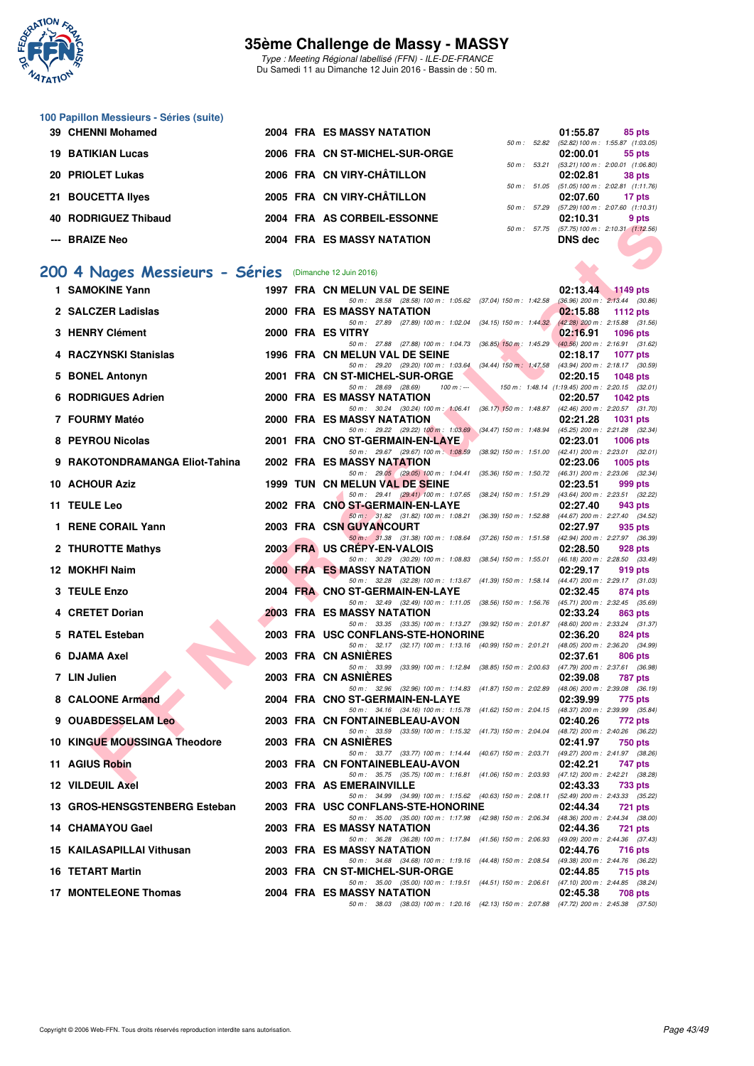# 35ème Challenge de Massy - MASSY

*Type : Meeting Régional labellisé (FFN) - ILE-DE-FRANCE*
Du Samedi 11 au Dimanche 12 Juin 2016 - Bassin de : 50 m.

### 100 Papillon Messieurs - Séries (suite)

| Rang | Nom | Année | Nat. | Club | Temps | Points | Splits |
|---|---|---|---|---|---|---|---|
| 39 | CHENNI Mohamed | 2004 | FRA | ES MASSY NATATION | 01:55.87 | 85 pts | 50 m : 52.82 (52.82) 100 m : 1:55.87 (1:03.05) |
| 19 | BATIKIAN Lucas | 2006 | FRA | CN ST-MICHEL-SUR-ORGE | 02:00.01 | 55 pts | 50 m : 53.21 (53.21) 100 m : 2:00.01 (1:06.80) |
| 20 | PRIOLET Lukas | 2006 | FRA | CN VIRY-CHÂTILLON | 02:02.81 | 38 pts | 50 m : 51.05 (51.05) 100 m : 2:02.81 (1:11.76) |
| 21 | BOUCETTA Ilyes | 2005 | FRA | CN VIRY-CHÂTILLON | 02:07.60 | 17 pts | 50 m : 57.29 (57.29) 100 m : 2:07.60 (1:10.31) |
| 40 | RODRIGUEZ Thibaud | 2004 | FRA | AS CORBEIL-ESSONNE | 02:10.31 | 9 pts | 50 m : 57.75 (57.75) 100 m : 2:10.31 (1:12.56) |
| --- | BRAIZE Neo | 2004 | FRA | ES MASSY NATATION | DNS dec | | |

## 200 4 Nages Messieurs - Séries (Dimanche 12 Juin 2016)

| Rang | Nom | Année | Nat. | Club | Temps | Points | Splits |
|---|---|---|---|---|---|---|---|
| 1 | SAMOKINE Yann | 1997 | FRA | CN MELUN VAL DE SEINE | 02:13.44 | 1149 pts | 50 m : 28.58 (28.58) 100 m : 1:05.62 (37.04) 150 m : 1:42.58 (36.96) 200 m : 2:13.44 (30.86) |
| 2 | SALCZER Ladislas | 2000 | FRA | ES MASSY NATATION | 02:15.88 | 1112 pts | 50 m : 27.89 (27.89) 100 m : 1:02.04 (34.15) 150 m : 1:44.32 (42.28) 200 m : 2:15.88 (31.56) |
| 3 | HENRY Clément | 2000 | FRA | ES VITRY | 02:16.91 | 1096 pts | 50 m : 27.88 (27.88) 100 m : 1:04.73 (36.85) 150 m : 1:45.29 (40.56) 200 m : 2:16.91 (31.62) |
| 4 | RACZYNSKI Stanislas | 1996 | FRA | CN MELUN VAL DE SEINE | 02:18.17 | 1077 pts | 50 m : 29.20 (29.20) 100 m : 1:03.64 (34.44) 150 m : 1:47.58 (43.94) 200 m : 2:18.17 (30.59) |
| 5 | BONEL Antonyn | 2001 | FRA | CN ST-MICHEL-SUR-ORGE | 02:20.15 | 1048 pts | 50 m : 28.69 (28.69) 100 m : --- 150 m : 1:48.14 (1:19.45) 200 m : 2:20.15 (32.01) |
| 6 | RODRIGUES Adrien | 2000 | FRA | ES MASSY NATATION | 02:20.57 | 1042 pts | 50 m : 30.24 (30.24) 100 m : 1:06.41 (36.17) 150 m : 1:48.87 (42.46) 200 m : 2:20.57 (31.70) |
| 7 | FOURMY Matéo | 2000 | FRA | ES MASSY NATATION | 02:21.28 | 1031 pts | 50 m : 29.22 (29.22) 100 m : 1:03.69 (34.47) 150 m : 1:48.94 (45.25) 200 m : 2:21.28 (32.34) |
| 8 | PEYROU Nicolas | 2001 | FRA | CNO ST-GERMAIN-EN-LAYE | 02:23.01 | 1006 pts | 50 m : 29.67 (29.67) 100 m : 1:08.59 (38.92) 150 m : 1:51.00 (42.41) 200 m : 2:23.01 (32.01) |
| 9 | RAKOTONDRAMANGA Eliot-Tahina | 2002 | FRA | ES MASSY NATATION | 02:23.06 | 1005 pts | 50 m : 29.05 (29.05) 100 m : 1:04.41 (35.36) 150 m : 1:50.72 (46.31) 200 m : 2:23.06 (32.34) |
| 10 | ACHOUR Aziz | 1999 | TUN | CN MELUN VAL DE SEINE | 02:23.51 | 999 pts | 50 m : 29.41 (29.41) 100 m : 1:07.65 (38.24) 150 m : 1:51.29 (43.64) 200 m : 2:23.51 (32.22) |
| 11 | TEULE Leo | 2002 | FRA | CNO ST-GERMAIN-EN-LAYE | 02:27.40 | 943 pts | 50 m : 31.82 (31.82) 100 m : 1:08.21 (36.39) 150 m : 1:52.88 (44.67) 200 m : 2:27.40 (34.52) |
| 1 | RENE CORAIL Yann | 2003 | FRA | CSN GUYANCOURT | 02:27.97 | 935 pts | 50 m : 31.38 (31.38) 100 m : 1:08.64 (37.26) 150 m : 1:51.58 (42.94) 200 m : 2:27.97 (36.39) |
| 2 | THUROTTE Mathys | 2003 | FRA | US CREPY-EN-VALOIS | 02:28.50 | 928 pts | 50 m : 30.29 (30.29) 100 m : 1:08.83 (38.54) 150 m : 1:55.01 (46.18) 200 m : 2:28.50 (33.49) |
| 12 | MOKHFI Naim | 2000 | FRA | ES MASSY NATATION | 02:29.17 | 919 pts | 50 m : 32.28 (32.28) 100 m : 1:13.67 (41.39) 150 m : 1:58.14 (44.47) 200 m : 2:29.17 (31.03) |
| 3 | TEULE Enzo | 2004 | FRA | CNO ST-GERMAIN-EN-LAYE | 02:32.45 | 874 pts | 50 m : 32.49 (32.49) 100 m : 1:11.05 (38.56) 150 m : 1:56.76 (45.71) 200 m : 2:32.45 (35.69) |
| 4 | CRETET Dorian | 2003 | FRA | ES MASSY NATATION | 02:33.24 | 863 pts | 50 m : 33.35 (33.35) 100 m : 1:13.27 (39.92) 150 m : 2:01.87 (48.60) 200 m : 2:33.24 (31.37) |
| 5 | RATEL Esteban | 2003 | FRA | USC CONFLANS-STE-HONORINE | 02:36.20 | 824 pts | 50 m : 32.17 (32.17) 100 m : 1:13.16 (40.99) 150 m : 2:01.21 (48.05) 200 m : 2:36.20 (34.99) |
| 6 | DJAMA Axel | 2003 | FRA | CN ASNIÈRES | 02:37.61 | 806 pts | 50 m : 33.99 (33.99) 100 m : 1:12.84 (38.85) 150 m : 2:00.63 (47.79) 200 m : 2:37.61 (36.98) |
| 7 | LIN Julien | 2003 | FRA | CN ASNIÈRES | 02:39.08 | 787 pts | 50 m : 32.96 (32.96) 100 m : 1:14.83 (41.87) 150 m : 2:02.89 (48.06) 200 m : 2:39.08 (36.19) |
| 8 | CALOONE Armand | 2004 | FRA | CNO ST-GERMAIN-EN-LAYE | 02:39.99 | 775 pts | 50 m : 34.16 (34.16) 100 m : 1:15.78 (41.62) 150 m : 2:04.15 (48.37) 200 m : 2:39.99 (35.84) |
| 9 | OUABDESSELAM Leo | 2003 | FRA | CN FONTAINEBLEAU-AVON | 02:40.26 | 772 pts | 50 m : 33.59 (33.59) 100 m : 1:15.32 (41.73) 150 m : 2:04.04 (48.72) 200 m : 2:40.26 (36.22) |
| 10 | KINGUE MOUSSINGA Theodore | 2003 | FRA | CN ASNIÈRES | 02:41.97 | 750 pts | 50 m : 33.77 (33.77) 100 m : 1:14.44 (40.67) 150 m : 2:03.71 (49.27) 200 m : 2:41.97 (38.26) |
| 11 | AGIUS Robin | 2003 | FRA | CN FONTAINEBLEAU-AVON | 02:42.21 | 747 pts | 50 m : 35.75 (35.75) 100 m : 1:16.81 (41.06) 150 m : 2:03.93 (47.12) 200 m : 2:42.21 (38.28) |
| 12 | VILDEUIL Axel | 2003 | FRA | AS EMERAINVILLE | 02:43.33 | 733 pts | 50 m : 34.99 (34.99) 100 m : 1:15.62 (40.63) 150 m : 2:08.11 (52.49) 200 m : 2:43.33 (35.22) |
| 13 | GROS-HENSGSTENBERG Esteban | 2003 | FRA | USC CONFLANS-STE-HONORINE | 02:44.34 | 721 pts | 50 m : 35.00 (35.00) 100 m : 1:17.98 (42.98) 150 m : 2:06.34 (48.36) 200 m : 2:44.34 (38.00) |
| 14 | CHAMAYOU Gael | 2003 | FRA | ES MASSY NATATION | 02:44.36 | 721 pts | 50 m : 36.28 (36.28) 100 m : 1:17.84 (41.56) 150 m : 2:06.93 (49.09) 200 m : 2:44.36 (37.43) |
| 15 | KAILASAPILLAI Vithusan | 2003 | FRA | ES MASSY NATATION | 02:44.76 | 716 pts | 50 m : 34.68 (34.68) 100 m : 1:19.16 (44.48) 150 m : 2:08.54 (49.38) 200 m : 2:44.76 (36.22) |
| 16 | TETART Martin | 2003 | FRA | CN ST-MICHEL-SUR-ORGE | 02:44.85 | 715 pts | 50 m : 35.00 (35.00) 100 m : 1:19.51 (44.51) 150 m : 2:06.61 (47.10) 200 m : 2:44.85 (38.24) |
| 17 | MONTELEONE Thomas | 2004 | FRA | ES MASSY NATATION | 02:45.38 | 708 pts | 50 m : 38.03 (38.03) 100 m : 1:20.16 (42.13) 150 m : 2:07.88 (47.72) 200 m : 2:45.38 (37.50) |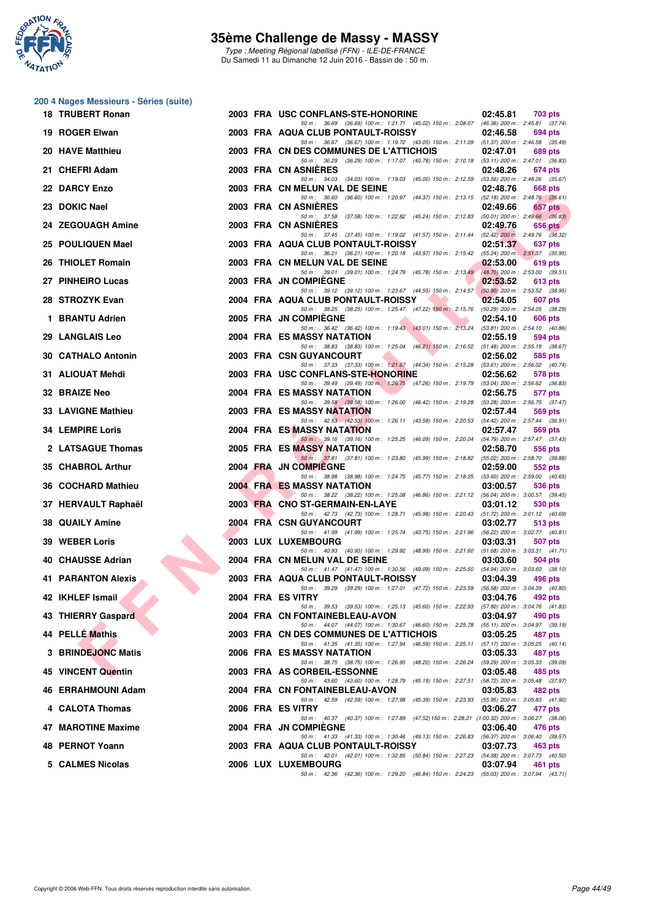# 35ème Challenge de Massy - MASSY

*Type : Meeting Régional labellisé (FFN) - ILE-DE-FRANCE*

Du Samedi 11 au Dimanche 12 Juin 2016 - Bassin de : 50 m.

## 200 4 Nages Messieurs - Séries (suite)

| Place | Nom | Année | Nation | Club | Temps | Points |
|---|---|---|---|---|---|---|
| 18 | TRUBERT Ronan | 2003 | FRA | USC CONFLANS-STE-HONORINE | 02:45.81 | 703 pts |
| | 50 m : 36.69 (36.69) 100 m : 1:21.71 (45.02) 150 m : 2:08.07 (46.36) 200 m : 2:45.81 (37.74) | | | | | |
| 19 | ROGER Elwan | 2003 | FRA | AQUA CLUB PONTAULT-ROISSY | 02:46.58 | 694 pts |
| | 50 m : 36.67 (36.67) 100 m : 1:19.72 (43.05) 150 m : 2:11.09 (51.37) 200 m : 2:46.58 (35.49) | | | | | |
| 20 | HAVE Matthieu | 2003 | FRA | CN DES COMMUNES DE L'ATTICHOIS | 02:47.01 | 689 pts |
| | 50 m : 36.29 (36.29) 100 m : 1:17.07 (40.78) 150 m : 2:10.18 (53.11) 200 m : 2:47.01 (36.83) | | | | | |
| 21 | CHEFRI Adam | 2003 | FRA | CN ASNIÈRES | 02:48.26 | 674 pts |
| | 50 m : 34.03 (34.03) 100 m : 1:19.03 (45.00) 150 m : 2:12.59 (53.56) 200 m : 2:48.26 (35.67) | | | | | |
| 22 | DARCY Enzo | 2003 | FRA | CN MELUN VAL DE SEINE | 02:48.76 | 668 pts |
| | 50 m : 36.60 (36.60) 100 m : 1:20.97 (44.37) 150 m : 2:13.15 (52.18) 200 m : 2:48.76 (35.61) | | | | | |
| 23 | DOKIC Nael | 2003 | FRA | CN ASNIÈRES | 02:49.66 | 657 pts |
| | 50 m : 37.58 (37.58) 100 m : 1:22.82 (45.24) 150 m : 2:12.83 (50.01) 200 m : 2:49.66 (36.83) | | | | | |
| 24 | ZEGOUAGH Amine | 2003 | FRA | CN ASNIÈRES | 02:49.76 | 656 pts |
| | 50 m : 37.45 (37.45) 100 m : 1:19.02 (41.57) 150 m : 2:11.44 (52.42) 200 m : 2:49.76 (38.32) | | | | | |
| 25 | POULIQUEN Mael | 2003 | FRA | AQUA CLUB PONTAULT-ROISSY | 02:51.37 | 637 pts |
| | 50 m : 36.21 (36.21) 100 m : 1:20.18 (43.97) 150 m : 2:15.42 (55.24) 200 m : 2:51.37 (35.95) | | | | | |
| 26 | THIOLET Romain | 2003 | FRA | CN MELUN VAL DE SEINE | 02:53.00 | 619 pts |
| | 50 m : 39.01 (39.01) 100 m : 1:24.79 (45.78) 150 m : 2:13.49 (48.70) 200 m : 2:53.00 (39.51) | | | | | |
| 27 | PINHEIRO Lucas | 2003 | FRA | JN COMPIÈGNE | 02:53.52 | 613 pts |
| | 50 m : 39.12 (39.12) 100 m : 1:23.67 (44.55) 150 m : 2:14.57 (50.90) 200 m : 2:53.52 (38.95) | | | | | |
| 28 | STROZYK Evan | 2004 | FRA | AQUA CLUB PONTAULT-ROISSY | 02:54.05 | 607 pts |
| | 50 m : 38.25 (38.25) 100 m : 1:25.47 (47.22) 150 m : 2:15.76 (50.29) 200 m : 2:54.05 (38.29) | | | | | |
| 1 | BRANTU Adrien | 2005 | FRA | JN COMPIÈGNE | 02:54.10 | 606 pts |
| | 50 m : 36.42 (36.42) 100 m : 1:19.43 (43.01) 150 m : 2:13.24 (53.81) 200 m : 2:54.10 (40.86) | | | | | |
| 29 | LANGLAIS Leo | 2004 | FRA | ES MASSY NATATION | 02:55.19 | 594 pts |
| | 50 m : 38.83 (38.83) 100 m : 1:25.04 (46.21) 150 m : 2:16.52 (51.48) 200 m : 2:55.19 (38.67) | | | | | |
| 30 | CATHALO Antonin | 2003 | FRA | CSN GUYANCOURT | 02:56.02 | 585 pts |
| | 50 m : 37.33 (37.33) 100 m : 1:21.67 (44.34) 150 m : 2:15.28 (53.61) 200 m : 2:56.02 (40.74) | | | | | |
| 31 | ALIOUAT Mehdi | 2003 | FRA | USC CONFLANS-STE-HONORINE | 02:56.62 | 578 pts |
| | 50 m : 39.49 (39.49) 100 m : 1:26.75 (47.26) 150 m : 2:19.79 (53.04) 200 m : 2:56.62 (36.83) | | | | | |
| 32 | BRAIZE Neo | 2004 | FRA | ES MASSY NATATION | 02:56.75 | 577 pts |
| | 50 m : 39.58 (39.58) 100 m : 1:26.00 (46.42) 150 m : 2:19.28 (53.28) 200 m : 2:56.75 (37.47) | | | | | |
| 33 | LAVIGNE Mathieu | 2003 | FRA | ES MASSY NATATION | 02:57.44 | 569 pts |
| | 50 m : 42.53 (42.53) 100 m : 1:26.11 (43.58) 150 m : 2:20.53 (54.42) 200 m : 2:57.44 (36.91) | | | | | |
| 34 | LEMPIRE Loris | 2004 | FRA | ES MASSY NATATION | 02:57.47 | 569 pts |
| | 50 m : 39.16 (39.16) 100 m : 1:25.25 (46.09) 150 m : 2:20.04 (54.79) 200 m : 2:57.47 (37.43) | | | | | |
| 2 | LATSAGUE Thomas | 2005 | FRA | ES MASSY NATATION | 02:58.70 | 556 pts |
| | 50 m : 37.81 (37.81) 100 m : 1:23.80 (45.99) 150 m : 2:18.82 (55.02) 200 m : 2:58.70 (39.88) | | | | | |
| 35 | CHABROL Arthur | 2004 | FRA | JN COMPIÈGNE | 02:59.00 | 552 pts |
| | 50 m : 38.98 (38.98) 100 m : 1:24.75 (45.77) 150 m : 2:18.35 (53.60) 200 m : 2:59.00 (40.65) | | | | | |
| 36 | COCHARD Mathieu | 2004 | FRA | ES MASSY NATATION | 03:00.57 | 536 pts |
| | 50 m : 38.22 (38.22) 100 m : 1:25.08 (46.86) 150 m : 2:21.12 (56.04) 200 m : 3:00.57 (39.45) | | | | | |
| 37 | HERVAULT Raphaël | 2003 | FRA | CNO ST-GERMAIN-EN-LAYE | 03:01.12 | 530 pts |
| | 50 m : 42.73 (42.73) 100 m : 1:28.71 (45.98) 150 m : 2:20.43 (51.72) 200 m : 3:01.12 (40.69) | | | | | |
| 38 | QUAILY Amine | 2004 | FRA | CSN GUYANCOURT | 03:02.77 | 513 pts |
| | 50 m : 41.99 (41.99) 100 m : 1:25.74 (43.75) 150 m : 2:21.96 (56.22) 200 m : 3:02.77 (40.81) | | | | | |
| 39 | WEBER Loris | 2003 | LUX | LUXEMBOURG | 03:03.31 | 507 pts |
| | 50 m : 40.93 (40.93) 100 m : 1:29.92 (48.99) 150 m : 2:21.60 (51.68) 200 m : 3:03.31 (41.71) | | | | | |
| 40 | CHAUSSE Adrian | 2004 | FRA | CN MELUN VAL DE SEINE | 03:03.60 | 504 pts |
| | 50 m : 41.47 (41.47) 100 m : 1:30.56 (49.09) 150 m : 2:25.50 (54.94) 200 m : 3:03.60 (38.10) | | | | | |
| 41 | PARANTON Alexis | 2003 | FRA | AQUA CLUB PONTAULT-ROISSY | 03:04.39 | 496 pts |
| | 50 m : 39.29 (39.29) 100 m : 1:27.01 (47.72) 150 m : 2:23.59 (56.58) 200 m : 3:04.39 (40.80) | | | | | |
| 42 | IKHLEF Ismail | 2004 | FRA | ES VITRY | 03:04.76 | 492 pts |
| | 50 m : 39.53 (39.53) 100 m : 1:25.13 (45.60) 150 m : 2:22.93 (57.80) 200 m : 3:04.76 (41.83) | | | | | |
| 43 | THIERRY Gaspard | 2004 | FRA | CN FONTAINEBLEAU-AVON | 03:04.97 | 490 pts |
| | 50 m : 44.07 (44.07) 100 m : 1:30.67 (46.60) 150 m : 2:25.78 (55.11) 200 m : 3:04.97 (39.19) | | | | | |
| 44 | PELLÉ Mathis | 2003 | FRA | CN DES COMMUNES DE L'ATTICHOIS | 03:05.25 | 487 pts |
| | 50 m : 41.35 (41.35) 100 m : 1:27.94 (46.59) 150 m : 2:25.11 (57.17) 200 m : 3:05.25 (40.14) | | | | | |
| 3 | BRINDEJONC Matis | 2006 | FRA | ES MASSY NATATION | 03:05.33 | 487 pts |
| | 50 m : 38.75 (38.75) 100 m : 1:26.95 (48.20) 150 m : 2:26.24 (59.29) 200 m : 3:05.33 (39.09) | | | | | |
| 45 | VINCENT Quentin | 2003 | FRA | AS CORBEIL-ESSONNE | 03:05.48 | 485 pts |
| | 50 m : 43.60 (43.60) 100 m : 1:28.79 (45.19) 150 m : 2:27.51 (58.72) 200 m : 3:05.48 (37.97) | | | | | |
| 46 | ERRAHMOUNI Adam | 2004 | FRA | CN FONTAINEBLEAU-AVON | 03:05.83 | 482 pts |
| | 50 m : 42.59 (42.59) 100 m : 1:27.98 (45.39) 150 m : 2:23.93 (55.95) 200 m : 3:05.83 (41.90) | | | | | |
| 4 | CALOTA Thomas | 2006 | FRA | ES VITRY | 03:06.27 | 477 pts |
| | 50 m : 40.37 (40.37) 100 m : 1:27.89 (47.52) 150 m : 2:28.21 (1:00.32) 200 m : 3:06.27 (38.06) | | | | | |
| 47 | MAROTINE Maxime | 2004 | FRA | JN COMPIÈGNE | 03:06.40 | 476 pts |
| | 50 m : 41.33 (41.33) 100 m : 1:30.46 (49.13) 150 m : 2:26.83 (56.37) 200 m : 3:06.40 (39.57) | | | | | |
| 48 | PERNOT Yoann | 2003 | FRA | AQUA CLUB PONTAULT-ROISSY | 03:07.73 | 463 pts |
| | 50 m : 42.01 (42.01) 100 m : 1:32.85 (50.84) 150 m : 2:27.23 (54.38) 200 m : 3:07.73 (40.50) | | | | | |
| 5 | CALMES Nicolas | 2006 | LUX | LUXEMBOURG | 03:07.94 | 461 pts |
| | 50 m : 42.36 (42.36) 100 m : 1:29.20 (46.84) 150 m : 2:24.23 (55.03) 200 m : 3:07.94 (43.71) | | | | | |

Copyright © 2006 Web-FFN. Tous droits réservés reproduction interdite sans autorisation.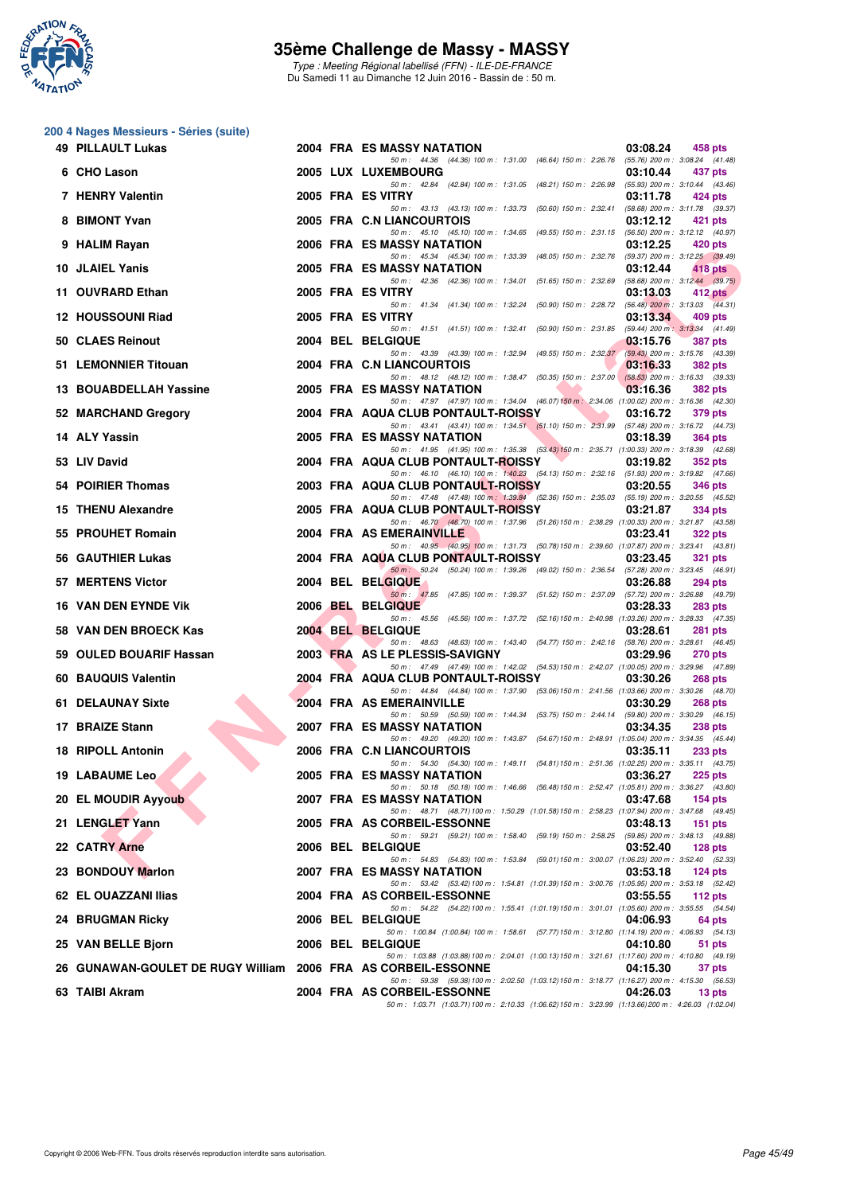# 35ème Challenge de Massy - MASSY

*Type : Meeting Régional labellisé (FFN) - ILE-DE-FRANCE*
Du Samedi 11 au Dimanche 12 Juin 2016 - Bassin de : 50 m.

## 200 4 Nages Messieurs - Séries (suite)

| Rang | Nom | Année | Nat. | Club | Temps | Points |
|---|---|---|---|---|---|---|
| 49 | PILLAULT Lukas | 2004 | FRA | ES MASSY NATATION | 03:08.24 | 458 pts |
| | *50 m : 44.36 (44.36) 100 m : 1:31.00 (46.64) 150 m : 2:26.76 (55.76) 200 m : 3:08.24 (41.48)* | | | | | |
| 6 | CHO Lason | 2005 | LUX | LUXEMBOURG | 03:10.44 | 437 pts |
| | *50 m : 42.84 (42.84) 100 m : 1:31.05 (48.21) 150 m : 2:26.98 (55.93) 200 m : 3:10.44 (43.46)* | | | | | |
| 7 | HENRY Valentin | 2005 | FRA | ES VITRY | 03:11.78 | 424 pts |
| | *50 m : 43.13 (43.13) 100 m : 1:33.73 (50.60) 150 m : 2:32.41 (58.68) 200 m : 3:11.78 (39.37)* | | | | | |
| 8 | BIMONT Yvan | 2005 | FRA | C.N LIANCOURTOIS | 03:12.12 | 421 pts |
| | *50 m : 45.10 (45.10) 100 m : 1:34.65 (49.55) 150 m : 2:31.15 (56.50) 200 m : 3:12.12 (40.97)* | | | | | |
| 9 | HALIM Rayan | 2006 | FRA | ES MASSY NATATION | 03:12.25 | 420 pts |
| | *50 m : 45.34 (45.34) 100 m : 1:33.39 (48.05) 150 m : 2:32.76 (59.37) 200 m : 3:12.25 (39.49)* | | | | | |
| 10 | JLAIEL Yanis | 2005 | FRA | ES MASSY NATATION | 03:12.44 | 418 pts |
| | *50 m : 42.36 (42.36) 100 m : 1:34.01 (51.65) 150 m : 2:32.69 (58.68) 200 m : 3:12.44 (39.75)* | | | | | |
| 11 | OUVRARD Ethan | 2005 | FRA | ES VITRY | 03:13.03 | 412 pts |
| | *50 m : 41.34 (41.34) 100 m : 1:32.24 (50.90) 150 m : 2:28.72 (56.48) 200 m : 3:13.03 (44.31)* | | | | | |
| 12 | HOUSSOUNI Riad | 2005 | FRA | ES VITRY | 03:13.34 | 409 pts |
| | *50 m : 41.51 (41.51) 100 m : 1:32.41 (50.90) 150 m : 2:31.85 (59.44) 200 m : 3:13.34 (41.49)* | | | | | |
| 50 | CLAES Reinout | 2004 | BEL | BELGIQUE | 03:15.76 | 387 pts |
| | *50 m : 43.39 (43.39) 100 m : 1:32.94 (49.55) 150 m : 2:32.37 (59.43) 200 m : 3:15.76 (43.39)* | | | | | |
| 51 | LEMONNIER Titouan | 2004 | FRA | C.N LIANCOURTOIS | 03:16.33 | 382 pts |
| | *50 m : 48.12 (48.12) 100 m : 1:38.47 (50.35) 150 m : 2:37.00 (58.53) 200 m : 3:16.33 (39.33)* | | | | | |
| 13 | BOUABDELLAH Yassine | 2005 | FRA | ES MASSY NATATION | 03:16.36 | 382 pts |
| | *50 m : 47.97 (47.97) 100 m : 1:34.04 (46.07) 150 m : 2:34.06 (1:00.02) 200 m : 3:16.36 (42.30)* | | | | | |
| 52 | MARCHAND Gregory | 2004 | FRA | AQUA CLUB PONTAULT-ROISSY | 03:16.72 | 379 pts |
| | *50 m : 43.41 (43.41) 100 m : 1:34.51 (51.10) 150 m : 2:31.99 (57.48) 200 m : 3:16.72 (44.73)* | | | | | |
| 14 | ALY Yassin | 2005 | FRA | ES MASSY NATATION | 03:18.39 | 364 pts |
| | *50 m : 41.95 (41.95) 100 m : 1:35.38 (53.43) 150 m : 2:35.71 (1:00.33) 200 m : 3:18.39 (42.68)* | | | | | |
| 53 | LIV David | 2004 | FRA | AQUA CLUB PONTAULT-ROISSY | 03:19.82 | 352 pts |
| | *50 m : 46.10 (46.10) 100 m : 1:40.23 (54.13) 150 m : 2:32.16 (51.93) 200 m : 3:19.82 (47.66)* | | | | | |
| 54 | POIRIER Thomas | 2003 | FRA | AQUA CLUB PONTAULT-ROISSY | 03:20.55 | 346 pts |
| | *50 m : 47.48 (47.48) 100 m : 1:39.84 (52.36) 150 m : 2:35.03 (55.19) 200 m : 3:20.55 (45.52)* | | | | | |
| 15 | THENU Alexandre | 2005 | FRA | AQUA CLUB PONTAULT-ROISSY | 03:21.87 | 334 pts |
| | *50 m : 46.70 (46.70) 100 m : 1:37.96 (51.26) 150 m : 2:38.29 (1:00.33) 200 m : 3:21.87 (43.58)* | | | | | |
| 55 | PROUHET Romain | 2004 | FRA | AS EMERAINVILLE | 03:23.41 | 322 pts |
| | *50 m : 40.95 (40.95) 100 m : 1:31.73 (50.78) 150 m : 2:39.60 (1:07.87) 200 m : 3:23.41 (43.81)* | | | | | |
| 56 | GAUTHIER Lukas | 2004 | FRA | AQUA CLUB PONTAULT-ROISSY | 03:23.45 | 321 pts |
| | *50 m : 50.24 (50.24) 100 m : 1:39.26 (49.02) 150 m : 2:36.54 (57.28) 200 m : 3:23.45 (46.91)* | | | | | |
| 57 | MERTENS Victor | 2004 | BEL | BELGIQUE | 03:26.88 | 294 pts |
| | *50 m : 47.85 (47.85) 100 m : 1:39.37 (51.52) 150 m : 2:37.09 (57.72) 200 m : 3:26.88 (49.79)* | | | | | |
| 16 | VAN DEN EYNDE Vik | 2006 | BEL | BELGIQUE | 03:28.33 | 283 pts |
| | *50 m : 45.56 (45.56) 100 m : 1:37.72 (52.16) 150 m : 2:40.98 (1:03.26) 200 m : 3:28.33 (47.35)* | | | | | |
| 58 | VAN DEN BROECK Kas | 2004 | BEL | BELGIQUE | 03:28.61 | 281 pts |
| | *50 m : 48.63 (48.63) 100 m : 1:43.40 (54.77) 150 m : 2:42.16 (58.76) 200 m : 3:28.61 (46.45)* | | | | | |
| 59 | OULED BOUARIF Hassan | 2003 | FRA | AS LE PLESSIS-SAVIGNY | 03:29.96 | 270 pts |
| | *50 m : 47.49 (47.49) 100 m : 1:42.02 (54.53) 150 m : 2:42.07 (1:00.05) 200 m : 3:29.96 (47.89)* | | | | | |
| 60 | BAUQUIS Valentin | 2004 | FRA | AQUA CLUB PONTAULT-ROISSY | 03:30.26 | 268 pts |
| | *50 m : 44.84 (44.84) 100 m : 1:37.90 (53.06) 150 m : 2:41.56 (1:03.66) 200 m : 3:30.26 (48.70)* | | | | | |
| 61 | DELAUNAY Sixte | 2004 | FRA | AS EMERAINVILLE | 03:30.29 | 268 pts |
| | *50 m : 50.59 (50.59) 100 m : 1:44.34 (53.75) 150 m : 2:44.14 (59.80) 200 m : 3:30.29 (46.15)* | | | | | |
| 17 | BRAIZE Stann | 2007 | FRA | ES MASSY NATATION | 03:34.35 | 238 pts |
| | *50 m : 49.20 (49.20) 100 m : 1:43.87 (54.67) 150 m : 2:48.91 (1:05.04) 200 m : 3:34.35 (45.44)* | | | | | |
| 18 | RIPOLL Antonin | 2006 | FRA | C.N LIANCOURTOIS | 03:35.11 | 233 pts |
| | *50 m : 54.30 (54.30) 100 m : 1:49.11 (54.81) 150 m : 2:51.36 (1:02.25) 200 m : 3:35.11 (43.75)* | | | | | |
| 19 | LABAUME Leo | 2005 | FRA | ES MASSY NATATION | 03:36.27 | 225 pts |
| | *50 m : 50.18 (50.18) 100 m : 1:46.66 (56.48) 150 m : 2:52.47 (1:05.81) 200 m : 3:36.27 (43.80)* | | | | | |
| 20 | EL MOUDIR Ayyoub | 2007 | FRA | ES MASSY NATATION | 03:47.68 | 154 pts |
| | *50 m : 48.71 (48.71) 100 m : 1:50.29 (1:01.58) 150 m : 2:58.23 (1:07.94) 200 m : 3:47.68 (49.45)* | | | | | |
| 21 | LENGLET Yann | 2005 | FRA | AS CORBEIL-ESSONNE | 03:48.13 | 151 pts |
| | *50 m : 59.21 (59.21) 100 m : 1:58.40 (59.19) 150 m : 2:58.25 (59.85) 200 m : 3:48.13 (49.88)* | | | | | |
| 22 | CATRY Arne | 2006 | BEL | BELGIQUE | 03:52.40 | 128 pts |
| | *50 m : 54.83 (54.83) 100 m : 1:53.84 (59.01) 150 m : 3:00.07 (1:06.23) 200 m : 3:52.40 (52.33)* | | | | | |
| 23 | BONDOUY Marlon | 2007 | FRA | ES MASSY NATATION | 03:53.18 | 124 pts |
| | *50 m : 53.42 (53.42) 100 m : 1:54.81 (1:01.39) 150 m : 3:00.76 (1:05.95) 200 m : 3:53.18 (52.42)* | | | | | |
| 62 | EL OUAZZANI Ilias | 2004 | FRA | AS CORBEIL-ESSONNE | 03:55.55 | 112 pts |
| | *50 m : 54.22 (54.22) 100 m : 1:55.41 (1:01.19) 150 m : 3:01.01 (1:05.60) 200 m : 3:55.55 (54.54)* | | | | | |
| 24 | BRUGMAN Ricky | 2006 | BEL | BELGIQUE | 04:06.93 | 64 pts |
| | *50 m : 1:00.84 (1:00.84) 100 m : 1:58.61 (57.77) 150 m : 3:12.80 (1:14.19) 200 m : 4:06.93 (54.13)* | | | | | |
| 25 | VAN BELLE Bjorn | 2006 | BEL | BELGIQUE | 04:10.80 | 51 pts |
| | *50 m : 1:03.88 (1:03.88) 100 m : 2:04.01 (1:00.13) 150 m : 3:21.61 (1:17.60) 200 m : 4:10.80 (49.19)* | | | | | |
| 26 | GUNAWAN-GOULET DE RUGY William | 2006 | FRA | AS CORBEIL-ESSONNE | 04:15.30 | 37 pts |
| | *50 m : 59.38 (59.38) 100 m : 2:02.50 (1:03.12) 150 m : 3:18.77 (1:16.27) 200 m : 4:15.30 (56.53)* | | | | | |
| 63 | TAIBI Akram | 2004 | FRA | AS CORBEIL-ESSONNE | 04:26.03 | 13 pts |
| | *50 m : 1:03.71 (1:03.71) 100 m : 2:10.33 (1:06.62) 150 m : 3:23.99 (1:13.66) 200 m : 4:26.03 (1:02.04)* | | | | | |

Copyright © 2006 Web-FFN. Tous droits réservés reproduction interdite sans autorisation.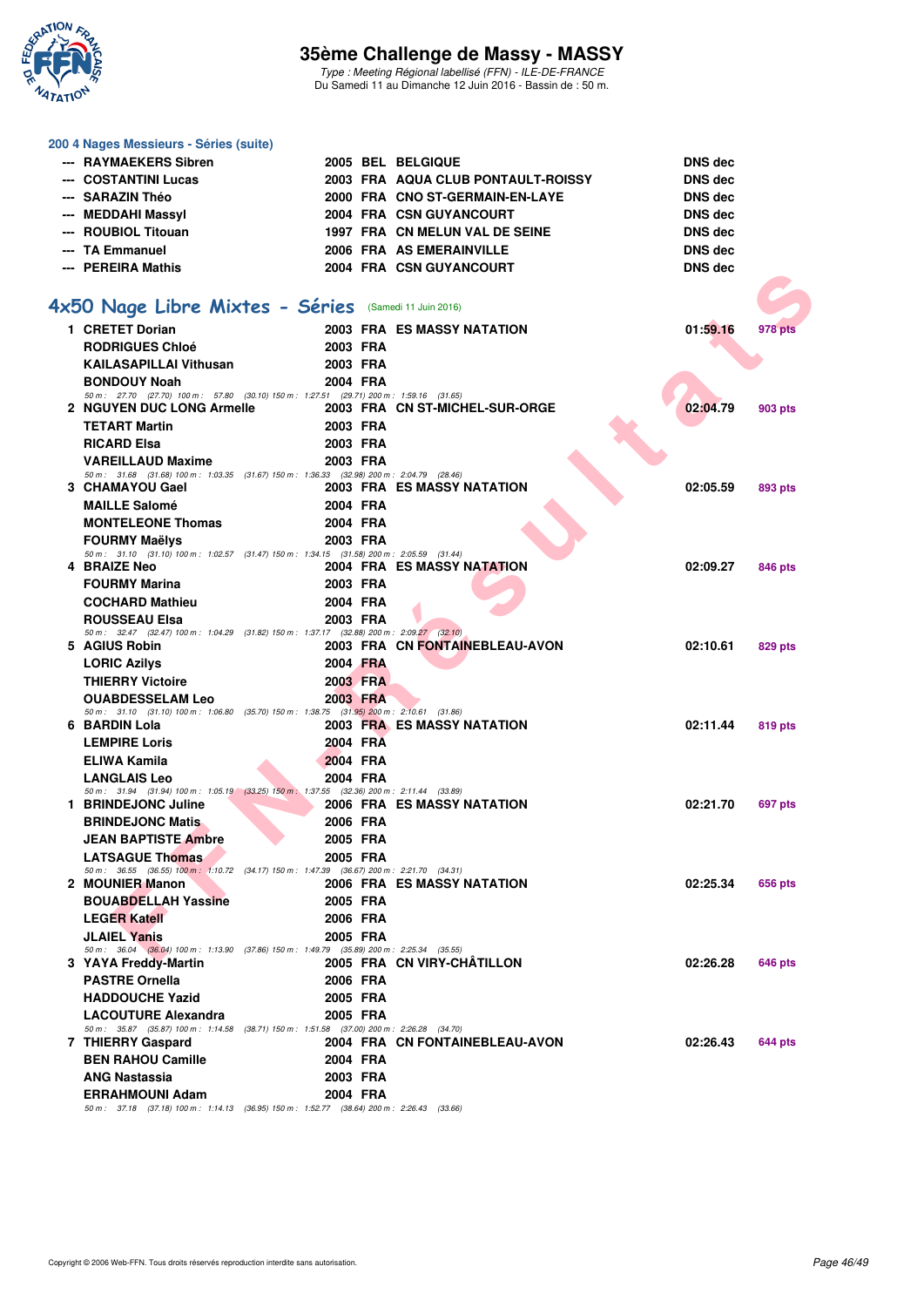### 200 4 Nages Messieurs - Séries (suite)

| | Nom | Année | Nat | Club | Temps | |
|---|---|---|---|---|---|---|
| --- | RAYMAEKERS Sibren | 2005 | BEL | BELGIQUE | DNS dec | |
| --- | COSTANTINI Lucas | 2003 | FRA | AQUA CLUB PONTAULT-ROISSY | DNS dec | |
| --- | SARAZIN Théo | 2000 | FRA | CNO ST-GERMAIN-EN-LAYE | DNS dec | |
| --- | MEDDAHI Massyl | 2004 | FRA | CSN GUYANCOURT | DNS dec | |
| --- | ROUBIOL Titouan | 1997 | FRA | CN MELUN VAL DE SEINE | DNS dec | |
| --- | TA Emmanuel | 2006 | FRA | AS EMERAINVILLE | DNS dec | |
| --- | PEREIRA Mathis | 2004 | FRA | CSN GUYANCOURT | DNS dec | |

## 4x50 Nage Libre Mixtes - Séries (Samedi 11 Juin 2016)

| | Nom | Année | Nat | Club | Temps | Points |
|---|---|---|---|---|---|---|
| 1 | CRETET Dorian | 2003 | FRA | ES MASSY NATATION | 01:59.16 | 978 pts |
| | RODRIGUES Chloé | 2003 | FRA | | | |
| | KAILASAPILLAI Vithusan | 2003 | FRA | | | |
| | BONDOUY Noah | 2004 | FRA | | | |
| | 50 m : 27.70 (27.70) 100 m : 57.80 (30.10) 150 m : 1:27.51 (29.71) 200 m : 1:59.16 (31.65) | | | | | |
| 2 | NGUYEN DUC LONG Armelle | 2003 | FRA | CN ST-MICHEL-SUR-ORGE | 02:04.79 | 903 pts |
| | TETART Martin | 2003 | FRA | | | |
| | RICARD Elsa | 2003 | FRA | | | |
| | VAREILLAUD Maxime | 2003 | FRA | | | |
| | 50 m : 31.68 (31.68) 100 m : 1:03.35 (31.67) 150 m : 1:36.33 (32.98) 200 m : 2:04.79 (28.46) | | | | | |
| 3 | CHAMAYOU Gael | 2003 | FRA | ES MASSY NATATION | 02:05.59 | 893 pts |
| | MAILLE Salomé | 2004 | FRA | | | |
| | MONTELEONE Thomas | 2004 | FRA | | | |
| | FOURMY Maëlys | 2003 | FRA | | | |
| | 50 m : 31.10 (31.10) 100 m : 1:02.57 (31.47) 150 m : 1:34.15 (31.58) 200 m : 2:05.59 (31.44) | | | | | |
| 4 | BRAIZE Neo | 2004 | FRA | ES MASSY NATATION | 02:09.27 | 846 pts |
| | FOURMY Marina | 2003 | FRA | | | |
| | COCHARD Mathieu | 2004 | FRA | | | |
| | ROUSSEAU Elsa | 2003 | FRA | | | |
| | 50 m : 32.47 (32.47) 100 m : 1:04.29 (31.82) 150 m : 1:37.17 (32.88) 200 m : 2:09.27 (32.10) | | | | | |
| 5 | AGIUS Robin | 2003 | FRA | CN FONTAINEBLEAU-AVON | 02:10.61 | 829 pts |
| | LORIC Azilys | 2004 | FRA | | | |
| | THIERRY Victoire | 2003 | FRA | | | |
| | OUABDESSELAM Leo | 2003 | FRA | | | |
| | 50 m : 31.10 (31.10) 100 m : 1:06.80 (35.70) 150 m : 1:38.75 (31.95) 200 m : 2:10.61 (31.86) | | | | | |
| 6 | BARDIN Lola | 2003 | FRA | ES MASSY NATATION | 02:11.44 | 819 pts |
| | LEMPIRE Loris | 2004 | FRA | | | |
| | ELIWA Kamila | 2004 | FRA | | | |
| | LANGLAIS Leo | 2004 | FRA | | | |
| | 50 m : 31.94 (31.94) 100 m : 1:05.19 (33.25) 150 m : 1:37.55 (32.36) 200 m : 2:11.44 (33.89) | | | | | |
| 1 | BRINDEJONC Juline | 2006 | FRA | ES MASSY NATATION | 02:21.70 | 697 pts |
| | BRINDEJONC Matis | 2006 | FRA | | | |
| | JEAN BAPTISTE Ambre | 2005 | FRA | | | |
| | LATSAGUE Thomas | 2005 | FRA | | | |
| | 50 m : 36.55 (36.55) 100 m : 1:10.72 (34.17) 150 m : 1:47.39 (36.67) 200 m : 2:21.70 (34.31) | | | | | |
| 2 | MOUNIER Manon | 2006 | FRA | ES MASSY NATATION | 02:25.34 | 656 pts |
| | BOUABDELLAH Yassine | 2005 | FRA | | | |
| | LEGER Katell | 2006 | FRA | | | |
| | JLAIEL Yanis | 2005 | FRA | | | |
| | 50 m : 36.04 (36.04) 100 m : 1:13.90 (37.86) 150 m : 1:49.79 (35.89) 200 m : 2:25.34 (35.55) | | | | | |
| 3 | YAYA Freddy-Martin | 2005 | FRA | CN VIRY-CHÂTILLON | 02:26.28 | 646 pts |
| | PASTRE Ornella | 2006 | FRA | | | |
| | HADDOUCHE Yazid | 2005 | FRA | | | |
| | LACOUTURE Alexandra | 2005 | FRA | | | |
| | 50 m : 35.87 (35.87) 100 m : 1:14.58 (38.71) 150 m : 1:51.58 (37.00) 200 m : 2:26.28 (34.70) | | | | | |
| 7 | THIERRY Gaspard | 2004 | FRA | CN FONTAINEBLEAU-AVON | 02:26.43 | 644 pts |
| | BEN RAHOU Camille | 2004 | FRA | | | |
| | ANG Nastassia | 2003 | FRA | | | |
| | ERRAHMOUNI Adam | 2004 | FRA | | | |
| | 50 m : 37.18 (37.18) 100 m : 1:14.13 (36.95) 150 m : 1:52.77 (38.64) 200 m : 2:26.43 (33.66) | | | | | |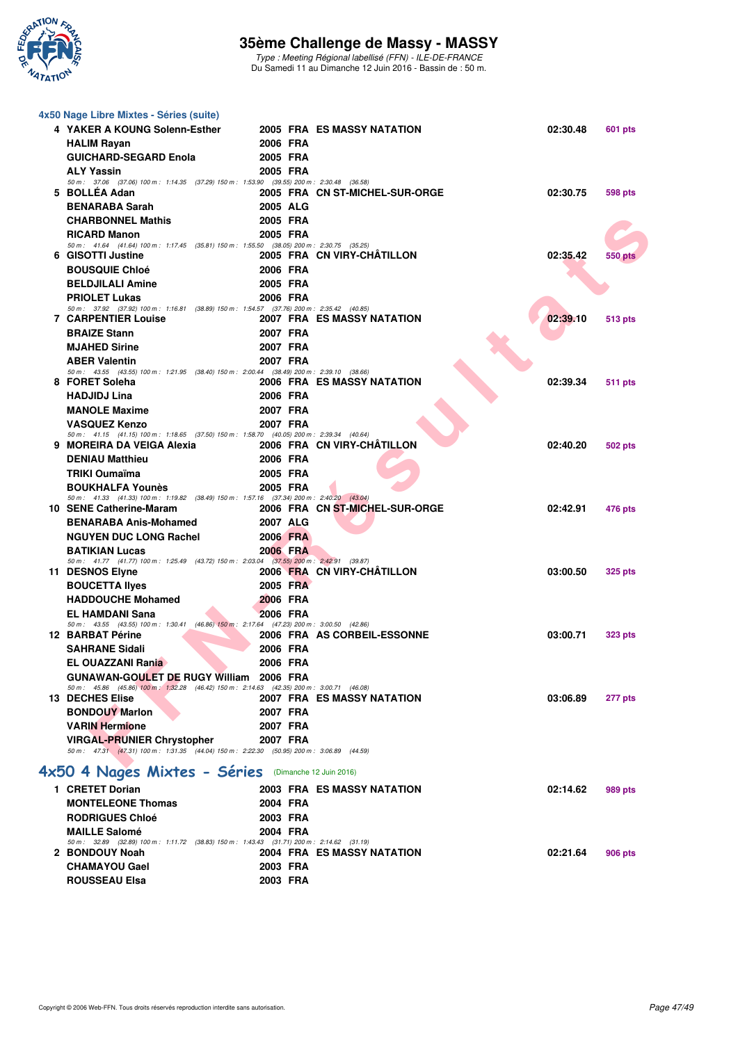### 4x50 Nage Libre Mixtes - Séries (suite)

| Rang | Nom | Année | Nat. | Club | Temps | Points |
|---|---|---|---|---|---|---|
| 4 | YAKER A KOUNG Solenn-Esther | 2005 | FRA | ES MASSY NATATION | 02:30.48 | 601 pts |
| | HALIM Rayan | 2006 | FRA | | | |
| | GUICHARD-SEGARD Enola | 2005 | FRA | | | |
| | ALY Yassin | 2005 | FRA | | | |
| | 50 m : 37.06 (37.06) 100 m : 1:14.35 (37.29) 150 m : 1:53.90 (39.55) 200 m : 2:30.48 (36.58) | | | | | |
| 5 | BOLLÉA Adan | 2005 | FRA | CN ST-MICHEL-SUR-ORGE | 02:30.75 | 598 pts |
| | BENARABA Sarah | 2005 | ALG | | | |
| | CHARBONNEL Mathis | 2005 | FRA | | | |
| | RICARD Manon | 2005 | FRA | | | |
| | 50 m : 41.64 (41.64) 100 m : 1:17.45 (35.81) 150 m : 1:55.50 (38.05) 200 m : 2:30.75 (35.25) | | | | | |
| 6 | GISOTTI Justine | 2005 | FRA | CN VIRY-CHÂTILLON | 02:35.42 | 550 pts |
| | BOUSQUIE Chloé | 2006 | FRA | | | |
| | BELDJILALI Amine | 2005 | FRA | | | |
| | PRIOLET Lukas | 2006 | FRA | | | |
| | 50 m : 37.92 (37.92) 100 m : 1:16.81 (38.89) 150 m : 1:54.57 (37.76) 200 m : 2:35.42 (40.85) | | | | | |
| 7 | CARPENTIER Louise | 2007 | FRA | ES MASSY NATATION | 02:39.10 | 513 pts |
| | BRAIZE Stann | 2007 | FRA | | | |
| | MJAHED Sirine | 2007 | FRA | | | |
| | ABER Valentin | 2007 | FRA | | | |
| | 50 m : 43.55 (43.55) 100 m : 1:21.95 (38.40) 150 m : 2:00.44 (38.49) 200 m : 2:39.10 (38.66) | | | | | |
| 8 | FORET Soleha | 2006 | FRA | ES MASSY NATATION | 02:39.34 | 511 pts |
| | HADJIDJ Lina | 2006 | FRA | | | |
| | MANOLE Maxime | 2007 | FRA | | | |
| | VASQUEZ Kenzo | 2007 | FRA | | | |
| | 50 m : 41.15 (41.15) 100 m : 1:18.65 (37.50) 150 m : 1:58.70 (40.05) 200 m : 2:39.34 (40.64) | | | | | |
| 9 | MOREIRA DA VEIGA Alexia | 2006 | FRA | CN VIRY-CHÂTILLON | 02:40.20 | 502 pts |
| | DENIAU Matthieu | 2006 | FRA | | | |
| | TRIKI Oumaïma | 2005 | FRA | | | |
| | BOUKHALFA Younès | 2005 | FRA | | | |
| | 50 m : 41.33 (41.33) 100 m : 1:19.82 (38.49) 150 m : 1:57.16 (37.34) 200 m : 2:40.20 (43.04) | | | | | |
| 10 | SENE Catherine-Maram | 2006 | FRA | CN ST-MICHEL-SUR-ORGE | 02:42.91 | 476 pts |
| | BENARABA Anis-Mohamed | 2007 | ALG | | | |
| | NGUYEN DUC LONG Rachel | 2006 | FRA | | | |
| | BATIKIAN Lucas | 2006 | FRA | | | |
| | 50 m : 41.77 (41.77) 100 m : 1:25.49 (43.72) 150 m : 2:03.04 (37.55) 200 m : 2:42.91 (39.87) | | | | | |
| 11 | DESNOS Elyne | 2006 | FRA | CN VIRY-CHÂTILLON | 03:00.50 | 325 pts |
| | BOUCETTA Ilyes | 2005 | FRA | | | |
| | HADDOUCHE Mohamed | 2006 | FRA | | | |
| | EL HAMDANI Sana | 2006 | FRA | | | |
| | 50 m : 43.55 (43.55) 100 m : 1:30.41 (46.86) 150 m : 2:17.64 (47.23) 200 m : 3:00.50 (42.86) | | | | | |
| 12 | BARBAT Périne | 2006 | FRA | AS CORBEIL-ESSONNE | 03:00.71 | 323 pts |
| | SAHRANE Sidali | 2006 | FRA | | | |
| | EL OUAZZANI Rania | 2006 | FRA | | | |
| | GUNAWAN-GOULET DE RUGY William | 2006 | FRA | | | |
| | 50 m : 45.86 (45.86) 100 m : 1:32.28 (46.42) 150 m : 2:14.63 (42.35) 200 m : 3:00.71 (46.08) | | | | | |
| 13 | DECHES Elise | 2007 | FRA | ES MASSY NATATION | 03:06.89 | 277 pts |
| | BONDOUY Marlon | 2007 | FRA | | | |
| | VARIN Hermione | 2007 | FRA | | | |
| | VIRGAL-PRUNIER Chrystopher | 2007 | FRA | | | |
| | 50 m : 47.31 (47.31) 100 m : 1:31.35 (44.04) 150 m : 2:22.30 (50.95) 200 m : 3:06.89 (44.59) | | | | | |

## 4x50 4 Nages Mixtes - Séries (Dimanche 12 Juin 2016)

| Rang | Nom | Année | Nat. | Club | Temps | Points |
|---|---|---|---|---|---|---|
| 1 | CRETET Dorian | 2003 | FRA | ES MASSY NATATION | 02:14.62 | 989 pts |
| | MONTELEONE Thomas | 2004 | FRA | | | |
| | RODRIGUES Chloé | 2003 | FRA | | | |
| | MAILLE Salomé | 2004 | FRA | | | |
| | 50 m : 32.89 (32.89) 100 m : 1:11.72 (38.83) 150 m : 1:43.43 (31.71) 200 m : 2:14.62 (31.19) | | | | | |
| 2 | BONDOUY Noah | 2004 | FRA | ES MASSY NATATION | 02:21.64 | 906 pts |
| | CHAMAYOU Gael | 2003 | FRA | | | |
| | ROUSSEAU Elsa | 2003 | FRA | | | |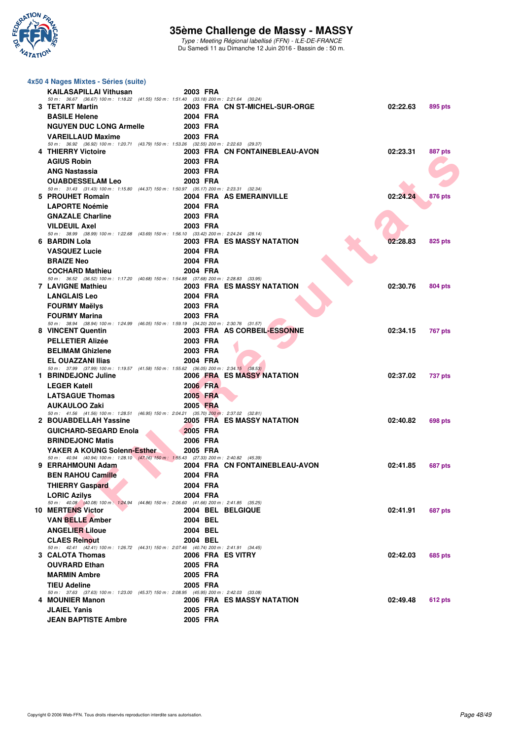# 35ème Challenge de Massy - MASSY

*Type : Meeting Régional labellisé (FFN) - ILE-DE-FRANCE*
Du Samedi 11 au Dimanche 12 Juin 2016 - Bassin de : 50 m.

## 4x50 4 Nages Mixtes - Séries (suite)

| Rang | Nom | Année | Nat. | Club | Temps | Points |
|---|---|---|---|---|---|---|
| | KAILASAPILLAI Vithusan | 2003 | FRA | | | |
| | *50 m : 36.67 (36.67) 100 m : 1:18.22 (41.55) 150 m : 1:51.40 (33.18) 200 m : 2:21.64 (30.24)* | | | | | |
| 3 | TETART Martin | 2003 | FRA | CN ST-MICHEL-SUR-ORGE | 02:22.63 | 895 pts |
| | BASILE Helene | 2004 | FRA | | | |
| | NGUYEN DUC LONG Armelle | 2003 | FRA | | | |
| | VAREILLAUD Maxime | 2003 | FRA | | | |
| | *50 m : 36.92 (36.92) 100 m : 1:20.71 (43.79) 150 m : 1:53.26 (32.55) 200 m : 2:22.63 (29.37)* | | | | | |
| 4 | THIERRY Victoire | 2003 | FRA | CN FONTAINEBLEAU-AVON | 02:23.31 | 887 pts |
| | AGIUS Robin | 2003 | FRA | | | |
| | ANG Nastassia | 2003 | FRA | | | |
| | OUABDESSELAM Leo | 2003 | FRA | | | |
| | *50 m : 31.43 (31.43) 100 m : 1:15.80 (44.37) 150 m : 1:50.97 (35.17) 200 m : 2:23.31 (32.34)* | | | | | |
| 5 | PROUHET Romain | 2004 | FRA | AS EMERAINVILLE | 02:24.24 | 876 pts |
| | LAPORTE Noémie | 2004 | FRA | | | |
| | GNAZALE Charline | 2003 | FRA | | | |
| | VILDEUIL Axel | 2003 | FRA | | | |
| | *50 m : 38.99 (38.99) 100 m : 1:22.68 (43.69) 150 m : 1:56.10 (33.42) 200 m : 2:24.24 (28.14)* | | | | | |
| 6 | BARDIN Lola | 2003 | FRA | ES MASSY NATATION | 02:28.83 | 825 pts |
| | VASQUEZ Lucie | 2004 | FRA | | | |
| | BRAIZE Neo | 2004 | FRA | | | |
| | COCHARD Mathieu | 2004 | FRA | | | |
| | *50 m : 36.52 (36.52) 100 m : 1:17.20 (40.68) 150 m : 1:54.88 (37.68) 200 m : 2:28.83 (33.95)* | | | | | |
| 7 | LAVIGNE Mathieu | 2003 | FRA | ES MASSY NATATION | 02:30.76 | 804 pts |
| | LANGLAIS Leo | 2004 | FRA | | | |
| | FOURMY Maëlys | 2003 | FRA | | | |
| | FOURMY Marina | 2003 | FRA | | | |
| | *50 m : 38.94 (38.94) 100 m : 1:24.99 (46.05) 150 m : 1:59.19 (34.20) 200 m : 2:30.76 (31.57)* | | | | | |
| 8 | VINCENT Quentin | 2003 | FRA | AS CORBEIL-ESSONNE | 02:34.15 | 767 pts |
| | PELLETIER Alizée | 2003 | FRA | | | |
| | BELIMAM Ghizlene | 2003 | FRA | | | |
| | EL OUAZZANI Ilias | 2004 | FRA | | | |
| | *50 m : 37.99 (37.99) 100 m : 1:19.57 (41.58) 150 m : 1:55.62 (36.05) 200 m : 2:34.15 (38.53)* | | | | | |
| 1 | BRINDEJONC Juline | 2006 | FRA | ES MASSY NATATION | 02:37.02 | 737 pts |
| | LEGER Katell | 2006 | FRA | | | |
| | LATSAGUE Thomas | 2005 | FRA | | | |
| | AUKAULOO Zaki | 2005 | FRA | | | |
| | *50 m : 41.56 (41.56) 100 m : 1:28.51 (46.95) 150 m : 2:04.21 (35.70) 200 m : 2:37.02 (32.81)* | | | | | |
| 2 | BOUABDELLAH Yassine | 2005 | FRA | ES MASSY NATATION | 02:40.82 | 698 pts |
| | GUICHARD-SEGARD Enola | 2005 | FRA | | | |
| | BRINDEJONC Matis | 2006 | FRA | | | |
| | YAKER A KOUNG Solenn-Esther | 2005 | FRA | | | |
| | *50 m : 40.94 (40.94) 100 m : 1:28.10 (47.16) 150 m : 1:55.43 (27.33) 200 m : 2:40.82 (45.39)* | | | | | |
| 9 | ERRAHMOUNI Adam | 2004 | FRA | CN FONTAINEBLEAU-AVON | 02:41.85 | 687 pts |
| | BEN RAHOU Camille | 2004 | FRA | | | |
| | THIERRY Gaspard | 2004 | FRA | | | |
| | LORIC Azilys | 2004 | FRA | | | |
| | *50 m : 40.08 (40.08) 100 m : 1:24.94 (44.86) 150 m : 2:06.60 (41.66) 200 m : 2:41.85 (35.25)* | | | | | |
| 10 | MERTENS Victor | 2004 | BEL | BELGIQUE | 02:41.91 | 687 pts |
| | VAN BELLE Amber | 2004 | BEL | | | |
| | ANGELIER Liloue | 2004 | BEL | | | |
| | CLAES Reinout | 2004 | BEL | | | |
| | *50 m : 42.41 (42.41) 100 m : 1:26.72 (44.31) 150 m : 2:07.46 (40.74) 200 m : 2:41.91 (34.45)* | | | | | |
| 3 | CALOTA Thomas | 2006 | FRA | ES VITRY | 02:42.03 | 685 pts |
| | OUVRARD Ethan | 2005 | FRA | | | |
| | MARMIN Ambre | 2005 | FRA | | | |
| | TIEU Adeline | 2005 | FRA | | | |
| | *50 m : 37.63 (37.63) 100 m : 1:23.00 (45.37) 150 m : 2:08.95 (45.95) 200 m : 2:42.03 (33.08)* | | | | | |
| 4 | MOUNIER Manon | 2006 | FRA | ES MASSY NATATION | 02:49.48 | 612 pts |
| | JLAIEL Yanis | 2005 | FRA | | | |
| | JEAN BAPTISTE Ambre | 2005 | FRA | | | |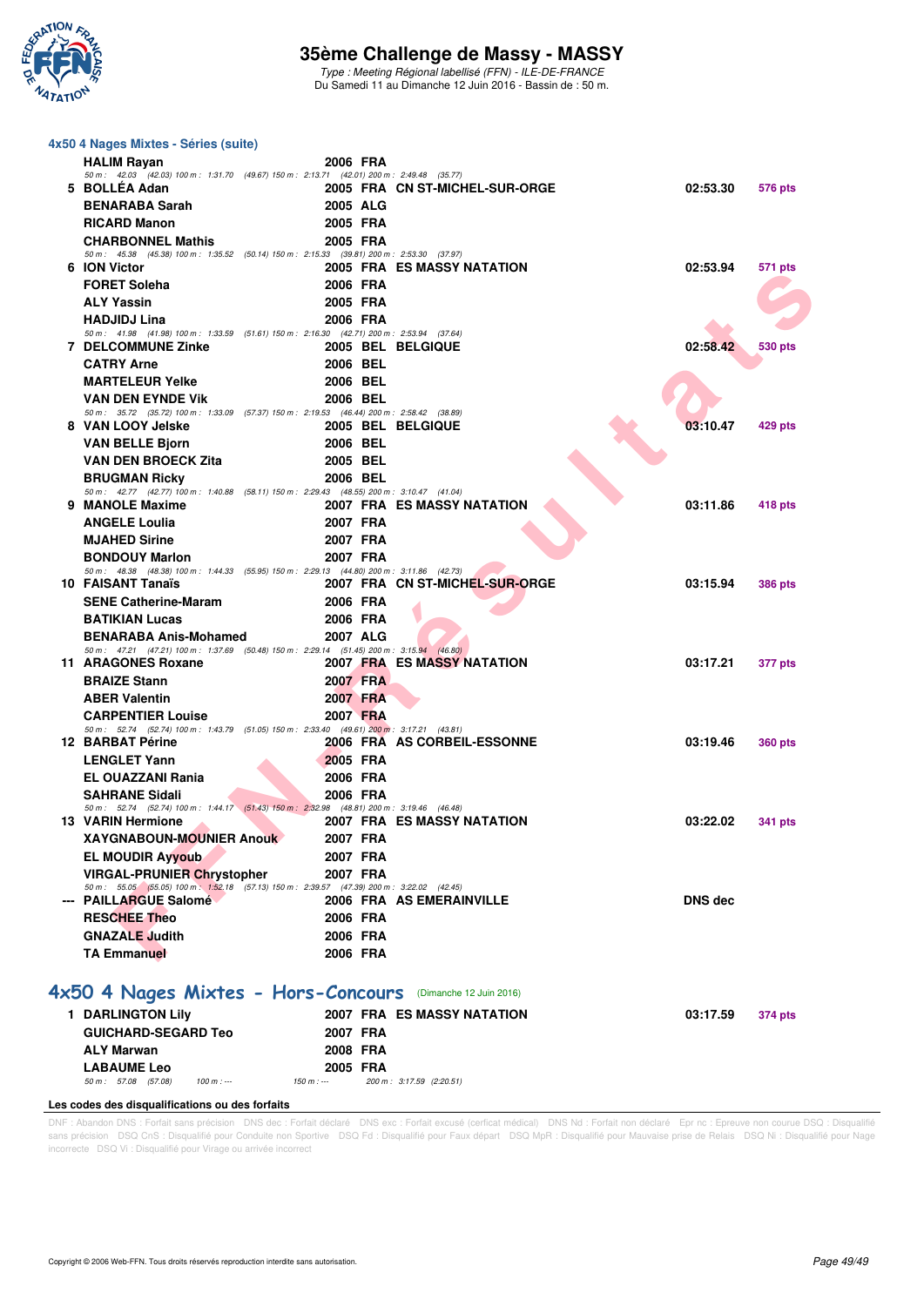# 35ème Challenge de Massy - MASSY

*Type : Meeting Régional labellisé (FFN) - ILE-DE-FRANCE*
Du Samedi 11 au Dimanche 12 Juin 2016 - Bassin de : 50 m.

## 4x50 4 Nages Mixtes - Séries (suite)

| | | | | | | |
|---|---|---|---|---|---|---|
| | HALIM Rayan | 2006 | FRA | | | |
| | *50 m : 42.03 (42.03) 100 m : 1:31.70 (49.67) 150 m : 2:13.71 (42.01) 200 m : 2:49.48 (35.77)* | | | | | |
| 5 | BOLLÉA Adan | 2005 | FRA | CN ST-MICHEL-SUR-ORGE | 02:53.30 | 576 pts |
| | BENARABA Sarah | 2005 | ALG | | | |
| | RICARD Manon | 2005 | FRA | | | |
| | CHARBONNEL Mathis | 2005 | FRA | | | |
| | *50 m : 45.38 (45.38) 100 m : 1:35.52 (50.14) 150 m : 2:15.33 (39.81) 200 m : 2:53.30 (37.97)* | | | | | |
| 6 | ION Victor | 2005 | FRA | ES MASSY NATATION | 02:53.94 | 571 pts |
| | FORET Soleha | 2006 | FRA | | | |
| | ALY Yassin | 2005 | FRA | | | |
| | HADJIDJ Lina | 2006 | FRA | | | |
| | *50 m : 41.98 (41.98) 100 m : 1:33.59 (51.61) 150 m : 2:16.30 (42.71) 200 m : 2:53.94 (37.64)* | | | | | |
| 7 | DELCOMMUNE Zinke | 2005 | BEL | BELGIQUE | 02:58.42 | 530 pts |
| | CATRY Arne | 2006 | BEL | | | |
| | MARTELEUR Yelke | 2006 | BEL | | | |
| | VAN DEN EYNDE Vik | 2006 | BEL | | | |
| | *50 m : 35.72 (35.72) 100 m : 1:33.09 (57.37) 150 m : 2:19.53 (46.44) 200 m : 2:58.42 (38.89)* | | | | | |
| 8 | VAN LOOY Jelske | 2005 | BEL | BELGIQUE | 03:10.47 | 429 pts |
| | VAN BELLE Bjorn | 2006 | BEL | | | |
| | VAN DEN BROECK Zita | 2005 | BEL | | | |
| | BRUGMAN Ricky | 2006 | BEL | | | |
| | *50 m : 42.77 (42.77) 100 m : 1:40.88 (58.11) 150 m : 2:29.43 (48.55) 200 m : 3:10.47 (41.04)* | | | | | |
| 9 | MANOLE Maxime | 2007 | FRA | ES MASSY NATATION | 03:11.86 | 418 pts |
| | ANGELE Loulia | 2007 | FRA | | | |
| | MJAHED Sirine | 2007 | FRA | | | |
| | BONDOUY Marlon | 2007 | FRA | | | |
| | *50 m : 48.38 (48.38) 100 m : 1:44.33 (55.95) 150 m : 2:29.13 (44.80) 200 m : 3:11.86 (42.73)* | | | | | |
| 10 | FAISANT Tanaïs | 2007 | FRA | CN ST-MICHEL-SUR-ORGE | 03:15.94 | 386 pts |
| | SENE Catherine-Maram | 2006 | FRA | | | |
| | BATIKIAN Lucas | 2006 | FRA | | | |
| | BENARABA Anis-Mohamed | 2007 | ALG | | | |
| | *50 m : 47.21 (47.21) 100 m : 1:37.69 (50.48) 150 m : 2:29.14 (51.45) 200 m : 3:15.94 (46.80)* | | | | | |
| 11 | ARAGONES Roxane | 2007 | FRA | ES MASSY NATATION | 03:17.21 | 377 pts |
| | BRAIZE Stann | 2007 | FRA | | | |
| | ABER Valentin | 2007 | FRA | | | |
| | CARPENTIER Louise | 2007 | FRA | | | |
| | *50 m : 52.74 (52.74) 100 m : 1:43.79 (51.05) 150 m : 2:33.40 (49.61) 200 m : 3:17.21 (43.81)* | | | | | |
| 12 | BARBAT Périne | 2006 | FRA | AS CORBEIL-ESSONNE | 03:19.46 | 360 pts |
| | LENGLET Yann | 2005 | FRA | | | |
| | EL OUAZZANI Rania | 2006 | FRA | | | |
| | SAHRANE Sidali | 2006 | FRA | | | |
| | *50 m : 52.74 (52.74) 100 m : 1:44.17 (51.43) 150 m : 2:32.98 (48.81) 200 m : 3:19.46 (46.48)* | | | | | |
| 13 | VARIN Hermione | 2007 | FRA | ES MASSY NATATION | 03:22.02 | 341 pts |
| | XAYGNABOUN-MOUNIER Anouk | 2007 | FRA | | | |
| | EL MOUDIR Ayyoub | 2007 | FRA | | | |
| | VIRGAL-PRUNIER Chrystopher | 2007 | FRA | | | |
| | *50 m : 55.05 (55.05) 100 m : 1:52.18 (57.13) 150 m : 2:39.57 (47.39) 200 m : 3:22.02 (42.45)* | | | | | |
| --- | PAILLARGUE Salomé | 2006 | FRA | AS EMERAINVILLE | DNS dec | |
| | RESCHEE Theo | 2006 | FRA | | | |
| | GNAZALE Judith | 2006 | FRA | | | |
| | TA Emmanuel | 2006 | FRA | | | |

## 4x50 4 Nages Mixtes - Hors-Concours (Dimanche 12 Juin 2016)

| | | | | | | |
|---|---|---|---|---|---|---|
| 1 | DARLINGTON Lily | 2007 | FRA | ES MASSY NATATION | 03:17.59 | 374 pts |
| | GUICHARD-SEGARD Teo | 2007 | FRA | | | |
| | ALY Marwan | 2008 | FRA | | | |
| | LABAUME Leo | 2005 | FRA | | | |
| | *50 m : 57.08 (57.08) 100 m : --- 150 m : --- 200 m : 3:17.59 (2:20.51)* | | | | | |

**Les codes des disqualifications ou des forfaits**

DNF : Abandon DNS : Forfait sans précision DNS dec : Forfait déclaré DNS exc : Forfait excusé (certificat médical) DNS Nd : Forfait non déclaré Epr nc : Epreuve non courue DSQ : Disqualifié sans précision DSQ CnS : Disqualifié pour Conduite non Sportive DSQ Fd : Disqualifié pour Faux départ DSQ MpR : Disqualifié pour Mauvaise prise de Relais DSQ Ni : Disqualifié pour Nage incorrecte DSQ Vi : Disqualifié pour Virage ou arrivée incorrect

Copyright © 2006 Web-FFN. Tous droits réservés reproduction interdite sans autorisation.